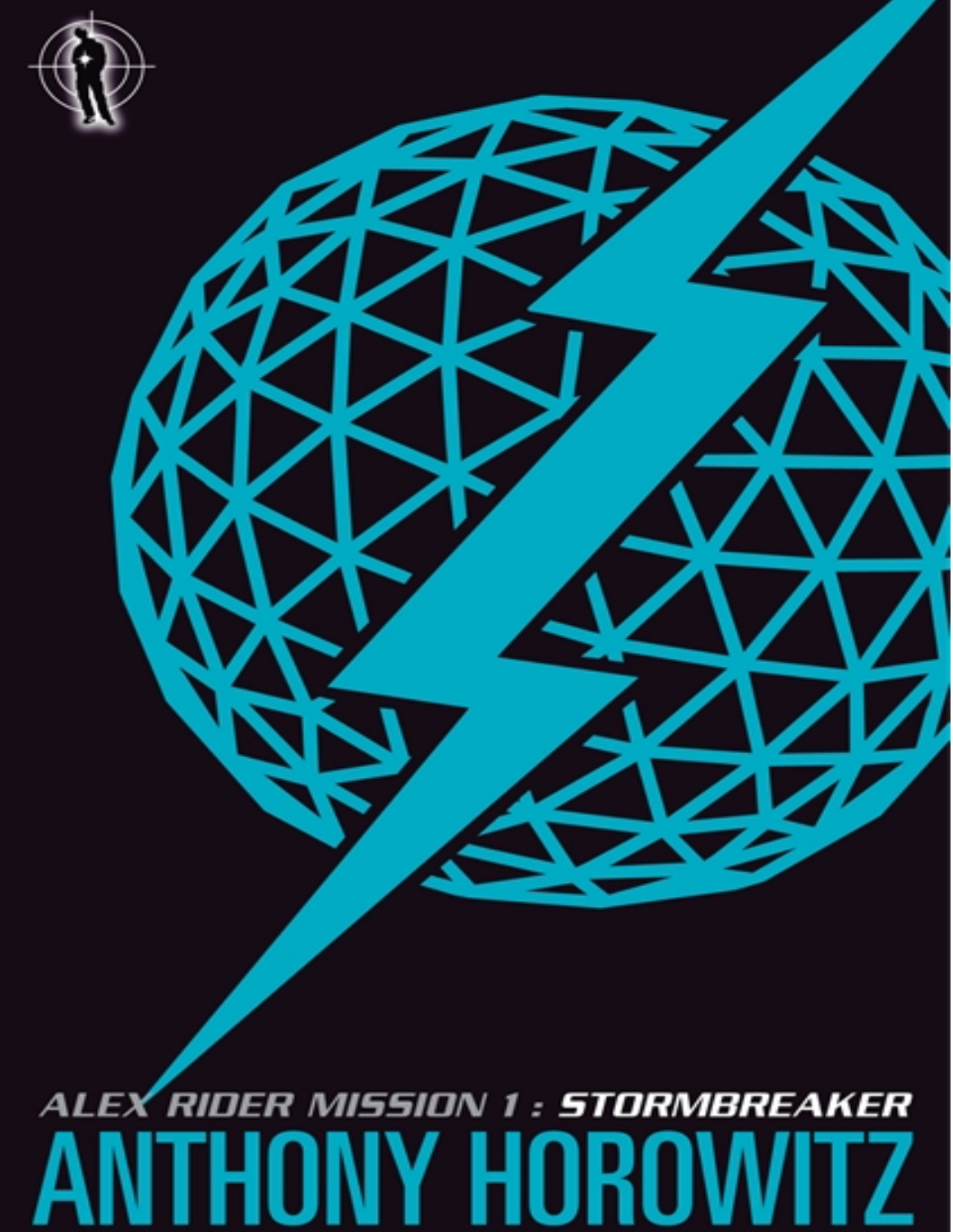ALEX RIDER MISSION 1 : **STORMBREAKER**

# ANTHONY HOROWITZ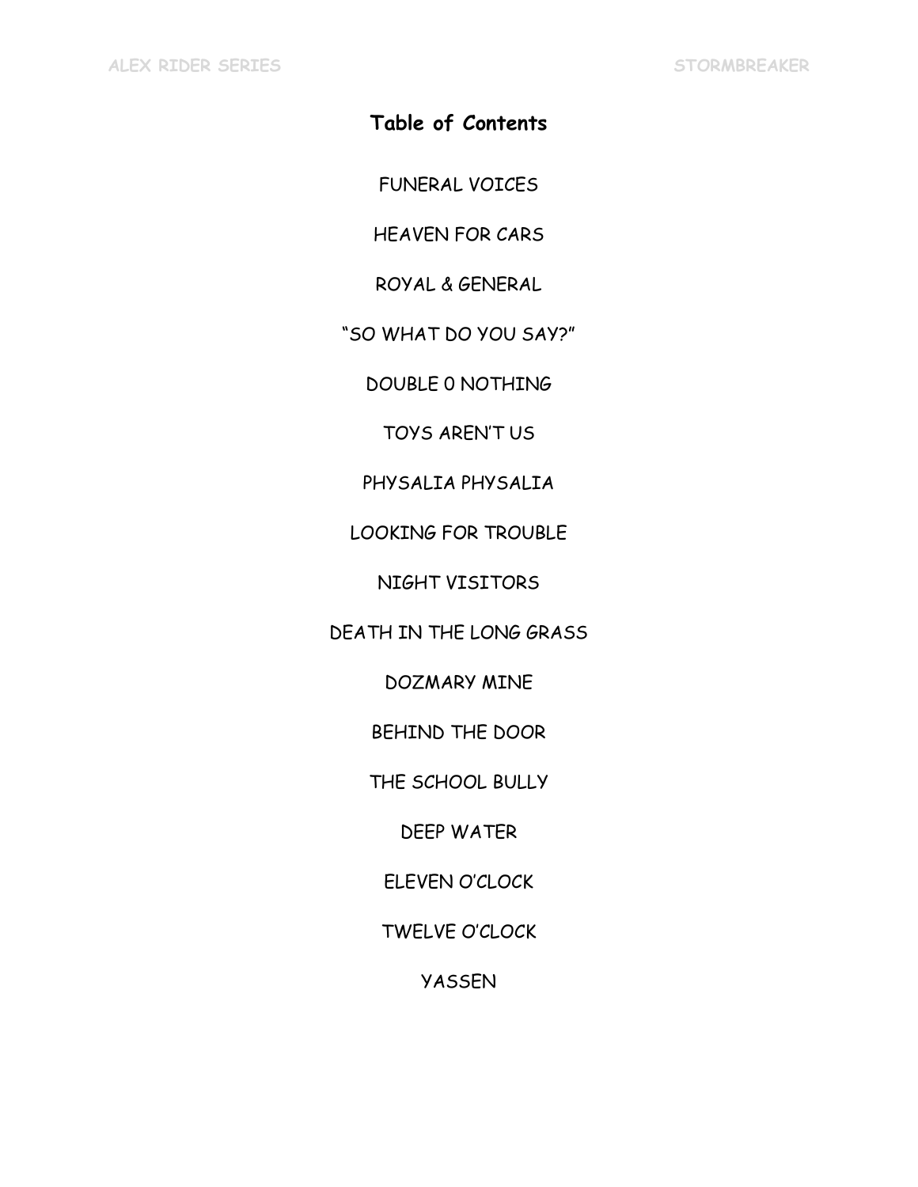## Table of Contents

FUNERAL VOICES

HEAVEN FOR CARS

ROYAL & GENERAL

"SO WHAT DO YOU SAY?"

DOUBLE 0 NOTHING

TOYS AREN'T US

PHYSALIA PHYSALIA

LOOKING FOR TROUBLE

NIGHT VISITORS

DEATH IN THE LONG GRASS

DOZMARY MINE

BEHIND THE DOOR

THE SCHOOL BULLY

DEEP WATER

ELEVEN O'CLOCK

TWELVE O'CLOCK

YASSEN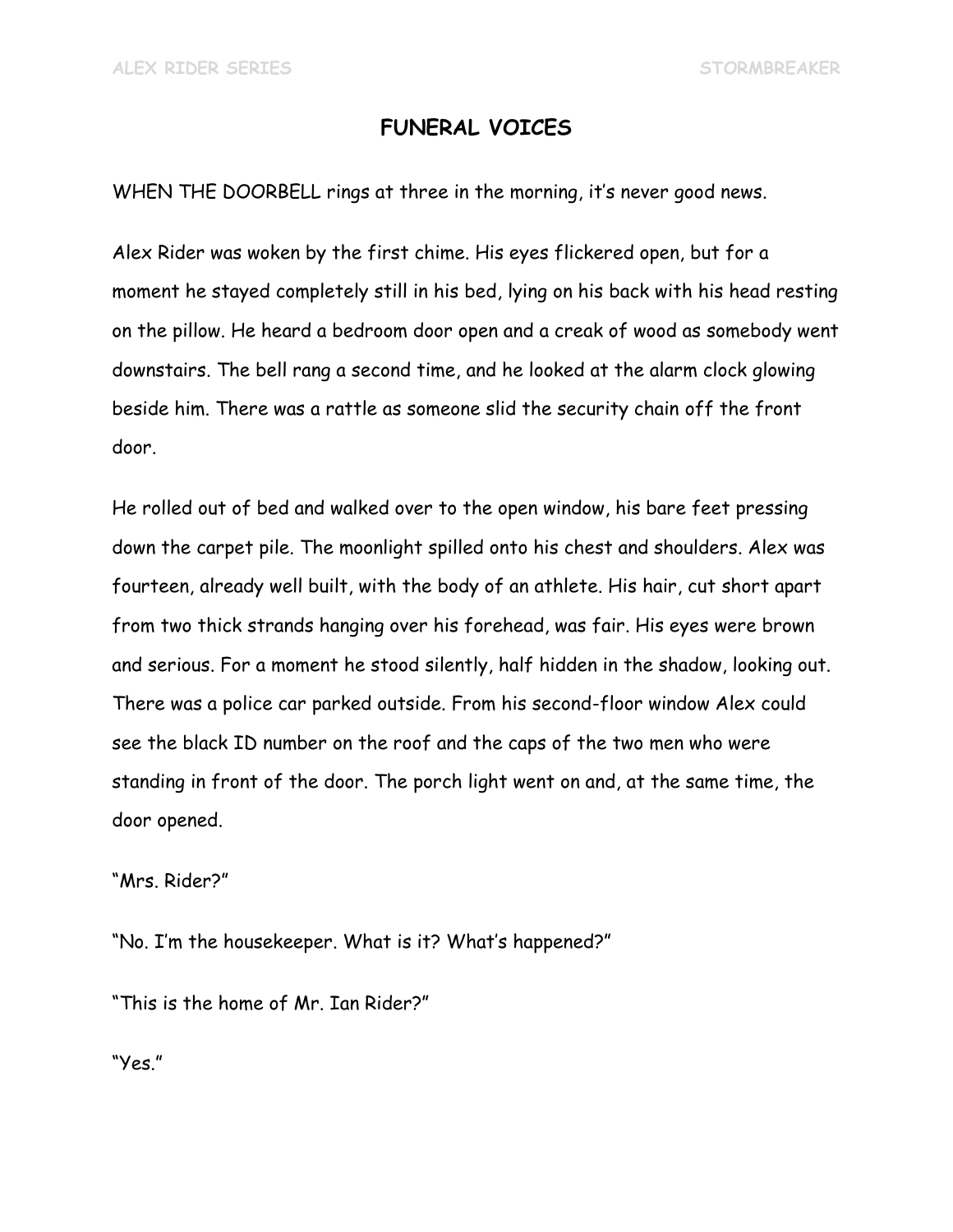## FUNERAL VOICES

WHEN THE DOORBELL rings at three in the morning, it's never good news.

Alex Rider was woken by the first chime. His eyes flickered open, but for a moment he stayed completely still in his bed, lying on his back with his head resting on the pillow. He heard a bedroom door open and a creak of wood as somebody went downstairs. The bell rang a second time, and he looked at the alarm clock glowing beside him. There was a rattle as someone slid the security chain off the front door.

He rolled out of bed and walked over to the open window, his bare feet pressing down the carpet pile. The moonlight spilled onto his chest and shoulders. Alex was fourteen, already well built, with the body of an athlete. His hair, cut short apart from two thick strands hanging over his forehead, was fair. His eyes were brown and serious. For a moment he stood silently, half hidden in the shadow, looking out. There was a police car parked outside. From his second-floor window Alex could see the black ID number on the roof and the caps of the two men who were standing in front of the door. The porch light went on and, at the same time, the door opened.

"Mrs. Rider?"

"No. I'm the housekeeper. What is it? What's happened?"

"This is the home of Mr. Ian Rider?"

"Yes."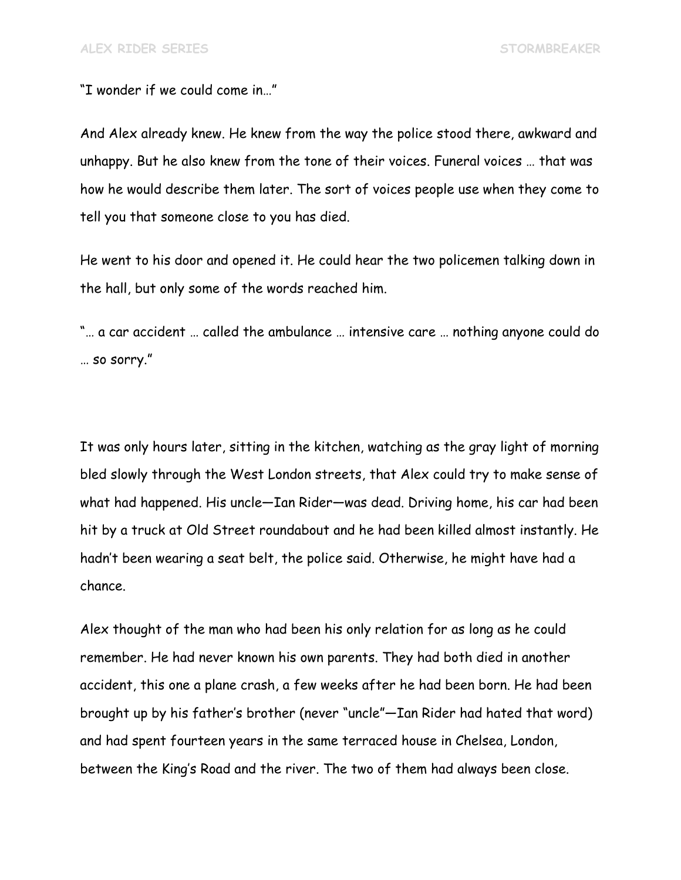"I wonder if we could come in…"

And Alex already knew. He knew from the way the police stood there, awkward and unhappy. But he also knew from the tone of their voices. Funeral voices … that was how he would describe them later. The sort of voices people use when they come to tell you that someone close to you has died.

He went to his door and opened it. He could hear the two policemen talking down in the hall, but only some of the words reached him.

"… a car accident … called the ambulance … intensive care … nothing anyone could do … so sorry."

It was only hours later, sitting in the kitchen, watching as the gray light of morning bled slowly through the West London streets, that Alex could try to make sense of what had happened. His uncle—Ian Rider—was dead. Driving home, his car had been hit by a truck at Old Street roundabout and he had been killed almost instantly. He hadn't been wearing a seat belt, the police said. Otherwise, he might have had a chance.

Alex thought of the man who had been his only relation for as long as he could remember. He had never known his own parents. They had both died in another accident, this one a plane crash, a few weeks after he had been born. He had been brought up by his father's brother (never "uncle"—Ian Rider had hated that word) and had spent fourteen years in the same terraced house in Chelsea, London, between the King's Road and the river. The two of them had always been close.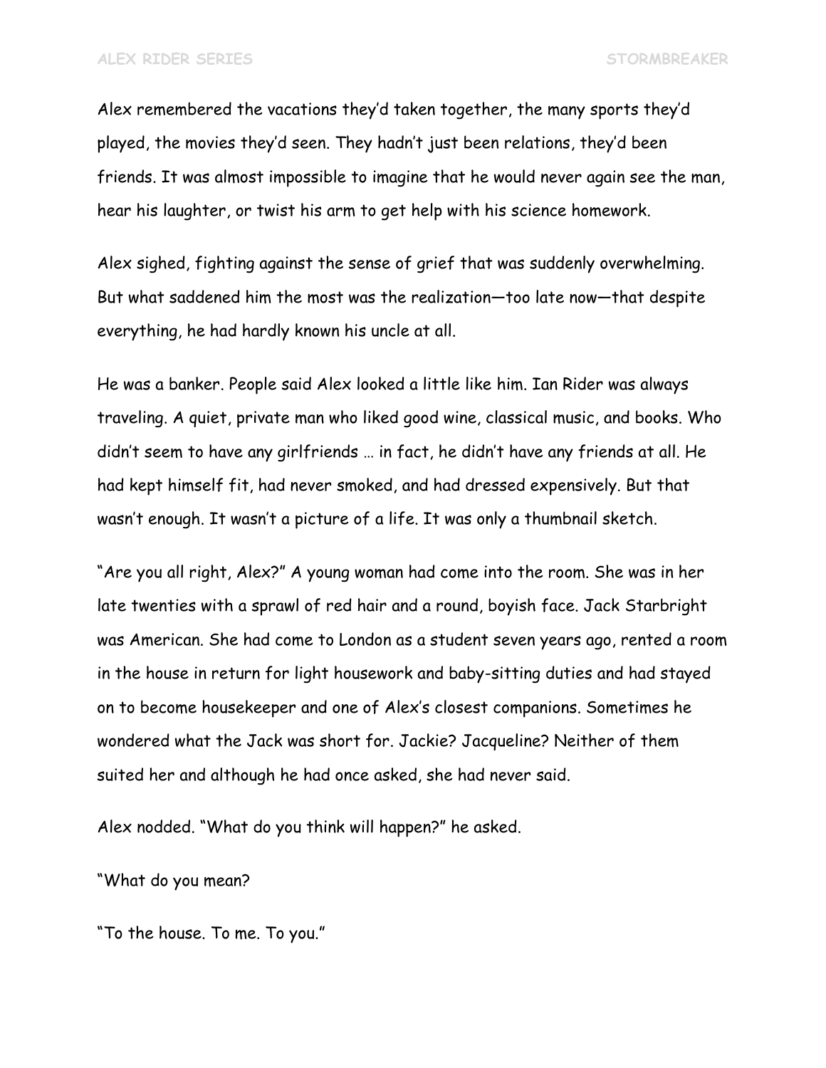Alex remembered the vacations they'd taken together, the many sports they'd played, the movies they'd seen. They hadn't just been relations, they'd been friends. It was almost impossible to imagine that he would never again see the man, hear his laughter, or twist his arm to get help with his science homework.

Alex sighed, fighting against the sense of grief that was suddenly overwhelming. But what saddened him the most was the realization—too late now—that despite everything, he had hardly known his uncle at all.

He was a banker. People said Alex looked a little like him. Ian Rider was always traveling. A quiet, private man who liked good wine, classical music, and books. Who didn't seem to have any girlfriends … in fact, he didn't have any friends at all. He had kept himself fit, had never smoked, and had dressed expensively. But that wasn't enough. It wasn't a picture of a life. It was only a thumbnail sketch.

"Are you all right, Alex?" A young woman had come into the room. She was in her late twenties with a sprawl of red hair and a round, boyish face. Jack Starbright was American. She had come to London as a student seven years ago, rented a room in the house in return for light housework and baby-sitting duties and had stayed on to become housekeeper and one of Alex's closest companions. Sometimes he wondered what the Jack was short for. Jackie? Jacqueline? Neither of them suited her and although he had once asked, she had never said.

Alex nodded. "What do you think will happen?" he asked.

"What do you mean?

"To the house. To me. To you."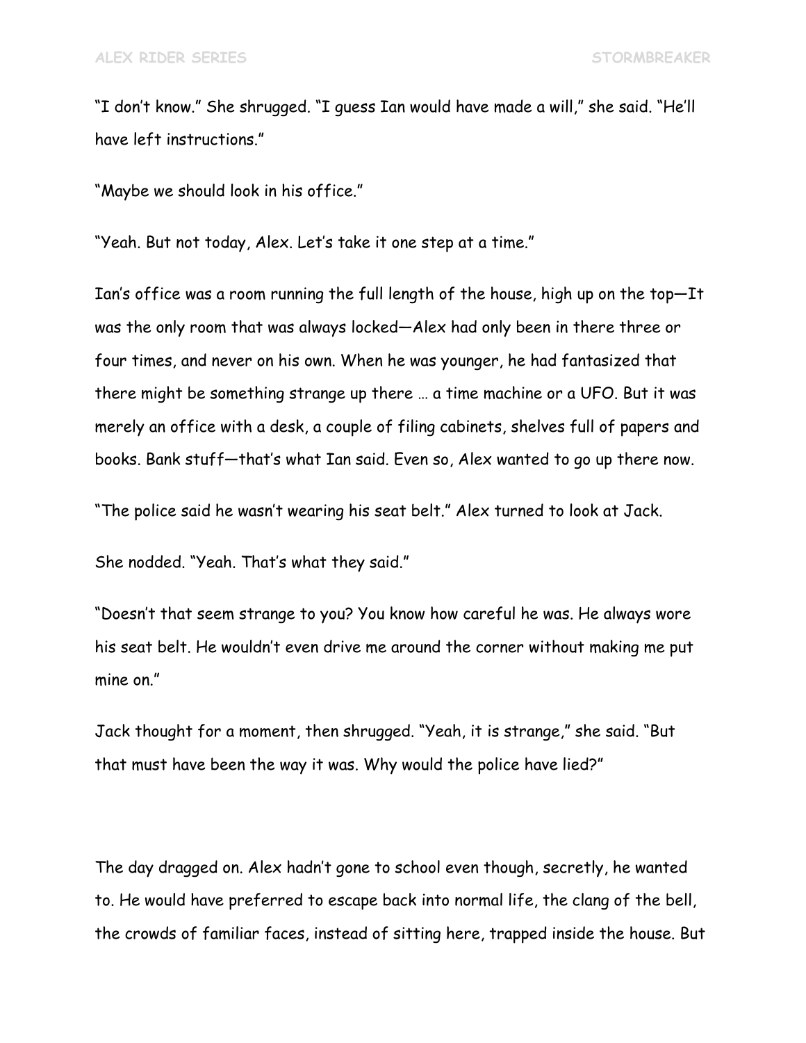"I don't know." She shrugged. "I guess Ian would have made a will," she said. "He'll have left instructions."

"Maybe we should look in his office."

"Yeah. But not today, Alex. Let's take it one step at a time."

Ian's office was a room running the full length of the house, high up on the top—It was the only room that was always locked—Alex had only been in there three or four times, and never on his own. When he was younger, he had fantasized that there might be something strange up there … a time machine or a UFO. But it was merely an office with a desk, a couple of filing cabinets, shelves full of papers and books. Bank stuff—that's what Ian said. Even so, Alex wanted to go up there now.

"The police said he wasn't wearing his seat belt." Alex turned to look at Jack.

She nodded. "Yeah. That's what they said."

"Doesn't that seem strange to you? You know how careful he was. He always wore his seat belt. He wouldn't even drive me around the corner without making me put mine on."

Jack thought for a moment, then shrugged. "Yeah, it is strange," she said. "But that must have been the way it was. Why would the police have lied?"

The day dragged on. Alex hadn't gone to school even though, secretly, he wanted to. He would have preferred to escape back into normal life, the clang of the bell, the crowds of familiar faces, instead of sitting here, trapped inside the house. But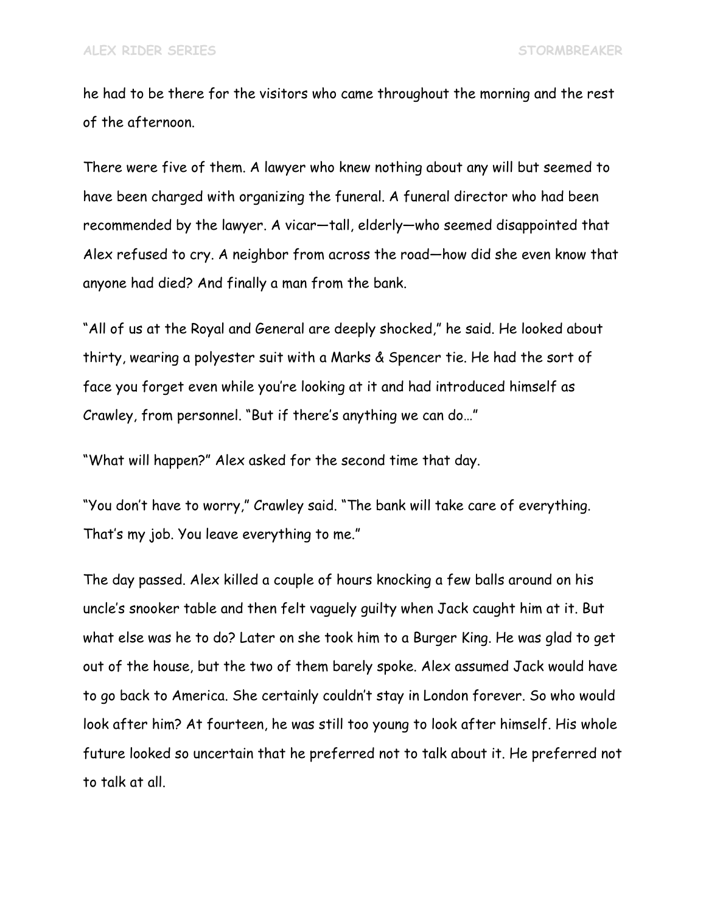he had to be there for the visitors who came throughout the morning and the rest of the afternoon.

There were five of them. A lawyer who knew nothing about any will but seemed to have been charged with organizing the funeral. A funeral director who had been recommended by the lawyer. A vicar—tall, elderly—who seemed disappointed that Alex refused to cry. A neighbor from across the road—how did she even know that anyone had died? And finally a man from the bank.

"All of us at the Royal and General are deeply shocked," he said. He looked about thirty, wearing a polyester suit with a Marks & Spencer tie. He had the sort of face you forget even while you're looking at it and had introduced himself as Crawley, from personnel. "But if there's anything we can do…"

"What will happen?" Alex asked for the second time that day.

"You don't have to worry," Crawley said. "The bank will take care of everything. That's my job. You leave everything to me."

The day passed. Alex killed a couple of hours knocking a few balls around on his uncle's snooker table and then felt vaguely guilty when Jack caught him at it. But what else was he to do? Later on she took him to a Burger King. He was glad to get out of the house, but the two of them barely spoke. Alex assumed Jack would have to go back to America. She certainly couldn't stay in London forever. So who would look after him? At fourteen, he was still too young to look after himself. His whole future looked so uncertain that he preferred not to talk about it. He preferred not to talk at all.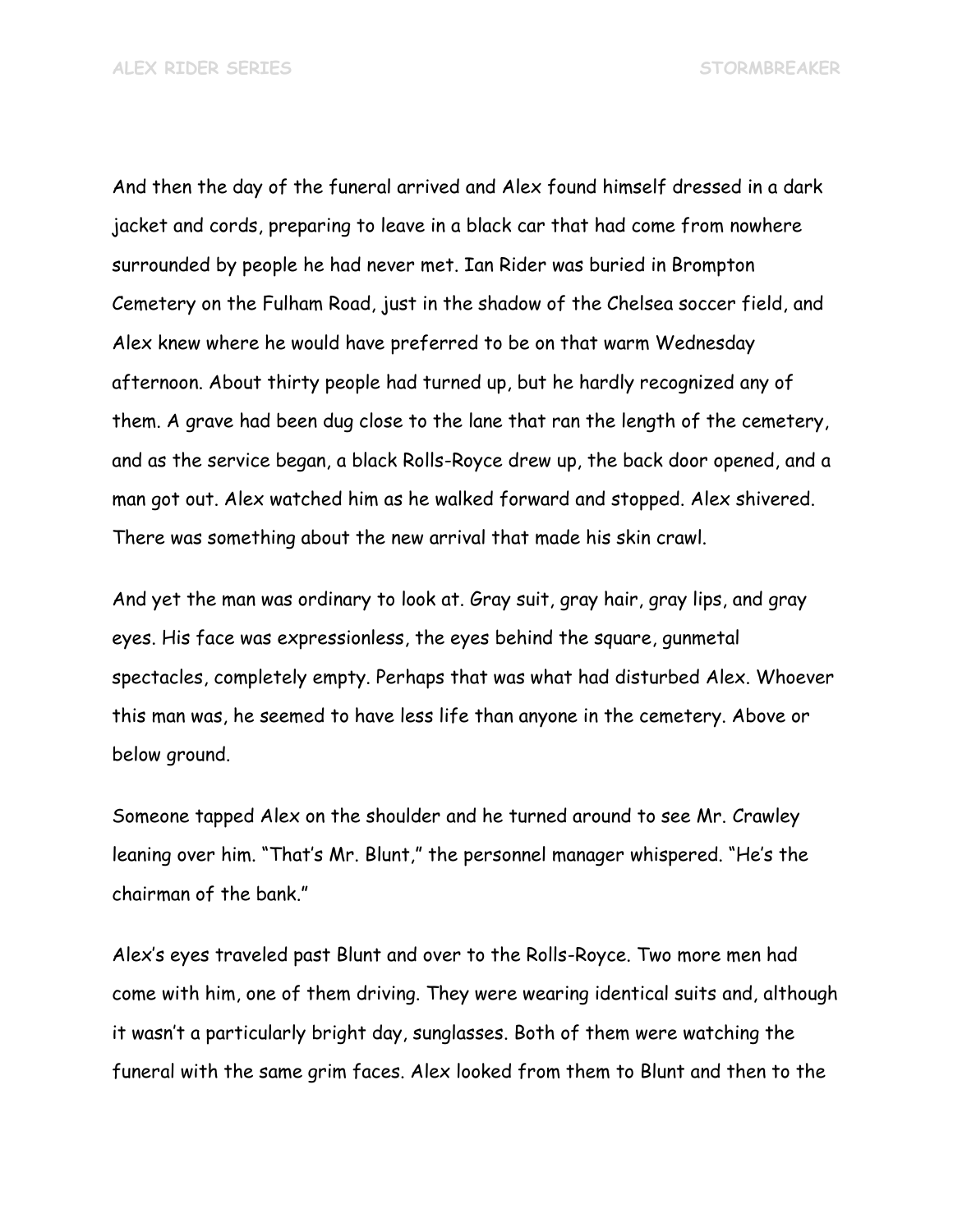And then the day of the funeral arrived and Alex found himself dressed in a dark jacket and cords, preparing to leave in a black car that had come from nowhere surrounded by people he had never met. Ian Rider was buried in Brompton Cemetery on the Fulham Road, just in the shadow of the Chelsea soccer field, and Alex knew where he would have preferred to be on that warm Wednesday afternoon. About thirty people had turned up, but he hardly recognized any of them. A grave had been dug close to the lane that ran the length of the cemetery, and as the service began, a black Rolls-Royce drew up, the back door opened, and a man got out. Alex watched him as he walked forward and stopped. Alex shivered. There was something about the new arrival that made his skin crawl.

And yet the man was ordinary to look at. Gray suit, gray hair, gray lips, and gray eyes. His face was expressionless, the eyes behind the square, gunmetal spectacles, completely empty. Perhaps that was what had disturbed Alex. Whoever this man was, he seemed to have less life than anyone in the cemetery. Above or below ground.

Someone tapped Alex on the shoulder and he turned around to see Mr. Crawley leaning over him. "That's Mr. Blunt," the personnel manager whispered. "He's the chairman of the bank."

Alex's eyes traveled past Blunt and over to the Rolls-Royce. Two more men had come with him, one of them driving. They were wearing identical suits and, although it wasn't a particularly bright day, sunglasses. Both of them were watching the funeral with the same grim faces. Alex looked from them to Blunt and then to the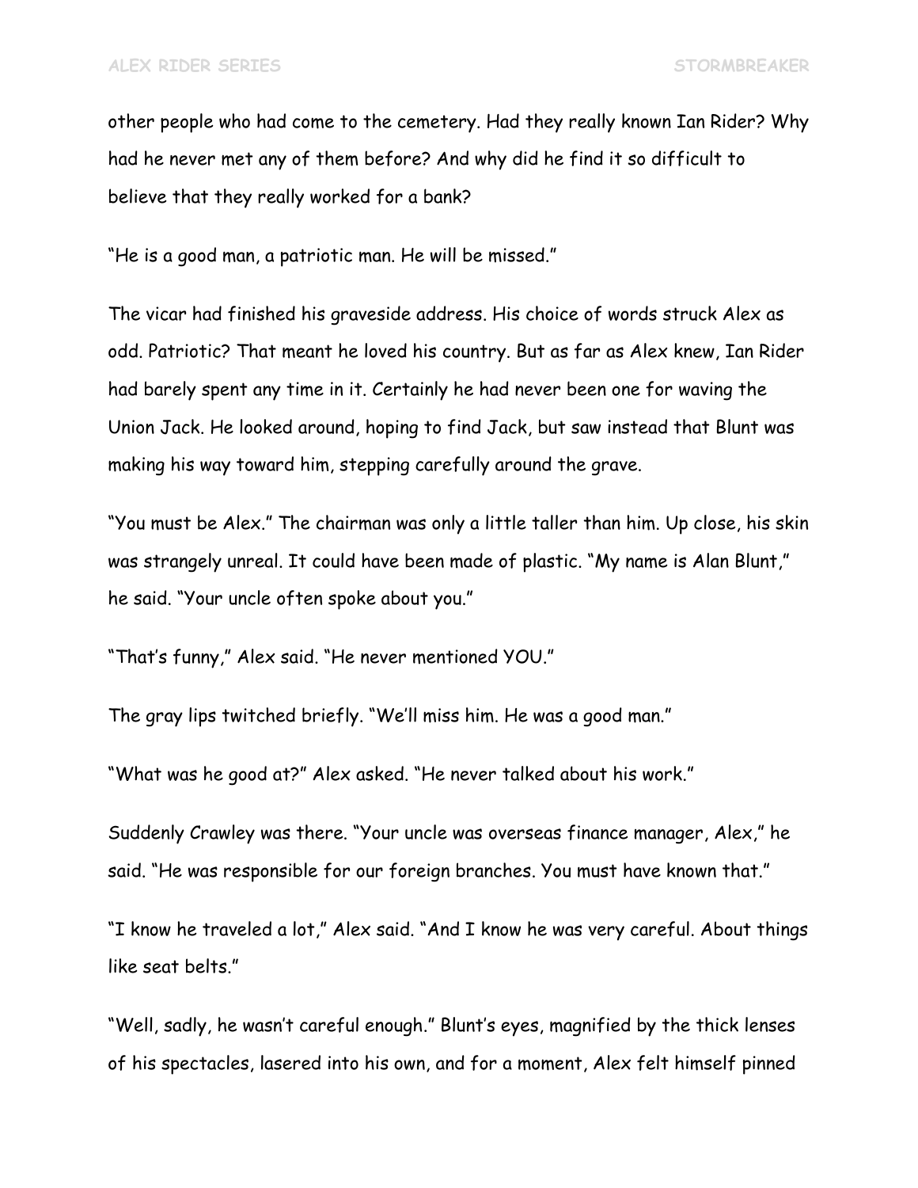other people who had come to the cemetery. Had they really known Ian Rider? Why had he never met any of them before? And why did he find it so difficult to believe that they really worked for a bank?

“He is a good man, a patriotic man. He will be missed.”

The vicar had finished his graveside address. His choice of words struck Alex as odd. Patriotic? That meant he loved his country. But as far as Alex knew, Ian Rider had barely spent any time in it. Certainly he had never been one for waving the Union Jack. He looked around, hoping to find Jack, but saw instead that Blunt was making his way toward him, stepping carefully around the grave.

“You must be Alex.” The chairman was only a little taller than him. Up close, his skin was strangely unreal. It could have been made of plastic. “My name is Alan Blunt,” he said. “Your uncle often spoke about you.”

“That’s funny,” Alex said. “He never mentioned YOU.”

The gray lips twitched briefly. “We’ll miss him. He was a good man.”

“What was he good at?” Alex asked. “He never talked about his work.”

Suddenly Crawley was there. “Your uncle was overseas finance manager, Alex,” he said. “He was responsible for our foreign branches. You must have known that.”

“I know he traveled a lot,” Alex said. “And I know he was very careful. About things like seat belts.”

“Well, sadly, he wasn’t careful enough.” Blunt’s eyes, magnified by the thick lenses of his spectacles, lasered into his own, and for a moment, Alex felt himself pinned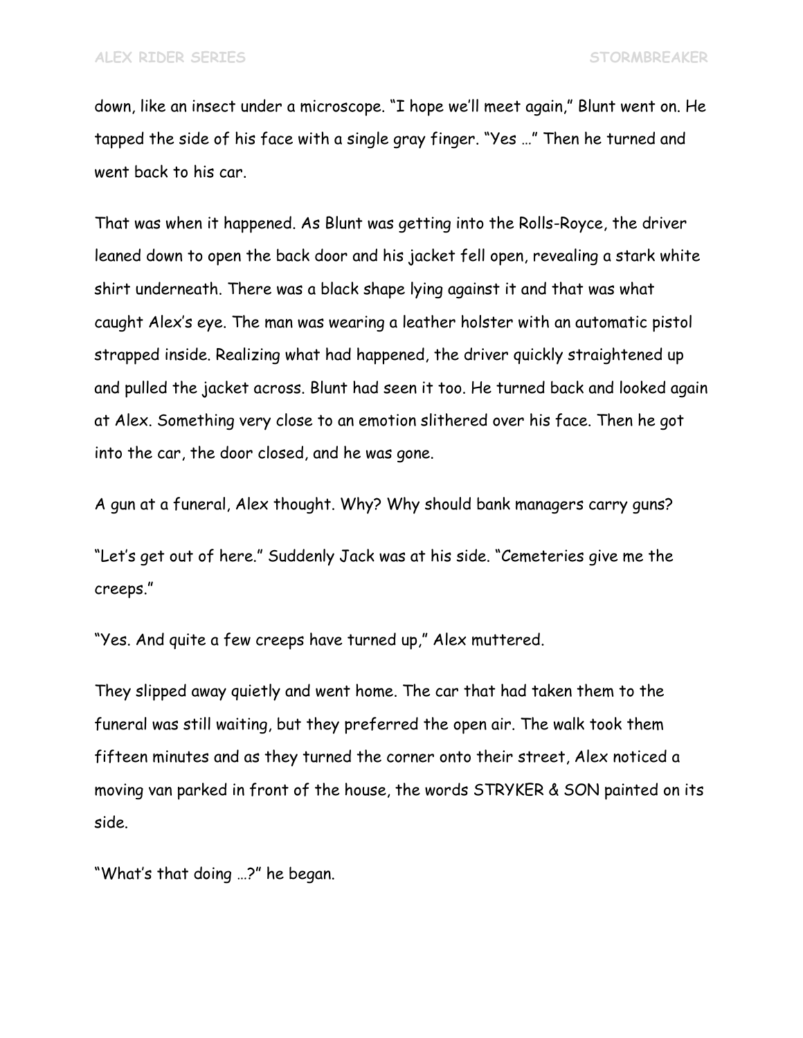down, like an insect under a microscope. "I hope we'll meet again," Blunt went on. He tapped the side of his face with a single gray finger. "Yes …" Then he turned and went back to his car.

That was when it happened. As Blunt was getting into the Rolls-Royce, the driver leaned down to open the back door and his jacket fell open, revealing a stark white shirt underneath. There was a black shape lying against it and that was what caught Alex's eye. The man was wearing a leather holster with an automatic pistol strapped inside. Realizing what had happened, the driver quickly straightened up and pulled the jacket across. Blunt had seen it too. He turned back and looked again at Alex. Something very close to an emotion slithered over his face. Then he got into the car, the door closed, and he was gone.

A gun at a funeral, Alex thought. Why? Why should bank managers carry guns?

"Let's get out of here." Suddenly Jack was at his side. "Cemeteries give me the creeps."

"Yes. And quite a few creeps have turned up," Alex muttered.

They slipped away quietly and went home. The car that had taken them to the funeral was still waiting, but they preferred the open air. The walk took them fifteen minutes and as they turned the corner onto their street, Alex noticed a moving van parked in front of the house, the words STRYKER & SON painted on its side.

"What's that doing …?" he began.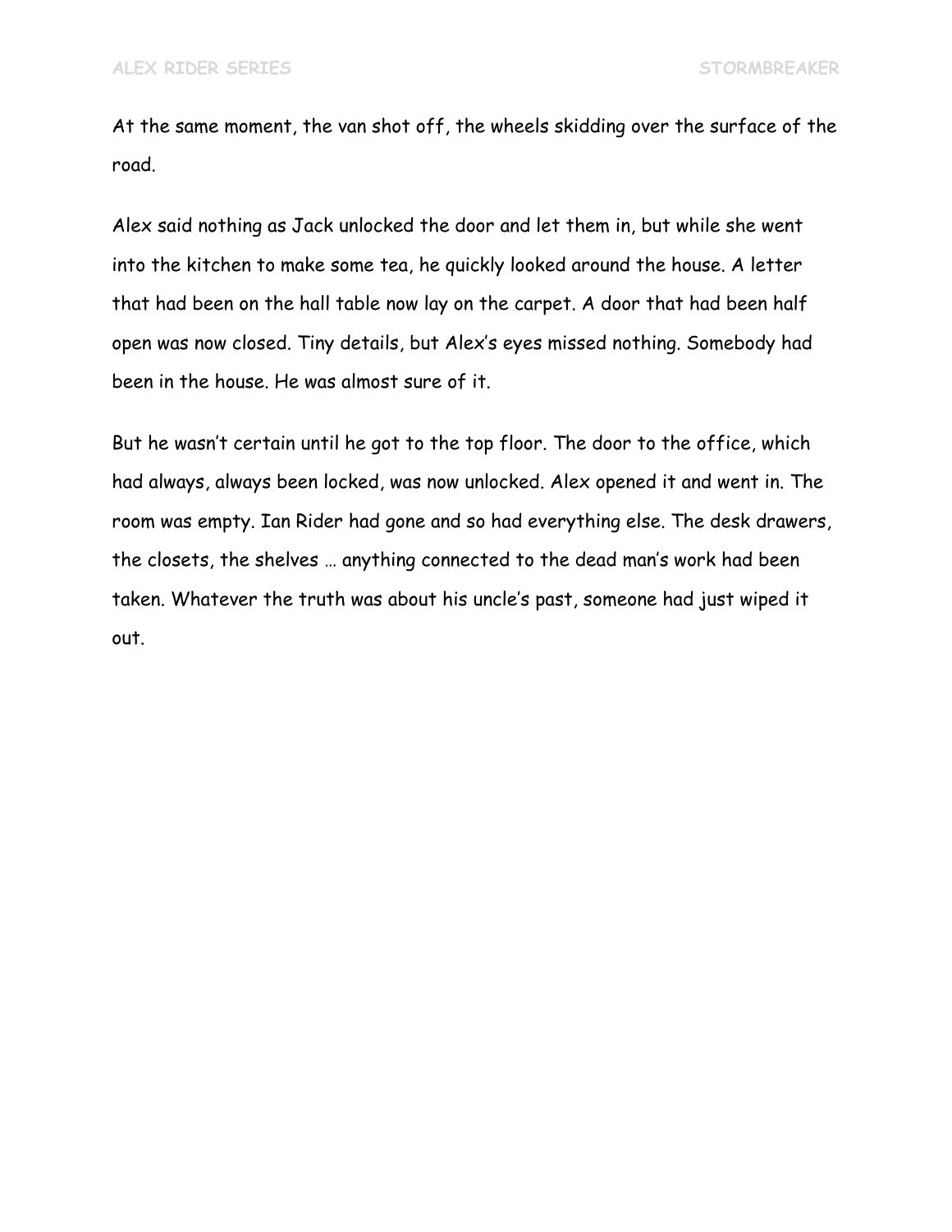At the same moment, the van shot off, the wheels skidding over the surface of the road.

Alex said nothing as Jack unlocked the door and let them in, but while she went into the kitchen to make some tea, he quickly looked around the house. A letter that had been on the hall table now lay on the carpet. A door that had been half open was now closed. Tiny details, but Alex's eyes missed nothing. Somebody had been in the house. He was almost sure of it.

But he wasn't certain until he got to the top floor. The door to the office, which had always, always been locked, was now unlocked. Alex opened it and went in. The room was empty. Ian Rider had gone and so had everything else. The desk drawers, the closets, the shelves … anything connected to the dead man's work had been taken. Whatever the truth was about his uncle's past, someone had just wiped it out.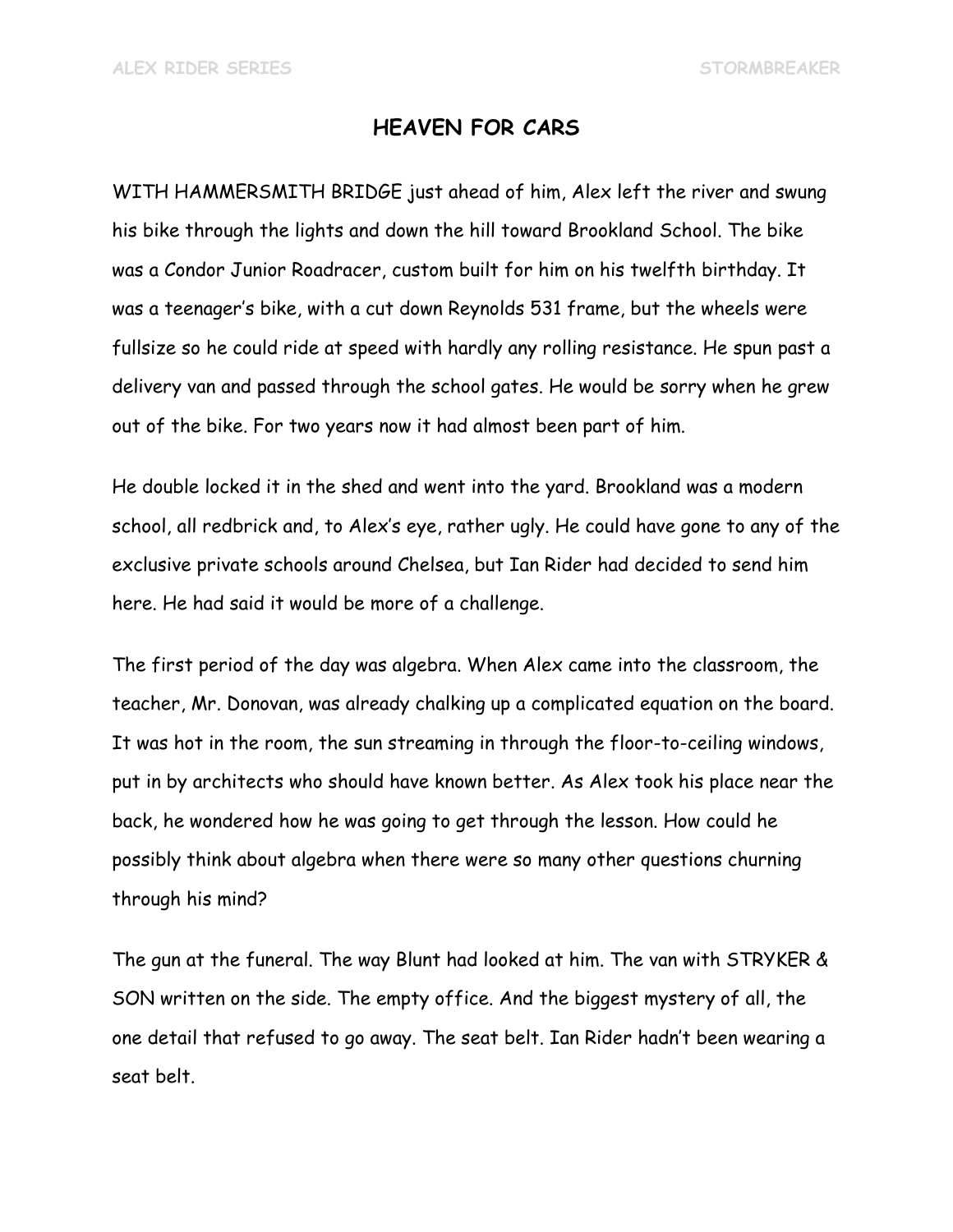## HEAVEN FOR CARS

WITH HAMMERSMITH BRIDGE just ahead of him, Alex left the river and swung his bike through the lights and down the hill toward Brookland School. The bike was a Condor Junior Roadracer, custom built for him on his twelfth birthday. It was a teenager's bike, with a cut down Reynolds 531 frame, but the wheels were fullsize so he could ride at speed with hardly any rolling resistance. He spun past a delivery van and passed through the school gates. He would be sorry when he grew out of the bike. For two years now it had almost been part of him.

He double locked it in the shed and went into the yard. Brookland was a modern school, all redbrick and, to Alex's eye, rather ugly. He could have gone to any of the exclusive private schools around Chelsea, but Ian Rider had decided to send him here. He had said it would be more of a challenge.

The first period of the day was algebra. When Alex came into the classroom, the teacher, Mr. Donovan, was already chalking up a complicated equation on the board. It was hot in the room, the sun streaming in through the floor-to-ceiling windows, put in by architects who should have known better. As Alex took his place near the back, he wondered how he was going to get through the lesson. How could he possibly think about algebra when there were so many other questions churning through his mind?

The gun at the funeral. The way Blunt had looked at him. The van with STRYKER & SON written on the side. The empty office. And the biggest mystery of all, the one detail that refused to go away. The seat belt. Ian Rider hadn't been wearing a seat belt.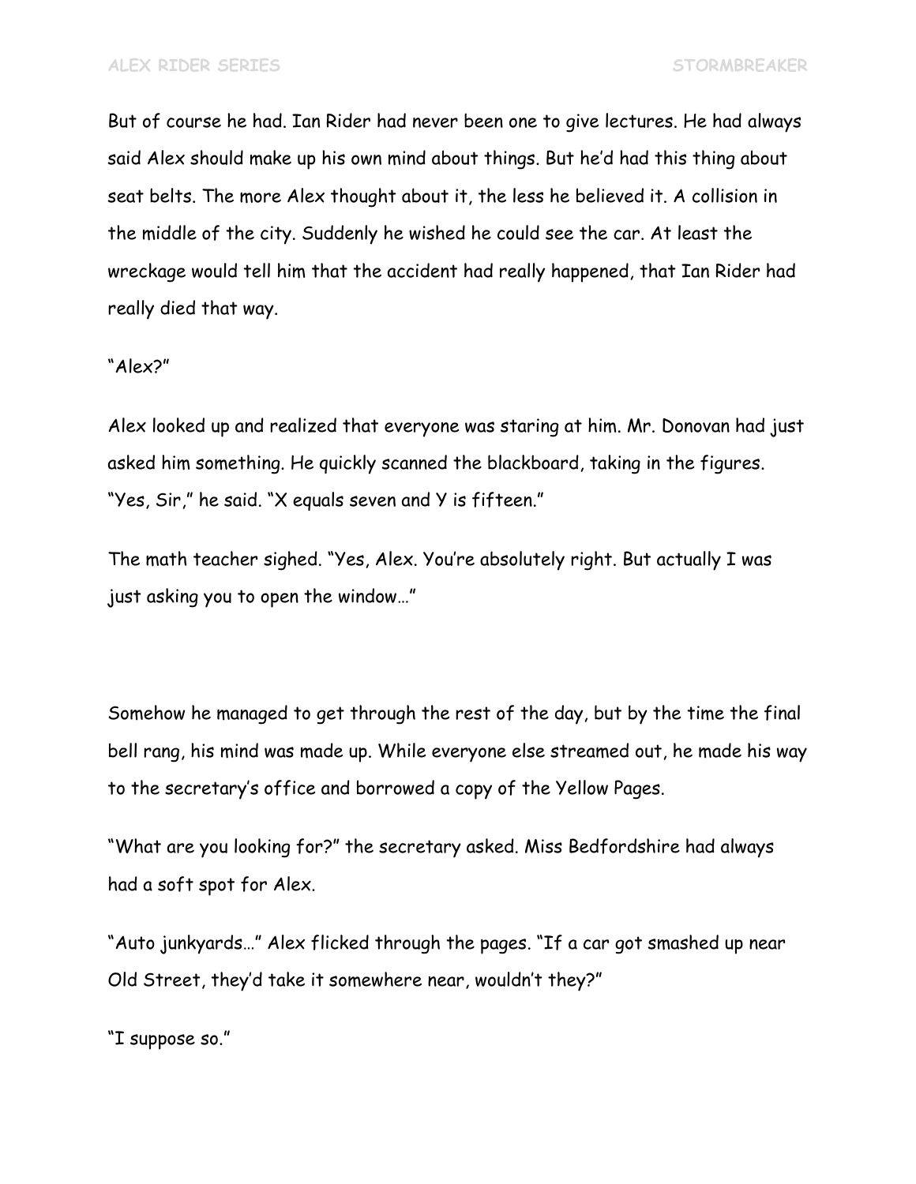But of course he had. Ian Rider had never been one to give lectures. He had always said Alex should make up his own mind about things. But he'd had this thing about seat belts. The more Alex thought about it, the less he believed it. A collision in the middle of the city. Suddenly he wished he could see the car. At least the wreckage would tell him that the accident had really happened, that Ian Rider had really died that way.

"Alex?"

Alex looked up and realized that everyone was staring at him. Mr. Donovan had just asked him something. He quickly scanned the blackboard, taking in the figures. "Yes, Sir," he said. "X equals seven and Y is fifteen."

The math teacher sighed. "Yes, Alex. You're absolutely right. But actually I was just asking you to open the window…"

Somehow he managed to get through the rest of the day, but by the time the final bell rang, his mind was made up. While everyone else streamed out, he made his way to the secretary's office and borrowed a copy of the Yellow Pages.

"What are you looking for?" the secretary asked. Miss Bedfordshire had always had a soft spot for Alex.

"Auto junkyards…" Alex flicked through the pages. "If a car got smashed up near Old Street, they'd take it somewhere near, wouldn't they?"

"I suppose so."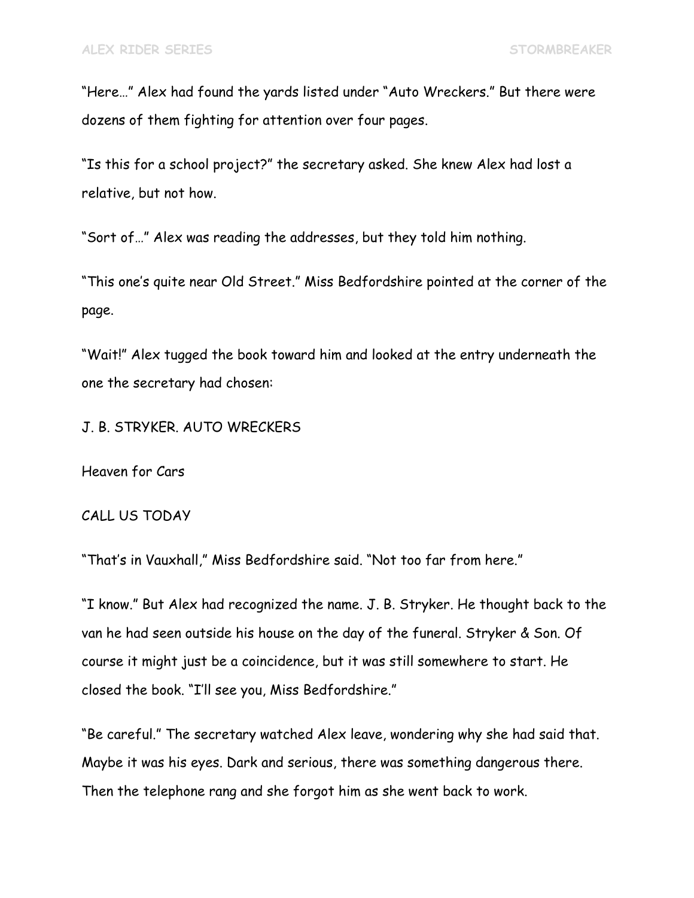"Here…" Alex had found the yards listed under "Auto Wreckers." But there were dozens of them fighting for attention over four pages.

"Is this for a school project?" the secretary asked. She knew Alex had lost a relative, but not how.

"Sort of…" Alex was reading the addresses, but they told him nothing.

"This one's quite near Old Street." Miss Bedfordshire pointed at the corner of the page.

"Wait!" Alex tugged the book toward him and looked at the entry underneath the one the secretary had chosen:

J. B. STRYKER. AUTO WRECKERS

Heaven for Cars

CALL US TODAY

"That's in Vauxhall," Miss Bedfordshire said. "Not too far from here."

"I know." But Alex had recognized the name. J. B. Stryker. He thought back to the van he had seen outside his house on the day of the funeral. Stryker & Son. Of course it might just be a coincidence, but it was still somewhere to start. He closed the book. "I'll see you, Miss Bedfordshire."

"Be careful." The secretary watched Alex leave, wondering why she had said that. Maybe it was his eyes. Dark and serious, there was something dangerous there. Then the telephone rang and she forgot him as she went back to work.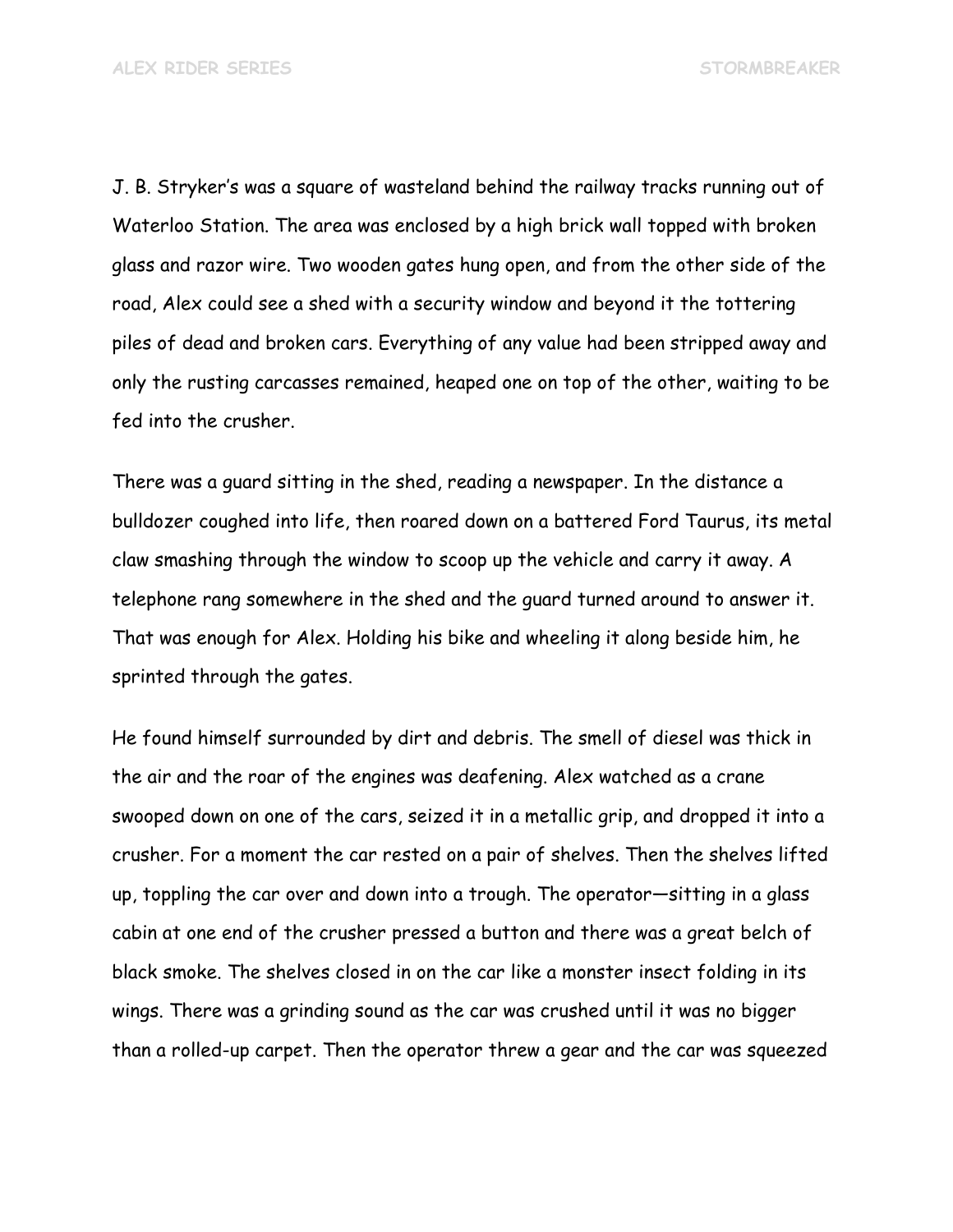J. B. Stryker's was a square of wasteland behind the railway tracks running out of Waterloo Station. The area was enclosed by a high brick wall topped with broken glass and razor wire. Two wooden gates hung open, and from the other side of the road, Alex could see a shed with a security window and beyond it the tottering piles of dead and broken cars. Everything of any value had been stripped away and only the rusting carcasses remained, heaped one on top of the other, waiting to be fed into the crusher.

There was a guard sitting in the shed, reading a newspaper. In the distance a bulldozer coughed into life, then roared down on a battered Ford Taurus, its metal claw smashing through the window to scoop up the vehicle and carry it away. A telephone rang somewhere in the shed and the guard turned around to answer it. That was enough for Alex. Holding his bike and wheeling it along beside him, he sprinted through the gates.

He found himself surrounded by dirt and debris. The smell of diesel was thick in the air and the roar of the engines was deafening. Alex watched as a crane swooped down on one of the cars, seized it in a metallic grip, and dropped it into a crusher. For a moment the car rested on a pair of shelves. Then the shelves lifted up, toppling the car over and down into a trough. The operator—sitting in a glass cabin at one end of the crusher pressed a button and there was a great belch of black smoke. The shelves closed in on the car like a monster insect folding in its wings. There was a grinding sound as the car was crushed until it was no bigger than a rolled-up carpet. Then the operator threw a gear and the car was squeezed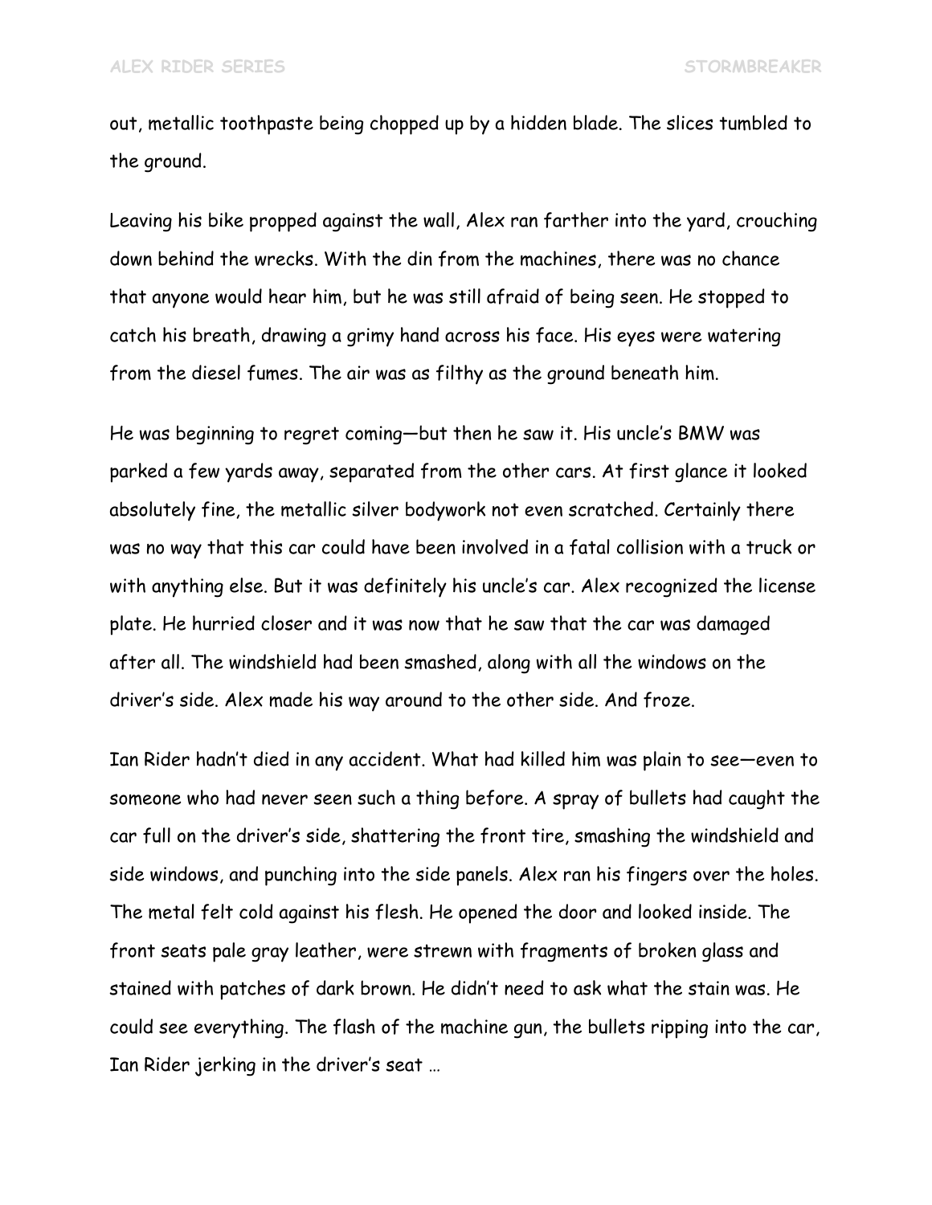out, metallic toothpaste being chopped up by a hidden blade. The slices tumbled to the ground.

Leaving his bike propped against the wall, Alex ran farther into the yard, crouching down behind the wrecks. With the din from the machines, there was no chance that anyone would hear him, but he was still afraid of being seen. He stopped to catch his breath, drawing a grimy hand across his face. His eyes were watering from the diesel fumes. The air was as filthy as the ground beneath him.

He was beginning to regret coming—but then he saw it. His uncle's BMW was parked a few yards away, separated from the other cars. At first glance it looked absolutely fine, the metallic silver bodywork not even scratched. Certainly there was no way that this car could have been involved in a fatal collision with a truck or with anything else. But it was definitely his uncle's car. Alex recognized the license plate. He hurried closer and it was now that he saw that the car was damaged after all. The windshield had been smashed, along with all the windows on the driver's side. Alex made his way around to the other side. And froze.

Ian Rider hadn't died in any accident. What had killed him was plain to see—even to someone who had never seen such a thing before. A spray of bullets had caught the car full on the driver's side, shattering the front tire, smashing the windshield and side windows, and punching into the side panels. Alex ran his fingers over the holes. The metal felt cold against his flesh. He opened the door and looked inside. The front seats pale gray leather, were strewn with fragments of broken glass and stained with patches of dark brown. He didn't need to ask what the stain was. He could see everything. The flash of the machine gun, the bullets ripping into the car, Ian Rider jerking in the driver's seat …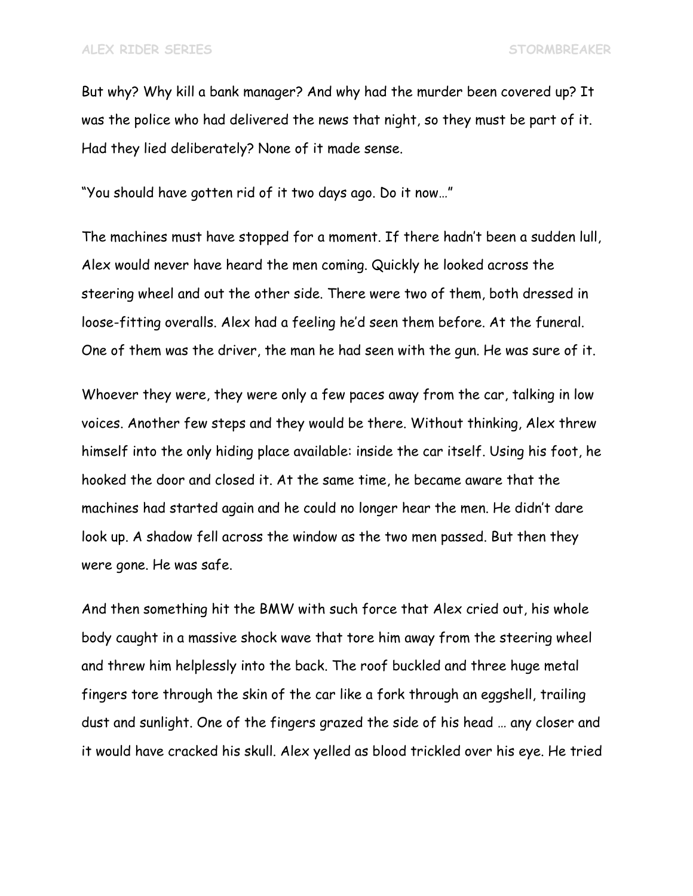But why? Why kill a bank manager? And why had the murder been covered up? It was the police who had delivered the news that night, so they must be part of it. Had they lied deliberately? None of it made sense.

"You should have gotten rid of it two days ago. Do it now…"

The machines must have stopped for a moment. If there hadn't been a sudden lull, Alex would never have heard the men coming. Quickly he looked across the steering wheel and out the other side. There were two of them, both dressed in loose-fitting overalls. Alex had a feeling he'd seen them before. At the funeral. One of them was the driver, the man he had seen with the gun. He was sure of it.

Whoever they were, they were only a few paces away from the car, talking in low voices. Another few steps and they would be there. Without thinking, Alex threw himself into the only hiding place available: inside the car itself. Using his foot, he hooked the door and closed it. At the same time, he became aware that the machines had started again and he could no longer hear the men. He didn't dare look up. A shadow fell across the window as the two men passed. But then they were gone. He was safe.

And then something hit the BMW with such force that Alex cried out, his whole body caught in a massive shock wave that tore him away from the steering wheel and threw him helplessly into the back. The roof buckled and three huge metal fingers tore through the skin of the car like a fork through an eggshell, trailing dust and sunlight. One of the fingers grazed the side of his head … any closer and it would have cracked his skull. Alex yelled as blood trickled over his eye. He tried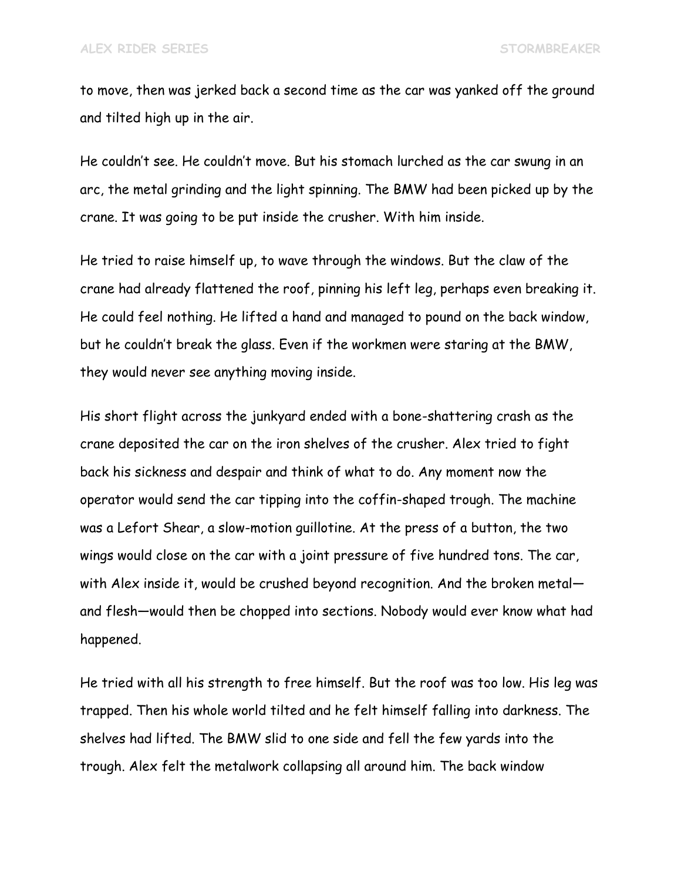to move, then was jerked back a second time as the car was yanked off the ground and tilted high up in the air.

He couldn't see. He couldn't move. But his stomach lurched as the car swung in an arc, the metal grinding and the light spinning. The BMW had been picked up by the crane. It was going to be put inside the crusher. With him inside.

He tried to raise himself up, to wave through the windows. But the claw of the crane had already flattened the roof, pinning his left leg, perhaps even breaking it. He could feel nothing. He lifted a hand and managed to pound on the back window, but he couldn't break the glass. Even if the workmen were staring at the BMW, they would never see anything moving inside.

His short flight across the junkyard ended with a bone-shattering crash as the crane deposited the car on the iron shelves of the crusher. Alex tried to fight back his sickness and despair and think of what to do. Any moment now the operator would send the car tipping into the coffin-shaped trough. The machine was a Lefort Shear, a slow-motion guillotine. At the press of a button, the two wings would close on the car with a joint pressure of five hundred tons. The car, with Alex inside it, would be crushed beyond recognition. And the broken metal—and flesh—would then be chopped into sections. Nobody would ever know what had happened.

He tried with all his strength to free himself. But the roof was too low. His leg was trapped. Then his whole world tilted and he felt himself falling into darkness. The shelves had lifted. The BMW slid to one side and fell the few yards into the trough. Alex felt the metalwork collapsing all around him. The back window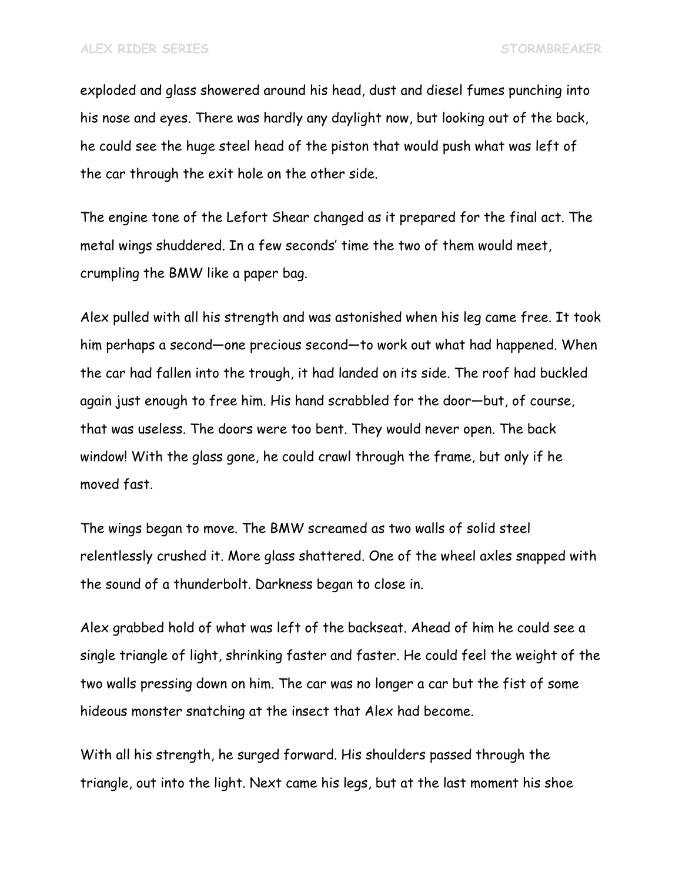exploded and glass showered around his head, dust and diesel fumes punching into his nose and eyes. There was hardly any daylight now, but looking out of the back, he could see the huge steel head of the piston that would push what was left of the car through the exit hole on the other side.

The engine tone of the Lefort Shear changed as it prepared for the final act. The metal wings shuddered. In a few seconds' time the two of them would meet, crumpling the BMW like a paper bag.

Alex pulled with all his strength and was astonished when his leg came free. It took him perhaps a second—one precious second—to work out what had happened. When the car had fallen into the trough, it had landed on its side. The roof had buckled again just enough to free him. His hand scrabbled for the door—but, of course, that was useless. The doors were too bent. They would never open. The back window! With the glass gone, he could crawl through the frame, but only if he moved fast.

The wings began to move. The BMW screamed as two walls of solid steel relentlessly crushed it. More glass shattered. One of the wheel axles snapped with the sound of a thunderbolt. Darkness began to close in.

Alex grabbed hold of what was left of the backseat. Ahead of him he could see a single triangle of light, shrinking faster and faster. He could feel the weight of the two walls pressing down on him. The car was no longer a car but the fist of some hideous monster snatching at the insect that Alex had become.

With all his strength, he surged forward. His shoulders passed through the triangle, out into the light. Next came his legs, but at the last moment his shoe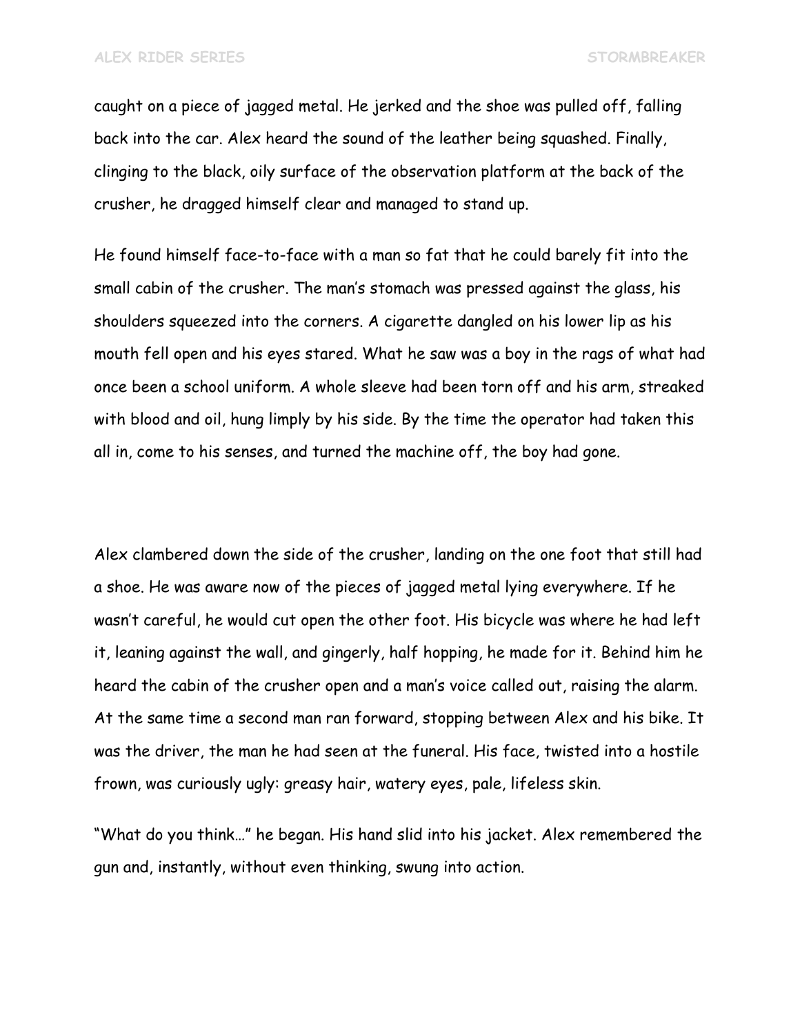caught on a piece of jagged metal. He jerked and the shoe was pulled off, falling back into the car. Alex heard the sound of the leather being squashed. Finally, clinging to the black, oily surface of the observation platform at the back of the crusher, he dragged himself clear and managed to stand up.

He found himself face-to-face with a man so fat that he could barely fit into the small cabin of the crusher. The man's stomach was pressed against the glass, his shoulders squeezed into the corners. A cigarette dangled on his lower lip as his mouth fell open and his eyes stared. What he saw was a boy in the rags of what had once been a school uniform. A whole sleeve had been torn off and his arm, streaked with blood and oil, hung limply by his side. By the time the operator had taken this all in, come to his senses, and turned the machine off, the boy had gone.

Alex clambered down the side of the crusher, landing on the one foot that still had a shoe. He was aware now of the pieces of jagged metal lying everywhere. If he wasn't careful, he would cut open the other foot. His bicycle was where he had left it, leaning against the wall, and gingerly, half hopping, he made for it. Behind him he heard the cabin of the crusher open and a man's voice called out, raising the alarm. At the same time a second man ran forward, stopping between Alex and his bike. It was the driver, the man he had seen at the funeral. His face, twisted into a hostile frown, was curiously ugly: greasy hair, watery eyes, pale, lifeless skin.

"What do you think…" he began. His hand slid into his jacket. Alex remembered the gun and, instantly, without even thinking, swung into action.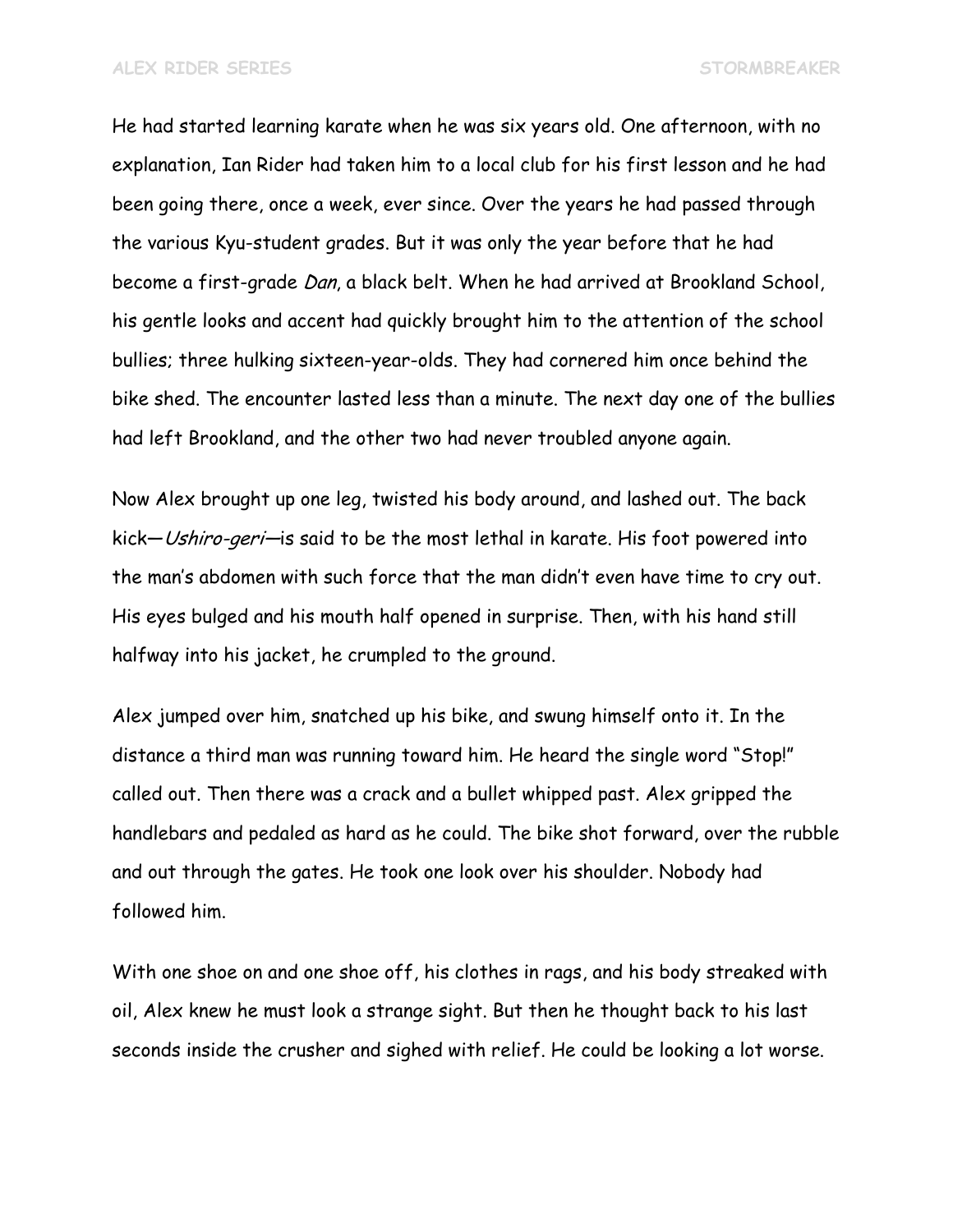He had started learning karate when he was six years old. One afternoon, with no explanation, Ian Rider had taken him to a local club for his first lesson and he had been going there, once a week, ever since. Over the years he had passed through the various Kyu-student grades. But it was only the year before that he had become a first-grade *Dan*, a black belt. When he had arrived at Brookland School, his gentle looks and accent had quickly brought him to the attention of the school bullies; three hulking sixteen-year-olds. They had cornered him once behind the bike shed. The encounter lasted less than a minute. The next day one of the bullies had left Brookland, and the other two had never troubled anyone again.

Now Alex brought up one leg, twisted his body around, and lashed out. The back kick—*Ushiro-geri*—is said to be the most lethal in karate. His foot powered into the man's abdomen with such force that the man didn't even have time to cry out. His eyes bulged and his mouth half opened in surprise. Then, with his hand still halfway into his jacket, he crumpled to the ground.

Alex jumped over him, snatched up his bike, and swung himself onto it. In the distance a third man was running toward him. He heard the single word "Stop!" called out. Then there was a crack and a bullet whipped past. Alex gripped the handlebars and pedaled as hard as he could. The bike shot forward, over the rubble and out through the gates. He took one look over his shoulder. Nobody had followed him.

With one shoe on and one shoe off, his clothes in rags, and his body streaked with oil, Alex knew he must look a strange sight. But then he thought back to his last seconds inside the crusher and sighed with relief. He could be looking a lot worse.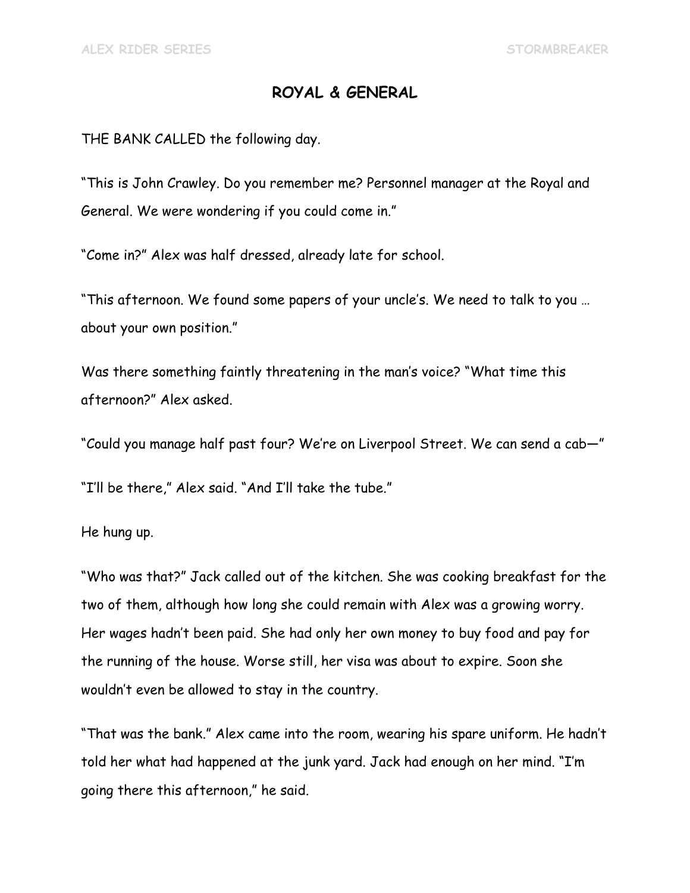## ROYAL & GENERAL

THE BANK CALLED the following day.

"This is John Crawley. Do you remember me? Personnel manager at the Royal and General. We were wondering if you could come in."

"Come in?" Alex was half dressed, already late for school.

"This afternoon. We found some papers of your uncle's. We need to talk to you … about your own position."

Was there something faintly threatening in the man's voice? "What time this afternoon?" Alex asked.

"Could you manage half past four? We're on Liverpool Street. We can send a cab—"

"I'll be there," Alex said. "And I'll take the tube."

He hung up.

"Who was that?" Jack called out of the kitchen. She was cooking breakfast for the two of them, although how long she could remain with Alex was a growing worry. Her wages hadn't been paid. She had only her own money to buy food and pay for the running of the house. Worse still, her visa was about to expire. Soon she wouldn't even be allowed to stay in the country.

"That was the bank." Alex came into the room, wearing his spare uniform. He hadn't told her what had happened at the junk yard. Jack had enough on her mind. "I'm going there this afternoon," he said.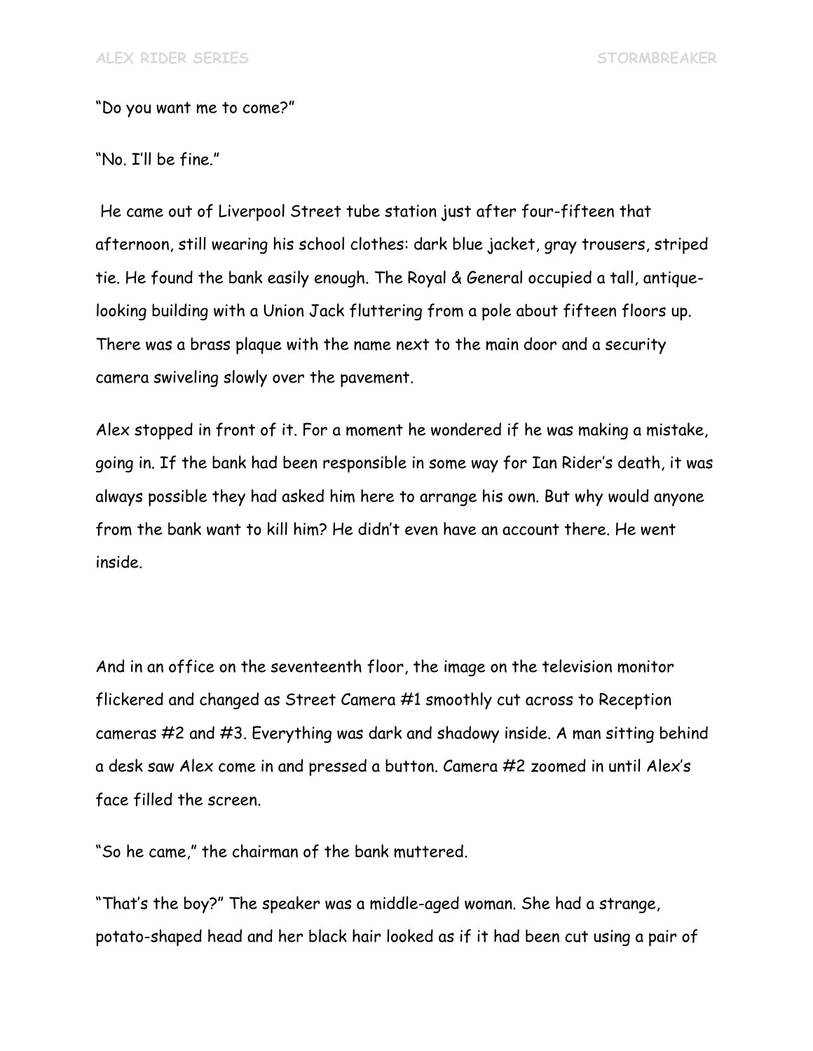“Do you want me to come?”

“No. I’ll be fine.”

He came out of Liverpool Street tube station just after four-fifteen that afternoon, still wearing his school clothes: dark blue jacket, gray trousers, striped tie. He found the bank easily enough. The Royal & General occupied a tall, antique-looking building with a Union Jack fluttering from a pole about fifteen floors up. There was a brass plaque with the name next to the main door and a security camera swiveling slowly over the pavement.

Alex stopped in front of it. For a moment he wondered if he was making a mistake, going in. If the bank had been responsible in some way for Ian Rider’s death, it was always possible they had asked him here to arrange his own. But why would anyone from the bank want to kill him? He didn’t even have an account there. He went inside.

And in an office on the seventeenth floor, the image on the television monitor flickered and changed as Street Camera #1 smoothly cut across to Reception cameras #2 and #3. Everything was dark and shadowy inside. A man sitting behind a desk saw Alex come in and pressed a button. Camera #2 zoomed in until Alex’s face filled the screen.

“So he came,” the chairman of the bank muttered.

“That’s the boy?” The speaker was a middle-aged woman. She had a strange, potato-shaped head and her black hair looked as if it had been cut using a pair of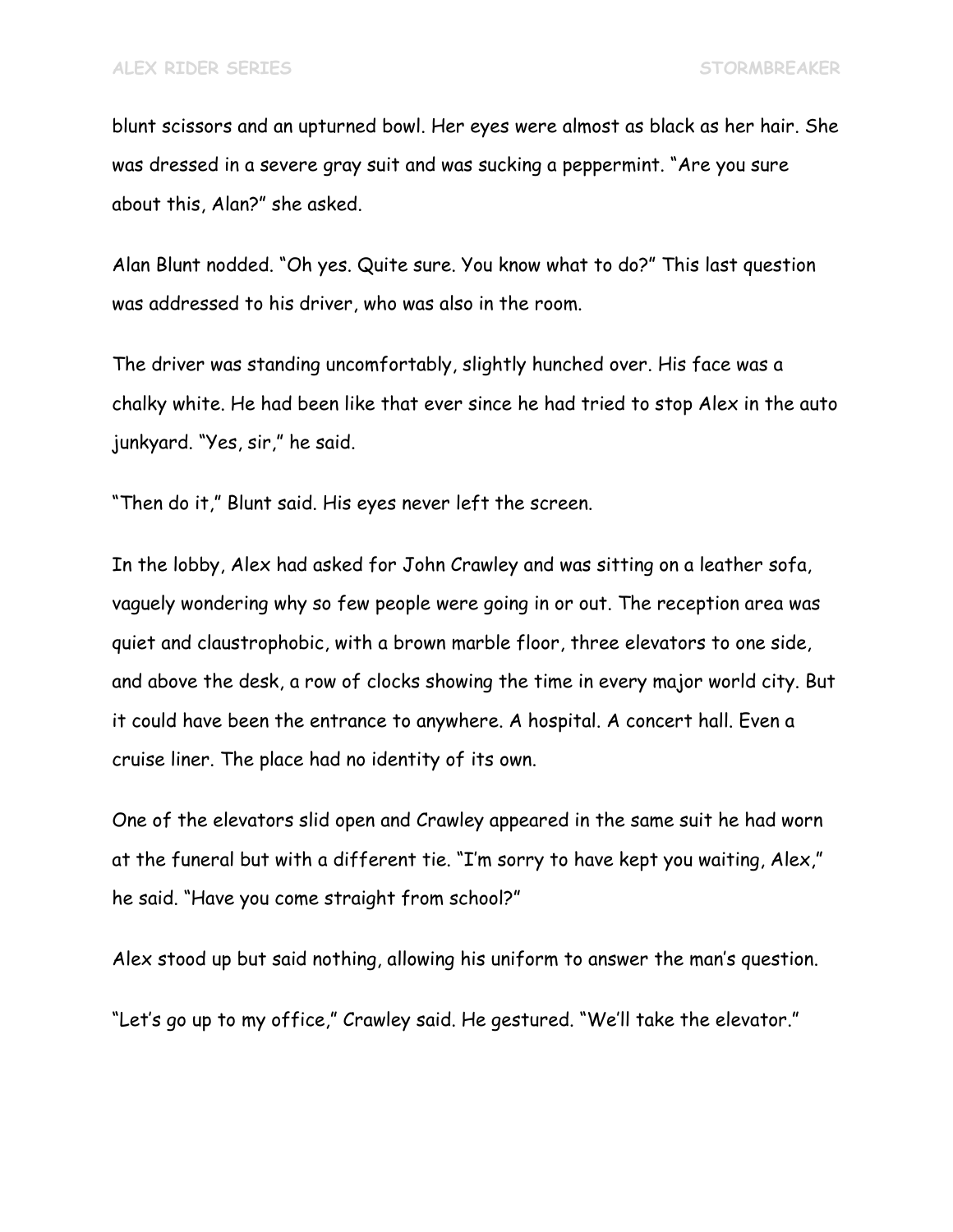blunt scissors and an upturned bowl. Her eyes were almost as black as her hair. She was dressed in a severe gray suit and was sucking a peppermint. "Are you sure about this, Alan?" she asked.

Alan Blunt nodded. "Oh yes. Quite sure. You know what to do?" This last question was addressed to his driver, who was also in the room.

The driver was standing uncomfortably, slightly hunched over. His face was a chalky white. He had been like that ever since he had tried to stop Alex in the auto junkyard. "Yes, sir," he said.

"Then do it," Blunt said. His eyes never left the screen.

In the lobby, Alex had asked for John Crawley and was sitting on a leather sofa, vaguely wondering why so few people were going in or out. The reception area was quiet and claustrophobic, with a brown marble floor, three elevators to one side, and above the desk, a row of clocks showing the time in every major world city. But it could have been the entrance to anywhere. A hospital. A concert hall. Even a cruise liner. The place had no identity of its own.

One of the elevators slid open and Crawley appeared in the same suit he had worn at the funeral but with a different tie. "I'm sorry to have kept you waiting, Alex," he said. "Have you come straight from school?"

Alex stood up but said nothing, allowing his uniform to answer the man's question.

"Let's go up to my office," Crawley said. He gestured. "We'll take the elevator."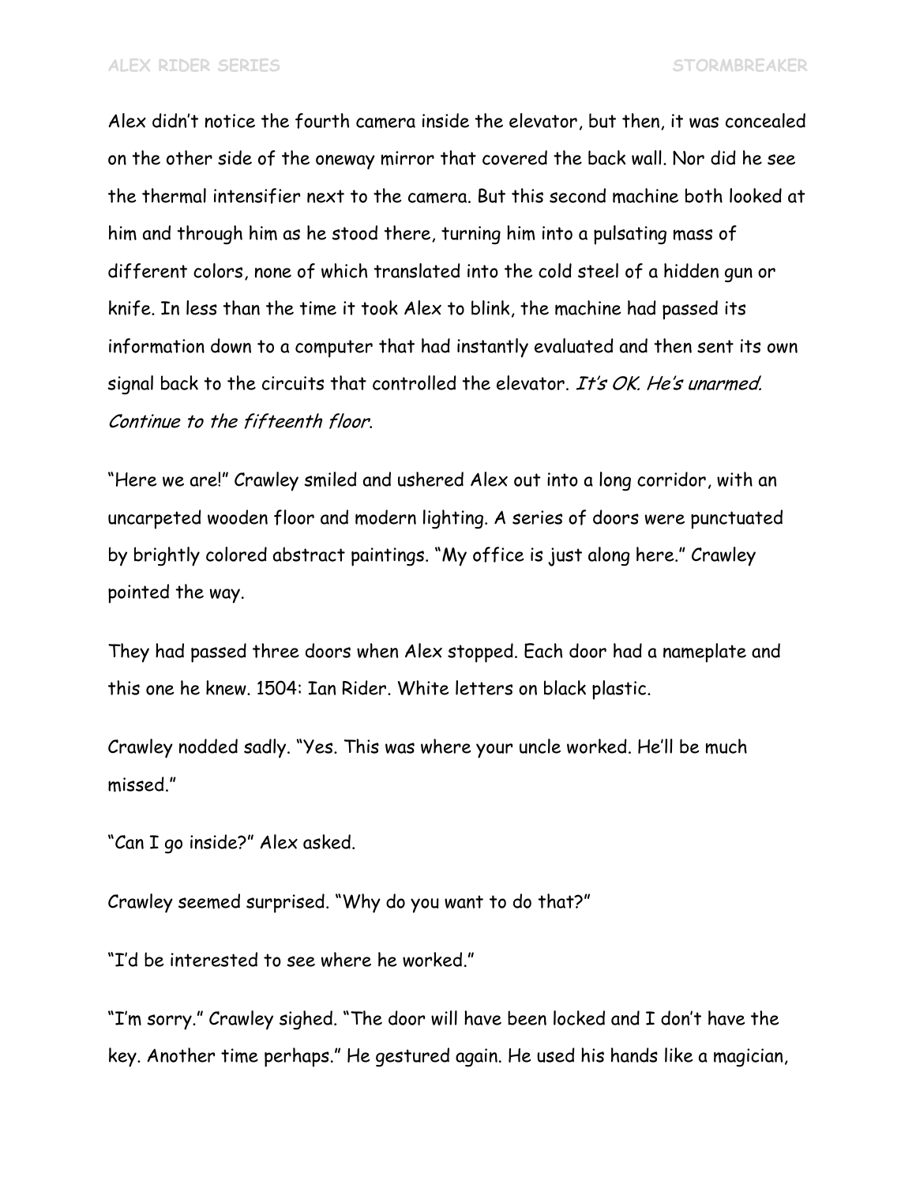Alex didn't notice the fourth camera inside the elevator, but then, it was concealed on the other side of the oneway mirror that covered the back wall. Nor did he see the thermal intensifier next to the camera. But this second machine both looked at him and through him as he stood there, turning him into a pulsating mass of different colors, none of which translated into the cold steel of a hidden gun or knife. In less than the time it took Alex to blink, the machine had passed its information down to a computer that had instantly evaluated and then sent its own signal back to the circuits that controlled the elevator. *It's OK. He's unarmed. Continue to the fifteenth floor*.

"Here we are!" Crawley smiled and ushered Alex out into a long corridor, with an uncarpeted wooden floor and modern lighting. A series of doors were punctuated by brightly colored abstract paintings. "My office is just along here." Crawley pointed the way.

They had passed three doors when Alex stopped. Each door had a nameplate and this one he knew. 1504: Ian Rider. White letters on black plastic.

Crawley nodded sadly. "Yes. This was where your uncle worked. He'll be much missed."

"Can I go inside?" Alex asked.

Crawley seemed surprised. "Why do you want to do that?"

"I'd be interested to see where he worked."

"I'm sorry." Crawley sighed. "The door will have been locked and I don't have the key. Another time perhaps." He gestured again. He used his hands like a magician,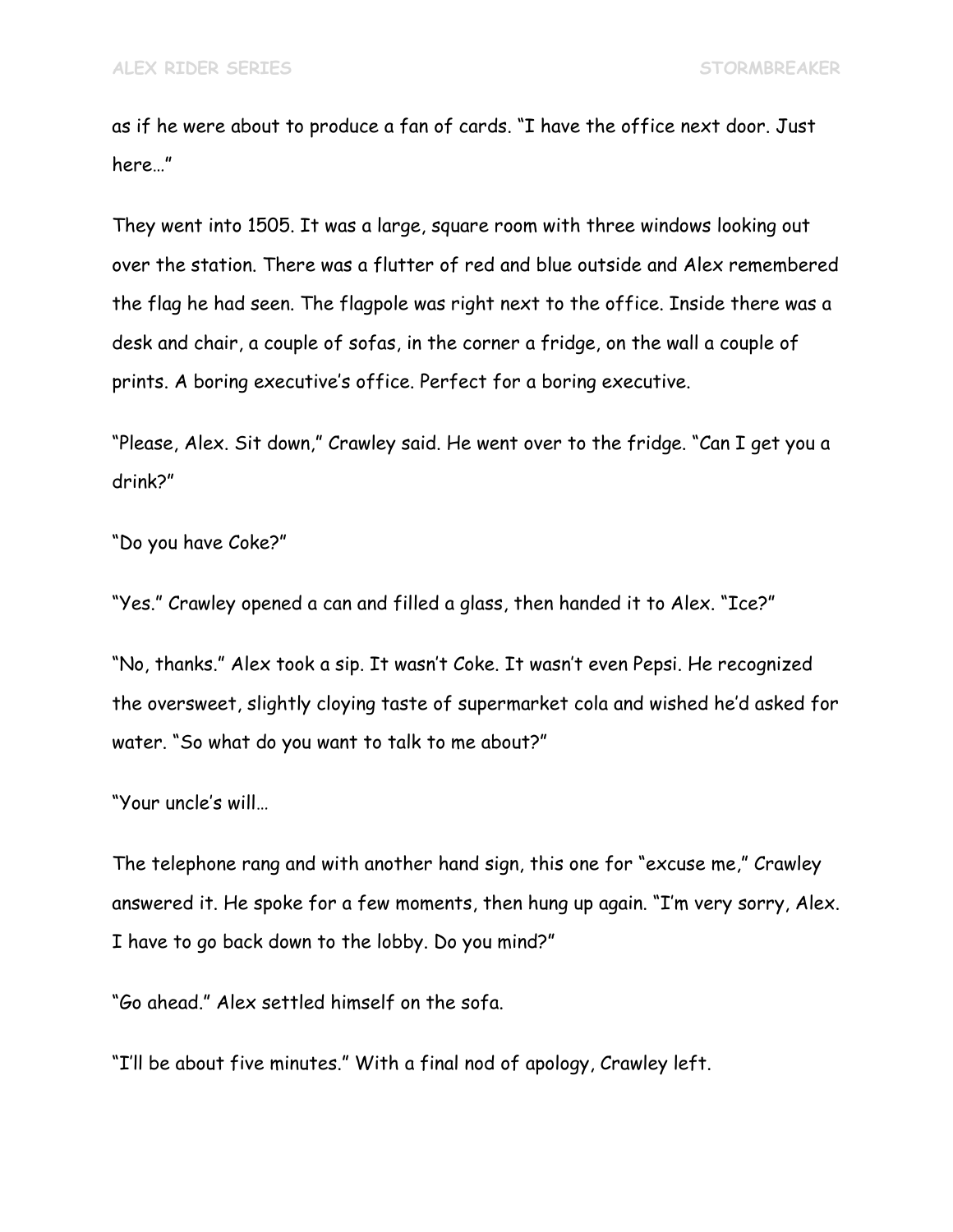as if he were about to produce a fan of cards. "I have the office next door. Just here…"

They went into 1505. It was a large, square room with three windows looking out over the station. There was a flutter of red and blue outside and Alex remembered the flag he had seen. The flagpole was right next to the office. Inside there was a desk and chair, a couple of sofas, in the corner a fridge, on the wall a couple of prints. A boring executive's office. Perfect for a boring executive.

"Please, Alex. Sit down," Crawley said. He went over to the fridge. "Can I get you a drink?"

"Do you have Coke?"

"Yes." Crawley opened a can and filled a glass, then handed it to Alex. "Ice?"

"No, thanks." Alex took a sip. It wasn't Coke. It wasn't even Pepsi. He recognized the oversweet, slightly cloying taste of supermarket cola and wished he'd asked for water. "So what do you want to talk to me about?"

"Your uncle's will…

The telephone rang and with another hand sign, this one for "excuse me," Crawley answered it. He spoke for a few moments, then hung up again. "I'm very sorry, Alex. I have to go back down to the lobby. Do you mind?"

"Go ahead." Alex settled himself on the sofa.

"I'll be about five minutes." With a final nod of apology, Crawley left.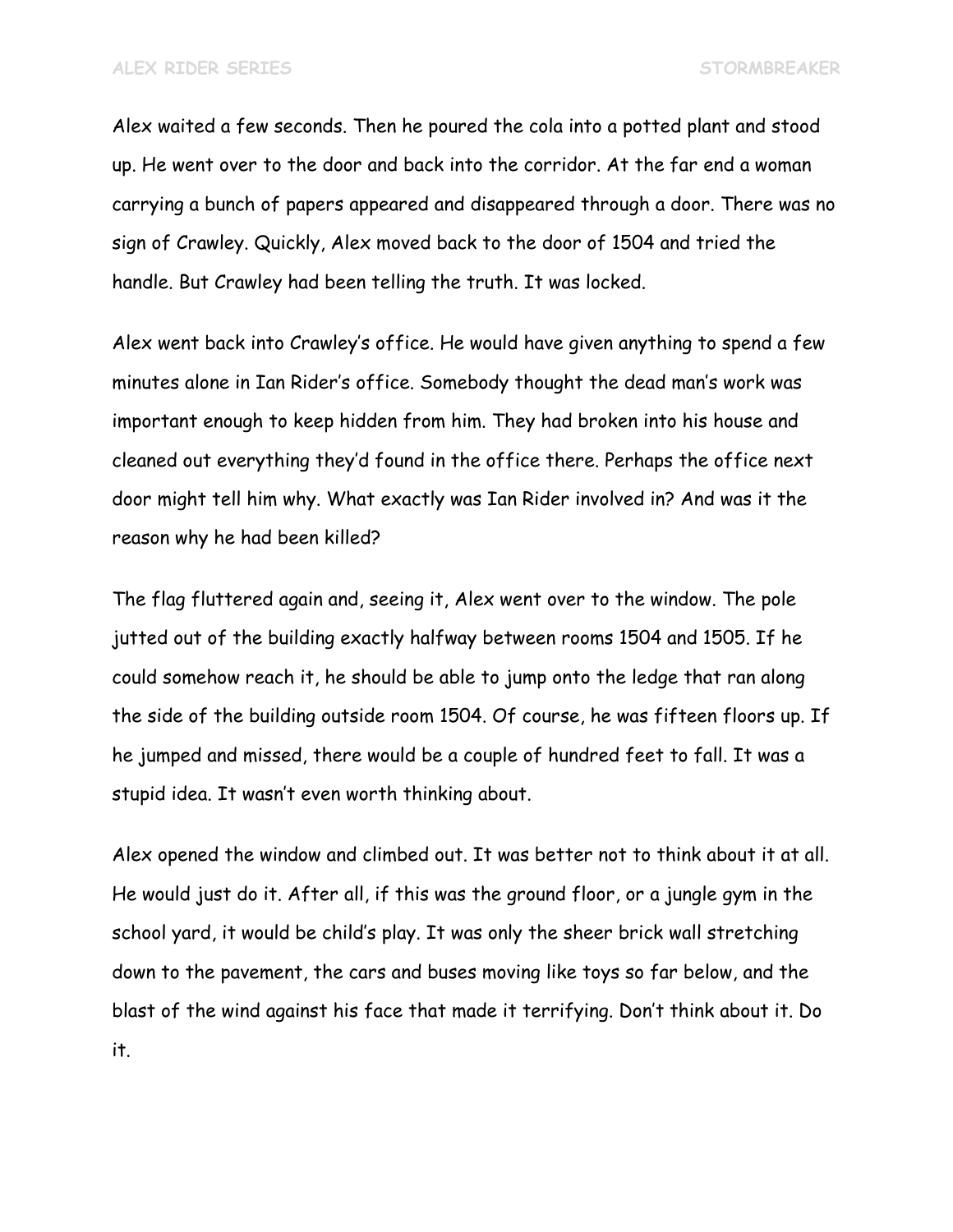Alex waited a few seconds. Then he poured the cola into a potted plant and stood up. He went over to the door and back into the corridor. At the far end a woman carrying a bunch of papers appeared and disappeared through a door. There was no sign of Crawley. Quickly, Alex moved back to the door of 1504 and tried the handle. But Crawley had been telling the truth. It was locked.

Alex went back into Crawley's office. He would have given anything to spend a few minutes alone in Ian Rider's office. Somebody thought the dead man's work was important enough to keep hidden from him. They had broken into his house and cleaned out everything they'd found in the office there. Perhaps the office next door might tell him why. What exactly was Ian Rider involved in? And was it the reason why he had been killed?

The flag fluttered again and, seeing it, Alex went over to the window. The pole jutted out of the building exactly halfway between rooms 1504 and 1505. If he could somehow reach it, he should be able to jump onto the ledge that ran along the side of the building outside room 1504. Of course, he was fifteen floors up. If he jumped and missed, there would be a couple of hundred feet to fall. It was a stupid idea. It wasn't even worth thinking about.

Alex opened the window and climbed out. It was better not to think about it at all. He would just do it. After all, if this was the ground floor, or a jungle gym in the school yard, it would be child's play. It was only the sheer brick wall stretching down to the pavement, the cars and buses moving like toys so far below, and the blast of the wind against his face that made it terrifying. Don't think about it. Do it.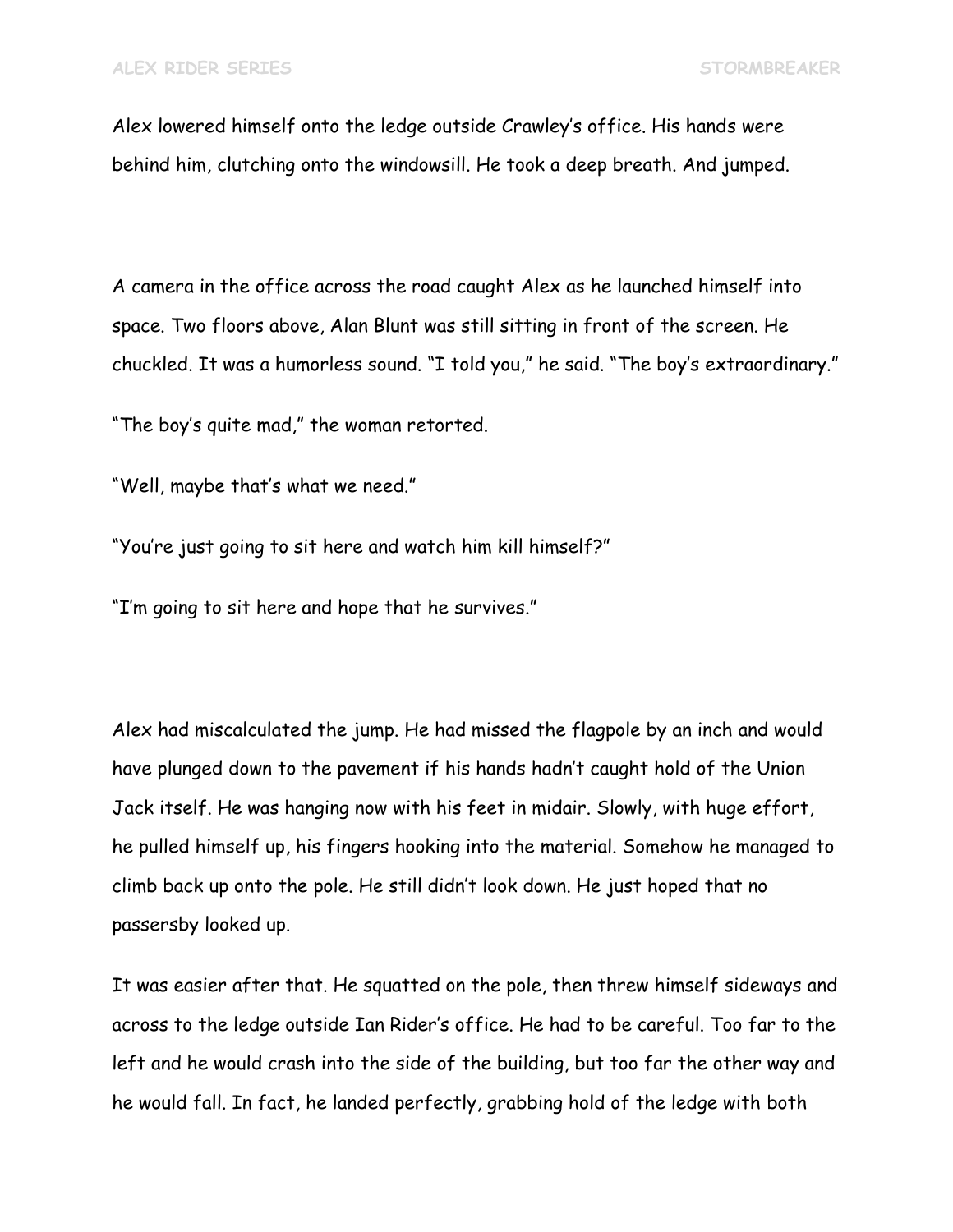Alex lowered himself onto the ledge outside Crawley's office. His hands were behind him, clutching onto the windowsill. He took a deep breath. And jumped.

A camera in the office across the road caught Alex as he launched himself into space. Two floors above, Alan Blunt was still sitting in front of the screen. He chuckled. It was a humorless sound. "I told you," he said. "The boy's extraordinary."

"The boy's quite mad," the woman retorted.

"Well, maybe that's what we need."

"You're just going to sit here and watch him kill himself?"

"I'm going to sit here and hope that he survives."

Alex had miscalculated the jump. He had missed the flagpole by an inch and would have plunged down to the pavement if his hands hadn't caught hold of the Union Jack itself. He was hanging now with his feet in midair. Slowly, with huge effort, he pulled himself up, his fingers hooking into the material. Somehow he managed to climb back up onto the pole. He still didn't look down. He just hoped that no passersby looked up.

It was easier after that. He squatted on the pole, then threw himself sideways and across to the ledge outside Ian Rider's office. He had to be careful. Too far to the left and he would crash into the side of the building, but too far the other way and he would fall. In fact, he landed perfectly, grabbing hold of the ledge with both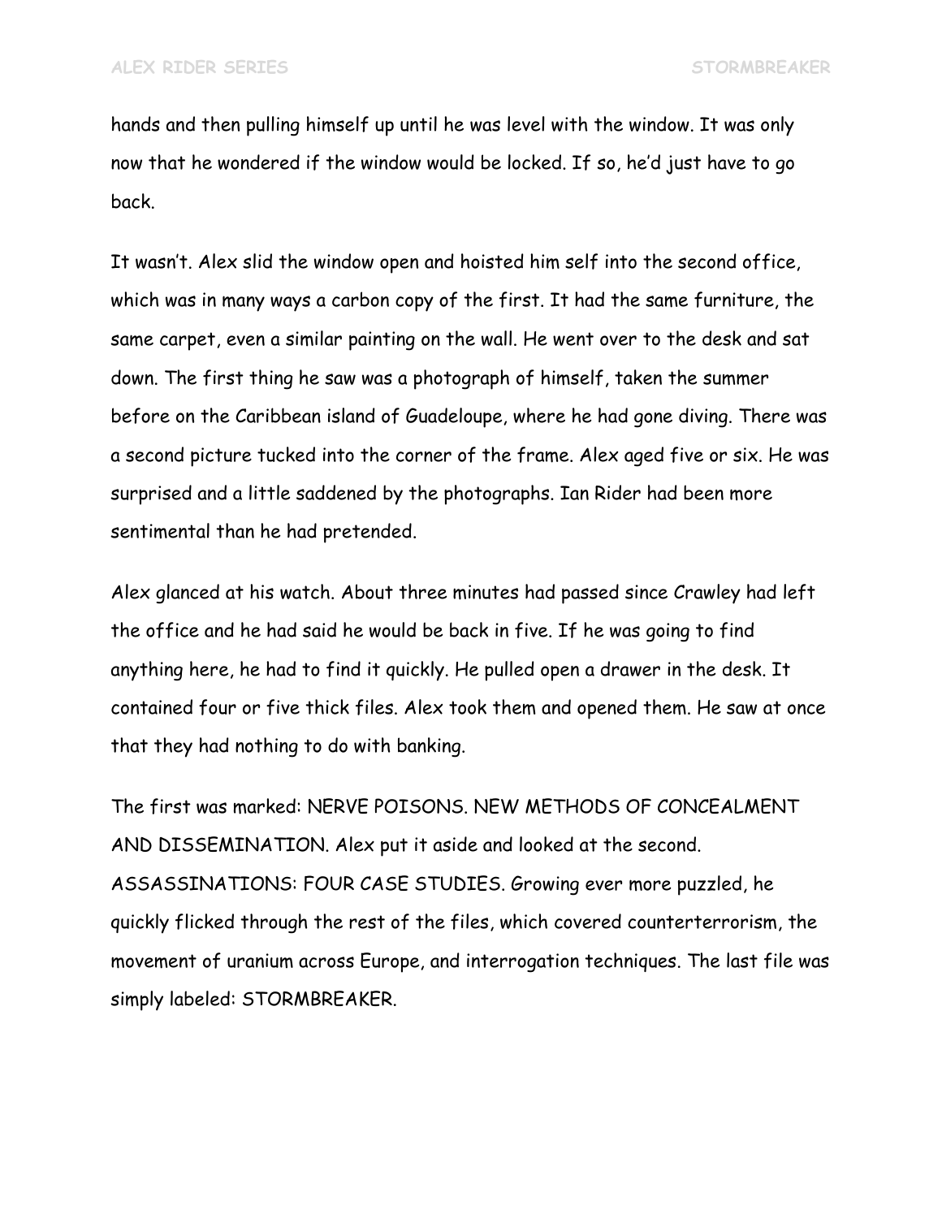hands and then pulling himself up until he was level with the window. It was only now that he wondered if the window would be locked. If so, he'd just have to go back.

It wasn't. Alex slid the window open and hoisted him self into the second office, which was in many ways a carbon copy of the first. It had the same furniture, the same carpet, even a similar painting on the wall. He went over to the desk and sat down. The first thing he saw was a photograph of himself, taken the summer before on the Caribbean island of Guadeloupe, where he had gone diving. There was a second picture tucked into the corner of the frame. Alex aged five or six. He was surprised and a little saddened by the photographs. Ian Rider had been more sentimental than he had pretended.

Alex glanced at his watch. About three minutes had passed since Crawley had left the office and he had said he would be back in five. If he was going to find anything here, he had to find it quickly. He pulled open a drawer in the desk. It contained four or five thick files. Alex took them and opened them. He saw at once that they had nothing to do with banking.

The first was marked: NERVE POISONS. NEW METHODS OF CONCEALMENT AND DISSEMINATION. Alex put it aside and looked at the second. ASSASSINATIONS: FOUR CASE STUDIES. Growing ever more puzzled, he quickly flicked through the rest of the files, which covered counterterrorism, the movement of uranium across Europe, and interrogation techniques. The last file was simply labeled: STORMBREAKER.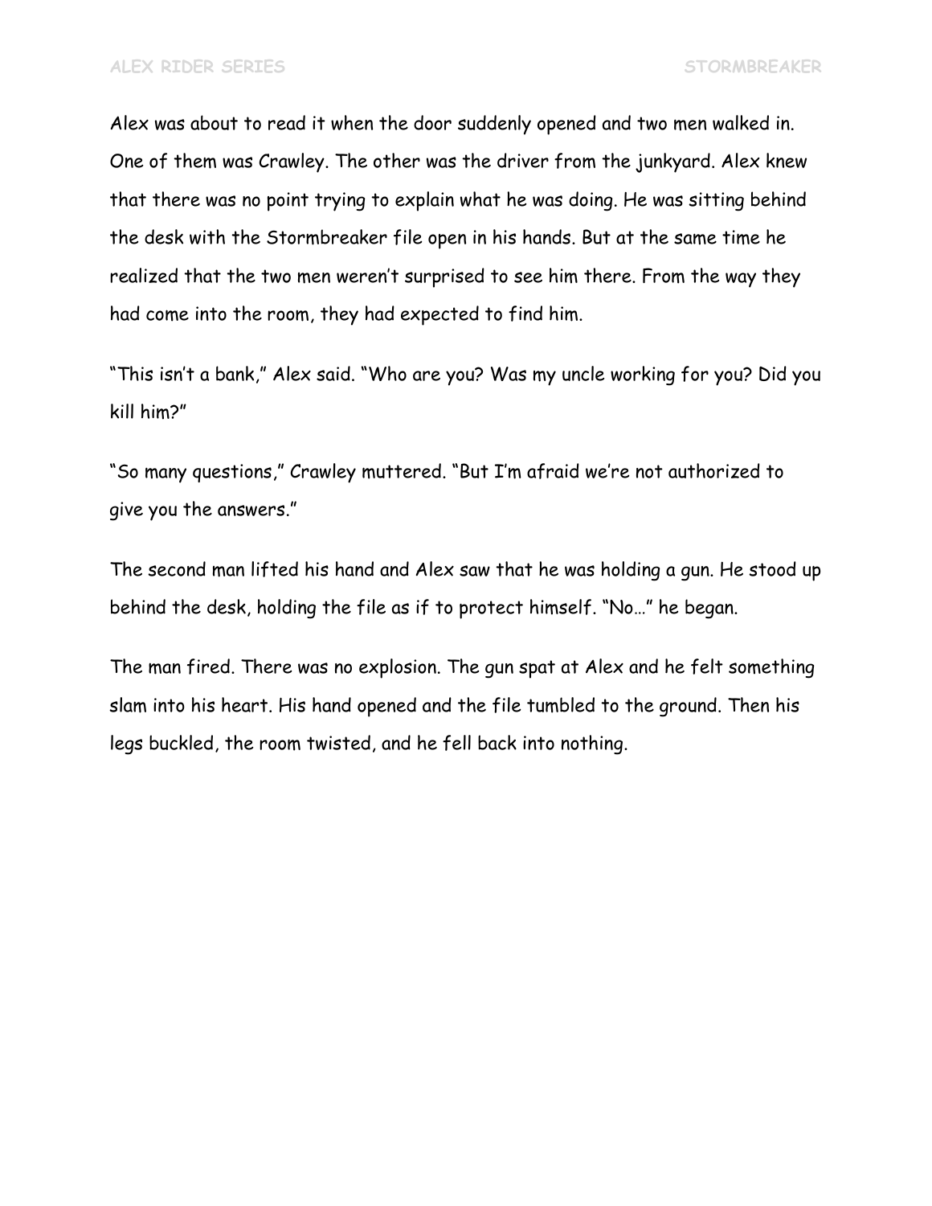Alex was about to read it when the door suddenly opened and two men walked in. One of them was Crawley. The other was the driver from the junkyard. Alex knew that there was no point trying to explain what he was doing. He was sitting behind the desk with the Stormbreaker file open in his hands. But at the same time he realized that the two men weren't surprised to see him there. From the way they had come into the room, they had expected to find him.

"This isn't a bank," Alex said. "Who are you? Was my uncle working for you? Did you kill him?"

"So many questions," Crawley muttered. "But I'm afraid we're not authorized to give you the answers."

The second man lifted his hand and Alex saw that he was holding a gun. He stood up behind the desk, holding the file as if to protect himself. "No…" he began.

The man fired. There was no explosion. The gun spat at Alex and he felt something slam into his heart. His hand opened and the file tumbled to the ground. Then his legs buckled, the room twisted, and he fell back into nothing.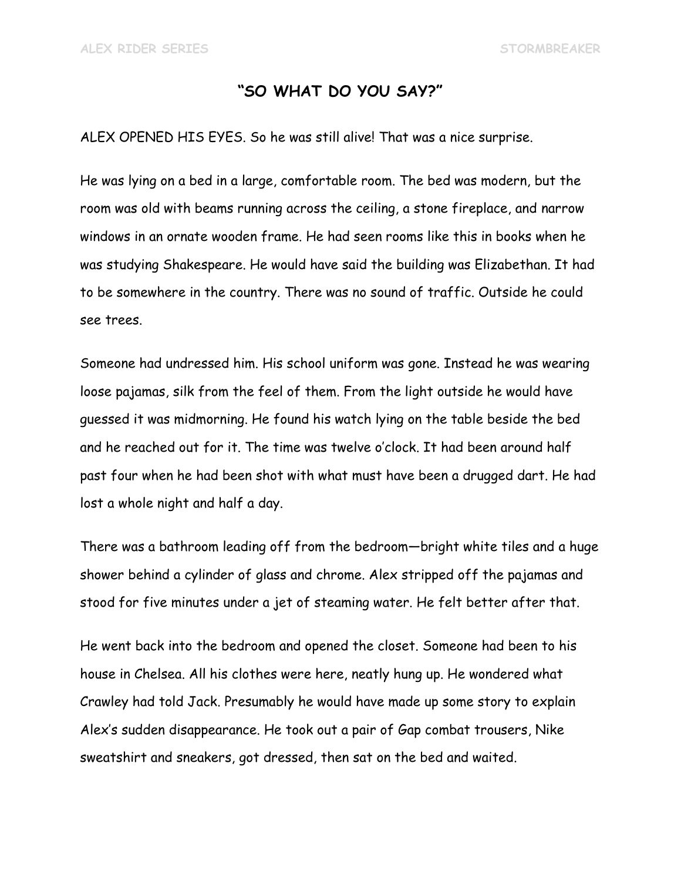## "SO WHAT DO YOU SAY?"

ALEX OPENED HIS EYES. So he was still alive! That was a nice surprise.

He was lying on a bed in a large, comfortable room. The bed was modern, but the room was old with beams running across the ceiling, a stone fireplace, and narrow windows in an ornate wooden frame. He had seen rooms like this in books when he was studying Shakespeare. He would have said the building was Elizabethan. It had to be somewhere in the country. There was no sound of traffic. Outside he could see trees.

Someone had undressed him. His school uniform was gone. Instead he was wearing loose pajamas, silk from the feel of them. From the light outside he would have guessed it was midmorning. He found his watch lying on the table beside the bed and he reached out for it. The time was twelve o'clock. It had been around half past four when he had been shot with what must have been a drugged dart. He had lost a whole night and half a day.

There was a bathroom leading off from the bedroom—bright white tiles and a huge shower behind a cylinder of glass and chrome. Alex stripped off the pajamas and stood for five minutes under a jet of steaming water. He felt better after that.

He went back into the bedroom and opened the closet. Someone had been to his house in Chelsea. All his clothes were here, neatly hung up. He wondered what Crawley had told Jack. Presumably he would have made up some story to explain Alex's sudden disappearance. He took out a pair of Gap combat trousers, Nike sweatshirt and sneakers, got dressed, then sat on the bed and waited.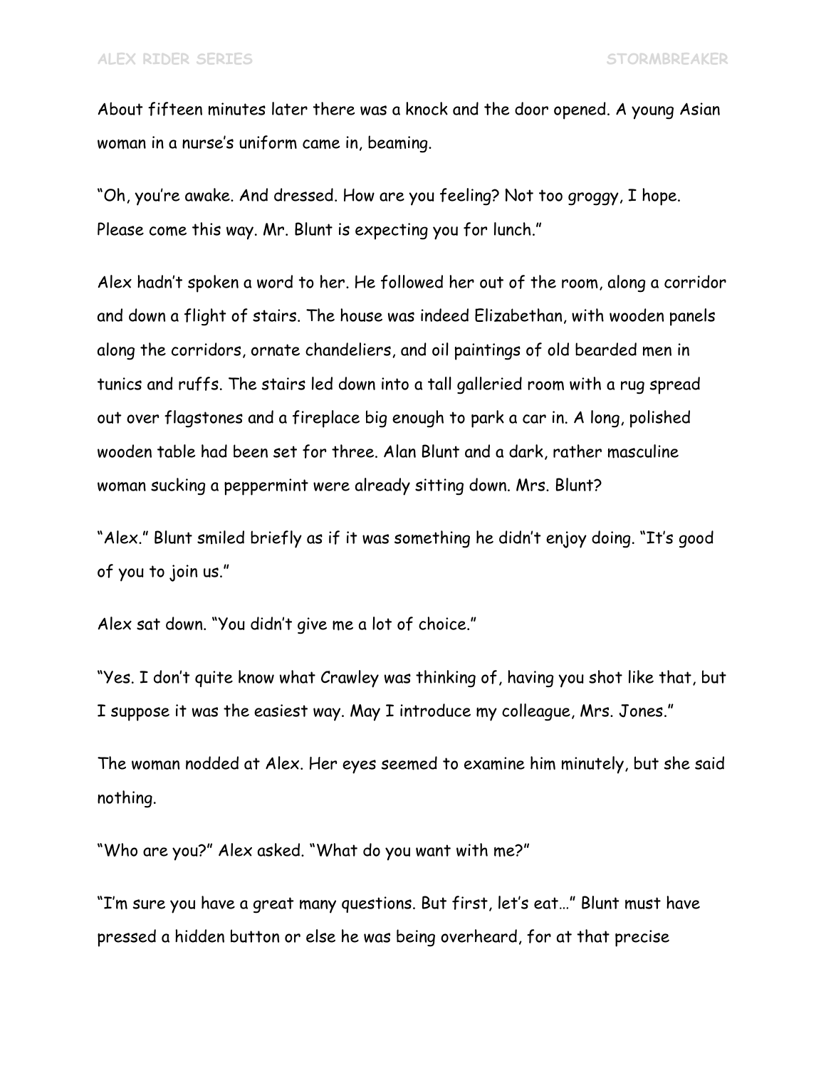About fifteen minutes later there was a knock and the door opened. A young Asian woman in a nurse's uniform came in, beaming.

"Oh, you're awake. And dressed. How are you feeling? Not too groggy, I hope. Please come this way. Mr. Blunt is expecting you for lunch."

Alex hadn't spoken a word to her. He followed her out of the room, along a corridor and down a flight of stairs. The house was indeed Elizabethan, with wooden panels along the corridors, ornate chandeliers, and oil paintings of old bearded men in tunics and ruffs. The stairs led down into a tall galleried room with a rug spread out over flagstones and a fireplace big enough to park a car in. A long, polished wooden table had been set for three. Alan Blunt and a dark, rather masculine woman sucking a peppermint were already sitting down. Mrs. Blunt?

"Alex." Blunt smiled briefly as if it was something he didn't enjoy doing. "It's good of you to join us."

Alex sat down. "You didn't give me a lot of choice."

"Yes. I don't quite know what Crawley was thinking of, having you shot like that, but I suppose it was the easiest way. May I introduce my colleague, Mrs. Jones."

The woman nodded at Alex. Her eyes seemed to examine him minutely, but she said nothing.

"Who are you?" Alex asked. "What do you want with me?"

"I'm sure you have a great many questions. But first, let's eat…" Blunt must have pressed a hidden button or else he was being overheard, for at that precise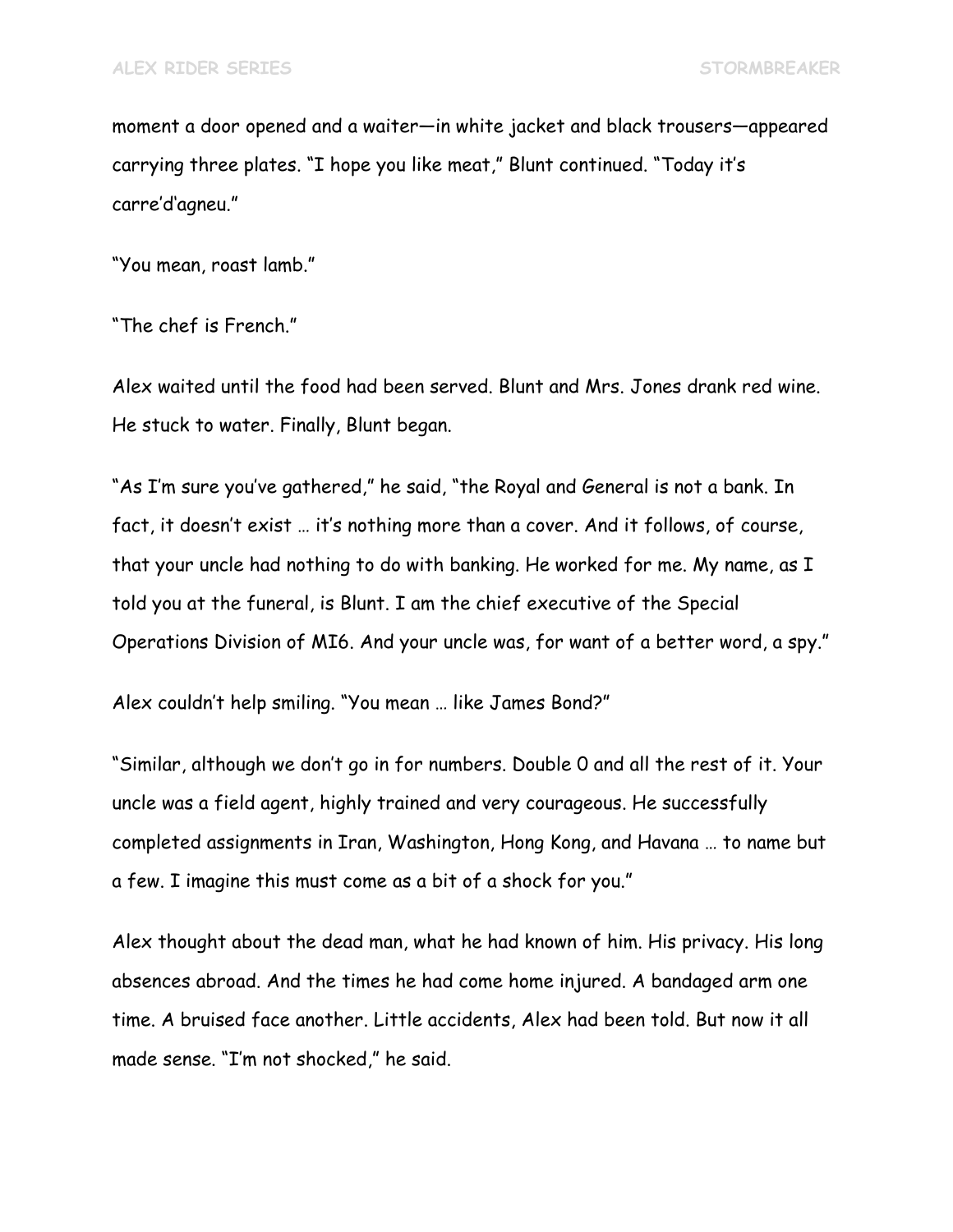moment a door opened and a waiter—in white jacket and black trousers—appeared carrying three plates. "I hope you like meat," Blunt continued. "Today it's carre'd'agneu."

"You mean, roast lamb."

"The chef is French."

Alex waited until the food had been served. Blunt and Mrs. Jones drank red wine. He stuck to water. Finally, Blunt began.

"As I'm sure you've gathered," he said, "the Royal and General is not a bank. In fact, it doesn't exist … it's nothing more than a cover. And it follows, of course, that your uncle had nothing to do with banking. He worked for me. My name, as I told you at the funeral, is Blunt. I am the chief executive of the Special Operations Division of MI6. And your uncle was, for want of a better word, a spy."

Alex couldn't help smiling. "You mean … like James Bond?"

"Similar, although we don't go in for numbers. Double 0 and all the rest of it. Your uncle was a field agent, highly trained and very courageous. He successfully completed assignments in Iran, Washington, Hong Kong, and Havana … to name but a few. I imagine this must come as a bit of a shock for you."

Alex thought about the dead man, what he had known of him. His privacy. His long absences abroad. And the times he had come home injured. A bandaged arm one time. A bruised face another. Little accidents, Alex had been told. But now it all made sense. "I'm not shocked," he said.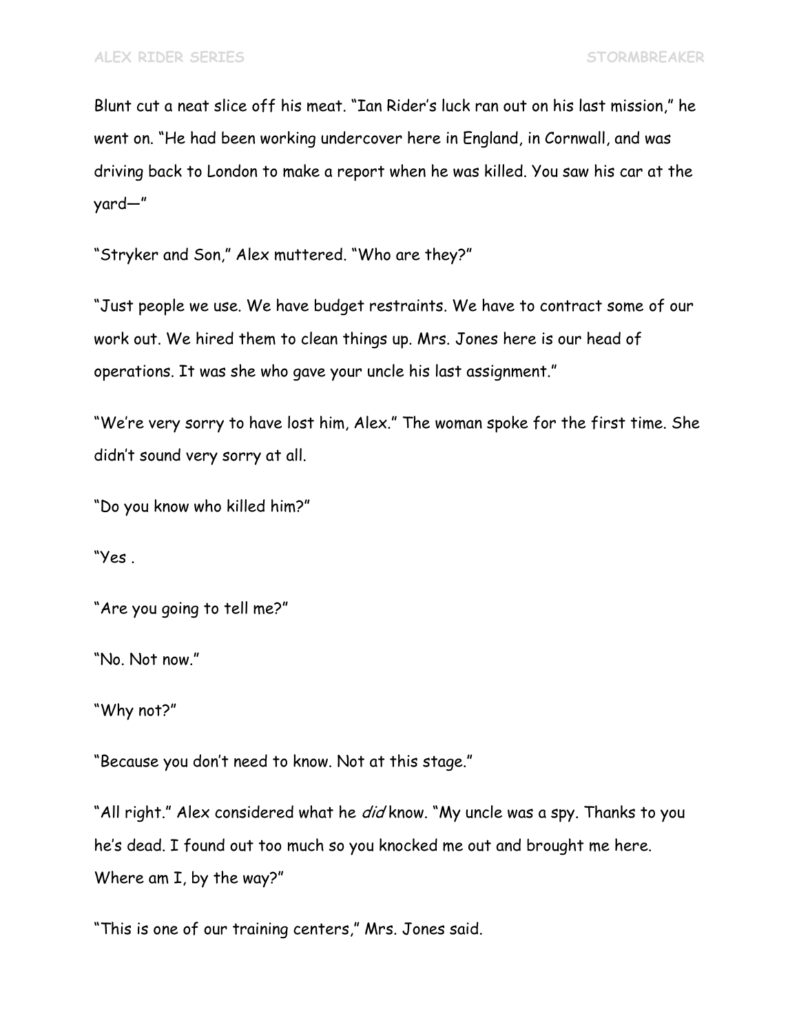Blunt cut a neat slice off his meat. “Ian Rider’s luck ran out on his last mission,” he went on. “He had been working undercover here in England, in Cornwall, and was driving back to London to make a report when he was killed. You saw his car at the yard—”

“Stryker and Son,” Alex muttered. “Who are they?”

“Just people we use. We have budget restraints. We have to contract some of our work out. We hired them to clean things up. Mrs. Jones here is our head of operations. It was she who gave your uncle his last assignment.”

“We’re very sorry to have lost him, Alex.” The woman spoke for the first time. She didn’t sound very sorry at all.

“Do you know who killed him?”

“Yes .

“Are you going to tell me?”

“No. Not now.”

“Why not?”

“Because you don’t need to know. Not at this stage.”

“All right.” Alex considered what he *did* know. “My uncle was a spy. Thanks to you he’s dead. I found out too much so you knocked me out and brought me here. Where am I, by the way?”

“This is one of our training centers,” Mrs. Jones said.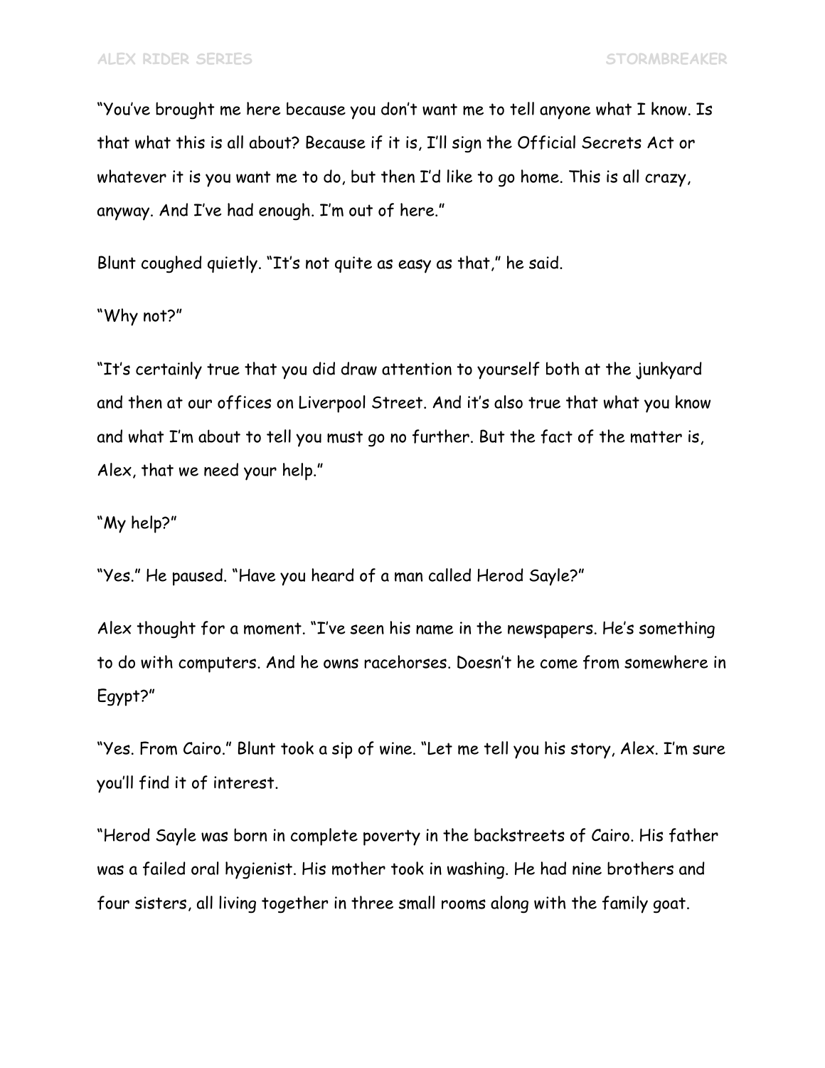"You've brought me here because you don't want me to tell anyone what I know. Is that what this is all about? Because if it is, I'll sign the Official Secrets Act or whatever it is you want me to do, but then I'd like to go home. This is all crazy, anyway. And I've had enough. I'm out of here."

Blunt coughed quietly. "It's not quite as easy as that," he said.

"Why not?"

"It's certainly true that you did draw attention to yourself both at the junkyard and then at our offices on Liverpool Street. And it's also true that what you know and what I'm about to tell you must go no further. But the fact of the matter is, Alex, that we need your help."

"My help?"

"Yes." He paused. "Have you heard of a man called Herod Sayle?"

Alex thought for a moment. "I've seen his name in the newspapers. He's something to do with computers. And he owns racehorses. Doesn't he come from somewhere in Egypt?"

"Yes. From Cairo." Blunt took a sip of wine. "Let me tell you his story, Alex. I'm sure you'll find it of interest.

"Herod Sayle was born in complete poverty in the backstreets of Cairo. His father was a failed oral hygienist. His mother took in washing. He had nine brothers and four sisters, all living together in three small rooms along with the family goat.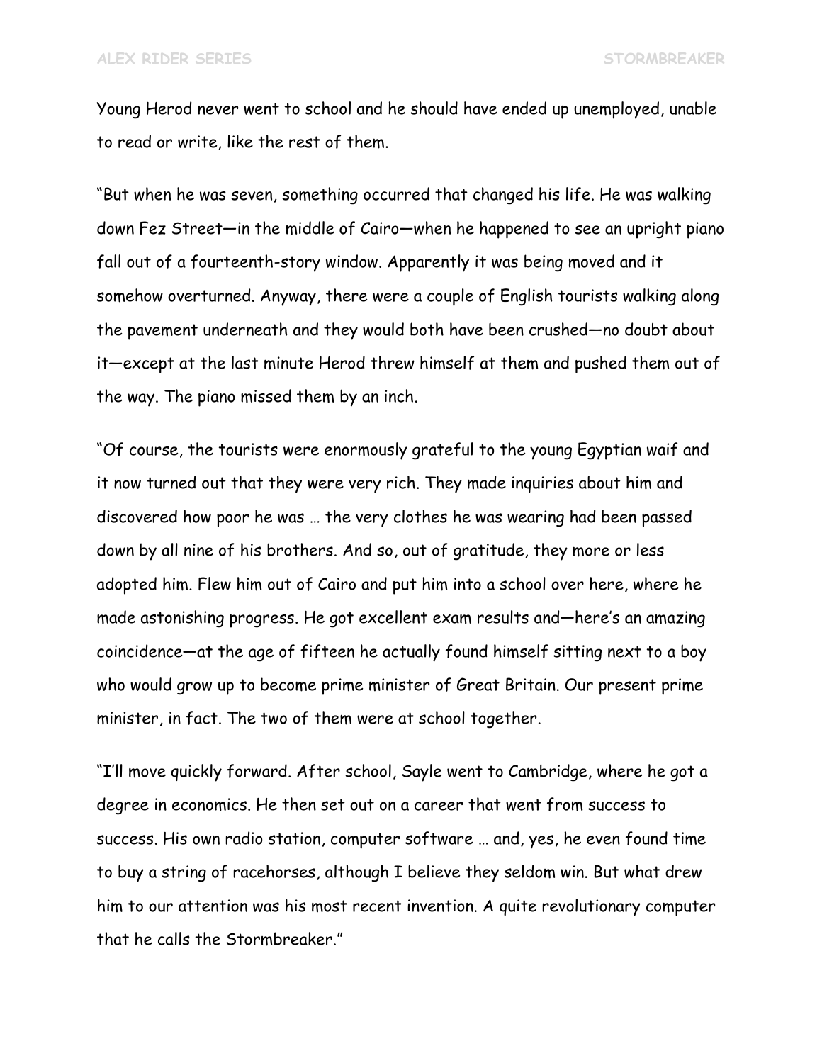Young Herod never went to school and he should have ended up unemployed, unable to read or write, like the rest of them.

"But when he was seven, something occurred that changed his life. He was walking down Fez Street—in the middle of Cairo—when he happened to see an upright piano fall out of a fourteenth-story window. Apparently it was being moved and it somehow overturned. Anyway, there were a couple of English tourists walking along the pavement underneath and they would both have been crushed—no doubt about it—except at the last minute Herod threw himself at them and pushed them out of the way. The piano missed them by an inch.

"Of course, the tourists were enormously grateful to the young Egyptian waif and it now turned out that they were very rich. They made inquiries about him and discovered how poor he was … the very clothes he was wearing had been passed down by all nine of his brothers. And so, out of gratitude, they more or less adopted him. Flew him out of Cairo and put him into a school over here, where he made astonishing progress. He got excellent exam results and—here's an amazing coincidence—at the age of fifteen he actually found himself sitting next to a boy who would grow up to become prime minister of Great Britain. Our present prime minister, in fact. The two of them were at school together.

"I'll move quickly forward. After school, Sayle went to Cambridge, where he got a degree in economics. He then set out on a career that went from success to success. His own radio station, computer software … and, yes, he even found time to buy a string of racehorses, although I believe they seldom win. But what drew him to our attention was his most recent invention. A quite revolutionary computer that he calls the Stormbreaker."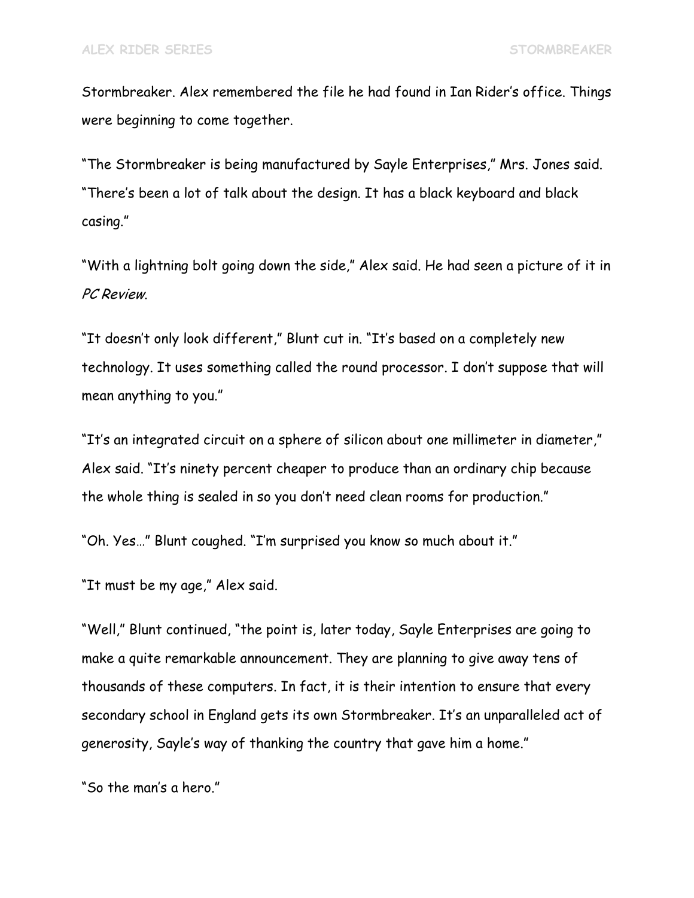Stormbreaker. Alex remembered the file he had found in Ian Rider's office. Things were beginning to come together.

"The Stormbreaker is being manufactured by Sayle Enterprises," Mrs. Jones said. "There's been a lot of talk about the design. It has a black keyboard and black casing."

"With a lightning bolt going down the side," Alex said. He had seen a picture of it in *PC Review*.

"It doesn't only look different," Blunt cut in. "It's based on a completely new technology. It uses something called the round processor. I don't suppose that will mean anything to you."

"It's an integrated circuit on a sphere of silicon about one millimeter in diameter," Alex said. "It's ninety percent cheaper to produce than an ordinary chip because the whole thing is sealed in so you don't need clean rooms for production."

"Oh. Yes…" Blunt coughed. "I'm surprised you know so much about it."

"It must be my age," Alex said.

"Well," Blunt continued, "the point is, later today, Sayle Enterprises are going to make a quite remarkable announcement. They are planning to give away tens of thousands of these computers. In fact, it is their intention to ensure that every secondary school in England gets its own Stormbreaker. It's an unparalleled act of generosity, Sayle's way of thanking the country that gave him a home."

"So the man's a hero."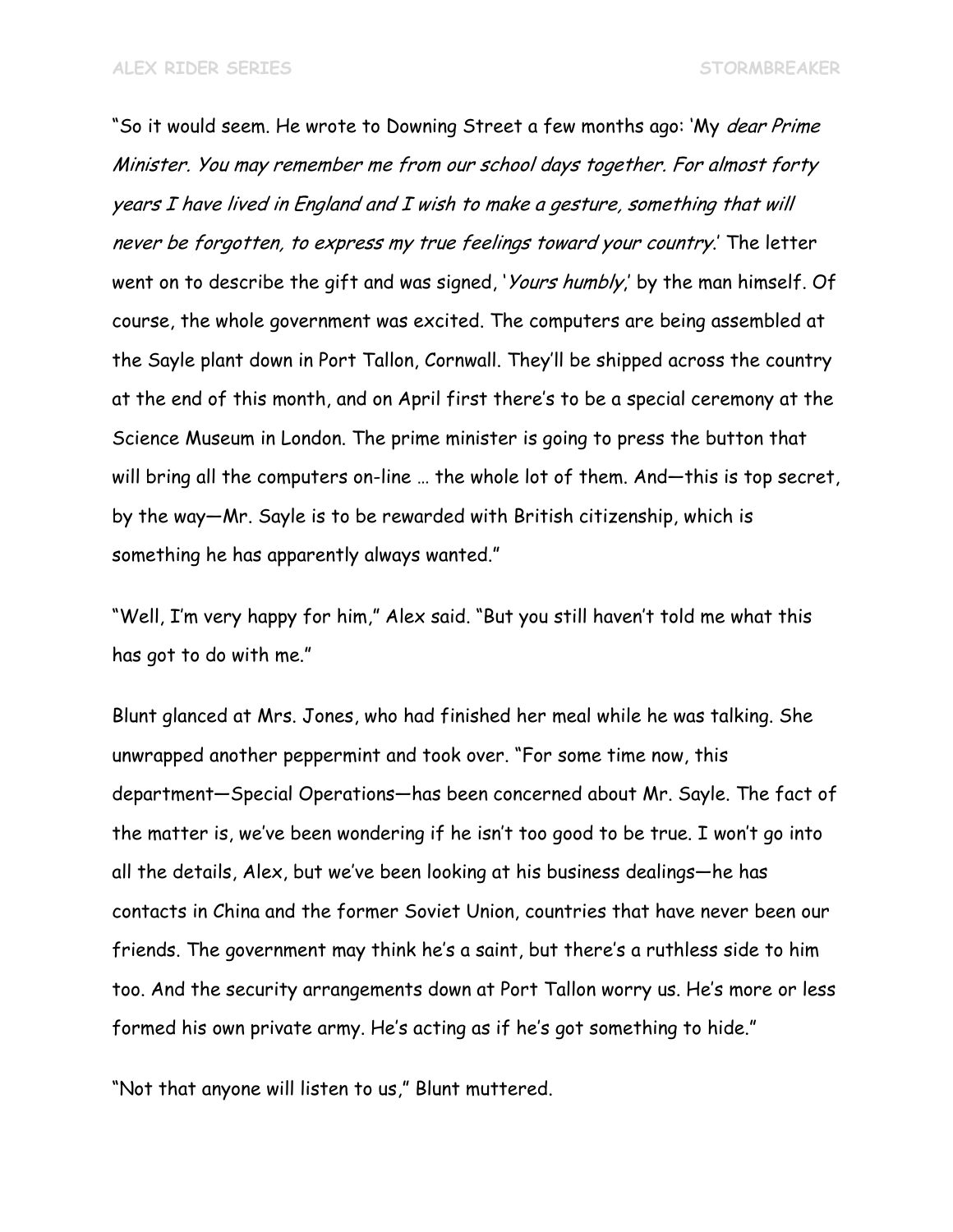"So it would seem. He wrote to Downing Street a few months ago: 'My *dear Prime Minister. You may remember me from our school days together. For almost forty years I have lived in England and I wish to make a gesture, something that will never be forgotten, to express my true feelings toward your country*.' The letter went on to describe the gift and was signed, '*Yours humbly*,' by the man himself. Of course, the whole government was excited. The computers are being assembled at the Sayle plant down in Port Tallon, Cornwall. They'll be shipped across the country at the end of this month, and on April first there's to be a special ceremony at the Science Museum in London. The prime minister is going to press the button that will bring all the computers on-line … the whole lot of them. And—this is top secret, by the way—Mr. Sayle is to be rewarded with British citizenship, which is something he has apparently always wanted."

"Well, I'm very happy for him," Alex said. "But you still haven't told me what this has got to do with me."

Blunt glanced at Mrs. Jones, who had finished her meal while he was talking. She unwrapped another peppermint and took over. "For some time now, this department—Special Operations—has been concerned about Mr. Sayle. The fact of the matter is, we've been wondering if he isn't too good to be true. I won't go into all the details, Alex, but we've been looking at his business dealings—he has contacts in China and the former Soviet Union, countries that have never been our friends. The government may think he's a saint, but there's a ruthless side to him too. And the security arrangements down at Port Tallon worry us. He's more or less formed his own private army. He's acting as if he's got something to hide."

"Not that anyone will listen to us," Blunt muttered.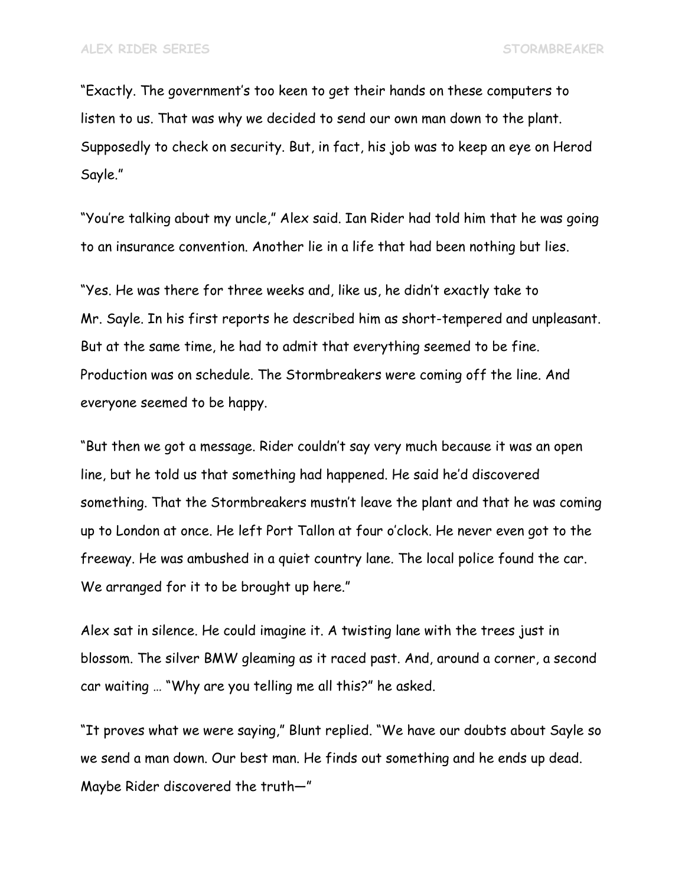"Exactly. The government's too keen to get their hands on these computers to listen to us. That was why we decided to send our own man down to the plant. Supposedly to check on security. But, in fact, his job was to keep an eye on Herod Sayle."

"You're talking about my uncle," Alex said. Ian Rider had told him that he was going to an insurance convention. Another lie in a life that had been nothing but lies.

"Yes. He was there for three weeks and, like us, he didn't exactly take to Mr. Sayle. In his first reports he described him as short-tempered and unpleasant. But at the same time, he had to admit that everything seemed to be fine. Production was on schedule. The Stormbreakers were coming off the line. And everyone seemed to be happy.

"But then we got a message. Rider couldn't say very much because it was an open line, but he told us that something had happened. He said he'd discovered something. That the Stormbreakers mustn't leave the plant and that he was coming up to London at once. He left Port Tallon at four o'clock. He never even got to the freeway. He was ambushed in a quiet country lane. The local police found the car. We arranged for it to be brought up here."

Alex sat in silence. He could imagine it. A twisting lane with the trees just in blossom. The silver BMW gleaming as it raced past. And, around a corner, a second car waiting … "Why are you telling me all this?" he asked.

"It proves what we were saying," Blunt replied. "We have our doubts about Sayle so we send a man down. Our best man. He finds out something and he ends up dead. Maybe Rider discovered the truth—"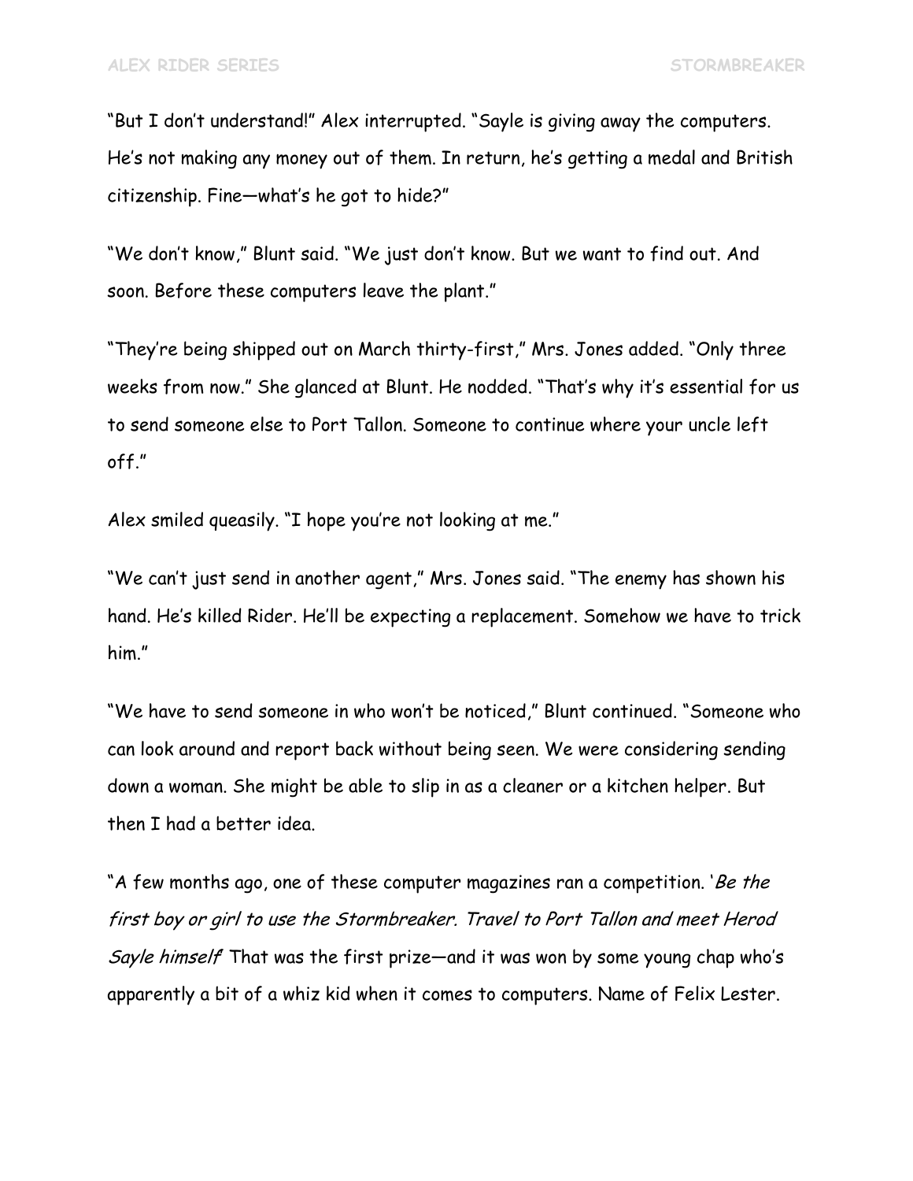"But I don't understand!" Alex interrupted. "Sayle is giving away the computers. He's not making any money out of them. In return, he's getting a medal and British citizenship. Fine—what's he got to hide?"

"We don't know," Blunt said. "We just don't know. But we want to find out. And soon. Before these computers leave the plant."

"They're being shipped out on March thirty-first," Mrs. Jones added. "Only three weeks from now." She glanced at Blunt. He nodded. "That's why it's essential for us to send someone else to Port Tallon. Someone to continue where your uncle left off."

Alex smiled queasily. "I hope you're not looking at me."

"We can't just send in another agent," Mrs. Jones said. "The enemy has shown his hand. He's killed Rider. He'll be expecting a replacement. Somehow we have to trick him."

"We have to send someone in who won't be noticed," Blunt continued. "Someone who can look around and report back without being seen. We were considering sending down a woman. She might be able to slip in as a cleaner or a kitchen helper. But then I had a better idea.

"A few months ago, one of these computer magazines ran a competition. '*Be the first boy or girl to use the Stormbreaker. Travel to Port Tallon and meet Herod Sayle himself*' That was the first prize—and it was won by some young chap who's apparently a bit of a whiz kid when it comes to computers. Name of Felix Lester.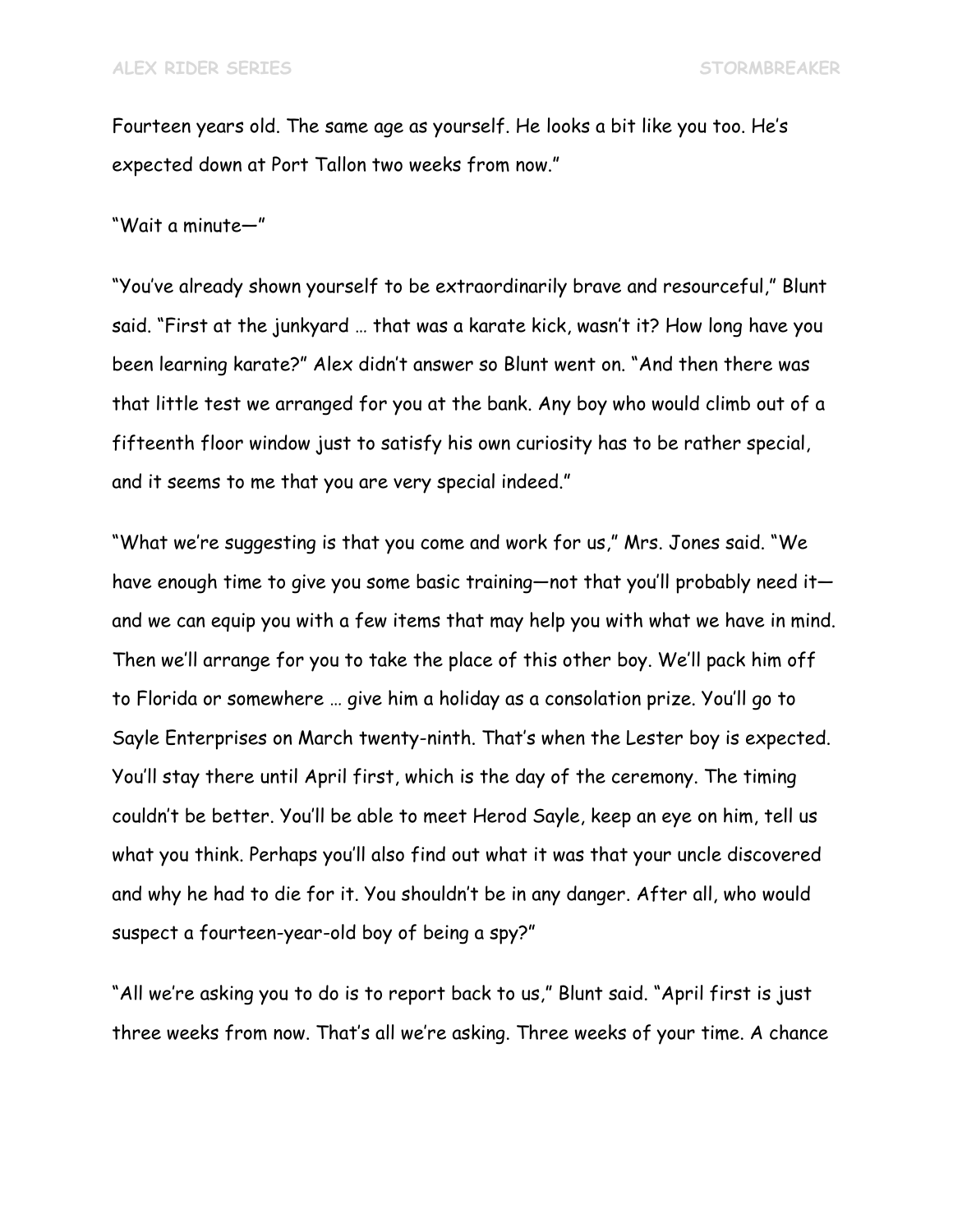Fourteen years old. The same age as yourself. He looks a bit like you too. He's expected down at Port Tallon two weeks from now."

"Wait a minute—"

"You've already shown yourself to be extraordinarily brave and resourceful," Blunt said. "First at the junkyard … that was a karate kick, wasn't it? How long have you been learning karate?" Alex didn't answer so Blunt went on. "And then there was that little test we arranged for you at the bank. Any boy who would climb out of a fifteenth floor window just to satisfy his own curiosity has to be rather special, and it seems to me that you are very special indeed."

"What we're suggesting is that you come and work for us," Mrs. Jones said. "We have enough time to give you some basic training—not that you'll probably need it—and we can equip you with a few items that may help you with what we have in mind. Then we'll arrange for you to take the place of this other boy. We'll pack him off to Florida or somewhere … give him a holiday as a consolation prize. You'll go to Sayle Enterprises on March twenty-ninth. That's when the Lester boy is expected. You'll stay there until April first, which is the day of the ceremony. The timing couldn't be better. You'll be able to meet Herod Sayle, keep an eye on him, tell us what you think. Perhaps you'll also find out what it was that your uncle discovered and why he had to die for it. You shouldn't be in any danger. After all, who would suspect a fourteen-year-old boy of being a spy?"

"All we're asking you to do is to report back to us," Blunt said. "April first is just three weeks from now. That's all we're asking. Three weeks of your time. A chance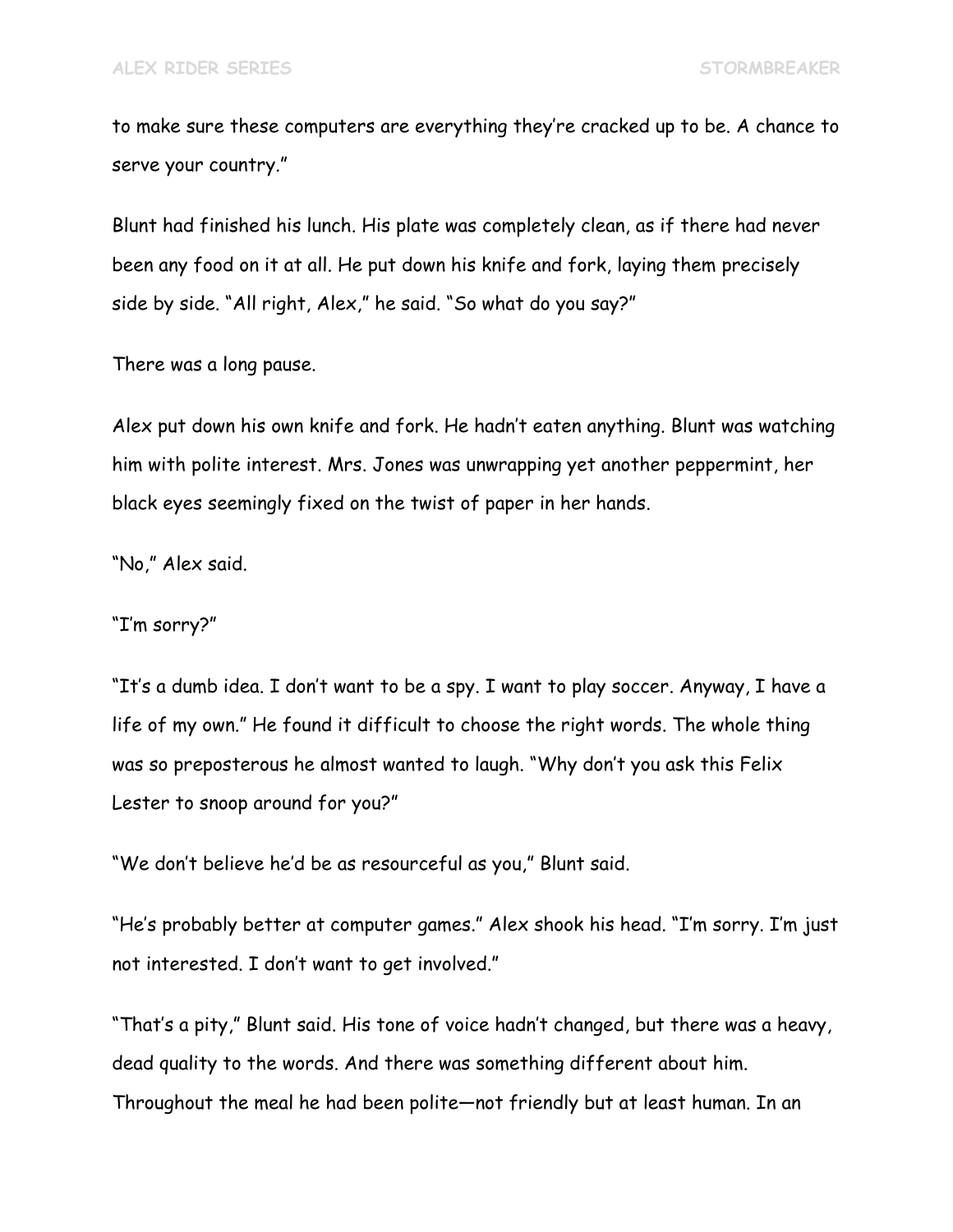to make sure these computers are everything they're cracked up to be. A chance to serve your country."

Blunt had finished his lunch. His plate was completely clean, as if there had never been any food on it at all. He put down his knife and fork, laying them precisely side by side. "All right, Alex," he said. "So what do you say?"

There was a long pause.

Alex put down his own knife and fork. He hadn't eaten anything. Blunt was watching him with polite interest. Mrs. Jones was unwrapping yet another peppermint, her black eyes seemingly fixed on the twist of paper in her hands.

"No," Alex said.

"I'm sorry?"

"It's a dumb idea. I don't want to be a spy. I want to play soccer. Anyway, I have a life of my own." He found it difficult to choose the right words. The whole thing was so preposterous he almost wanted to laugh. "Why don't you ask this Felix Lester to snoop around for you?"

"We don't believe he'd be as resourceful as you," Blunt said.

"He's probably better at computer games." Alex shook his head. "I'm sorry. I'm just not interested. I don't want to get involved."

"That's a pity," Blunt said. His tone of voice hadn't changed, but there was a heavy, dead quality to the words. And there was something different about him. Throughout the meal he had been polite—not friendly but at least human. In an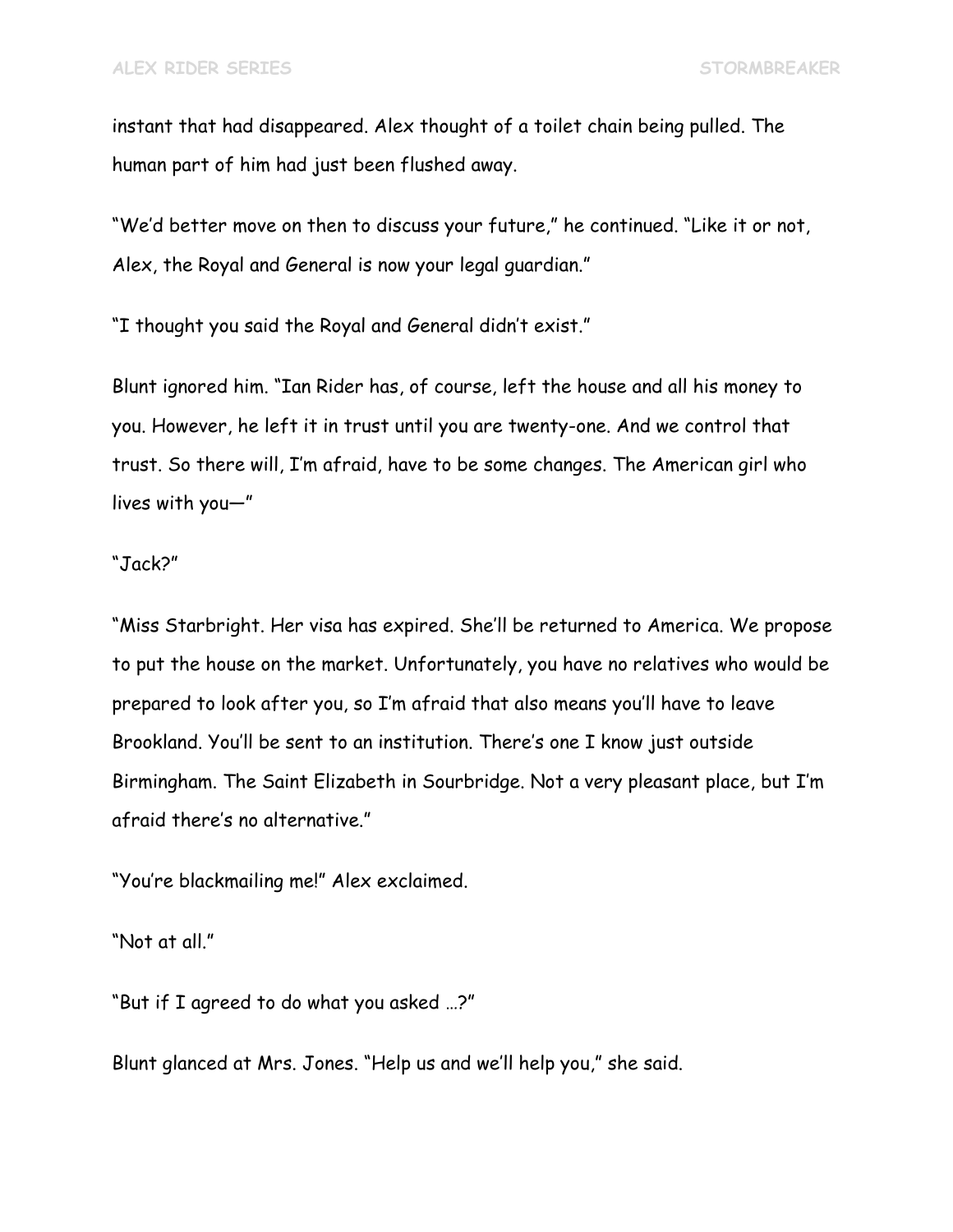instant that had disappeared. Alex thought of a toilet chain being pulled. The human part of him had just been flushed away.

"We'd better move on then to discuss your future," he continued. "Like it or not, Alex, the Royal and General is now your legal guardian."

"I thought you said the Royal and General didn't exist."

Blunt ignored him. "Ian Rider has, of course, left the house and all his money to you. However, he left it in trust until you are twenty-one. And we control that trust. So there will, I'm afraid, have to be some changes. The American girl who lives with you—"

"Jack?"

"Miss Starbright. Her visa has expired. She'll be returned to America. We propose to put the house on the market. Unfortunately, you have no relatives who would be prepared to look after you, so I'm afraid that also means you'll have to leave Brookland. You'll be sent to an institution. There's one I know just outside Birmingham. The Saint Elizabeth in Sourbridge. Not a very pleasant place, but I'm afraid there's no alternative."

"You're blackmailing me!" Alex exclaimed.

"Not at all."

"But if I agreed to do what you asked …?"

Blunt glanced at Mrs. Jones. "Help us and we'll help you," she said.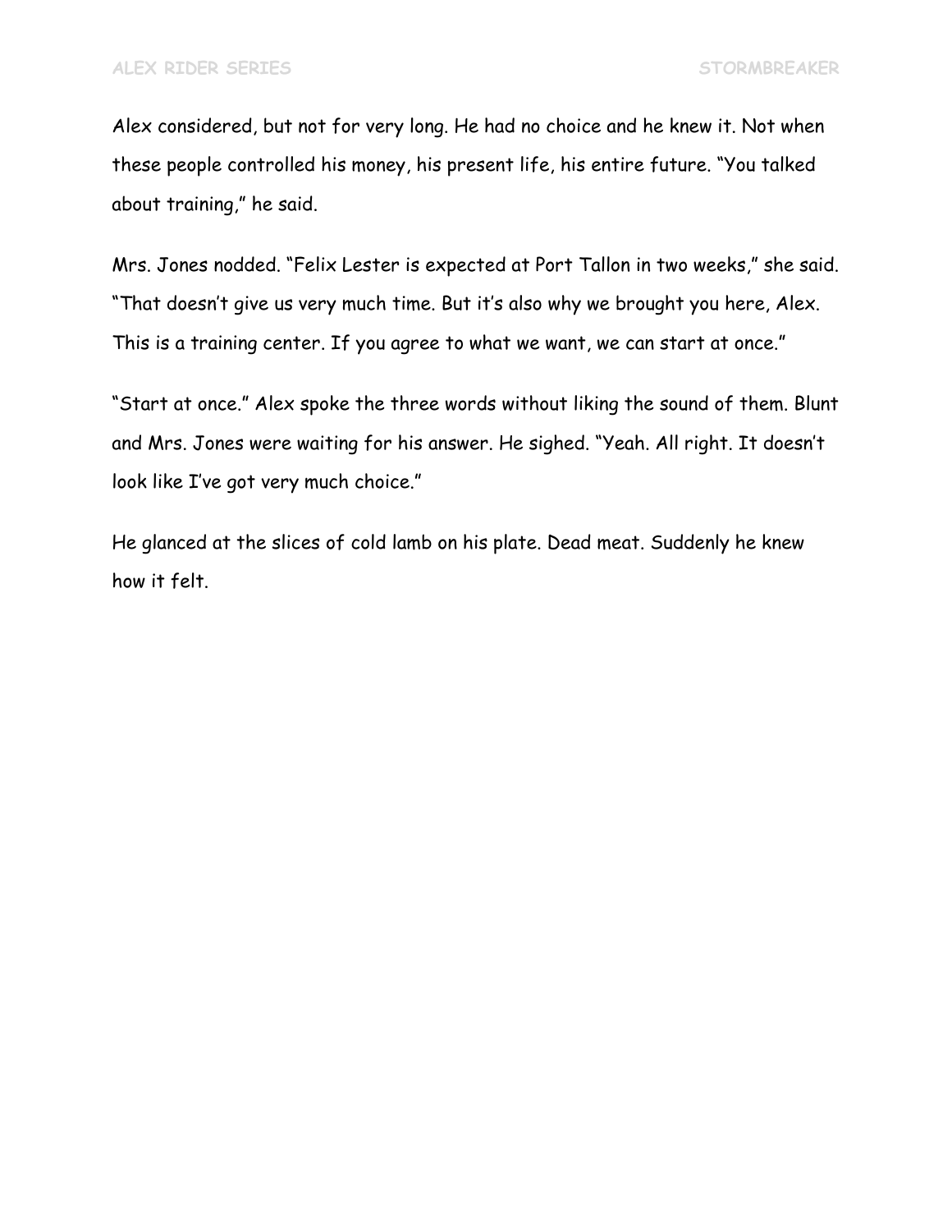Alex considered, but not for very long. He had no choice and he knew it. Not when these people controlled his money, his present life, his entire future. "You talked about training," he said.

Mrs. Jones nodded. "Felix Lester is expected at Port Tallon in two weeks," she said. "That doesn't give us very much time. But it's also why we brought you here, Alex. This is a training center. If you agree to what we want, we can start at once."

"Start at once." Alex spoke the three words without liking the sound of them. Blunt and Mrs. Jones were waiting for his answer. He sighed. "Yeah. All right. It doesn't look like I've got very much choice."

He glanced at the slices of cold lamb on his plate. Dead meat. Suddenly he knew how it felt.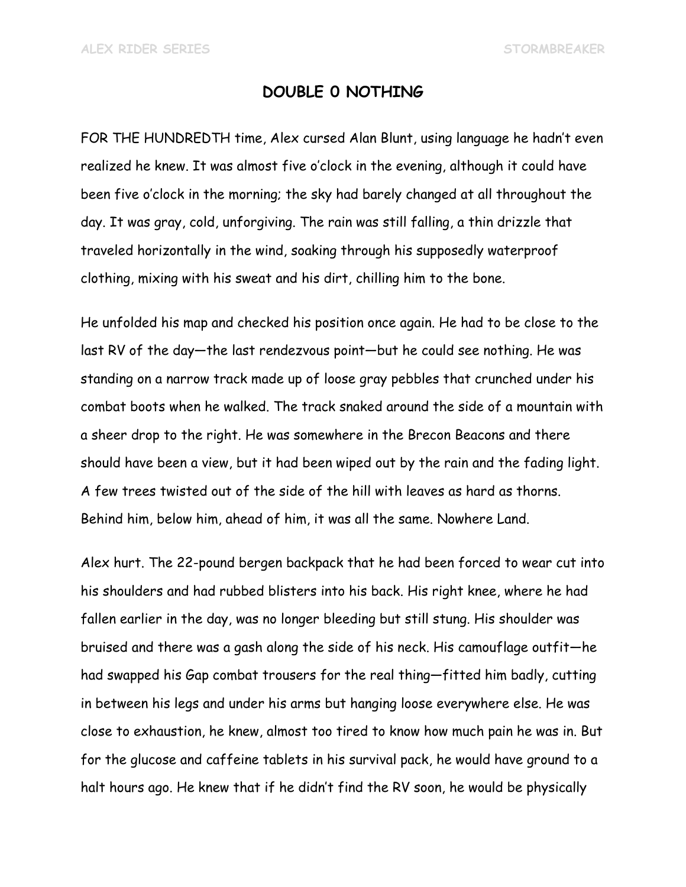## DOUBLE 0 NOTHING

FOR THE HUNDREDTH time, Alex cursed Alan Blunt, using language he hadn't even realized he knew. It was almost five o'clock in the evening, although it could have been five o'clock in the morning; the sky had barely changed at all throughout the day. It was gray, cold, unforgiving. The rain was still falling, a thin drizzle that traveled horizontally in the wind, soaking through his supposedly waterproof clothing, mixing with his sweat and his dirt, chilling him to the bone.

He unfolded his map and checked his position once again. He had to be close to the last RV of the day—the last rendezvous point—but he could see nothing. He was standing on a narrow track made up of loose gray pebbles that crunched under his combat boots when he walked. The track snaked around the side of a mountain with a sheer drop to the right. He was somewhere in the Brecon Beacons and there should have been a view, but it had been wiped out by the rain and the fading light. A few trees twisted out of the side of the hill with leaves as hard as thorns. Behind him, below him, ahead of him, it was all the same. Nowhere Land.

Alex hurt. The 22-pound bergen backpack that he had been forced to wear cut into his shoulders and had rubbed blisters into his back. His right knee, where he had fallen earlier in the day, was no longer bleeding but still stung. His shoulder was bruised and there was a gash along the side of his neck. His camouflage outfit—he had swapped his Gap combat trousers for the real thing—fitted him badly, cutting in between his legs and under his arms but hanging loose everywhere else. He was close to exhaustion, he knew, almost too tired to know how much pain he was in. But for the glucose and caffeine tablets in his survival pack, he would have ground to a halt hours ago. He knew that if he didn't find the RV soon, he would be physically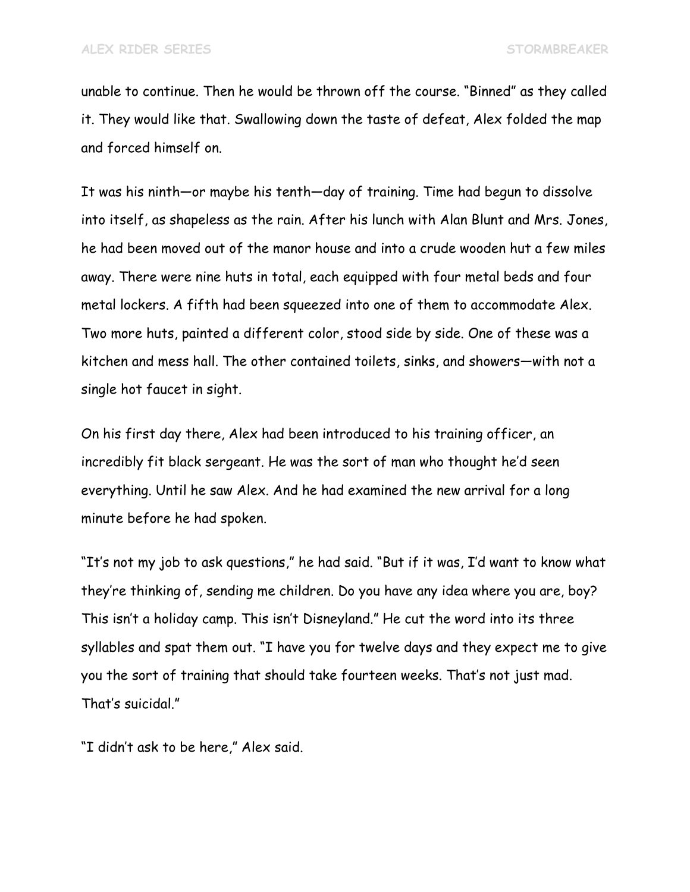unable to continue. Then he would be thrown off the course. "Binned" as they called it. They would like that. Swallowing down the taste of defeat, Alex folded the map and forced himself on.

It was his ninth—or maybe his tenth—day of training. Time had begun to dissolve into itself, as shapeless as the rain. After his lunch with Alan Blunt and Mrs. Jones, he had been moved out of the manor house and into a crude wooden hut a few miles away. There were nine huts in total, each equipped with four metal beds and four metal lockers. A fifth had been squeezed into one of them to accommodate Alex. Two more huts, painted a different color, stood side by side. One of these was a kitchen and mess hall. The other contained toilets, sinks, and showers—with not a single hot faucet in sight.

On his first day there, Alex had been introduced to his training officer, an incredibly fit black sergeant. He was the sort of man who thought he'd seen everything. Until he saw Alex. And he had examined the new arrival for a long minute before he had spoken.

"It's not my job to ask questions," he had said. "But if it was, I'd want to know what they're thinking of, sending me children. Do you have any idea where you are, boy? This isn't a holiday camp. This isn't Disneyland." He cut the word into its three syllables and spat them out. "I have you for twelve days and they expect me to give you the sort of training that should take fourteen weeks. That's not just mad. That's suicidal."

"I didn't ask to be here," Alex said.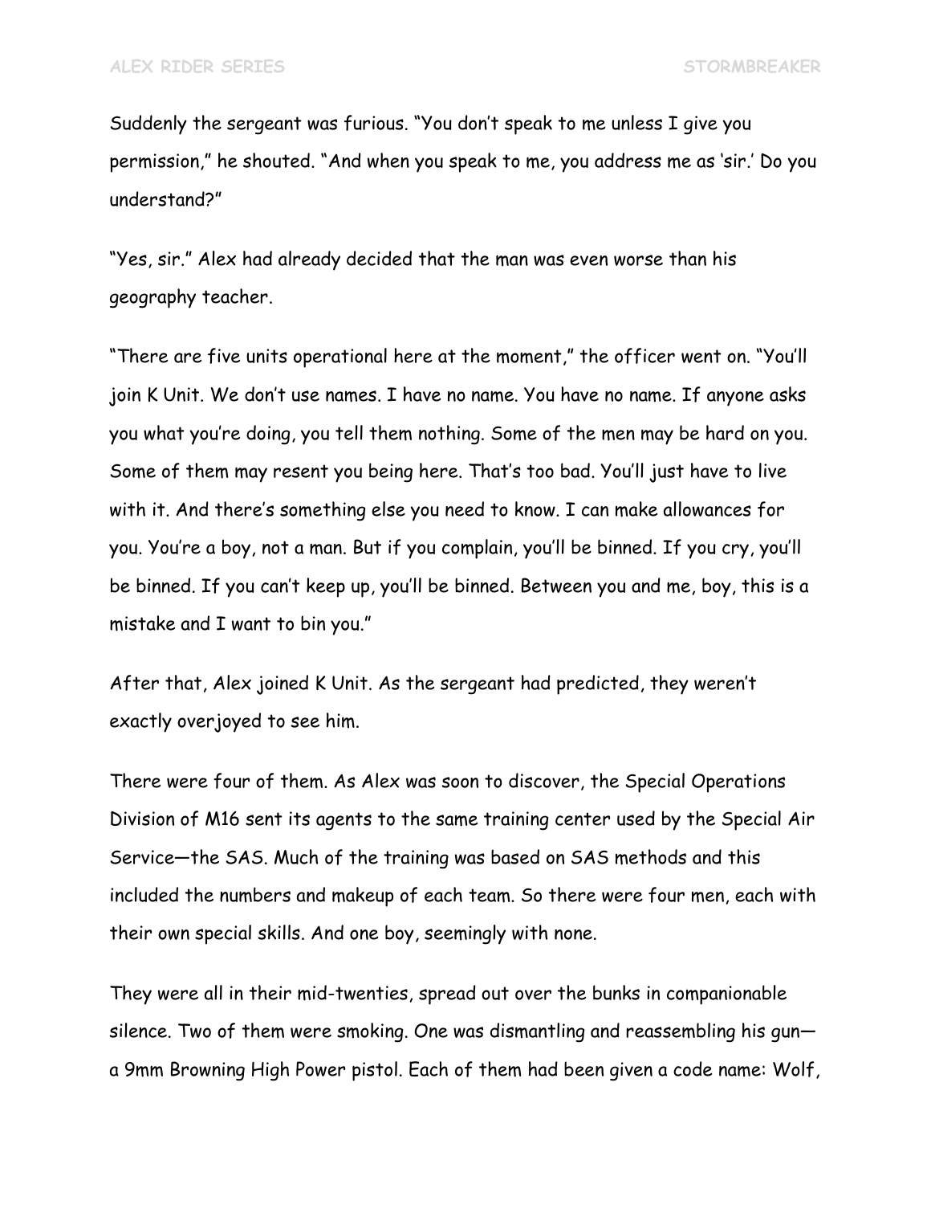Suddenly the sergeant was furious. "You don't speak to me unless I give you permission," he shouted. "And when you speak to me, you address me as 'sir.' Do you understand?"

"Yes, sir." Alex had already decided that the man was even worse than his geography teacher.

"There are five units operational here at the moment," the officer went on. "You'll join K Unit. We don't use names. I have no name. You have no name. If anyone asks you what you're doing, you tell them nothing. Some of the men may be hard on you. Some of them may resent you being here. That's too bad. You'll just have to live with it. And there's something else you need to know. I can make allowances for you. You're a boy, not a man. But if you complain, you'll be binned. If you cry, you'll be binned. If you can't keep up, you'll be binned. Between you and me, boy, this is a mistake and I want to bin you."

After that, Alex joined K Unit. As the sergeant had predicted, they weren't exactly overjoyed to see him.

There were four of them. As Alex was soon to discover, the Special Operations Division of M16 sent its agents to the same training center used by the Special Air Service—the SAS. Much of the training was based on SAS methods and this included the numbers and makeup of each team. So there were four men, each with their own special skills. And one boy, seemingly with none.

They were all in their mid-twenties, spread out over the bunks in companionable silence. Two of them were smoking. One was dismantling and reassembling his gun—a 9mm Browning High Power pistol. Each of them had been given a code name: Wolf,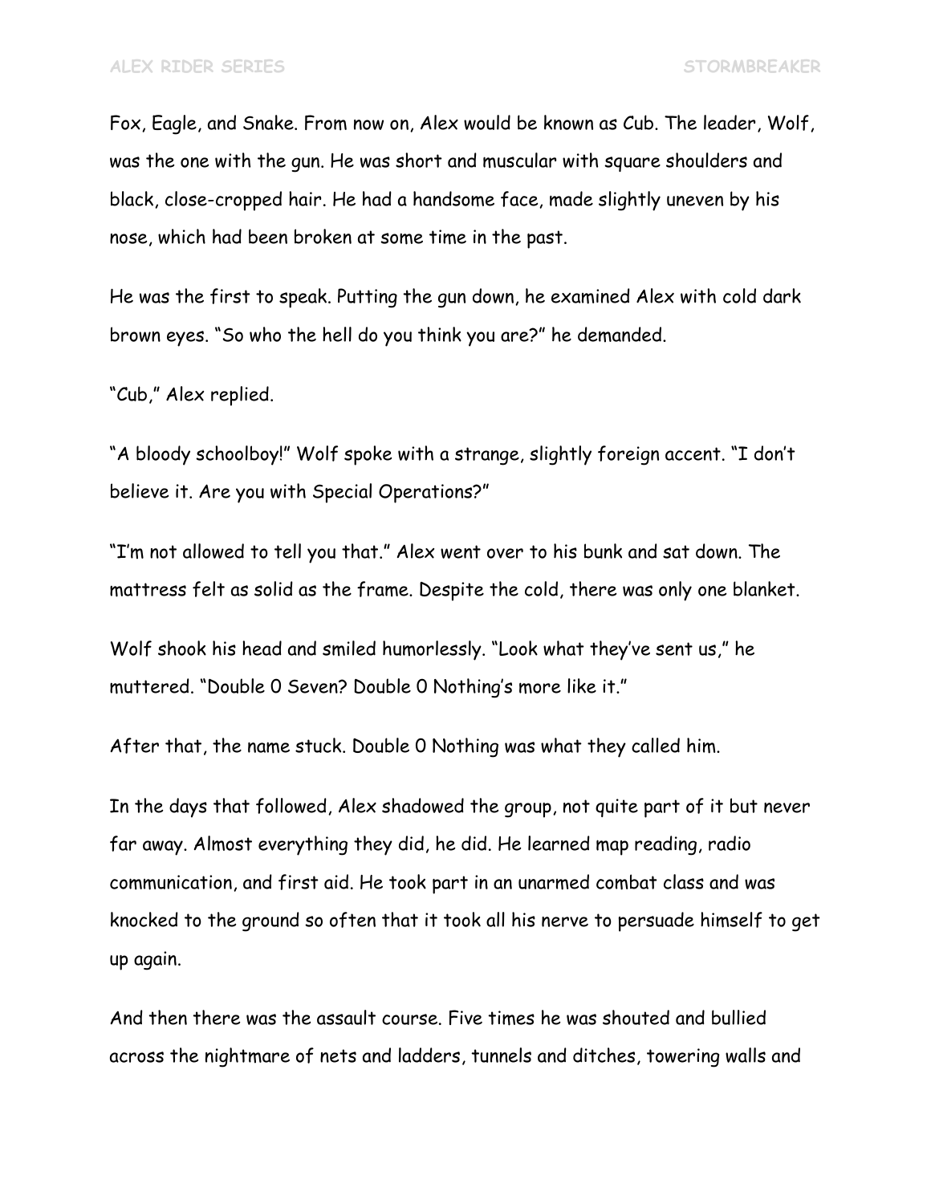Fox, Eagle, and Snake. From now on, Alex would be known as Cub. The leader, Wolf, was the one with the gun. He was short and muscular with square shoulders and black, close-cropped hair. He had a handsome face, made slightly uneven by his nose, which had been broken at some time in the past.

He was the first to speak. Putting the gun down, he examined Alex with cold dark brown eyes. "So who the hell do you think you are?" he demanded.

"Cub," Alex replied.

"A bloody schoolboy!" Wolf spoke with a strange, slightly foreign accent. "I don't believe it. Are you with Special Operations?"

"I'm not allowed to tell you that." Alex went over to his bunk and sat down. The mattress felt as solid as the frame. Despite the cold, there was only one blanket.

Wolf shook his head and smiled humorlessly. "Look what they've sent us," he muttered. "Double 0 Seven? Double 0 Nothing's more like it."

After that, the name stuck. Double 0 Nothing was what they called him.

In the days that followed, Alex shadowed the group, not quite part of it but never far away. Almost everything they did, he did. He learned map reading, radio communication, and first aid. He took part in an unarmed combat class and was knocked to the ground so often that it took all his nerve to persuade himself to get up again.

And then there was the assault course. Five times he was shouted and bullied across the nightmare of nets and ladders, tunnels and ditches, towering walls and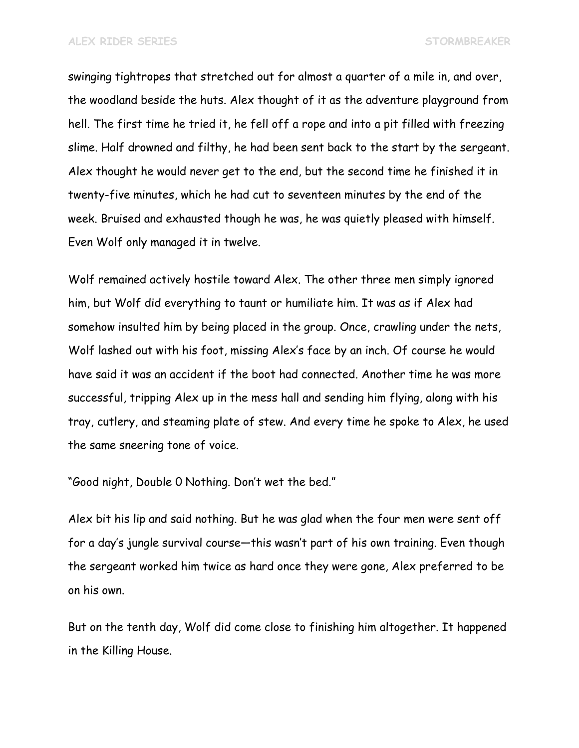swinging tightropes that stretched out for almost a quarter of a mile in, and over, the woodland beside the huts. Alex thought of it as the adventure playground from hell. The first time he tried it, he fell off a rope and into a pit filled with freezing slime. Half drowned and filthy, he had been sent back to the start by the sergeant. Alex thought he would never get to the end, but the second time he finished it in twenty-five minutes, which he had cut to seventeen minutes by the end of the week. Bruised and exhausted though he was, he was quietly pleased with himself. Even Wolf only managed it in twelve.

Wolf remained actively hostile toward Alex. The other three men simply ignored him, but Wolf did everything to taunt or humiliate him. It was as if Alex had somehow insulted him by being placed in the group. Once, crawling under the nets, Wolf lashed out with his foot, missing Alex's face by an inch. Of course he would have said it was an accident if the boot had connected. Another time he was more successful, tripping Alex up in the mess hall and sending him flying, along with his tray, cutlery, and steaming plate of stew. And every time he spoke to Alex, he used the same sneering tone of voice.

"Good night, Double 0 Nothing. Don't wet the bed."

Alex bit his lip and said nothing. But he was glad when the four men were sent off for a day's jungle survival course—this wasn't part of his own training. Even though the sergeant worked him twice as hard once they were gone, Alex preferred to be on his own.

But on the tenth day, Wolf did come close to finishing him altogether. It happened in the Killing House.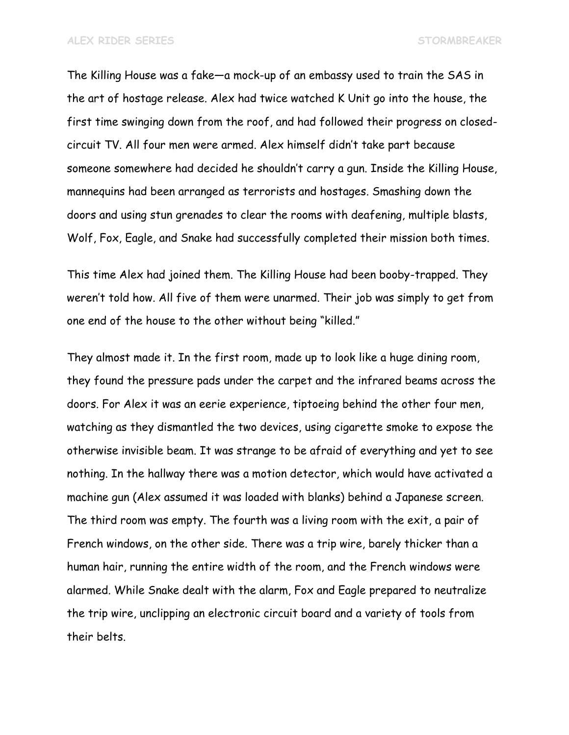The Killing House was a fake—a mock-up of an embassy used to train the SAS in the art of hostage release. Alex had twice watched K Unit go into the house, the first time swinging down from the roof, and had followed their progress on closed-circuit TV. All four men were armed. Alex himself didn't take part because someone somewhere had decided he shouldn't carry a gun. Inside the Killing House, mannequins had been arranged as terrorists and hostages. Smashing down the doors and using stun grenades to clear the rooms with deafening, multiple blasts, Wolf, Fox, Eagle, and Snake had successfully completed their mission both times.

This time Alex had joined them. The Killing House had been booby-trapped. They weren't told how. All five of them were unarmed. Their job was simply to get from one end of the house to the other without being "killed."

They almost made it. In the first room, made up to look like a huge dining room, they found the pressure pads under the carpet and the infrared beams across the doors. For Alex it was an eerie experience, tiptoeing behind the other four men, watching as they dismantled the two devices, using cigarette smoke to expose the otherwise invisible beam. It was strange to be afraid of everything and yet to see nothing. In the hallway there was a motion detector, which would have activated a machine gun (Alex assumed it was loaded with blanks) behind a Japanese screen. The third room was empty. The fourth was a living room with the exit, a pair of French windows, on the other side. There was a trip wire, barely thicker than a human hair, running the entire width of the room, and the French windows were alarmed. While Snake dealt with the alarm, Fox and Eagle prepared to neutralize the trip wire, unclipping an electronic circuit board and a variety of tools from their belts.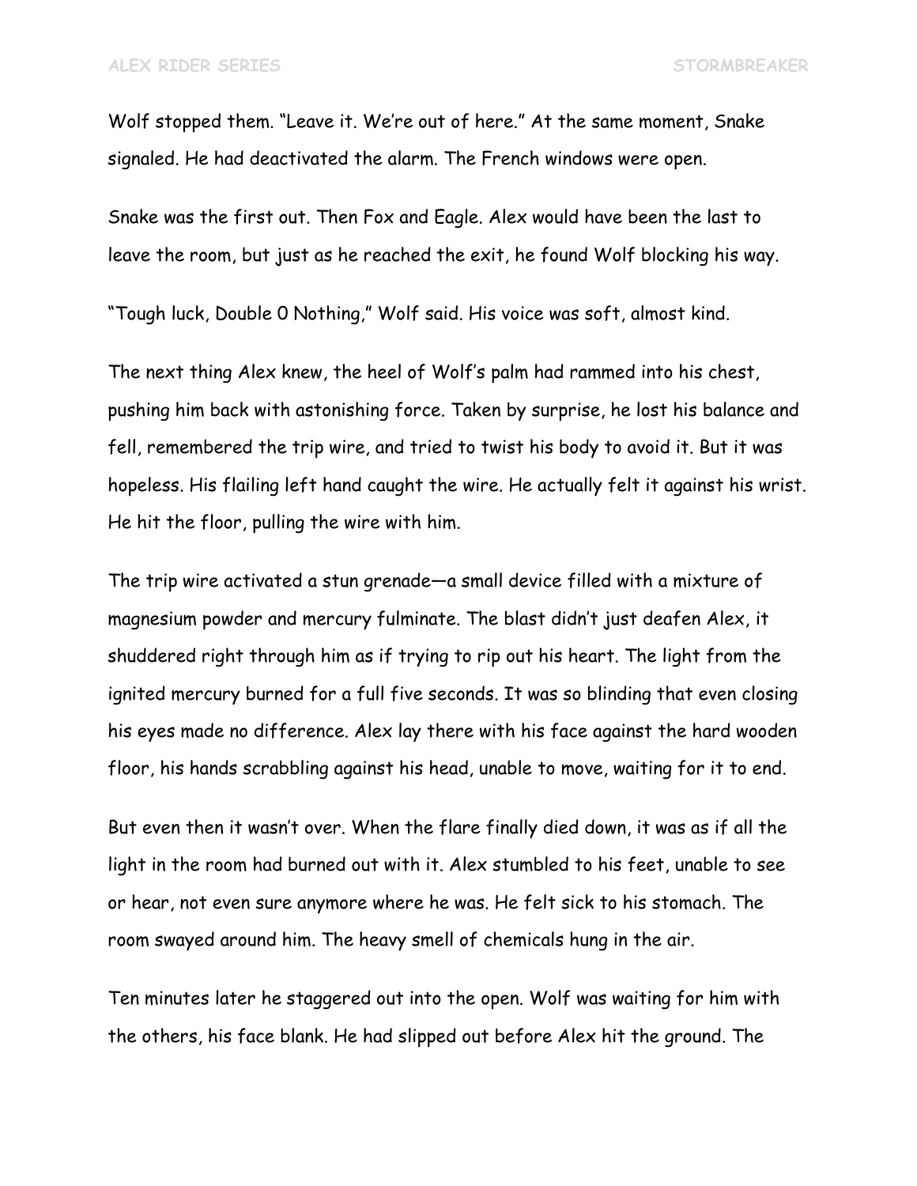Wolf stopped them. "Leave it. We're out of here." At the same moment, Snake signaled. He had deactivated the alarm. The French windows were open.

Snake was the first out. Then Fox and Eagle. Alex would have been the last to leave the room, but just as he reached the exit, he found Wolf blocking his way.

"Tough luck, Double 0 Nothing," Wolf said. His voice was soft, almost kind.

The next thing Alex knew, the heel of Wolf's palm had rammed into his chest, pushing him back with astonishing force. Taken by surprise, he lost his balance and fell, remembered the trip wire, and tried to twist his body to avoid it. But it was hopeless. His flailing left hand caught the wire. He actually felt it against his wrist. He hit the floor, pulling the wire with him.

The trip wire activated a stun grenade—a small device filled with a mixture of magnesium powder and mercury fulminate. The blast didn't just deafen Alex, it shuddered right through him as if trying to rip out his heart. The light from the ignited mercury burned for a full five seconds. It was so blinding that even closing his eyes made no difference. Alex lay there with his face against the hard wooden floor, his hands scrabbling against his head, unable to move, waiting for it to end.

But even then it wasn't over. When the flare finally died down, it was as if all the light in the room had burned out with it. Alex stumbled to his feet, unable to see or hear, not even sure anymore where he was. He felt sick to his stomach. The room swayed around him. The heavy smell of chemicals hung in the air.

Ten minutes later he staggered out into the open. Wolf was waiting for him with the others, his face blank. He had slipped out before Alex hit the ground. The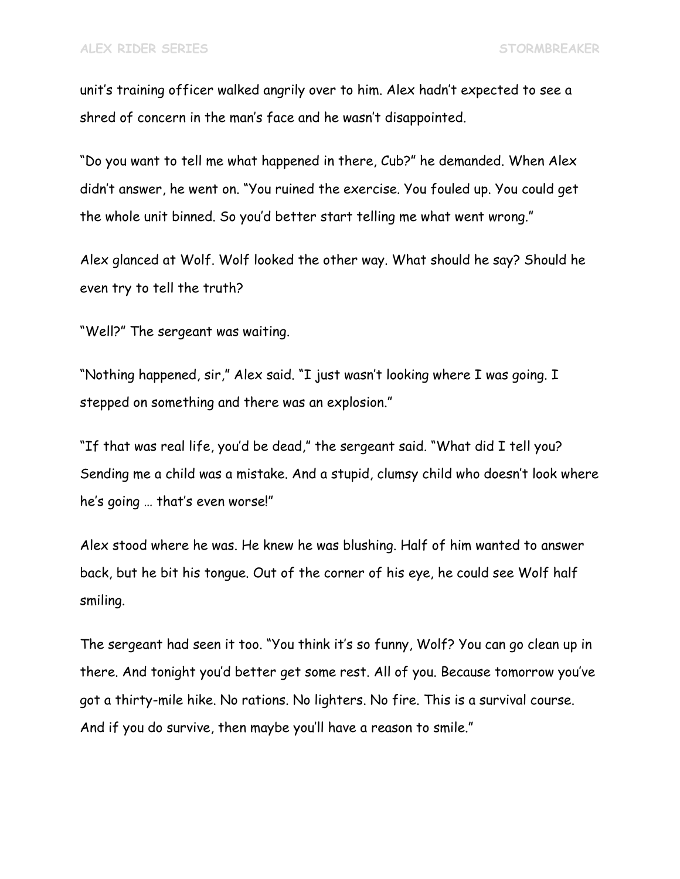unit's training officer walked angrily over to him. Alex hadn't expected to see a shred of concern in the man's face and he wasn't disappointed.

"Do you want to tell me what happened in there, Cub?" he demanded. When Alex didn't answer, he went on. "You ruined the exercise. You fouled up. You could get the whole unit binned. So you'd better start telling me what went wrong."

Alex glanced at Wolf. Wolf looked the other way. What should he say? Should he even try to tell the truth?

"Well?" The sergeant was waiting.

"Nothing happened, sir," Alex said. "I just wasn't looking where I was going. I stepped on something and there was an explosion."

"If that was real life, you'd be dead," the sergeant said. "What did I tell you? Sending me a child was a mistake. And a stupid, clumsy child who doesn't look where he's going … that's even worse!"

Alex stood where he was. He knew he was blushing. Half of him wanted to answer back, but he bit his tongue. Out of the corner of his eye, he could see Wolf half smiling.

The sergeant had seen it too. "You think it's so funny, Wolf? You can go clean up in there. And tonight you'd better get some rest. All of you. Because tomorrow you've got a thirty-mile hike. No rations. No lighters. No fire. This is a survival course. And if you do survive, then maybe you'll have a reason to smile."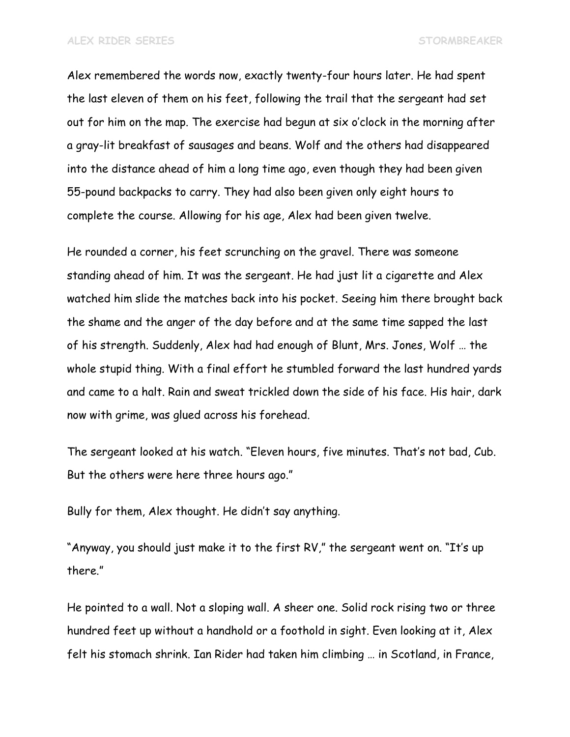Alex remembered the words now, exactly twenty-four hours later. He had spent the last eleven of them on his feet, following the trail that the sergeant had set out for him on the map. The exercise had begun at six o'clock in the morning after a gray-lit breakfast of sausages and beans. Wolf and the others had disappeared into the distance ahead of him a long time ago, even though they had been given 55-pound backpacks to carry. They had also been given only eight hours to complete the course. Allowing for his age, Alex had been given twelve.

He rounded a corner, his feet scrunching on the gravel. There was someone standing ahead of him. It was the sergeant. He had just lit a cigarette and Alex watched him slide the matches back into his pocket. Seeing him there brought back the shame and the anger of the day before and at the same time sapped the last of his strength. Suddenly, Alex had had enough of Blunt, Mrs. Jones, Wolf … the whole stupid thing. With a final effort he stumbled forward the last hundred yards and came to a halt. Rain and sweat trickled down the side of his face. His hair, dark now with grime, was glued across his forehead.

The sergeant looked at his watch. "Eleven hours, five minutes. That's not bad, Cub. But the others were here three hours ago."

Bully for them, Alex thought. He didn't say anything.

"Anyway, you should just make it to the first RV," the sergeant went on. "It's up there."

He pointed to a wall. Not a sloping wall. A sheer one. Solid rock rising two or three hundred feet up without a handhold or a foothold in sight. Even looking at it, Alex felt his stomach shrink. Ian Rider had taken him climbing … in Scotland, in France,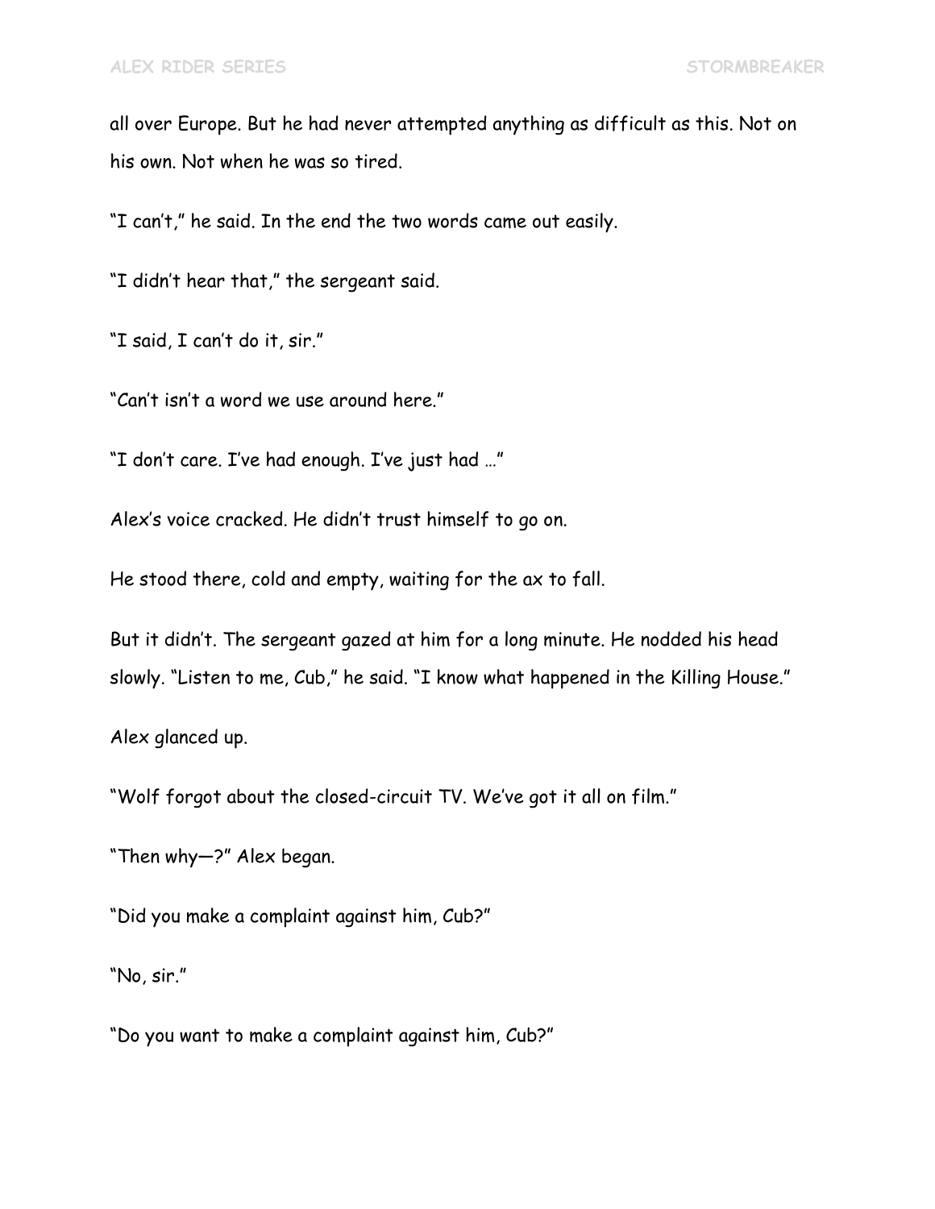all over Europe. But he had never attempted anything as difficult as this. Not on his own. Not when he was so tired.

“I can’t,” he said. In the end the two words came out easily.

“I didn’t hear that,” the sergeant said.

“I said, I can’t do it, sir.”

“Can’t isn’t a word we use around here.”

“I don’t care. I’ve had enough. I’ve just had …”

Alex’s voice cracked. He didn’t trust himself to go on.

He stood there, cold and empty, waiting for the ax to fall.

But it didn’t. The sergeant gazed at him for a long minute. He nodded his head slowly. “Listen to me, Cub,” he said. “I know what happened in the Killing House.”

Alex glanced up.

“Wolf forgot about the closed-circuit TV. We’ve got it all on film.”

“Then why—?” Alex began.

“Did you make a complaint against him, Cub?”

“No, sir.”

“Do you want to make a complaint against him, Cub?”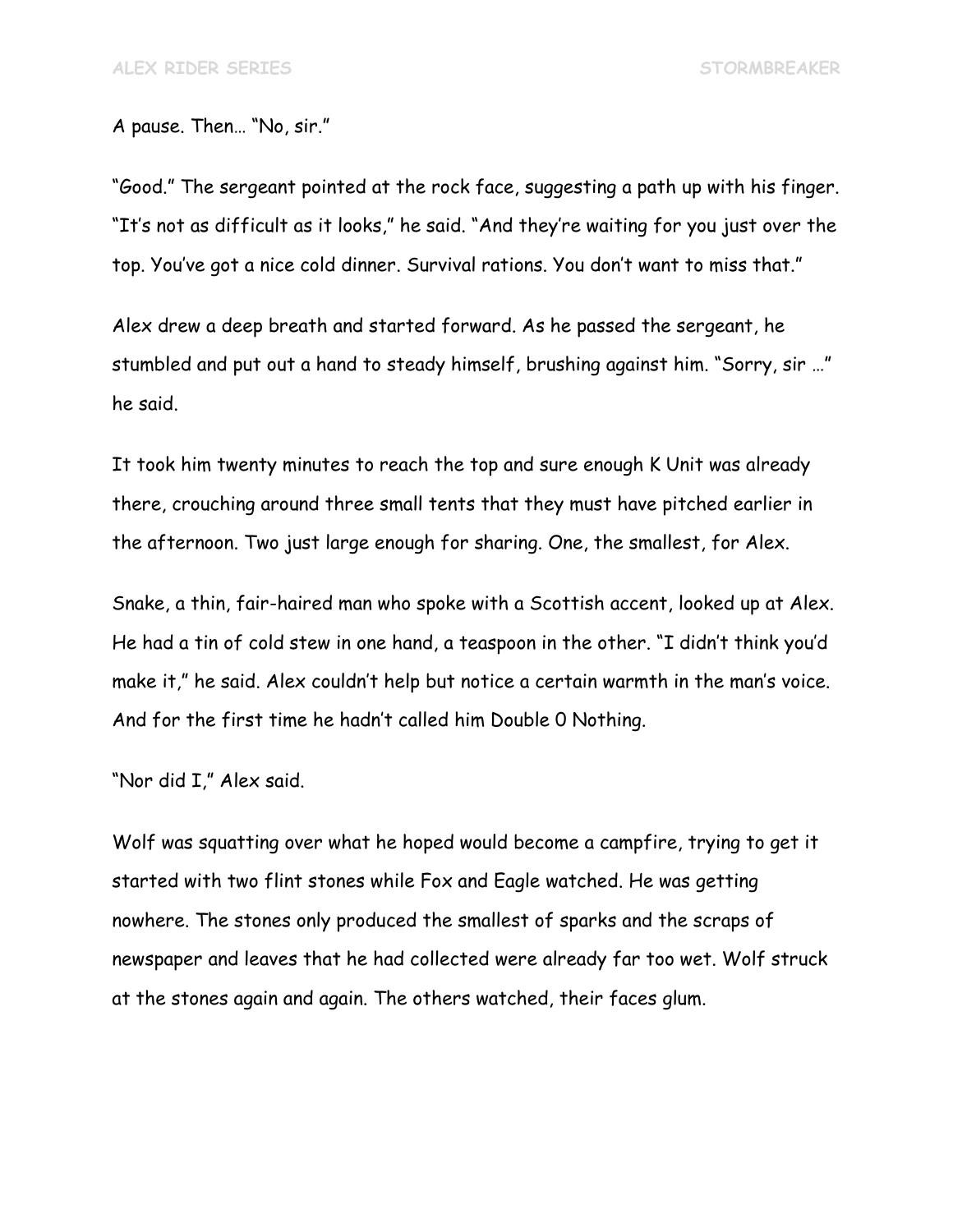A pause. Then… "No, sir."

"Good." The sergeant pointed at the rock face, suggesting a path up with his finger. "It's not as difficult as it looks," he said. "And they're waiting for you just over the top. You've got a nice cold dinner. Survival rations. You don't want to miss that."

Alex drew a deep breath and started forward. As he passed the sergeant, he stumbled and put out a hand to steady himself, brushing against him. "Sorry, sir …" he said.

It took him twenty minutes to reach the top and sure enough K Unit was already there, crouching around three small tents that they must have pitched earlier in the afternoon. Two just large enough for sharing. One, the smallest, for Alex.

Snake, a thin, fair-haired man who spoke with a Scottish accent, looked up at Alex. He had a tin of cold stew in one hand, a teaspoon in the other. "I didn't think you'd make it," he said. Alex couldn't help but notice a certain warmth in the man's voice. And for the first time he hadn't called him Double 0 Nothing.

"Nor did I," Alex said.

Wolf was squatting over what he hoped would become a campfire, trying to get it started with two flint stones while Fox and Eagle watched. He was getting nowhere. The stones only produced the smallest of sparks and the scraps of newspaper and leaves that he had collected were already far too wet. Wolf struck at the stones again and again. The others watched, their faces glum.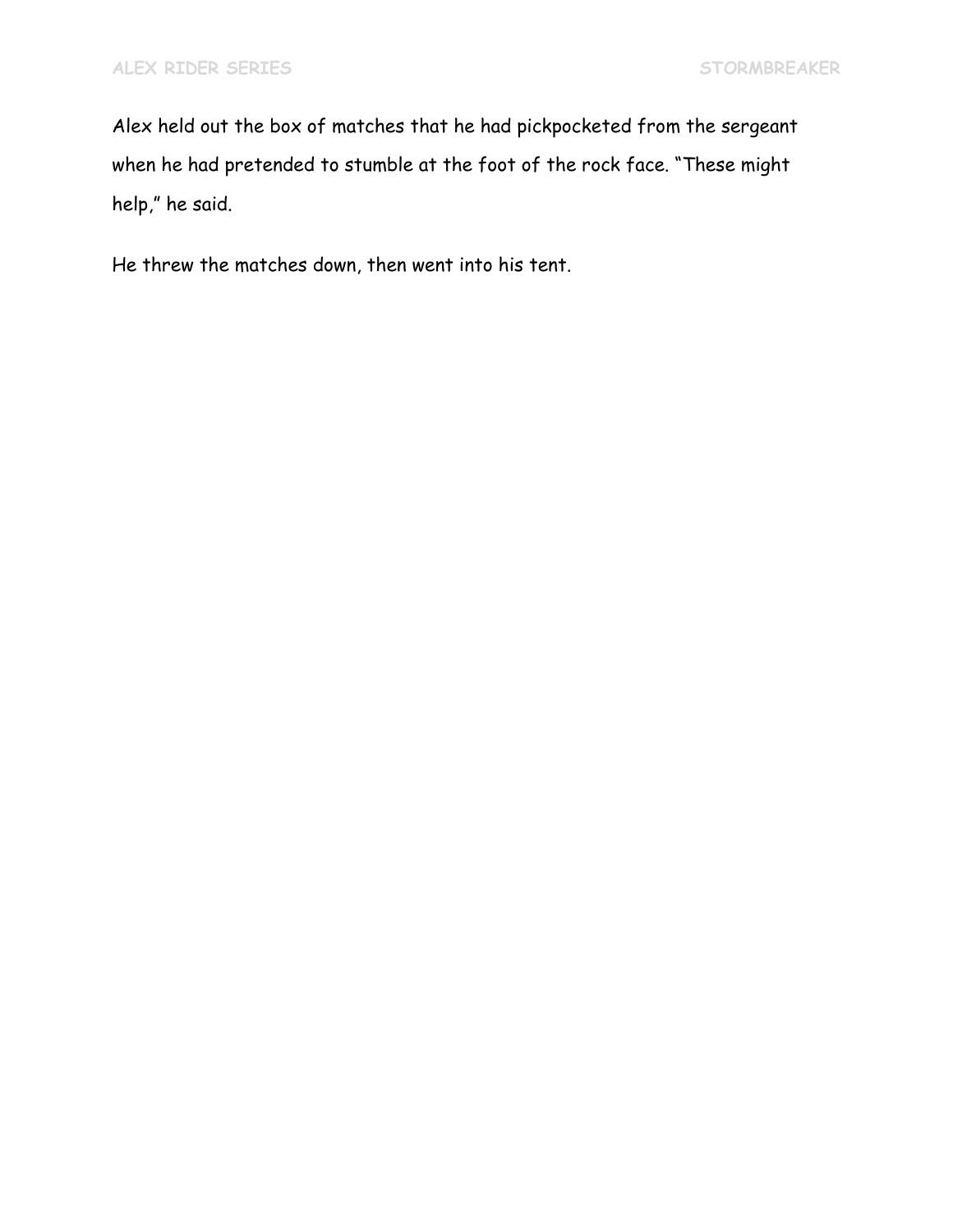Alex held out the box of matches that he had pickpocketed from the sergeant when he had pretended to stumble at the foot of the rock face. “These might help,” he said.

He threw the matches down, then went into his tent.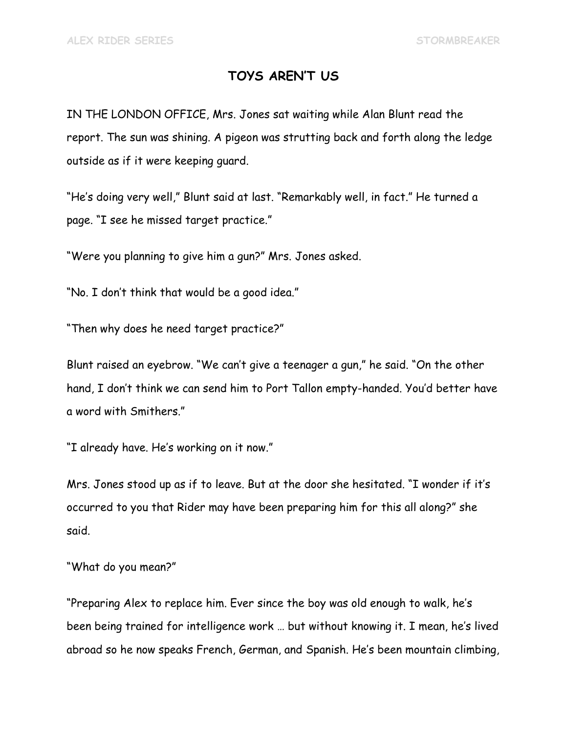## TOYS AREN'T US

IN THE LONDON OFFICE, Mrs. Jones sat waiting while Alan Blunt read the report. The sun was shining. A pigeon was strutting back and forth along the ledge outside as if it were keeping guard.

"He's doing very well," Blunt said at last. "Remarkably well, in fact." He turned a page. "I see he missed target practice."

"Were you planning to give him a gun?" Mrs. Jones asked.

"No. I don't think that would be a good idea."

"Then why does he need target practice?"

Blunt raised an eyebrow. "We can't give a teenager a gun," he said. "On the other hand, I don't think we can send him to Port Tallon empty-handed. You'd better have a word with Smithers."

"I already have. He's working on it now."

Mrs. Jones stood up as if to leave. But at the door she hesitated. "I wonder if it's occurred to you that Rider may have been preparing him for this all along?" she said.

"What do you mean?"

"Preparing Alex to replace him. Ever since the boy was old enough to walk, he's been being trained for intelligence work … but without knowing it. I mean, he's lived abroad so he now speaks French, German, and Spanish. He's been mountain climbing,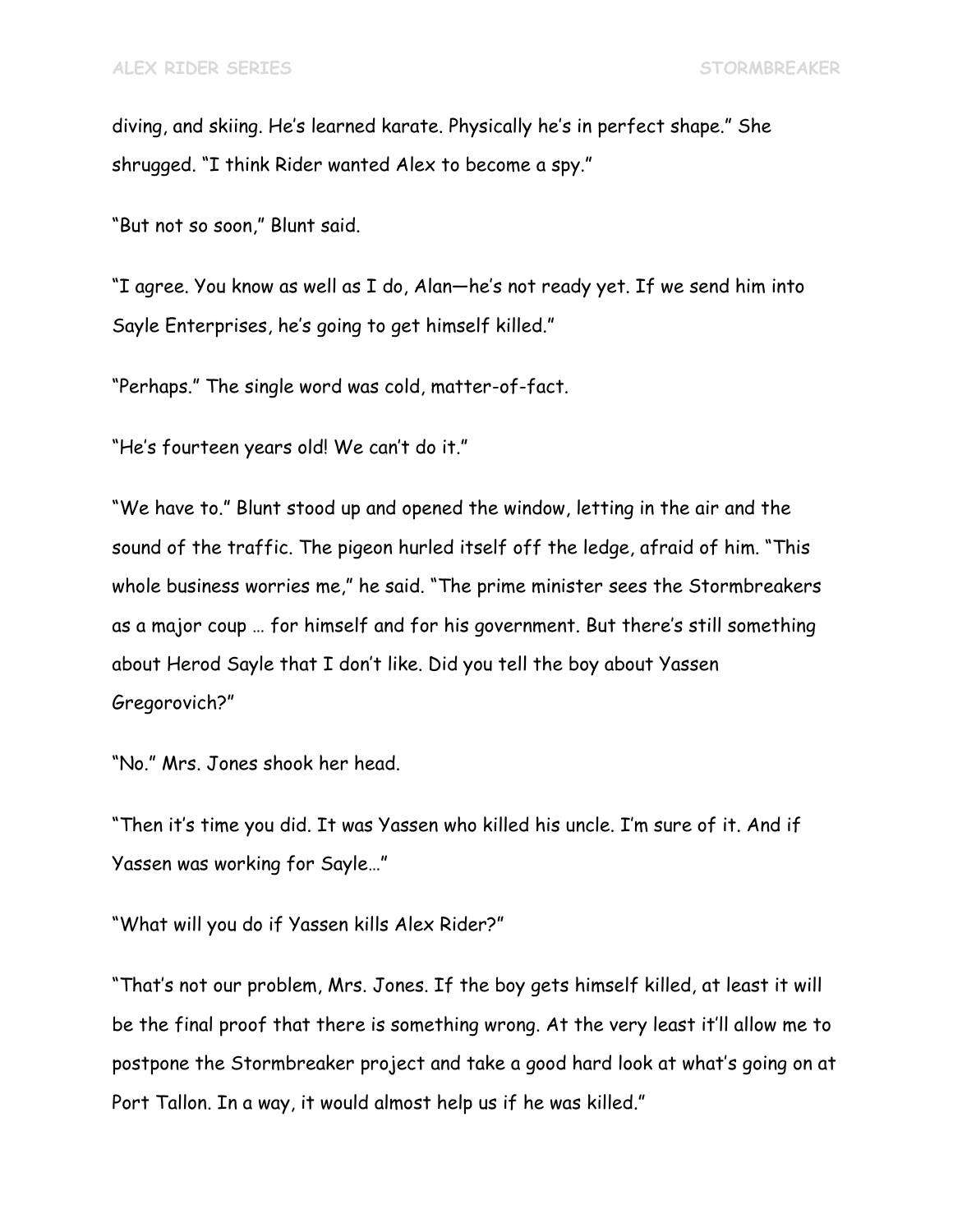diving, and skiing. He's learned karate. Physically he's in perfect shape." She shrugged. "I think Rider wanted Alex to become a spy."

"But not so soon," Blunt said.

"I agree. You know as well as I do, Alan—he's not ready yet. If we send him into Sayle Enterprises, he's going to get himself killed."

"Perhaps." The single word was cold, matter-of-fact.

"He's fourteen years old! We can't do it."

"We have to." Blunt stood up and opened the window, letting in the air and the sound of the traffic. The pigeon hurled itself off the ledge, afraid of him. "This whole business worries me," he said. "The prime minister sees the Stormbreakers as a major coup … for himself and for his government. But there's still something about Herod Sayle that I don't like. Did you tell the boy about Yassen Gregorovich?"

"No." Mrs. Jones shook her head.

"Then it's time you did. It was Yassen who killed his uncle. I'm sure of it. And if Yassen was working for Sayle…"

"What will you do if Yassen kills Alex Rider?"

"That's not our problem, Mrs. Jones. If the boy gets himself killed, at least it will be the final proof that there is something wrong. At the very least it'll allow me to postpone the Stormbreaker project and take a good hard look at what's going on at Port Tallon. In a way, it would almost help us if he was killed."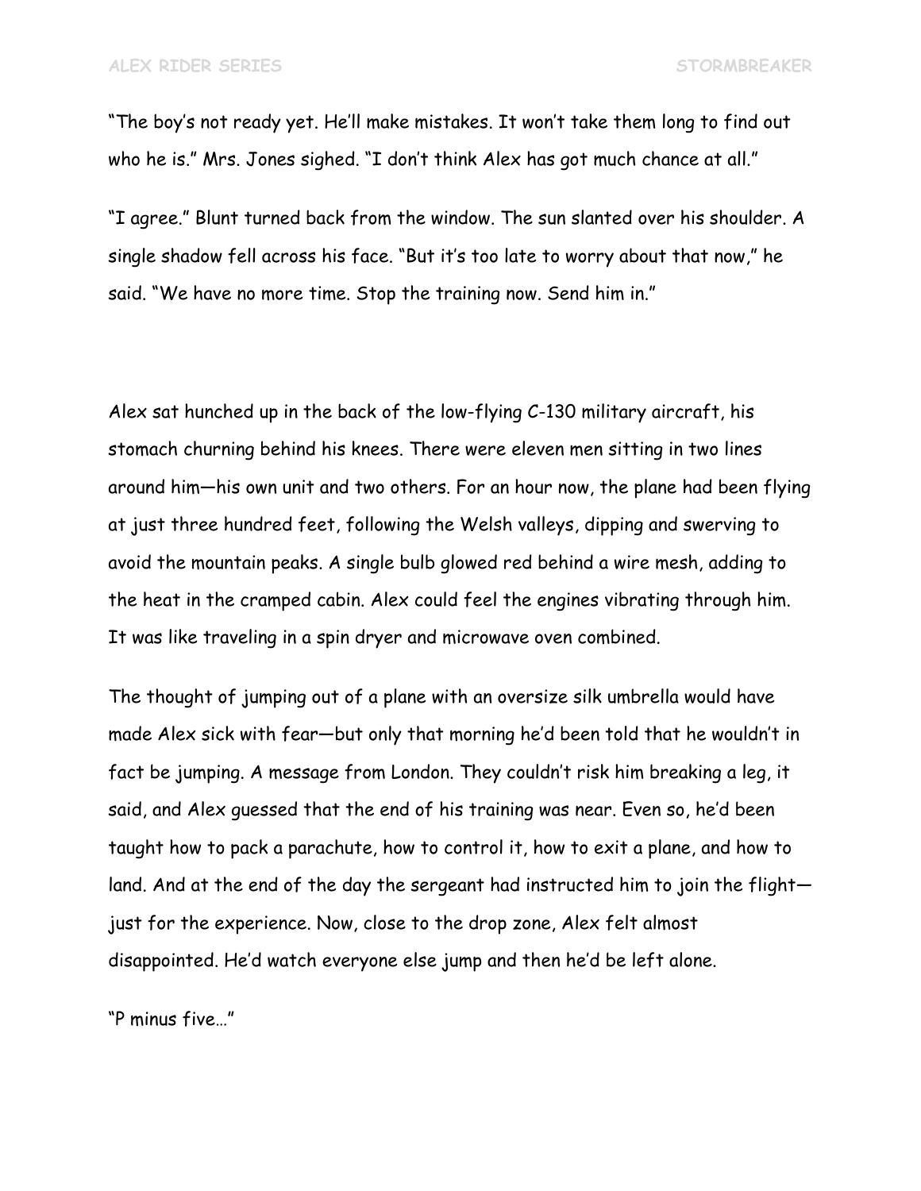"The boy's not ready yet. He'll make mistakes. It won't take them long to find out who he is." Mrs. Jones sighed. "I don't think Alex has got much chance at all."

"I agree." Blunt turned back from the window. The sun slanted over his shoulder. A single shadow fell across his face. "But it's too late to worry about that now," he said. "We have no more time. Stop the training now. Send him in."

Alex sat hunched up in the back of the low-flying C-130 military aircraft, his stomach churning behind his knees. There were eleven men sitting in two lines around him—his own unit and two others. For an hour now, the plane had been flying at just three hundred feet, following the Welsh valleys, dipping and swerving to avoid the mountain peaks. A single bulb glowed red behind a wire mesh, adding to the heat in the cramped cabin. Alex could feel the engines vibrating through him. It was like traveling in a spin dryer and microwave oven combined.

The thought of jumping out of a plane with an oversize silk umbrella would have made Alex sick with fear—but only that morning he'd been told that he wouldn't in fact be jumping. A message from London. They couldn't risk him breaking a leg, it said, and Alex guessed that the end of his training was near. Even so, he'd been taught how to pack a parachute, how to control it, how to exit a plane, and how to land. And at the end of the day the sergeant had instructed him to join the flight—just for the experience. Now, close to the drop zone, Alex felt almost disappointed. He'd watch everyone else jump and then he'd be left alone.

"P minus five…"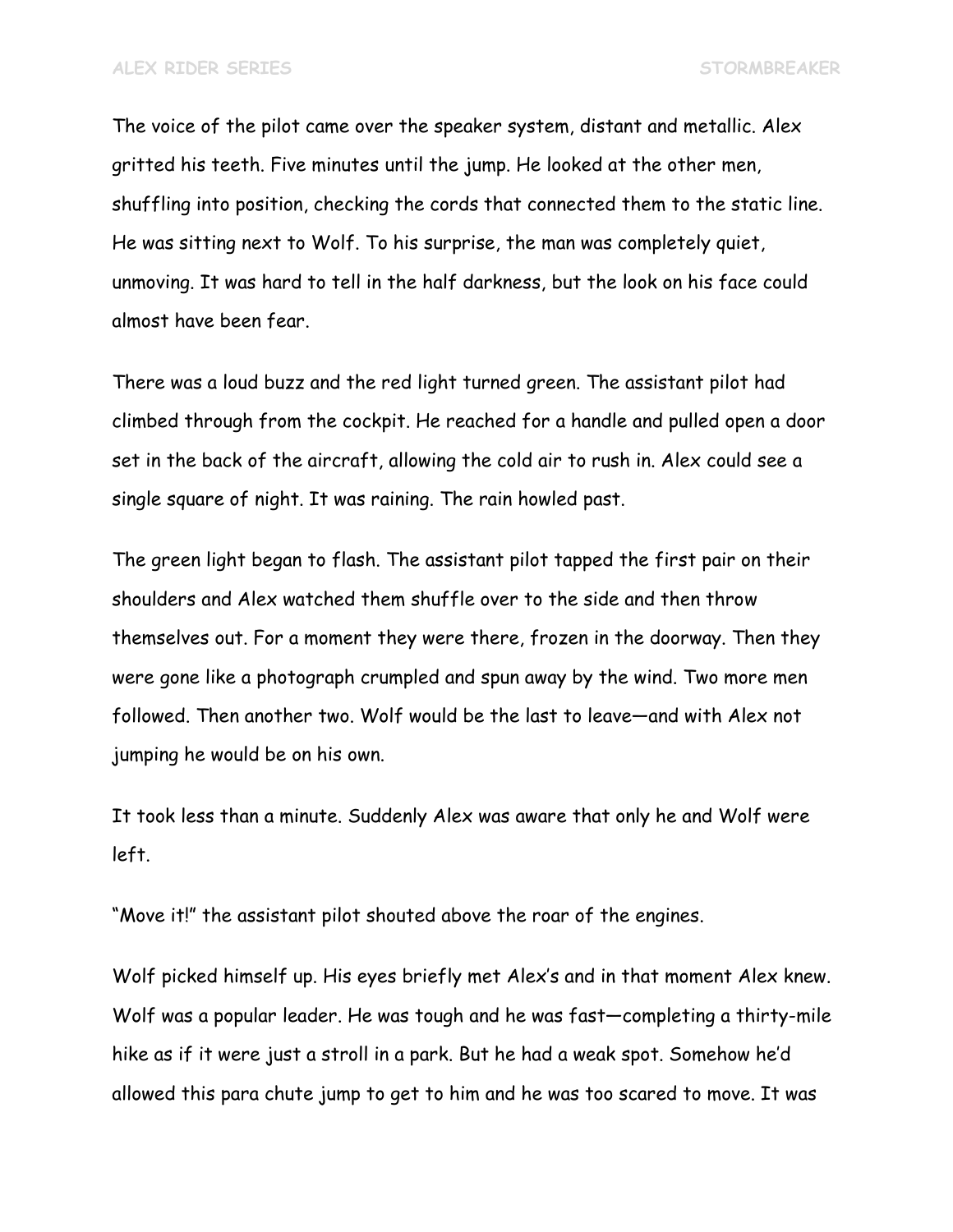The voice of the pilot came over the speaker system, distant and metallic. Alex gritted his teeth. Five minutes until the jump. He looked at the other men, shuffling into position, checking the cords that connected them to the static line. He was sitting next to Wolf. To his surprise, the man was completely quiet, unmoving. It was hard to tell in the half darkness, but the look on his face could almost have been fear.

There was a loud buzz and the red light turned green. The assistant pilot had climbed through from the cockpit. He reached for a handle and pulled open a door set in the back of the aircraft, allowing the cold air to rush in. Alex could see a single square of night. It was raining. The rain howled past.

The green light began to flash. The assistant pilot tapped the first pair on their shoulders and Alex watched them shuffle over to the side and then throw themselves out. For a moment they were there, frozen in the doorway. Then they were gone like a photograph crumpled and spun away by the wind. Two more men followed. Then another two. Wolf would be the last to leave—and with Alex not jumping he would be on his own.

It took less than a minute. Suddenly Alex was aware that only he and Wolf were left.

"Move it!" the assistant pilot shouted above the roar of the engines.

Wolf picked himself up. His eyes briefly met Alex's and in that moment Alex knew. Wolf was a popular leader. He was tough and he was fast—completing a thirty-mile hike as if it were just a stroll in a park. But he had a weak spot. Somehow he'd allowed this para chute jump to get to him and he was too scared to move. It was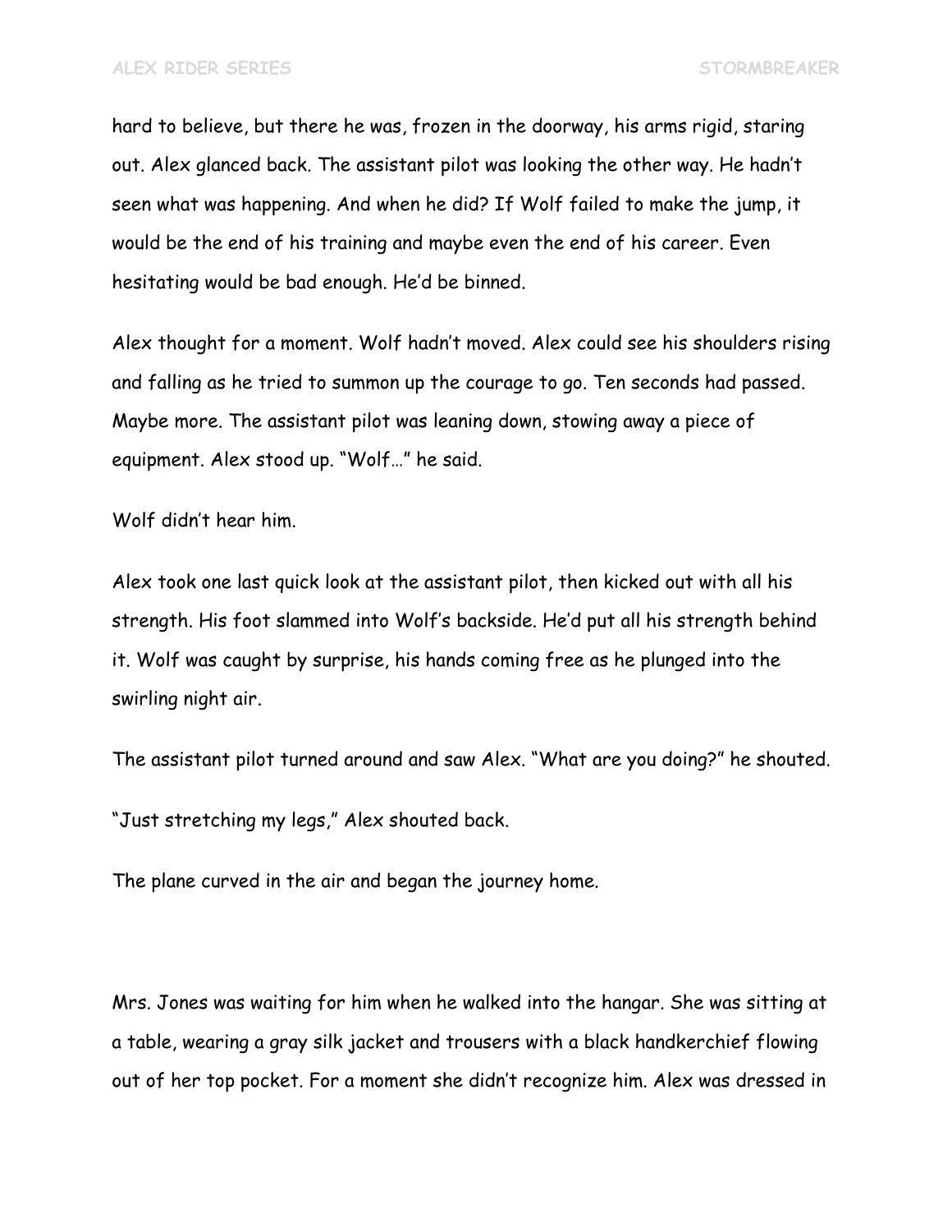hard to believe, but there he was, frozen in the doorway, his arms rigid, staring out. Alex glanced back. The assistant pilot was looking the other way. He hadn't seen what was happening. And when he did? If Wolf failed to make the jump, it would be the end of his training and maybe even the end of his career. Even hesitating would be bad enough. He'd be binned.

Alex thought for a moment. Wolf hadn't moved. Alex could see his shoulders rising and falling as he tried to summon up the courage to go. Ten seconds had passed. Maybe more. The assistant pilot was leaning down, stowing away a piece of equipment. Alex stood up. "Wolf…" he said.

Wolf didn't hear him.

Alex took one last quick look at the assistant pilot, then kicked out with all his strength. His foot slammed into Wolf's backside. He'd put all his strength behind it. Wolf was caught by surprise, his hands coming free as he plunged into the swirling night air.

The assistant pilot turned around and saw Alex. "What are you doing?" he shouted.

"Just stretching my legs," Alex shouted back.

The plane curved in the air and began the journey home.

Mrs. Jones was waiting for him when he walked into the hangar. She was sitting at a table, wearing a gray silk jacket and trousers with a black handkerchief flowing out of her top pocket. For a moment she didn't recognize him. Alex was dressed in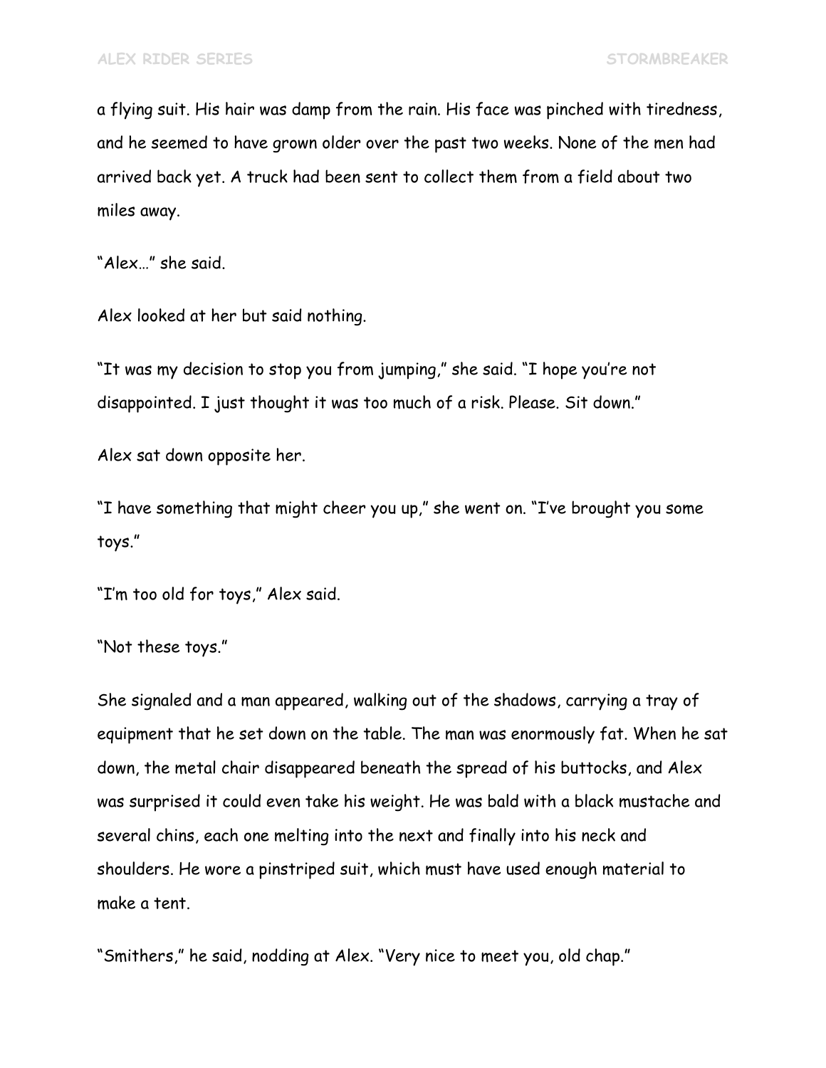a flying suit. His hair was damp from the rain. His face was pinched with tiredness, and he seemed to have grown older over the past two weeks. None of the men had arrived back yet. A truck had been sent to collect them from a field about two miles away.

"Alex…" she said.

Alex looked at her but said nothing.

"It was my decision to stop you from jumping," she said. "I hope you're not disappointed. I just thought it was too much of a risk. Please. Sit down."

Alex sat down opposite her.

"I have something that might cheer you up," she went on. "I've brought you some toys."

"I'm too old for toys," Alex said.

"Not these toys."

She signaled and a man appeared, walking out of the shadows, carrying a tray of equipment that he set down on the table. The man was enormously fat. When he sat down, the metal chair disappeared beneath the spread of his buttocks, and Alex was surprised it could even take his weight. He was bald with a black mustache and several chins, each one melting into the next and finally into his neck and shoulders. He wore a pinstriped suit, which must have used enough material to make a tent.

"Smithers," he said, nodding at Alex. "Very nice to meet you, old chap."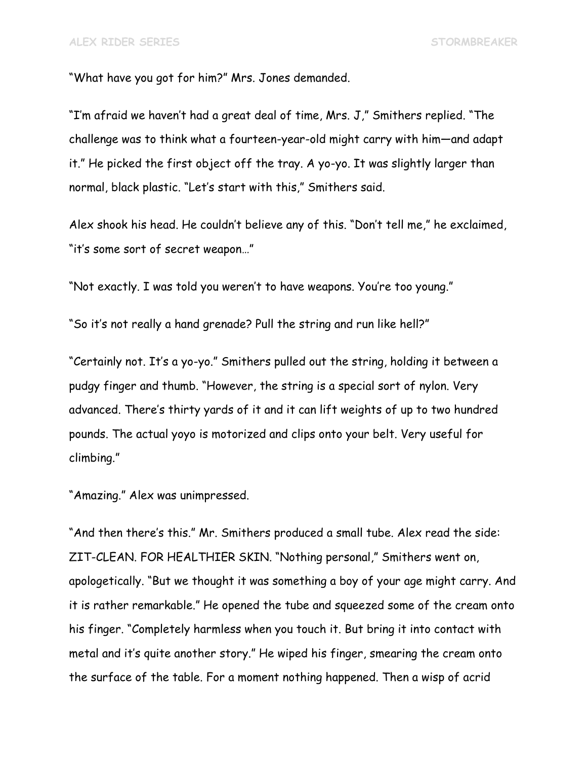"What have you got for him?" Mrs. Jones demanded.

"I'm afraid we haven't had a great deal of time, Mrs. J," Smithers replied. "The challenge was to think what a fourteen-year-old might carry with him—and adapt it." He picked the first object off the tray. A yo-yo. It was slightly larger than normal, black plastic. "Let's start with this," Smithers said.

Alex shook his head. He couldn't believe any of this. "Don't tell me," he exclaimed, "it's some sort of secret weapon…"

"Not exactly. I was told you weren't to have weapons. You're too young."

"So it's not really a hand grenade? Pull the string and run like hell?"

"Certainly not. It's a yo-yo." Smithers pulled out the string, holding it between a pudgy finger and thumb. "However, the string is a special sort of nylon. Very advanced. There's thirty yards of it and it can lift weights of up to two hundred pounds. The actual yoyo is motorized and clips onto your belt. Very useful for climbing."

"Amazing." Alex was unimpressed.

"And then there's this." Mr. Smithers produced a small tube. Alex read the side: ZIT-CLEAN. FOR HEALTHIER SKIN. "Nothing personal," Smithers went on, apologetically. "But we thought it was something a boy of your age might carry. And it is rather remarkable." He opened the tube and squeezed some of the cream onto his finger. "Completely harmless when you touch it. But bring it into contact with metal and it's quite another story." He wiped his finger, smearing the cream onto the surface of the table. For a moment nothing happened. Then a wisp of acrid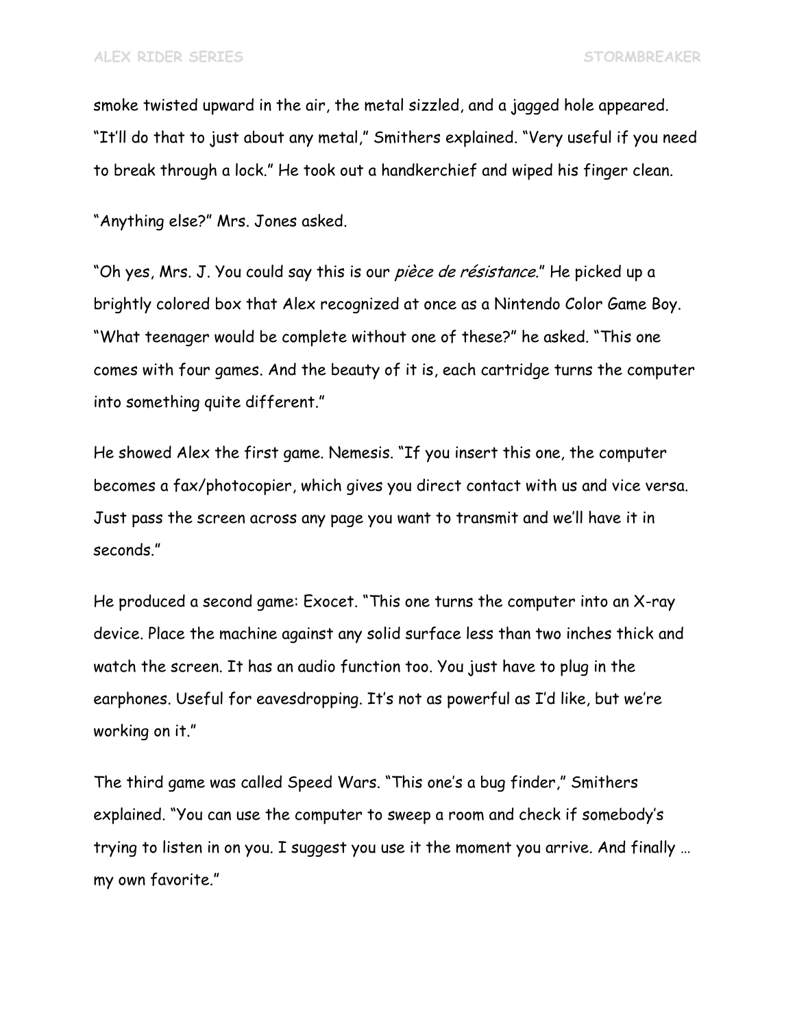smoke twisted upward in the air, the metal sizzled, and a jagged hole appeared. "It'll do that to just about any metal," Smithers explained. "Very useful if you need to break through a lock." He took out a handkerchief and wiped his finger clean.

"Anything else?" Mrs. Jones asked.

"Oh yes, Mrs. J. You could say this is our *pièce de résistance*." He picked up a brightly colored box that Alex recognized at once as a Nintendo Color Game Boy. "What teenager would be complete without one of these?" he asked. "This one comes with four games. And the beauty of it is, each cartridge turns the computer into something quite different."

He showed Alex the first game. Nemesis. "If you insert this one, the computer becomes a fax/photocopier, which gives you direct contact with us and vice versa. Just pass the screen across any page you want to transmit and we'll have it in seconds."

He produced a second game: Exocet. "This one turns the computer into an X-ray device. Place the machine against any solid surface less than two inches thick and watch the screen. It has an audio function too. You just have to plug in the earphones. Useful for eavesdropping. It's not as powerful as I'd like, but we're working on it."

The third game was called Speed Wars. "This one's a bug finder," Smithers explained. "You can use the computer to sweep a room and check if somebody's trying to listen in on you. I suggest you use it the moment you arrive. And finally … my own favorite."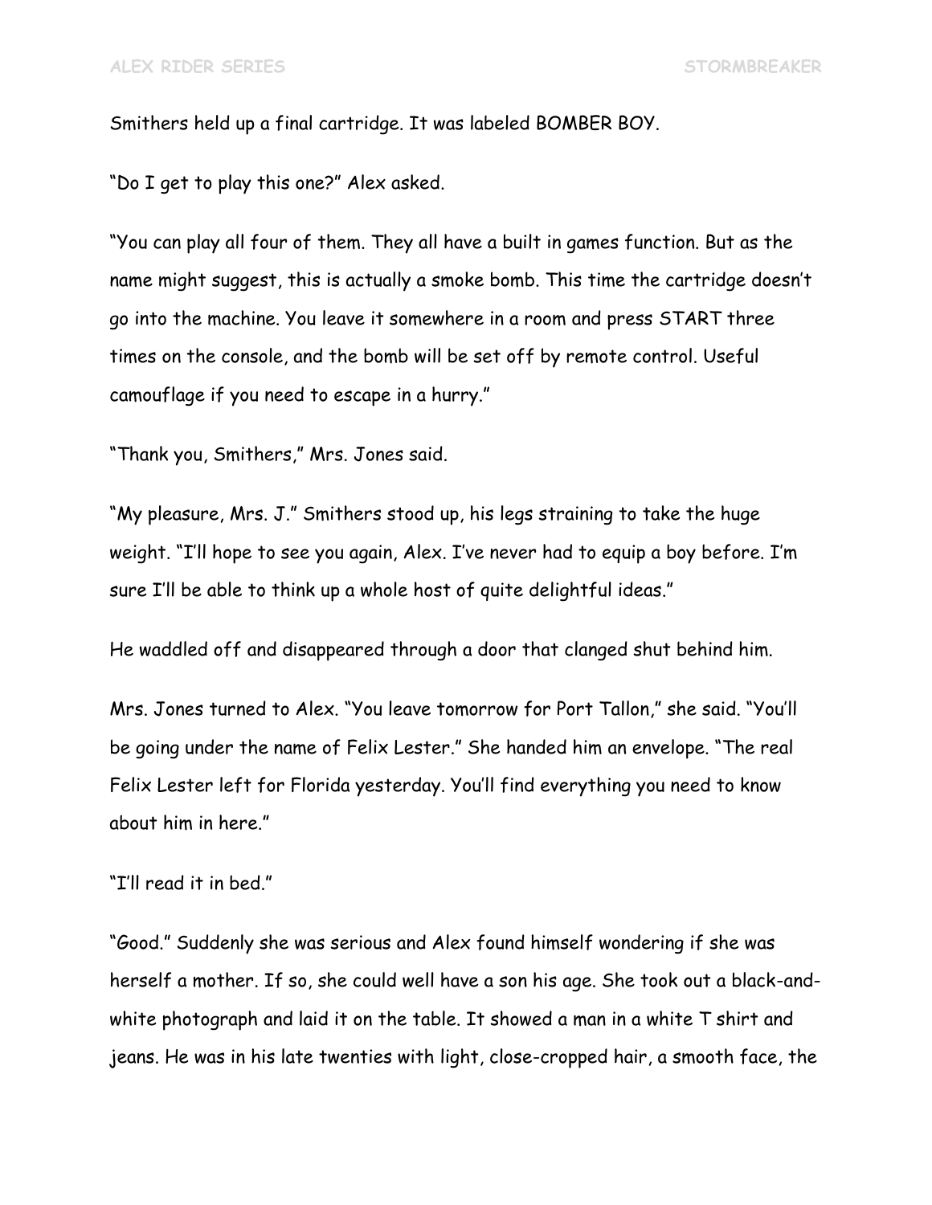Smithers held up a final cartridge. It was labeled BOMBER BOY.

"Do I get to play this one?" Alex asked.

"You can play all four of them. They all have a built in games function. But as the name might suggest, this is actually a smoke bomb. This time the cartridge doesn't go into the machine. You leave it somewhere in a room and press START three times on the console, and the bomb will be set off by remote control. Useful camouflage if you need to escape in a hurry."

"Thank you, Smithers," Mrs. Jones said.

"My pleasure, Mrs. J." Smithers stood up, his legs straining to take the huge weight. "I'll hope to see you again, Alex. I've never had to equip a boy before. I'm sure I'll be able to think up a whole host of quite delightful ideas."

He waddled off and disappeared through a door that clanged shut behind him.

Mrs. Jones turned to Alex. "You leave tomorrow for Port Tallon," she said. "You'll be going under the name of Felix Lester." She handed him an envelope. "The real Felix Lester left for Florida yesterday. You'll find everything you need to know about him in here."

"I'll read it in bed."

"Good." Suddenly she was serious and Alex found himself wondering if she was herself a mother. If so, she could well have a son his age. She took out a black-and-white photograph and laid it on the table. It showed a man in a white T shirt and jeans. He was in his late twenties with light, close-cropped hair, a smooth face, the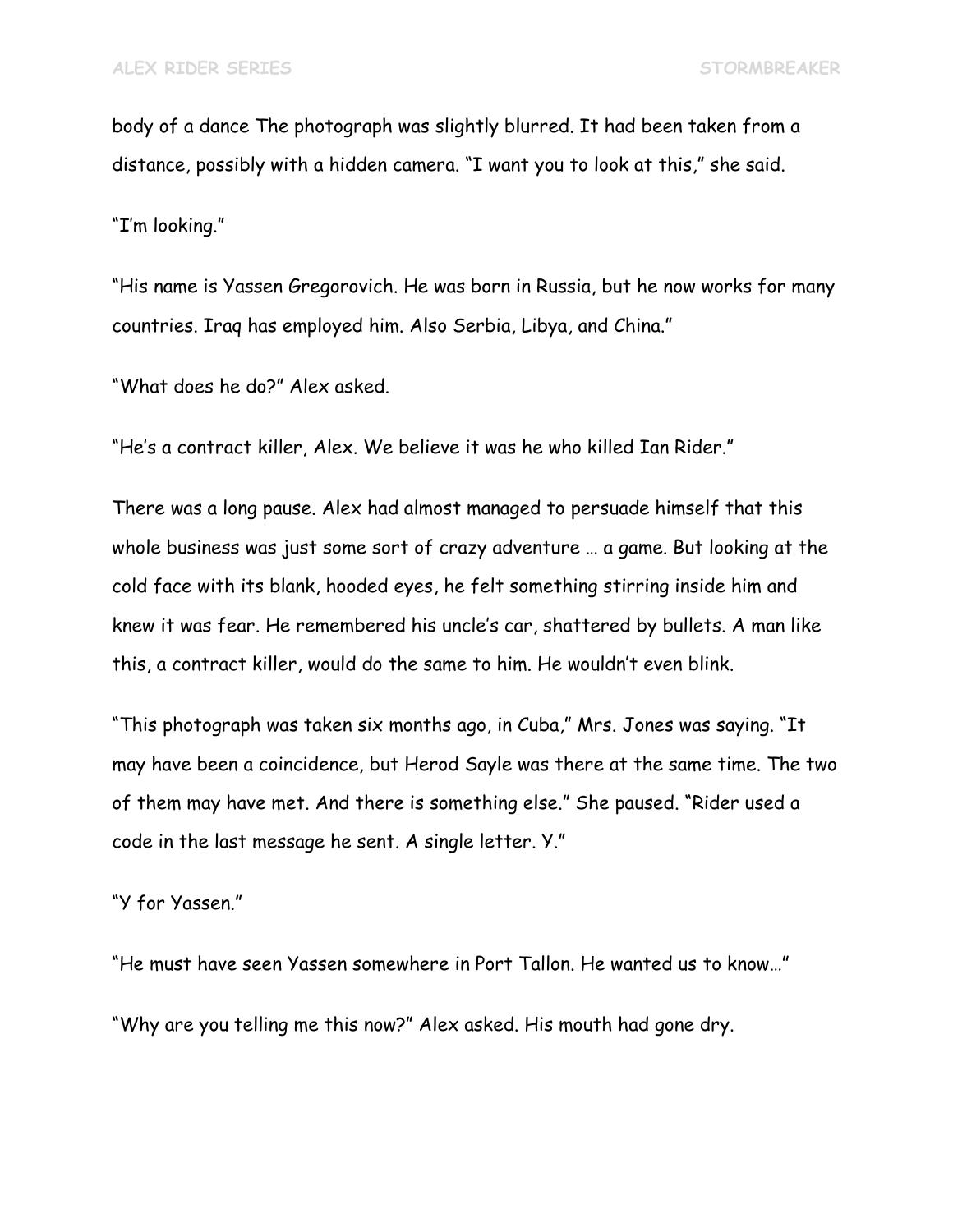body of a dance The photograph was slightly blurred. It had been taken from a distance, possibly with a hidden camera. “I want you to look at this,” she said.

“I’m looking.”

“His name is Yassen Gregorovich. He was born in Russia, but he now works for many countries. Iraq has employed him. Also Serbia, Libya, and China.”

“What does he do?” Alex asked.

“He’s a contract killer, Alex. We believe it was he who killed Ian Rider.”

There was a long pause. Alex had almost managed to persuade himself that this whole business was just some sort of crazy adventure … a game. But looking at the cold face with its blank, hooded eyes, he felt something stirring inside him and knew it was fear. He remembered his uncle’s car, shattered by bullets. A man like this, a contract killer, would do the same to him. He wouldn’t even blink.

“This photograph was taken six months ago, in Cuba,” Mrs. Jones was saying. “It may have been a coincidence, but Herod Sayle was there at the same time. The two of them may have met. And there is something else.” She paused. “Rider used a code in the last message he sent. A single letter. Y.”

“Y for Yassen.”

“He must have seen Yassen somewhere in Port Tallon. He wanted us to know…”

“Why are you telling me this now?” Alex asked. His mouth had gone dry.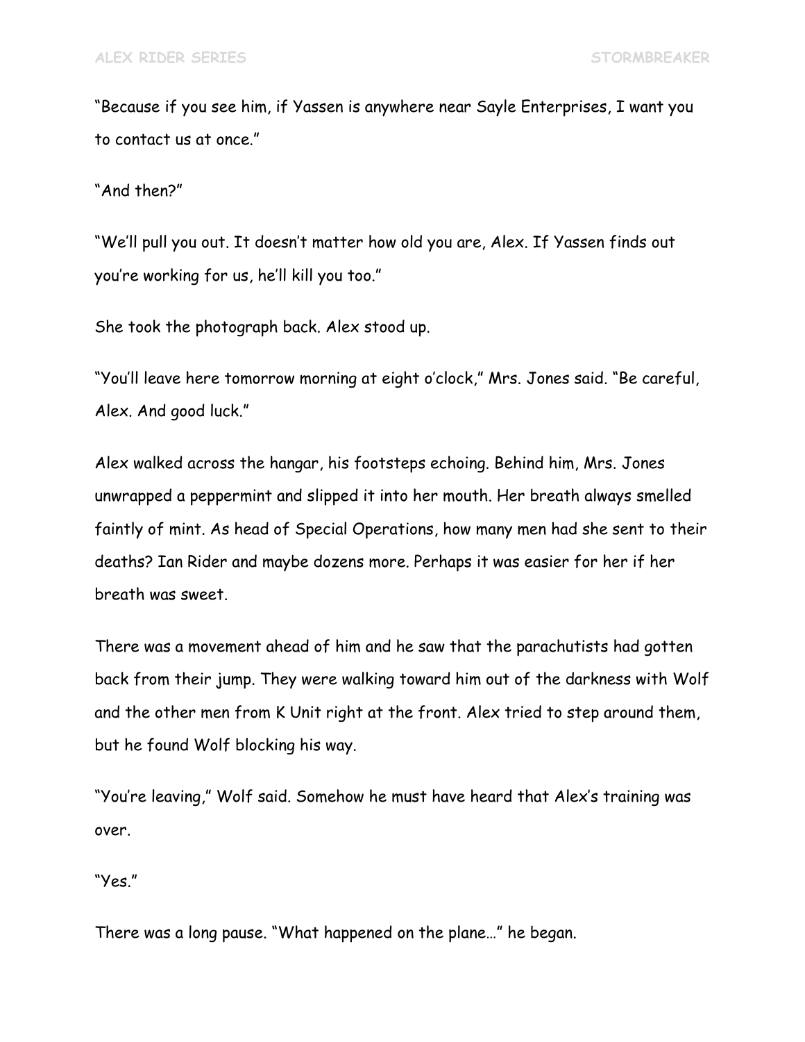"Because if you see him, if Yassen is anywhere near Sayle Enterprises, I want you to contact us at once."

"And then?"

"We'll pull you out. It doesn't matter how old you are, Alex. If Yassen finds out you're working for us, he'll kill you too."

She took the photograph back. Alex stood up.

"You'll leave here tomorrow morning at eight o'clock," Mrs. Jones said. "Be careful, Alex. And good luck."

Alex walked across the hangar, his footsteps echoing. Behind him, Mrs. Jones unwrapped a peppermint and slipped it into her mouth. Her breath always smelled faintly of mint. As head of Special Operations, how many men had she sent to their deaths? Ian Rider and maybe dozens more. Perhaps it was easier for her if her breath was sweet.

There was a movement ahead of him and he saw that the parachutists had gotten back from their jump. They were walking toward him out of the darkness with Wolf and the other men from K Unit right at the front. Alex tried to step around them, but he found Wolf blocking his way.

"You're leaving," Wolf said. Somehow he must have heard that Alex's training was over.

"Yes."

There was a long pause. "What happened on the plane…" he began.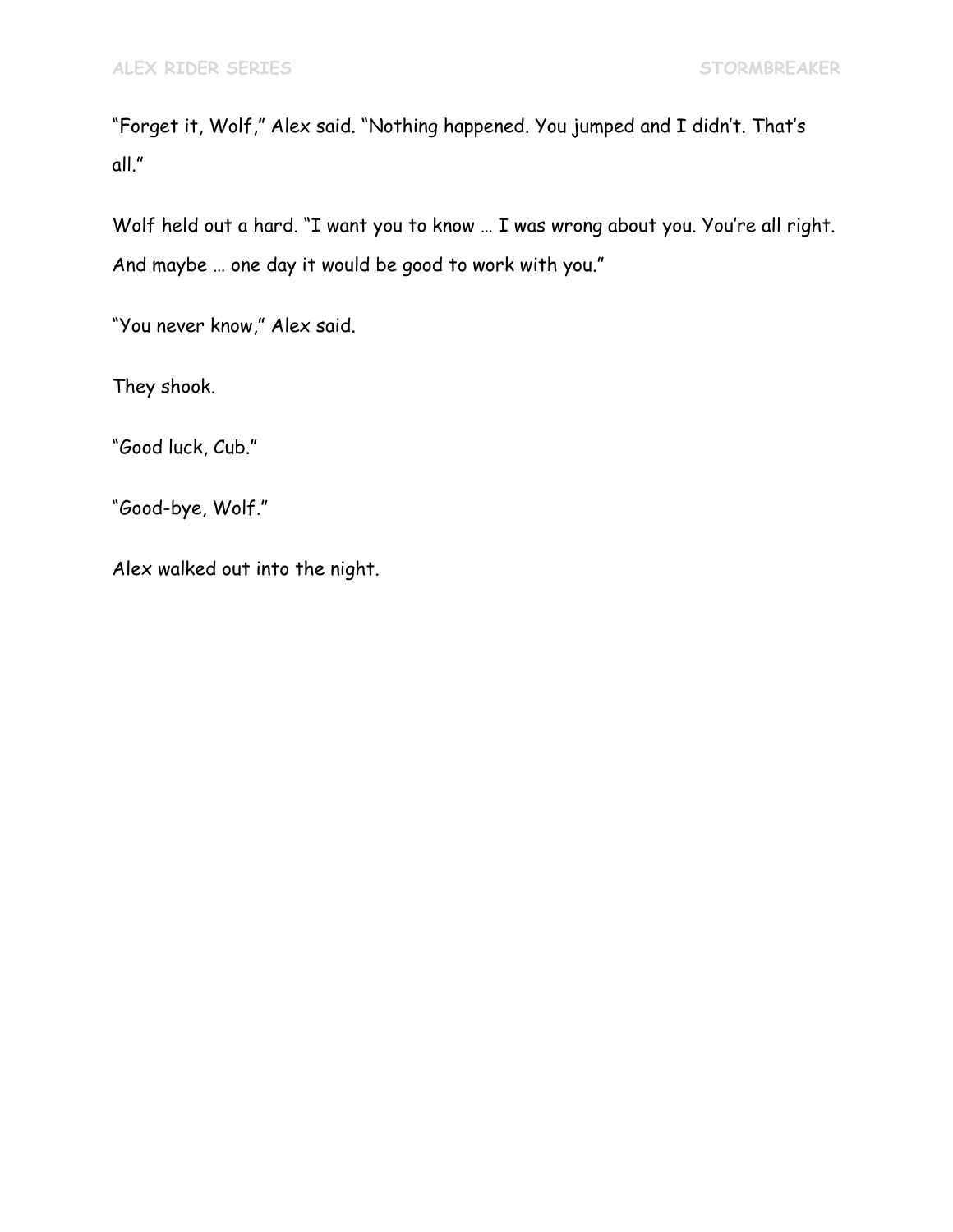"Forget it, Wolf," Alex said. "Nothing happened. You jumped and I didn't. That's all."

Wolf held out a hard. "I want you to know … I was wrong about you. You're all right. And maybe … one day it would be good to work with you."

"You never know," Alex said.

They shook.

"Good luck, Cub."

"Good-bye, Wolf."

Alex walked out into the night.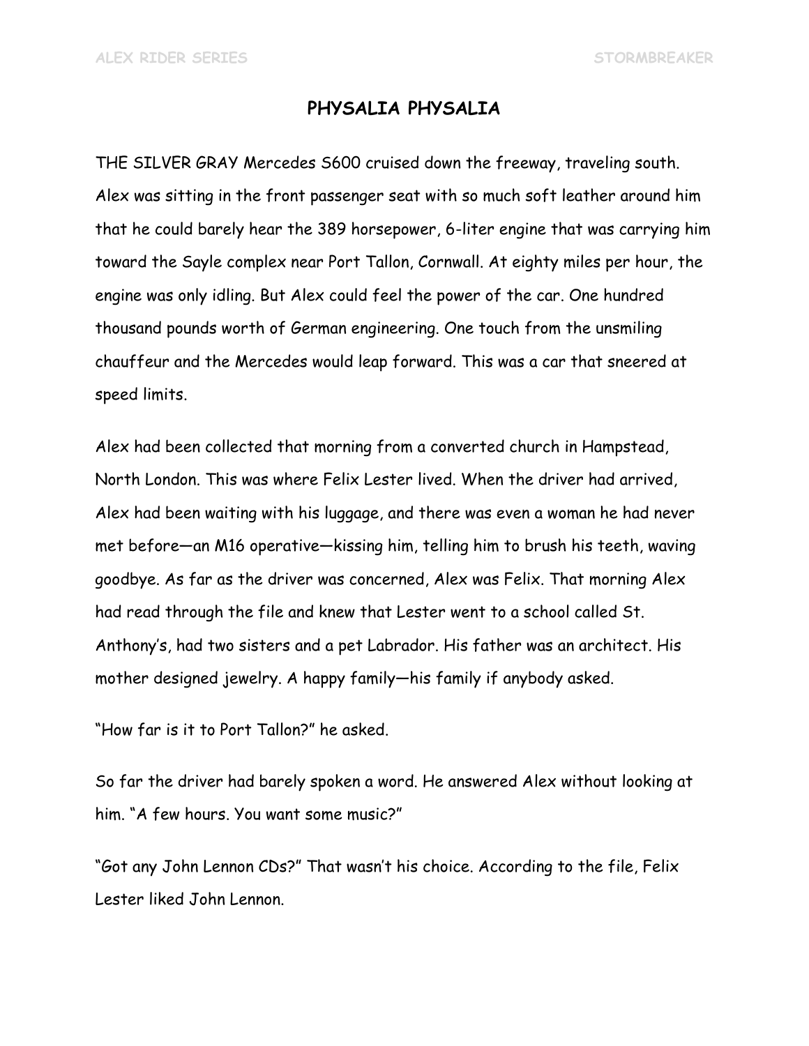# PHYSALIA PHYSALIA

THE SILVER GRAY Mercedes S600 cruised down the freeway, traveling south. Alex was sitting in the front passenger seat with so much soft leather around him that he could barely hear the 389 horsepower, 6-liter engine that was carrying him toward the Sayle complex near Port Tallon, Cornwall. At eighty miles per hour, the engine was only idling. But Alex could feel the power of the car. One hundred thousand pounds worth of German engineering. One touch from the unsmiling chauffeur and the Mercedes would leap forward. This was a car that sneered at speed limits.

Alex had been collected that morning from a converted church in Hampstead, North London. This was where Felix Lester lived. When the driver had arrived, Alex had been waiting with his luggage, and there was even a woman he had never met before—an M16 operative—kissing him, telling him to brush his teeth, waving goodbye. As far as the driver was concerned, Alex was Felix. That morning Alex had read through the file and knew that Lester went to a school called St. Anthony's, had two sisters and a pet Labrador. His father was an architect. His mother designed jewelry. A happy family—his family if anybody asked.

"How far is it to Port Tallon?" he asked.

So far the driver had barely spoken a word. He answered Alex without looking at him. "A few hours. You want some music?"

"Got any John Lennon CDs?" That wasn't his choice. According to the file, Felix Lester liked John Lennon.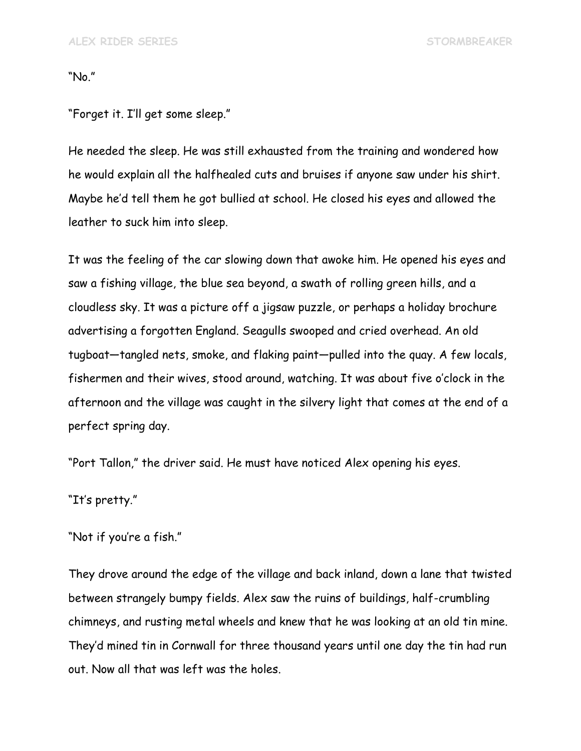"No."

"Forget it. I'll get some sleep."

He needed the sleep. He was still exhausted from the training and wondered how he would explain all the halfhealed cuts and bruises if anyone saw under his shirt. Maybe he'd tell them he got bullied at school. He closed his eyes and allowed the leather to suck him into sleep.

It was the feeling of the car slowing down that awoke him. He opened his eyes and saw a fishing village, the blue sea beyond, a swath of rolling green hills, and a cloudless sky. It was a picture off a jigsaw puzzle, or perhaps a holiday brochure advertising a forgotten England. Seagulls swooped and cried overhead. An old tugboat—tangled nets, smoke, and flaking paint—pulled into the quay. A few locals, fishermen and their wives, stood around, watching. It was about five o'clock in the afternoon and the village was caught in the silvery light that comes at the end of a perfect spring day.

"Port Tallon," the driver said. He must have noticed Alex opening his eyes.

"It's pretty."

"Not if you're a fish."

They drove around the edge of the village and back inland, down a lane that twisted between strangely bumpy fields. Alex saw the ruins of buildings, half-crumbling chimneys, and rusting metal wheels and knew that he was looking at an old tin mine. They'd mined tin in Cornwall for three thousand years until one day the tin had run out. Now all that was left was the holes.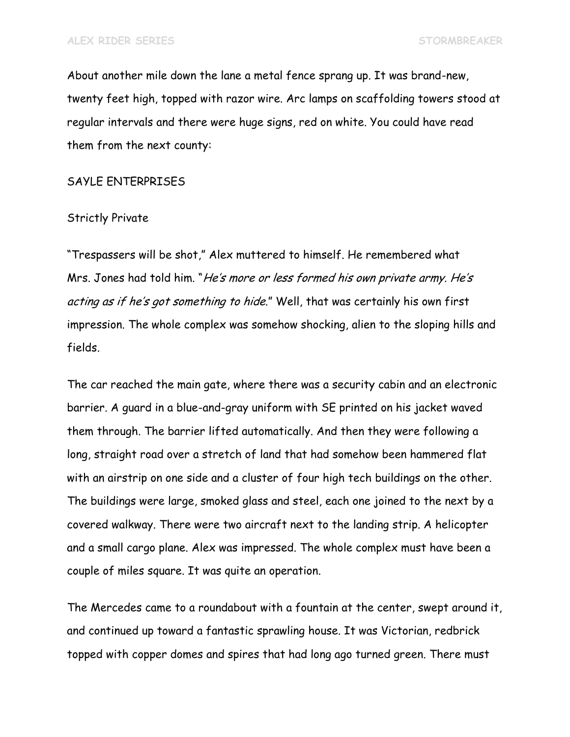About another mile down the lane a metal fence sprang up. It was brand-new, twenty feet high, topped with razor wire. Arc lamps on scaffolding towers stood at regular intervals and there were huge signs, red on white. You could have read them from the next county:

SAYLE ENTERPRISES

Strictly Private

"Trespassers will be shot," Alex muttered to himself. He remembered what Mrs. Jones had told him. "*He's more or less formed his own private army. He's acting as if he's got something to hide.*" Well, that was certainly his own first impression. The whole complex was somehow shocking, alien to the sloping hills and fields.

The car reached the main gate, where there was a security cabin and an electronic barrier. A guard in a blue-and-gray uniform with SE printed on his jacket waved them through. The barrier lifted automatically. And then they were following a long, straight road over a stretch of land that had somehow been hammered flat with an airstrip on one side and a cluster of four high tech buildings on the other. The buildings were large, smoked glass and steel, each one joined to the next by a covered walkway. There were two aircraft next to the landing strip. A helicopter and a small cargo plane. Alex was impressed. The whole complex must have been a couple of miles square. It was quite an operation.

The Mercedes came to a roundabout with a fountain at the center, swept around it, and continued up toward a fantastic sprawling house. It was Victorian, redbrick topped with copper domes and spires that had long ago turned green. There must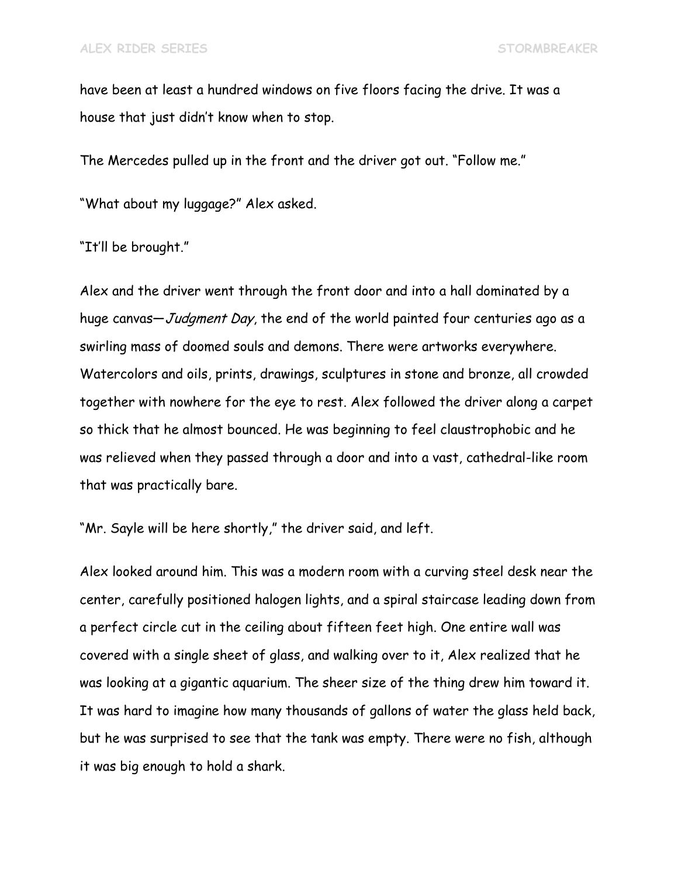have been at least a hundred windows on five floors facing the drive. It was a house that just didn't know when to stop.

The Mercedes pulled up in the front and the driver got out. "Follow me."

"What about my luggage?" Alex asked.

"It'll be brought."

Alex and the driver went through the front door and into a hall dominated by a huge canvas—*Judgment Day*, the end of the world painted four centuries ago as a swirling mass of doomed souls and demons. There were artworks everywhere. Watercolors and oils, prints, drawings, sculptures in stone and bronze, all crowded together with nowhere for the eye to rest. Alex followed the driver along a carpet so thick that he almost bounced. He was beginning to feel claustrophobic and he was relieved when they passed through a door and into a vast, cathedral-like room that was practically bare.

"Mr. Sayle will be here shortly," the driver said, and left.

Alex looked around him. This was a modern room with a curving steel desk near the center, carefully positioned halogen lights, and a spiral staircase leading down from a perfect circle cut in the ceiling about fifteen feet high. One entire wall was covered with a single sheet of glass, and walking over to it, Alex realized that he was looking at a gigantic aquarium. The sheer size of the thing drew him toward it. It was hard to imagine how many thousands of gallons of water the glass held back, but he was surprised to see that the tank was empty. There were no fish, although it was big enough to hold a shark.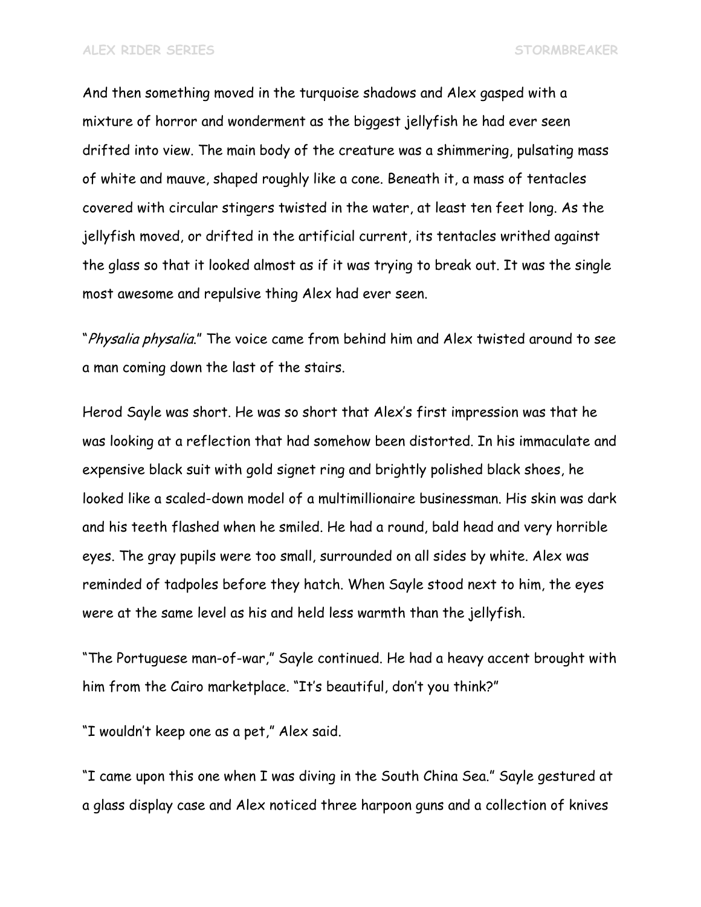And then something moved in the turquoise shadows and Alex gasped with a mixture of horror and wonderment as the biggest jellyfish he had ever seen drifted into view. The main body of the creature was a shimmering, pulsating mass of white and mauve, shaped roughly like a cone. Beneath it, a mass of tentacles covered with circular stingers twisted in the water, at least ten feet long. As the jellyfish moved, or drifted in the artificial current, its tentacles writhed against the glass so that it looked almost as if it was trying to break out. It was the single most awesome and repulsive thing Alex had ever seen.

"*Physalia physalia*." The voice came from behind him and Alex twisted around to see a man coming down the last of the stairs.

Herod Sayle was short. He was so short that Alex's first impression was that he was looking at a reflection that had somehow been distorted. In his immaculate and expensive black suit with gold signet ring and brightly polished black shoes, he looked like a scaled-down model of a multimillionaire businessman. His skin was dark and his teeth flashed when he smiled. He had a round, bald head and very horrible eyes. The gray pupils were too small, surrounded on all sides by white. Alex was reminded of tadpoles before they hatch. When Sayle stood next to him, the eyes were at the same level as his and held less warmth than the jellyfish.

"The Portuguese man-of-war," Sayle continued. He had a heavy accent brought with him from the Cairo marketplace. "It's beautiful, don't you think?"

"I wouldn't keep one as a pet," Alex said.

"I came upon this one when I was diving in the South China Sea." Sayle gestured at a glass display case and Alex noticed three harpoon guns and a collection of knives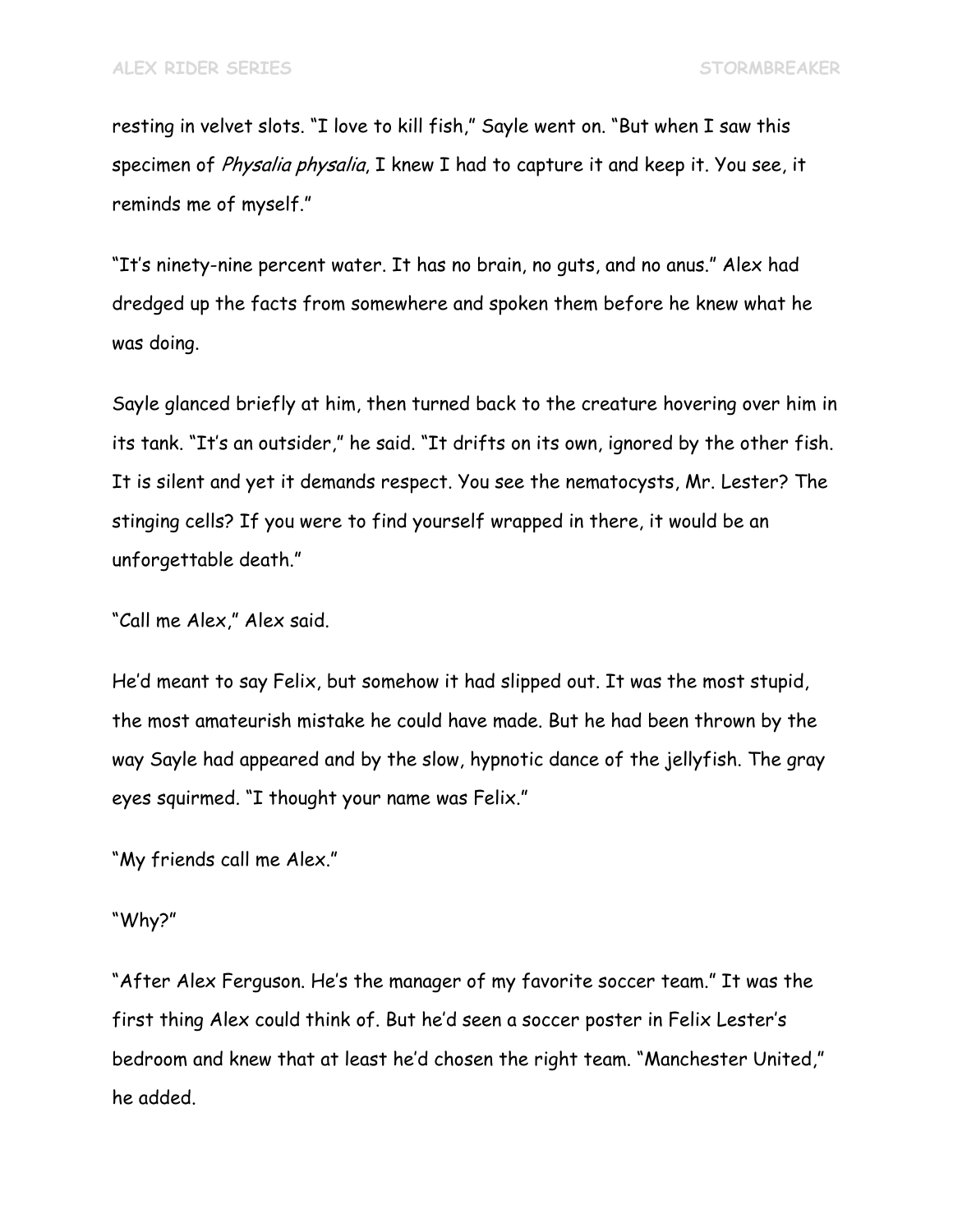resting in velvet slots. "I love to kill fish," Sayle went on. "But when I saw this specimen of *Physalia physalia*, I knew I had to capture it and keep it. You see, it reminds me of myself."

"It's ninety-nine percent water. It has no brain, no guts, and no anus." Alex had dredged up the facts from somewhere and spoken them before he knew what he was doing.

Sayle glanced briefly at him, then turned back to the creature hovering over him in its tank. "It's an outsider," he said. "It drifts on its own, ignored by the other fish. It is silent and yet it demands respect. You see the nematocysts, Mr. Lester? The stinging cells? If you were to find yourself wrapped in there, it would be an unforgettable death."

"Call me Alex," Alex said.

He'd meant to say Felix, but somehow it had slipped out. It was the most stupid, the most amateurish mistake he could have made. But he had been thrown by the way Sayle had appeared and by the slow, hypnotic dance of the jellyfish. The gray eyes squirmed. "I thought your name was Felix."

"My friends call me Alex."

"Why?"

"After Alex Ferguson. He's the manager of my favorite soccer team." It was the first thing Alex could think of. But he'd seen a soccer poster in Felix Lester's bedroom and knew that at least he'd chosen the right team. "Manchester United," he added.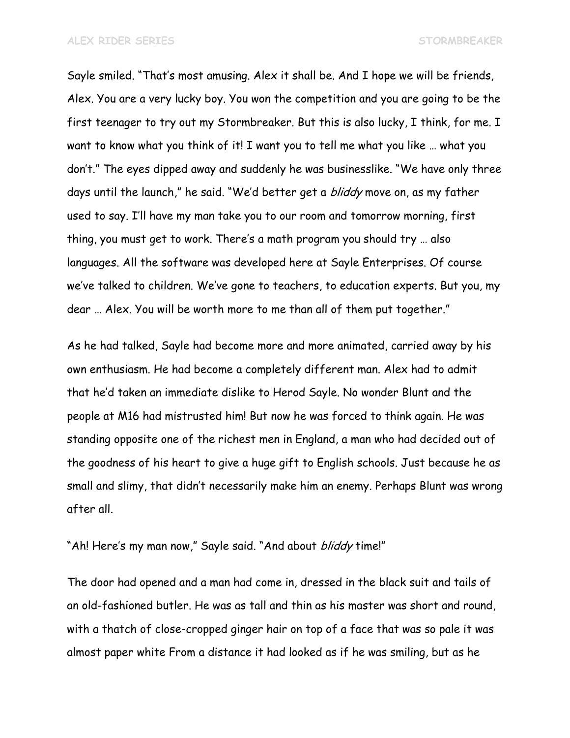Sayle smiled. "That's most amusing. Alex it shall be. And I hope we will be friends, Alex. You are a very lucky boy. You won the competition and you are going to be the first teenager to try out my Stormbreaker. But this is also lucky, I think, for me. I want to know what you think of it! I want you to tell me what you like … what you don't." The eyes dipped away and suddenly he was businesslike. "We have only three days until the launch," he said. "We'd better get a *bliddy* move on, as my father used to say. I'll have my man take you to our room and tomorrow morning, first thing, you must get to work. There's a math program you should try … also languages. All the software was developed here at Sayle Enterprises. Of course we've talked to children. We've gone to teachers, to education experts. But you, my dear … Alex. You will be worth more to me than all of them put together."

As he had talked, Sayle had become more and more animated, carried away by his own enthusiasm. He had become a completely different man. Alex had to admit that he'd taken an immediate dislike to Herod Sayle. No wonder Blunt and the people at M16 had mistrusted him! But now he was forced to think again. He was standing opposite one of the richest men in England, a man who had decided out of the goodness of his heart to give a huge gift to English schools. Just because he as small and slimy, that didn't necessarily make him an enemy. Perhaps Blunt was wrong after all.

"Ah! Here's my man now," Sayle said. "And about *bliddy* time!"

The door had opened and a man had come in, dressed in the black suit and tails of an old-fashioned butler. He was as tall and thin as his master was short and round, with a thatch of close-cropped ginger hair on top of a face that was so pale it was almost paper white From a distance it had looked as if he was smiling, but as he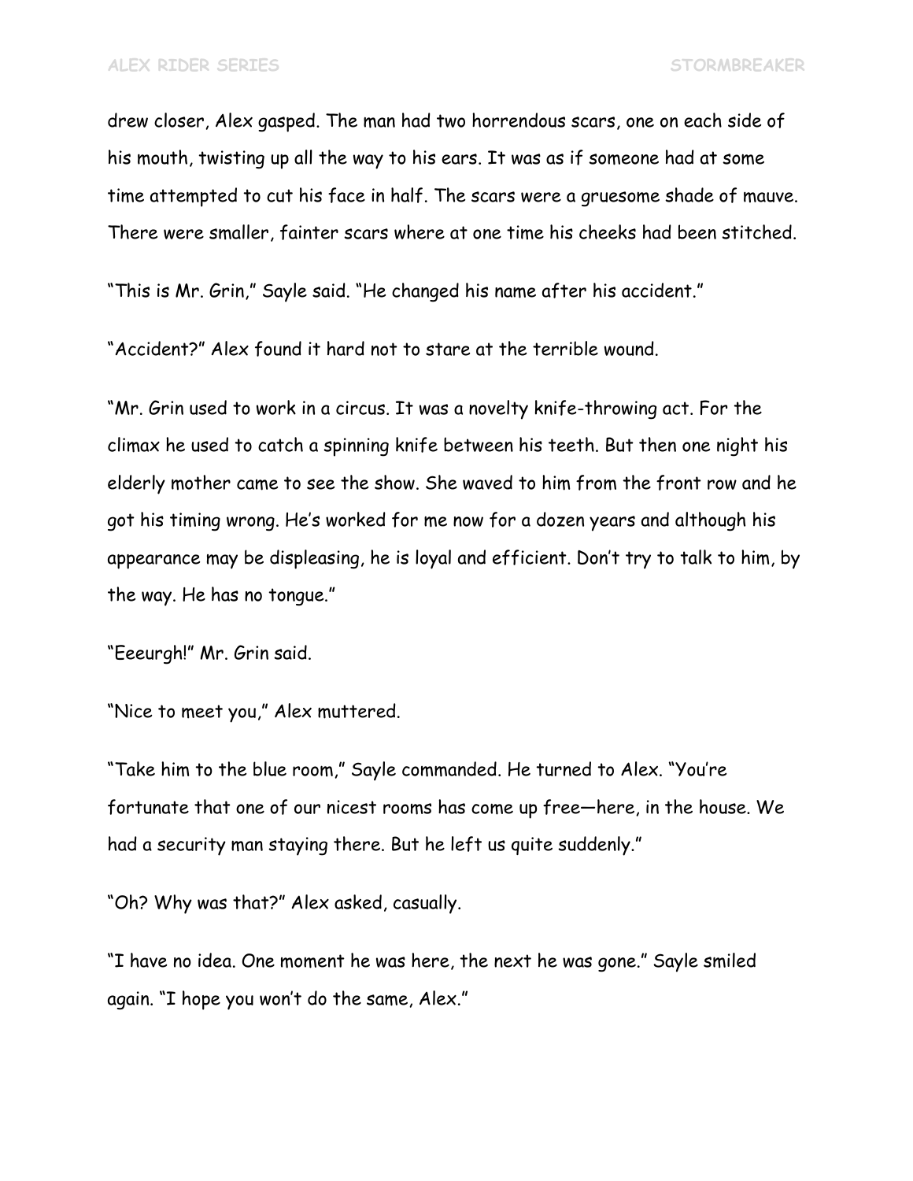drew closer, Alex gasped. The man had two horrendous scars, one on each side of his mouth, twisting up all the way to his ears. It was as if someone had at some time attempted to cut his face in half. The scars were a gruesome shade of mauve. There were smaller, fainter scars where at one time his cheeks had been stitched.

"This is Mr. Grin," Sayle said. "He changed his name after his accident."

"Accident?" Alex found it hard not to stare at the terrible wound.

"Mr. Grin used to work in a circus. It was a novelty knife-throwing act. For the climax he used to catch a spinning knife between his teeth. But then one night his elderly mother came to see the show. She waved to him from the front row and he got his timing wrong. He's worked for me now for a dozen years and although his appearance may be displeasing, he is loyal and efficient. Don't try to talk to him, by the way. He has no tongue."

"Eeeurgh!" Mr. Grin said.

"Nice to meet you," Alex muttered.

"Take him to the blue room," Sayle commanded. He turned to Alex. "You're fortunate that one of our nicest rooms has come up free—here, in the house. We had a security man staying there. But he left us quite suddenly."

"Oh? Why was that?" Alex asked, casually.

"I have no idea. One moment he was here, the next he was gone." Sayle smiled again. "I hope you won't do the same, Alex."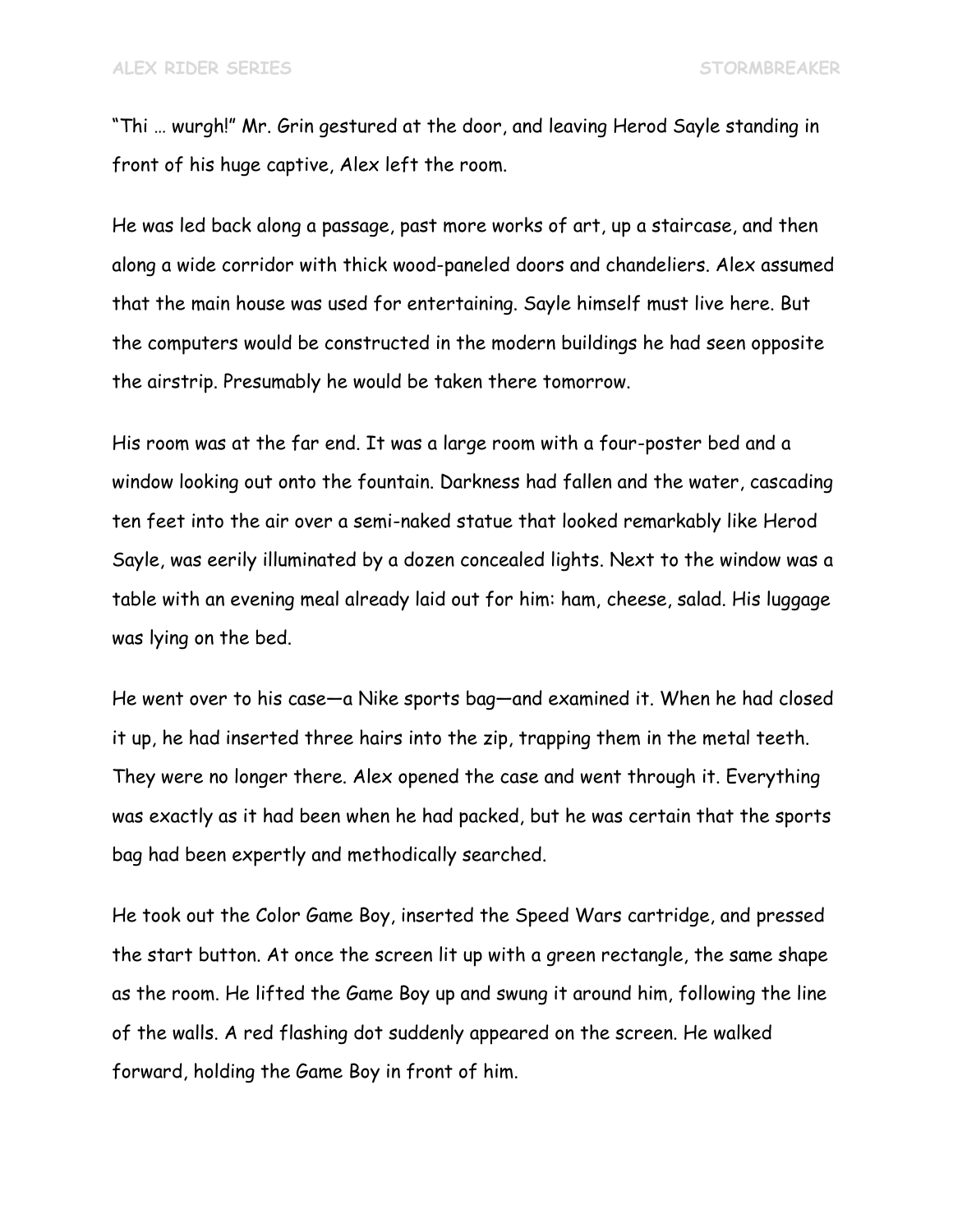“Thi … wurgh!” Mr. Grin gestured at the door, and leaving Herod Sayle standing in front of his huge captive, Alex left the room.

He was led back along a passage, past more works of art, up a staircase, and then along a wide corridor with thick wood-paneled doors and chandeliers. Alex assumed that the main house was used for entertaining. Sayle himself must live here. But the computers would be constructed in the modern buildings he had seen opposite the airstrip. Presumably he would be taken there tomorrow.

His room was at the far end. It was a large room with a four-poster bed and a window looking out onto the fountain. Darkness had fallen and the water, cascading ten feet into the air over a semi-naked statue that looked remarkably like Herod Sayle, was eerily illuminated by a dozen concealed lights. Next to the window was a table with an evening meal already laid out for him: ham, cheese, salad. His luggage was lying on the bed.

He went over to his case—a Nike sports bag—and examined it. When he had closed it up, he had inserted three hairs into the zip, trapping them in the metal teeth. They were no longer there. Alex opened the case and went through it. Everything was exactly as it had been when he had packed, but he was certain that the sports bag had been expertly and methodically searched.

He took out the Color Game Boy, inserted the Speed Wars cartridge, and pressed the start button. At once the screen lit up with a green rectangle, the same shape as the room. He lifted the Game Boy up and swung it around him, following the line of the walls. A red flashing dot suddenly appeared on the screen. He walked forward, holding the Game Boy in front of him.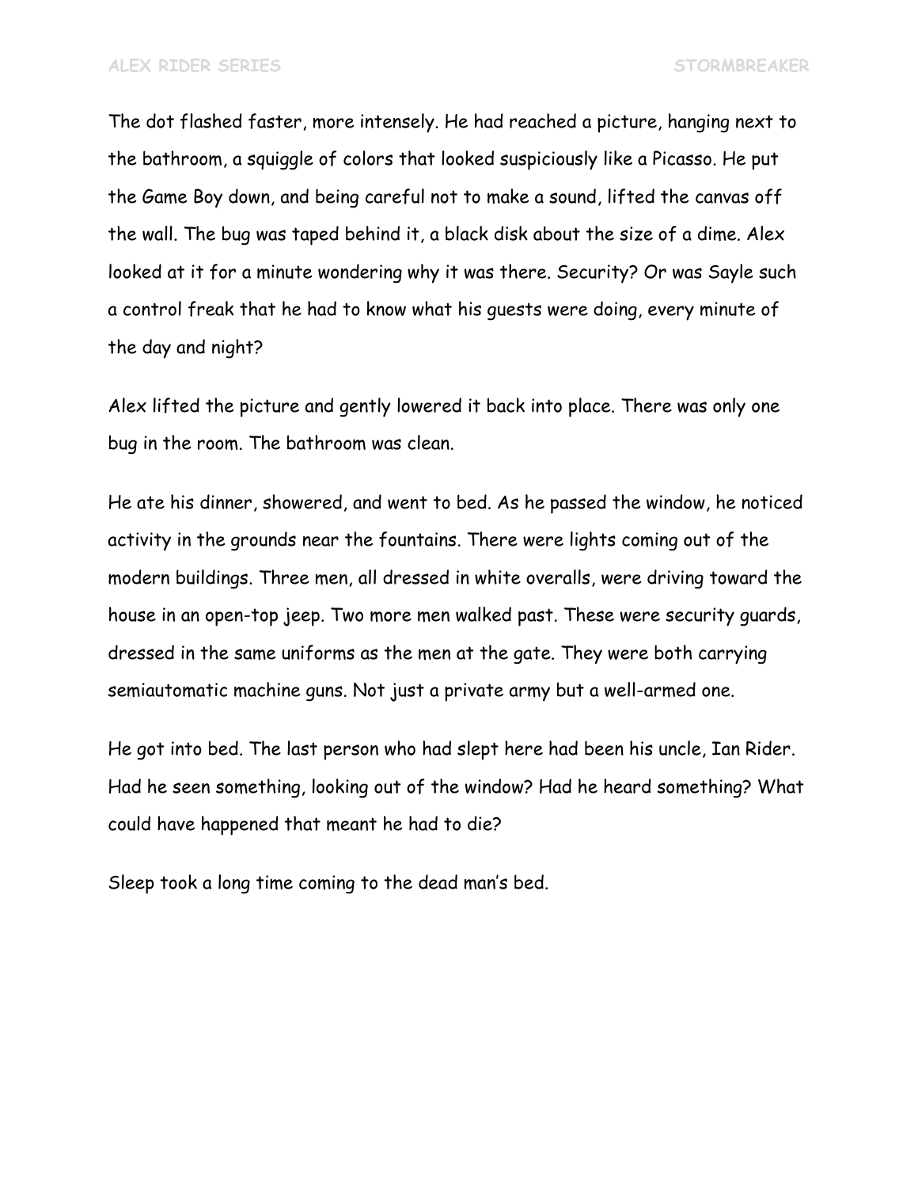The dot flashed faster, more intensely. He had reached a picture, hanging next to the bathroom, a squiggle of colors that looked suspiciously like a Picasso. He put the Game Boy down, and being careful not to make a sound, lifted the canvas off the wall. The bug was taped behind it, a black disk about the size of a dime. Alex looked at it for a minute wondering why it was there. Security? Or was Sayle such a control freak that he had to know what his guests were doing, every minute of the day and night?

Alex lifted the picture and gently lowered it back into place. There was only one bug in the room. The bathroom was clean.

He ate his dinner, showered, and went to bed. As he passed the window, he noticed activity in the grounds near the fountains. There were lights coming out of the modern buildings. Three men, all dressed in white overalls, were driving toward the house in an open-top jeep. Two more men walked past. These were security guards, dressed in the same uniforms as the men at the gate. They were both carrying semiautomatic machine guns. Not just a private army but a well-armed one.

He got into bed. The last person who had slept here had been his uncle, Ian Rider. Had he seen something, looking out of the window? Had he heard something? What could have happened that meant he had to die?

Sleep took a long time coming to the dead man's bed.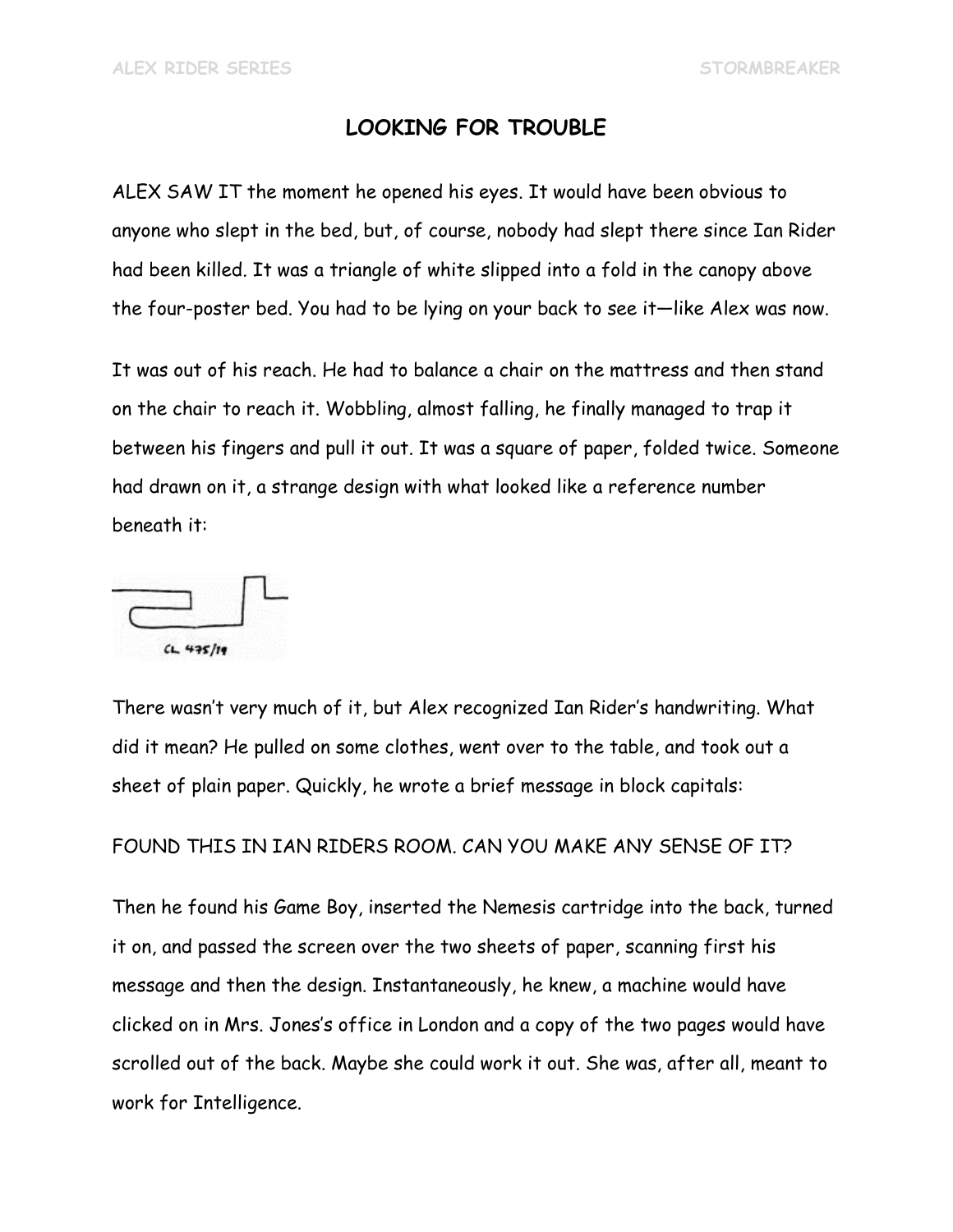# LOOKING FOR TROUBLE

ALEX SAW IT the moment he opened his eyes. It would have been obvious to anyone who slept in the bed, but, of course, nobody had slept there since Ian Rider had been killed. It was a triangle of white slipped into a fold in the canopy above the four-poster bed. You had to be lying on your back to see it—like Alex was now.

It was out of his reach. He had to balance a chair on the mattress and then stand on the chair to reach it. Wobbling, almost falling, he finally managed to trap it between his fingers and pull it out. It was a square of paper, folded twice. Someone had drawn on it, a strange design with what looked like a reference number beneath it:

CL 475/19

There wasn't very much of it, but Alex recognized Ian Rider's handwriting. What did it mean? He pulled on some clothes, went over to the table, and took out a sheet of plain paper. Quickly, he wrote a brief message in block capitals:

FOUND THIS IN IAN RIDERS ROOM. CAN YOU MAKE ANY SENSE OF IT?

Then he found his Game Boy, inserted the Nemesis cartridge into the back, turned it on, and passed the screen over the two sheets of paper, scanning first his message and then the design. Instantaneously, he knew, a machine would have clicked on in Mrs. Jones's office in London and a copy of the two pages would have scrolled out of the back. Maybe she could work it out. She was, after all, meant to work for Intelligence.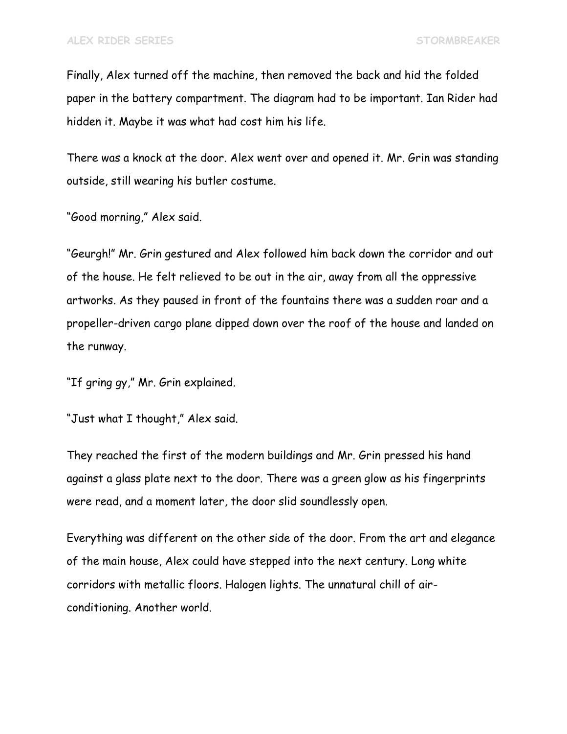Finally, Alex turned off the machine, then removed the back and hid the folded paper in the battery compartment. The diagram had to be important. Ian Rider had hidden it. Maybe it was what had cost him his life.

There was a knock at the door. Alex went over and opened it. Mr. Grin was standing outside, still wearing his butler costume.

"Good morning," Alex said.

"Geurgh!" Mr. Grin gestured and Alex followed him back down the corridor and out of the house. He felt relieved to be out in the air, away from all the oppressive artworks. As they paused in front of the fountains there was a sudden roar and a propeller-driven cargo plane dipped down over the roof of the house and landed on the runway.

"If gring gy," Mr. Grin explained.

"Just what I thought," Alex said.

They reached the first of the modern buildings and Mr. Grin pressed his hand against a glass plate next to the door. There was a green glow as his fingerprints were read, and a moment later, the door slid soundlessly open.

Everything was different on the other side of the door. From the art and elegance of the main house, Alex could have stepped into the next century. Long white corridors with metallic floors. Halogen lights. The unnatural chill of air-conditioning. Another world.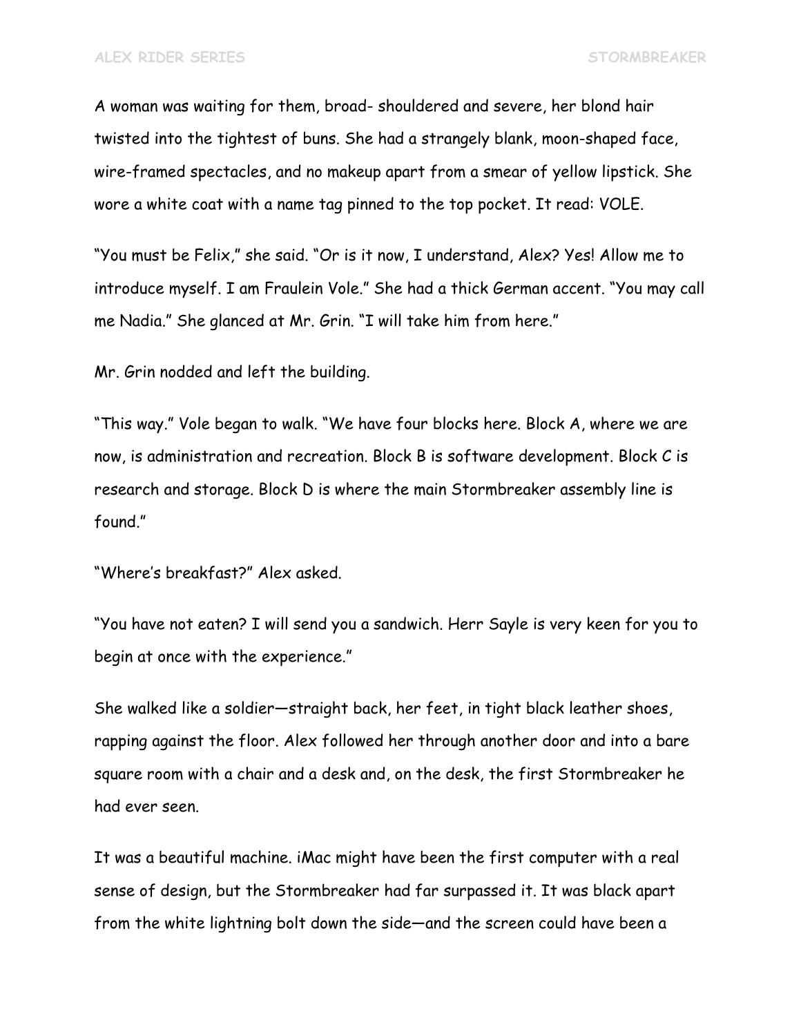A woman was waiting for them, broad- shouldered and severe, her blond hair twisted into the tightest of buns. She had a strangely blank, moon-shaped face, wire-framed spectacles, and no makeup apart from a smear of yellow lipstick. She wore a white coat with a name tag pinned to the top pocket. It read: VOLE.

"You must be Felix," she said. "Or is it now, I understand, Alex? Yes! Allow me to introduce myself. I am Fraulein Vole." She had a thick German accent. "You may call me Nadia." She glanced at Mr. Grin. "I will take him from here."

Mr. Grin nodded and left the building.

"This way." Vole began to walk. "We have four blocks here. Block A, where we are now, is administration and recreation. Block B is software development. Block C is research and storage. Block D is where the main Stormbreaker assembly line is found."

"Where's breakfast?" Alex asked.

"You have not eaten? I will send you a sandwich. Herr Sayle is very keen for you to begin at once with the experience."

She walked like a soldier—straight back, her feet, in tight black leather shoes, rapping against the floor. Alex followed her through another door and into a bare square room with a chair and a desk and, on the desk, the first Stormbreaker he had ever seen.

It was a beautiful machine. iMac might have been the first computer with a real sense of design, but the Stormbreaker had far surpassed it. It was black apart from the white lightning bolt down the side—and the screen could have been a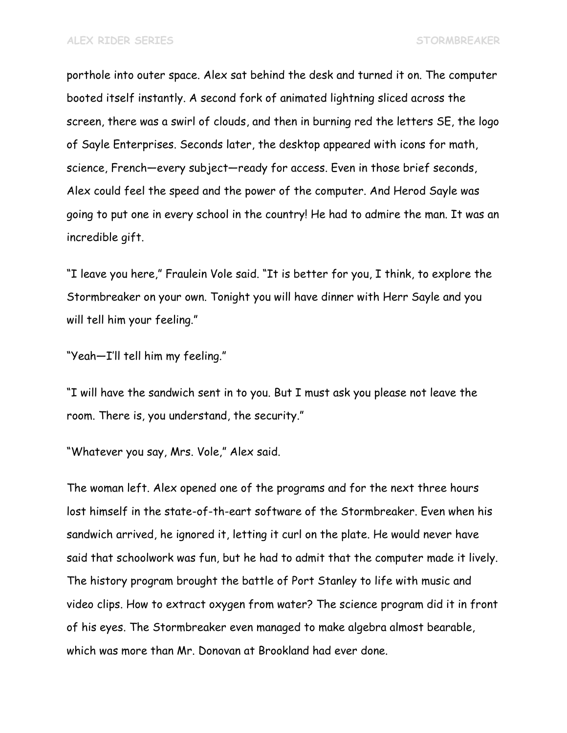porthole into outer space. Alex sat behind the desk and turned it on. The computer booted itself instantly. A second fork of animated lightning sliced across the screen, there was a swirl of clouds, and then in burning red the letters SE, the logo of Sayle Enterprises. Seconds later, the desktop appeared with icons for math, science, French—every subject—ready for access. Even in those brief seconds, Alex could feel the speed and the power of the computer. And Herod Sayle was going to put one in every school in the country! He had to admire the man. It was an incredible gift.

"I leave you here," Fraulein Vole said. "It is better for you, I think, to explore the Stormbreaker on your own. Tonight you will have dinner with Herr Sayle and you will tell him your feeling."

"Yeah—I'll tell him my feeling."

"I will have the sandwich sent in to you. But I must ask you please not leave the room. There is, you understand, the security."

"Whatever you say, Mrs. Vole," Alex said.

The woman left. Alex opened one of the programs and for the next three hours lost himself in the state-of-th-eart software of the Stormbreaker. Even when his sandwich arrived, he ignored it, letting it curl on the plate. He would never have said that schoolwork was fun, but he had to admit that the computer made it lively. The history program brought the battle of Port Stanley to life with music and video clips. How to extract oxygen from water? The science program did it in front of his eyes. The Stormbreaker even managed to make algebra almost bearable, which was more than Mr. Donovan at Brookland had ever done.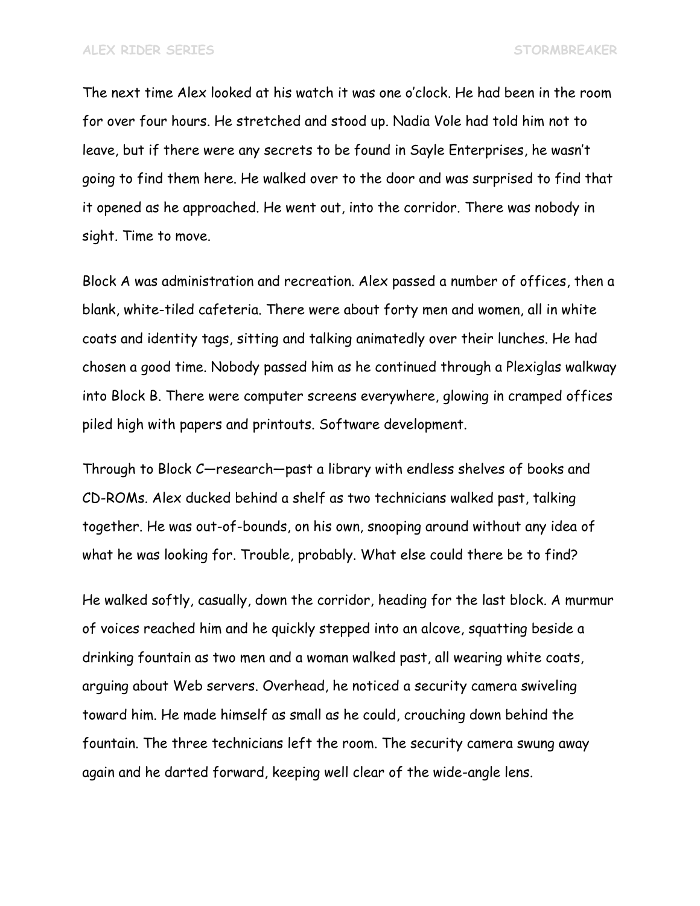The next time Alex looked at his watch it was one o'clock. He had been in the room for over four hours. He stretched and stood up. Nadia Vole had told him not to leave, but if there were any secrets to be found in Sayle Enterprises, he wasn't going to find them here. He walked over to the door and was surprised to find that it opened as he approached. He went out, into the corridor. There was nobody in sight. Time to move.

Block A was administration and recreation. Alex passed a number of offices, then a blank, white-tiled cafeteria. There were about forty men and women, all in white coats and identity tags, sitting and talking animatedly over their lunches. He had chosen a good time. Nobody passed him as he continued through a Plexiglas walkway into Block B. There were computer screens everywhere, glowing in cramped offices piled high with papers and printouts. Software development.

Through to Block C—research—past a library with endless shelves of books and CD-ROMs. Alex ducked behind a shelf as two technicians walked past, talking together. He was out-of-bounds, on his own, snooping around without any idea of what he was looking for. Trouble, probably. What else could there be to find?

He walked softly, casually, down the corridor, heading for the last block. A murmur of voices reached him and he quickly stepped into an alcove, squatting beside a drinking fountain as two men and a woman walked past, all wearing white coats, arguing about Web servers. Overhead, he noticed a security camera swiveling toward him. He made himself as small as he could, crouching down behind the fountain. The three technicians left the room. The security camera swung away again and he darted forward, keeping well clear of the wide-angle lens.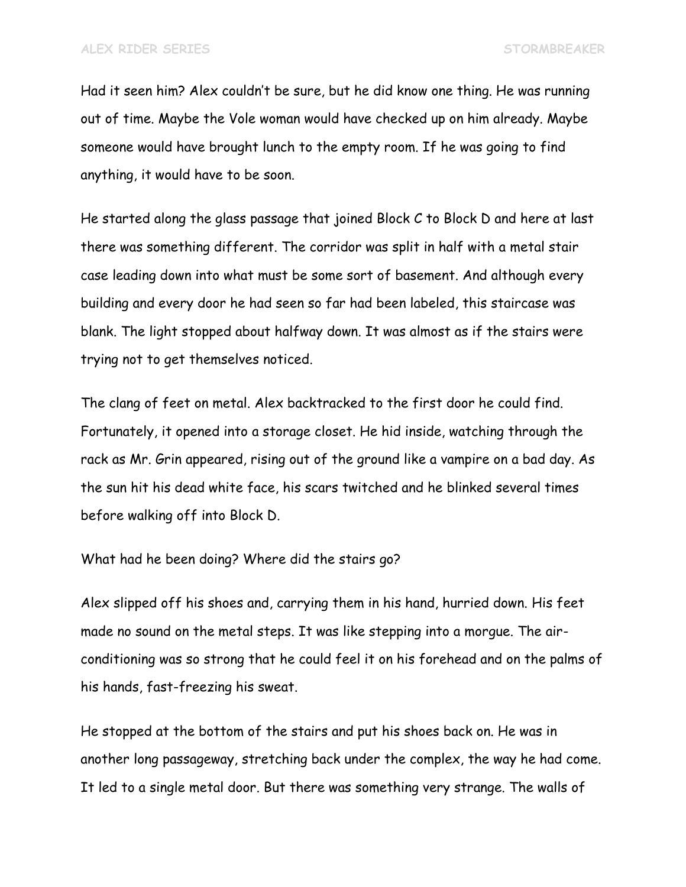Had it seen him? Alex couldn't be sure, but he did know one thing. He was running out of time. Maybe the Vole woman would have checked up on him already. Maybe someone would have brought lunch to the empty room. If he was going to find anything, it would have to be soon.

He started along the glass passage that joined Block C to Block D and here at last there was something different. The corridor was split in half with a metal stair case leading down into what must be some sort of basement. And although every building and every door he had seen so far had been labeled, this staircase was blank. The light stopped about halfway down. It was almost as if the stairs were trying not to get themselves noticed.

The clang of feet on metal. Alex backtracked to the first door he could find. Fortunately, it opened into a storage closet. He hid inside, watching through the rack as Mr. Grin appeared, rising out of the ground like a vampire on a bad day. As the sun hit his dead white face, his scars twitched and he blinked several times before walking off into Block D.

What had he been doing? Where did the stairs go?

Alex slipped off his shoes and, carrying them in his hand, hurried down. His feet made no sound on the metal steps. It was like stepping into a morgue. The air-conditioning was so strong that he could feel it on his forehead and on the palms of his hands, fast-freezing his sweat.

He stopped at the bottom of the stairs and put his shoes back on. He was in another long passageway, stretching back under the complex, the way he had come. It led to a single metal door. But there was something very strange. The walls of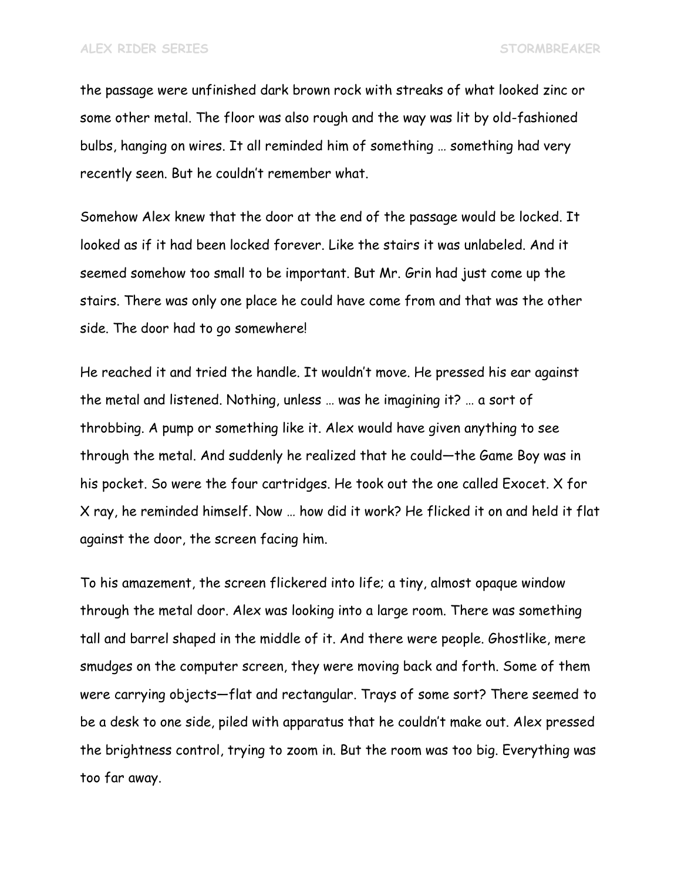the passage were unfinished dark brown rock with streaks of what looked zinc or some other metal. The floor was also rough and the way was lit by old-fashioned bulbs, hanging on wires. It all reminded him of something … something had very recently seen. But he couldn't remember what.

Somehow Alex knew that the door at the end of the passage would be locked. It looked as if it had been locked forever. Like the stairs it was unlabeled. And it seemed somehow too small to be important. But Mr. Grin had just come up the stairs. There was only one place he could have come from and that was the other side. The door had to go somewhere!

He reached it and tried the handle. It wouldn't move. He pressed his ear against the metal and listened. Nothing, unless … was he imagining it? … a sort of throbbing. A pump or something like it. Alex would have given anything to see through the metal. And suddenly he realized that he could—the Game Boy was in his pocket. So were the four cartridges. He took out the one called Exocet. X for X ray, he reminded himself. Now … how did it work? He flicked it on and held it flat against the door, the screen facing him.

To his amazement, the screen flickered into life; a tiny, almost opaque window through the metal door. Alex was looking into a large room. There was something tall and barrel shaped in the middle of it. And there were people. Ghostlike, mere smudges on the computer screen, they were moving back and forth. Some of them were carrying objects—flat and rectangular. Trays of some sort? There seemed to be a desk to one side, piled with apparatus that he couldn't make out. Alex pressed the brightness control, trying to zoom in. But the room was too big. Everything was too far away.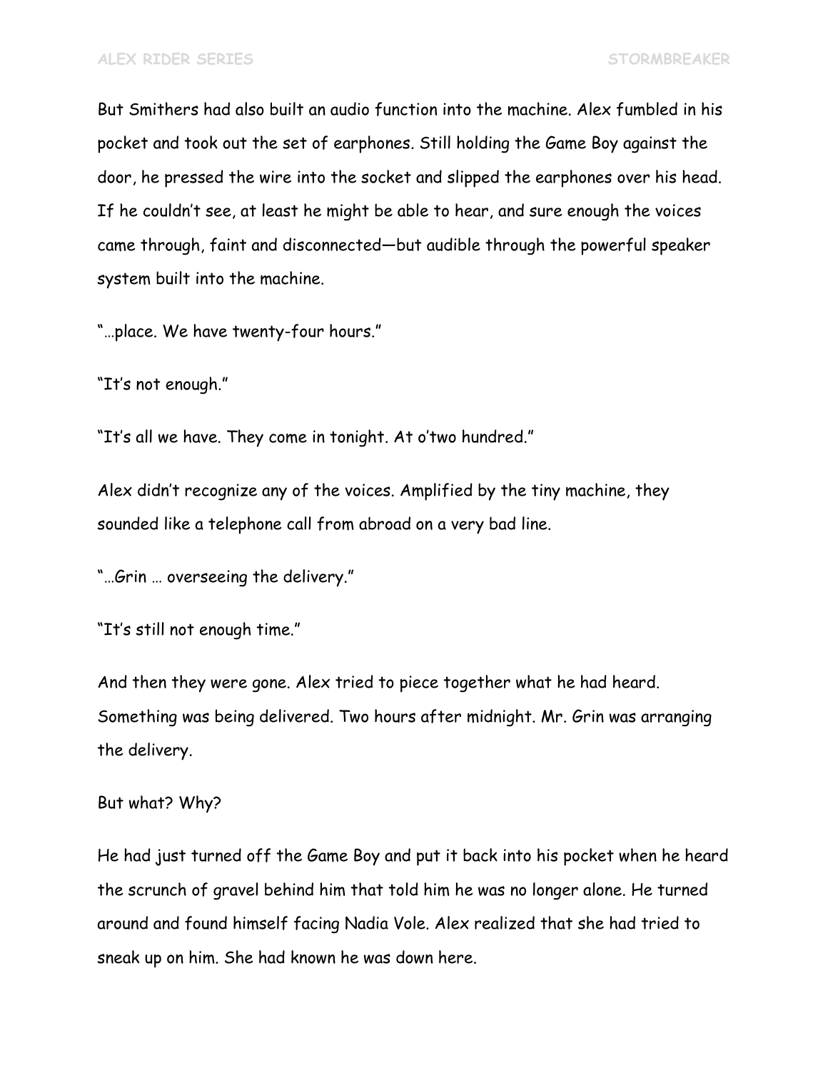But Smithers had also built an audio function into the machine. Alex fumbled in his pocket and took out the set of earphones. Still holding the Game Boy against the door, he pressed the wire into the socket and slipped the earphones over his head. If he couldn't see, at least he might be able to hear, and sure enough the voices came through, faint and disconnected—but audible through the powerful speaker system built into the machine.

"…place. We have twenty-four hours."

"It's not enough."

"It's all we have. They come in tonight. At o'two hundred."

Alex didn't recognize any of the voices. Amplified by the tiny machine, they sounded like a telephone call from abroad on a very bad line.

"…Grin … overseeing the delivery."

"It's still not enough time."

And then they were gone. Alex tried to piece together what he had heard. Something was being delivered. Two hours after midnight. Mr. Grin was arranging the delivery.

But what? Why?

He had just turned off the Game Boy and put it back into his pocket when he heard the scrunch of gravel behind him that told him he was no longer alone. He turned around and found himself facing Nadia Vole. Alex realized that she had tried to sneak up on him. She had known he was down here.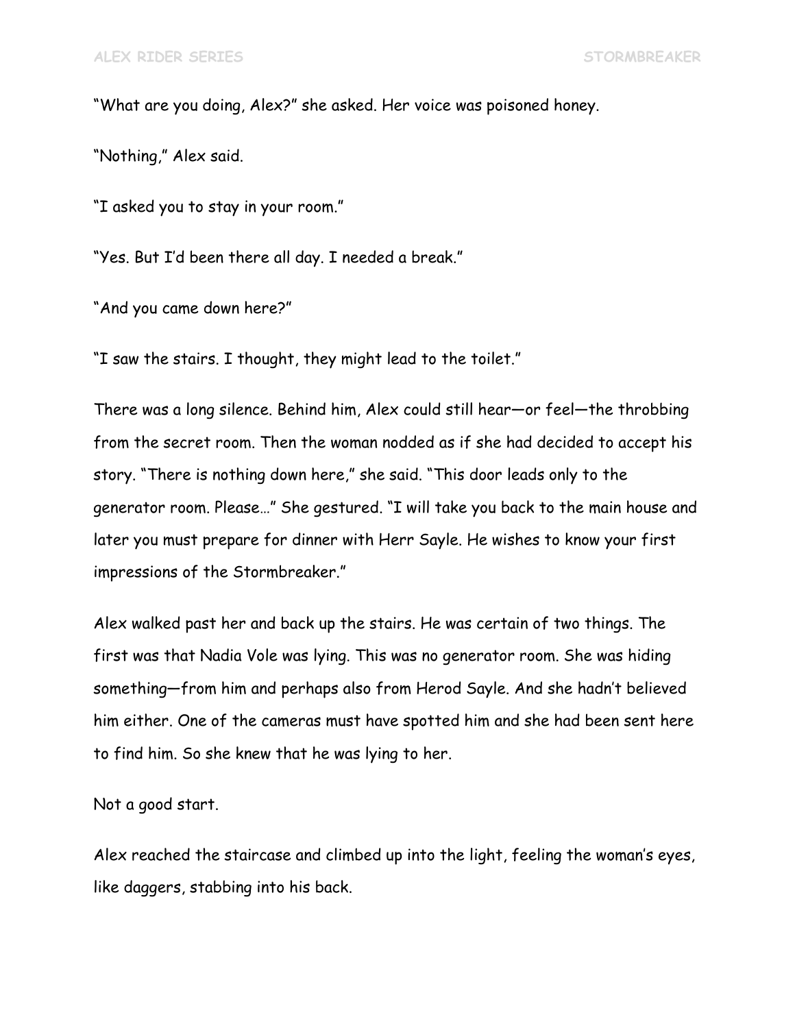"What are you doing, Alex?" she asked. Her voice was poisoned honey.

"Nothing," Alex said.

"I asked you to stay in your room."

"Yes. But I'd been there all day. I needed a break."

"And you came down here?"

"I saw the stairs. I thought, they might lead to the toilet."

There was a long silence. Behind him, Alex could still hear—or feel—the throbbing from the secret room. Then the woman nodded as if she had decided to accept his story. "There is nothing down here," she said. "This door leads only to the generator room. Please…" She gestured. "I will take you back to the main house and later you must prepare for dinner with Herr Sayle. He wishes to know your first impressions of the Stormbreaker."

Alex walked past her and back up the stairs. He was certain of two things. The first was that Nadia Vole was lying. This was no generator room. She was hiding something—from him and perhaps also from Herod Sayle. And she hadn't believed him either. One of the cameras must have spotted him and she had been sent here to find him. So she knew that he was lying to her.

Not a good start.

Alex reached the staircase and climbed up into the light, feeling the woman's eyes, like daggers, stabbing into his back.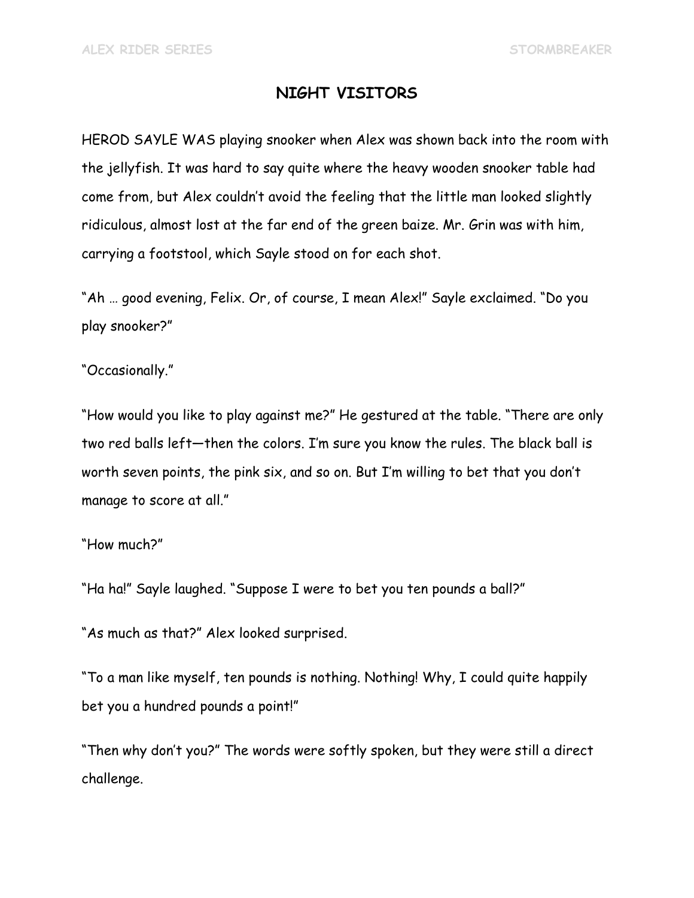## NIGHT VISITORS

HEROD SAYLE WAS playing snooker when Alex was shown back into the room with the jellyfish. It was hard to say quite where the heavy wooden snooker table had come from, but Alex couldn't avoid the feeling that the little man looked slightly ridiculous, almost lost at the far end of the green baize. Mr. Grin was with him, carrying a footstool, which Sayle stood on for each shot.

"Ah … good evening, Felix. Or, of course, I mean Alex!" Sayle exclaimed. "Do you play snooker?"

"Occasionally."

"How would you like to play against me?" He gestured at the table. "There are only two red balls left—then the colors. I'm sure you know the rules. The black ball is worth seven points, the pink six, and so on. But I'm willing to bet that you don't manage to score at all."

"How much?"

"Ha ha!" Sayle laughed. "Suppose I were to bet you ten pounds a ball?"

"As much as that?" Alex looked surprised.

"To a man like myself, ten pounds is nothing. Nothing! Why, I could quite happily bet you a hundred pounds a point!"

"Then why don't you?" The words were softly spoken, but they were still a direct challenge.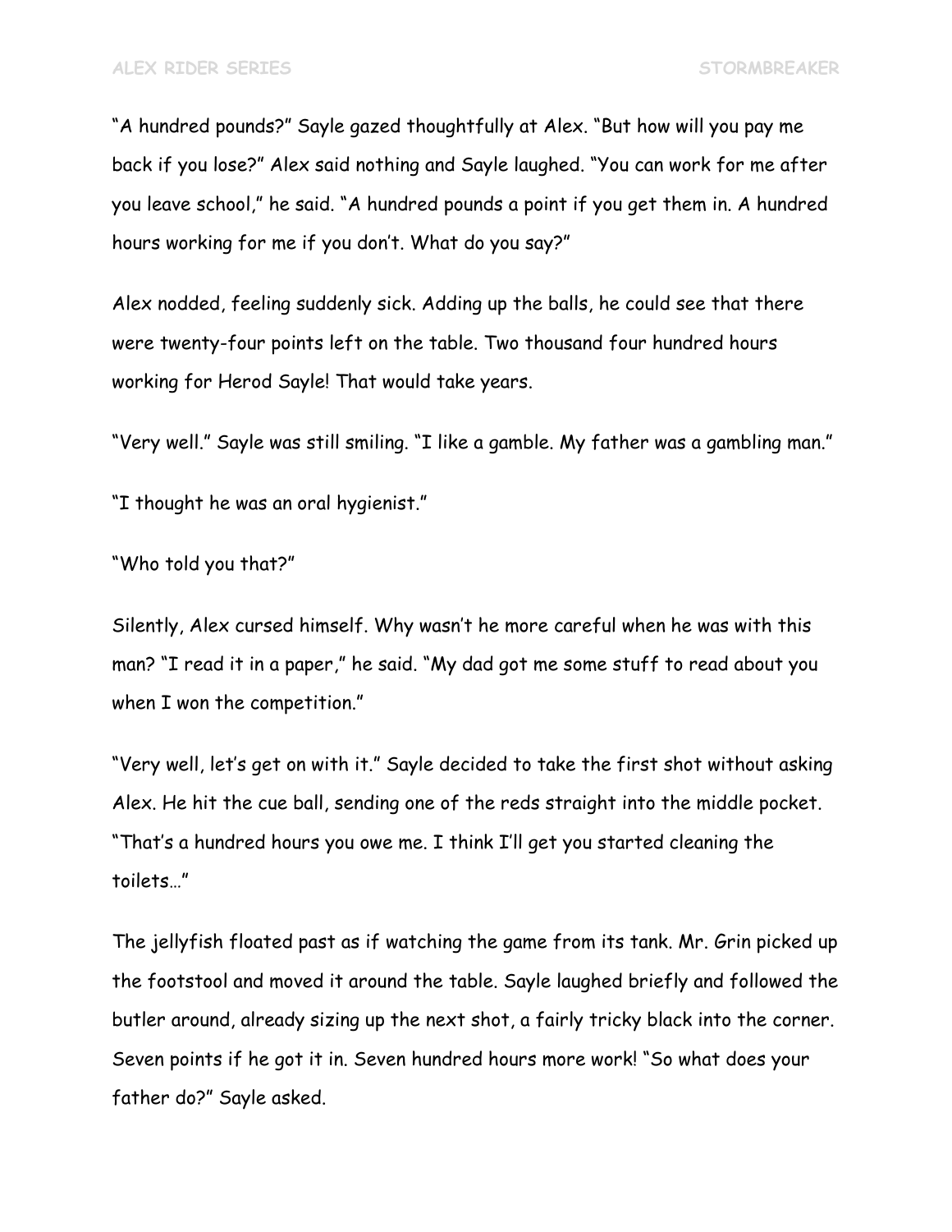"A hundred pounds?" Sayle gazed thoughtfully at Alex. "But how will you pay me back if you lose?" Alex said nothing and Sayle laughed. "You can work for me after you leave school," he said. "A hundred pounds a point if you get them in. A hundred hours working for me if you don't. What do you say?"

Alex nodded, feeling suddenly sick. Adding up the balls, he could see that there were twenty-four points left on the table. Two thousand four hundred hours working for Herod Sayle! That would take years.

"Very well." Sayle was still smiling. "I like a gamble. My father was a gambling man."

"I thought he was an oral hygienist."

"Who told you that?"

Silently, Alex cursed himself. Why wasn't he more careful when he was with this man? "I read it in a paper," he said. "My dad got me some stuff to read about you when I won the competition."

"Very well, let's get on with it." Sayle decided to take the first shot without asking Alex. He hit the cue ball, sending one of the reds straight into the middle pocket. "That's a hundred hours you owe me. I think I'll get you started cleaning the toilets…"

The jellyfish floated past as if watching the game from its tank. Mr. Grin picked up the footstool and moved it around the table. Sayle laughed briefly and followed the butler around, already sizing up the next shot, a fairly tricky black into the corner. Seven points if he got it in. Seven hundred hours more work! "So what does your father do?" Sayle asked.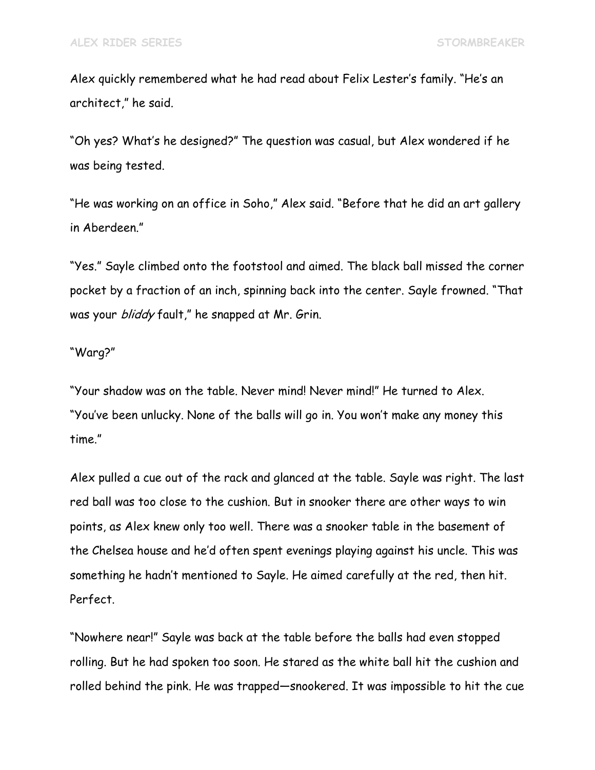Alex quickly remembered what he had read about Felix Lester's family. "He's an architect," he said.

"Oh yes? What's he designed?" The question was casual, but Alex wondered if he was being tested.

"He was working on an office in Soho," Alex said. "Before that he did an art gallery in Aberdeen."

"Yes." Sayle climbed onto the footstool and aimed. The black ball missed the corner pocket by a fraction of an inch, spinning back into the center. Sayle frowned. "That was your *bliddy* fault," he snapped at Mr. Grin.

"Warg?"

"Your shadow was on the table. Never mind! Never mind!" He turned to Alex. "You've been unlucky. None of the balls will go in. You won't make any money this time."

Alex pulled a cue out of the rack and glanced at the table. Sayle was right. The last red ball was too close to the cushion. But in snooker there are other ways to win points, as Alex knew only too well. There was a snooker table in the basement of the Chelsea house and he'd often spent evenings playing against his uncle. This was something he hadn't mentioned to Sayle. He aimed carefully at the red, then hit. Perfect.

"Nowhere near!" Sayle was back at the table before the balls had even stopped rolling. But he had spoken too soon. He stared as the white ball hit the cushion and rolled behind the pink. He was trapped—snookered. It was impossible to hit the cue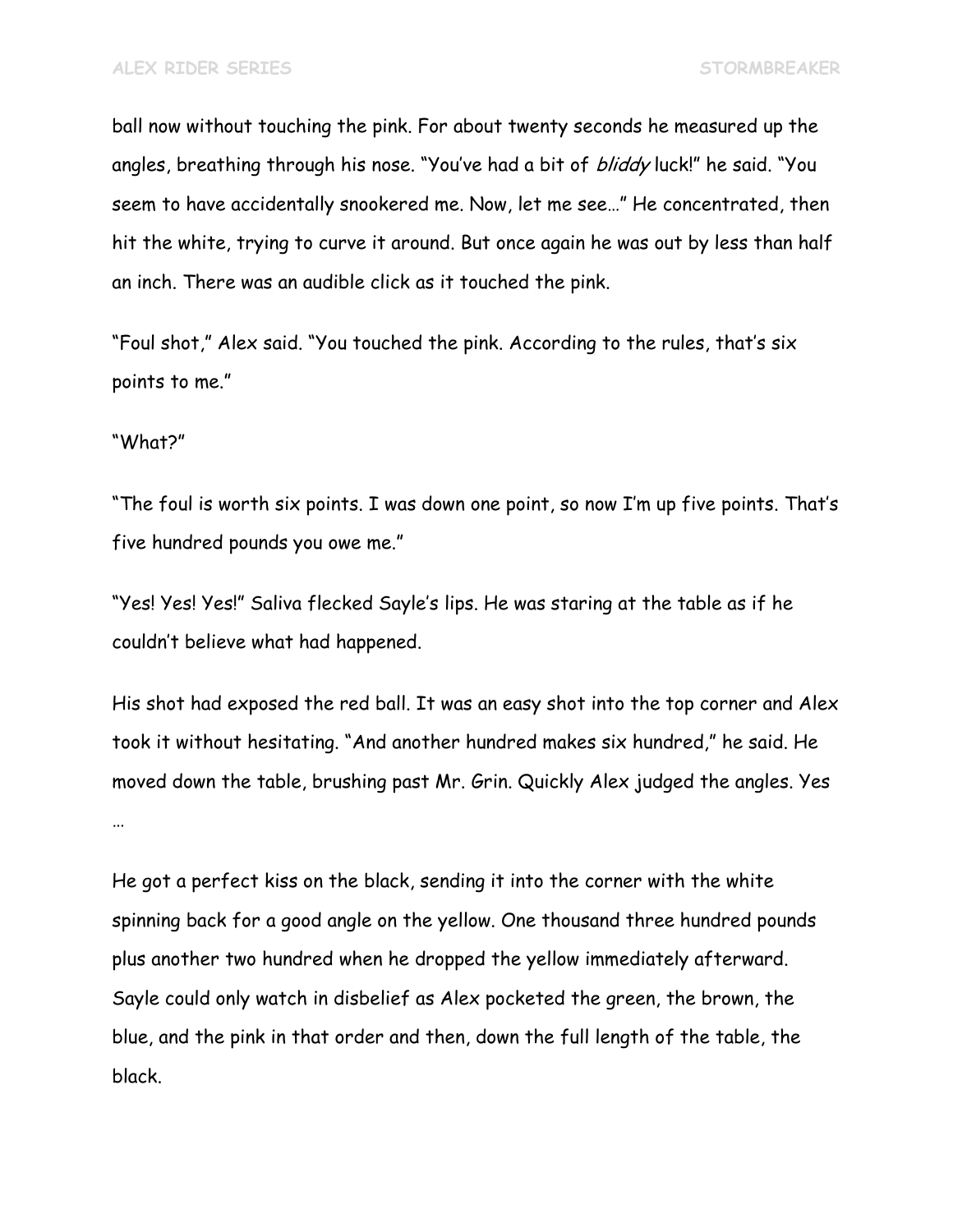ball now without touching the pink. For about twenty seconds he measured up the angles, breathing through his nose. "You've had a bit of *bliddy* luck!" he said. "You seem to have accidentally snookered me. Now, let me see…" He concentrated, then hit the white, trying to curve it around. But once again he was out by less than half an inch. There was an audible click as it touched the pink.

"Foul shot," Alex said. "You touched the pink. According to the rules, that's six points to me."

"What?"

"The foul is worth six points. I was down one point, so now I'm up five points. That's five hundred pounds you owe me."

"Yes! Yes! Yes!" Saliva flecked Sayle's lips. He was staring at the table as if he couldn't believe what had happened.

His shot had exposed the red ball. It was an easy shot into the top corner and Alex took it without hesitating. "And another hundred makes six hundred," he said. He moved down the table, brushing past Mr. Grin. Quickly Alex judged the angles. Yes …

He got a perfect kiss on the black, sending it into the corner with the white spinning back for a good angle on the yellow. One thousand three hundred pounds plus another two hundred when he dropped the yellow immediately afterward. Sayle could only watch in disbelief as Alex pocketed the green, the brown, the blue, and the pink in that order and then, down the full length of the table, the black.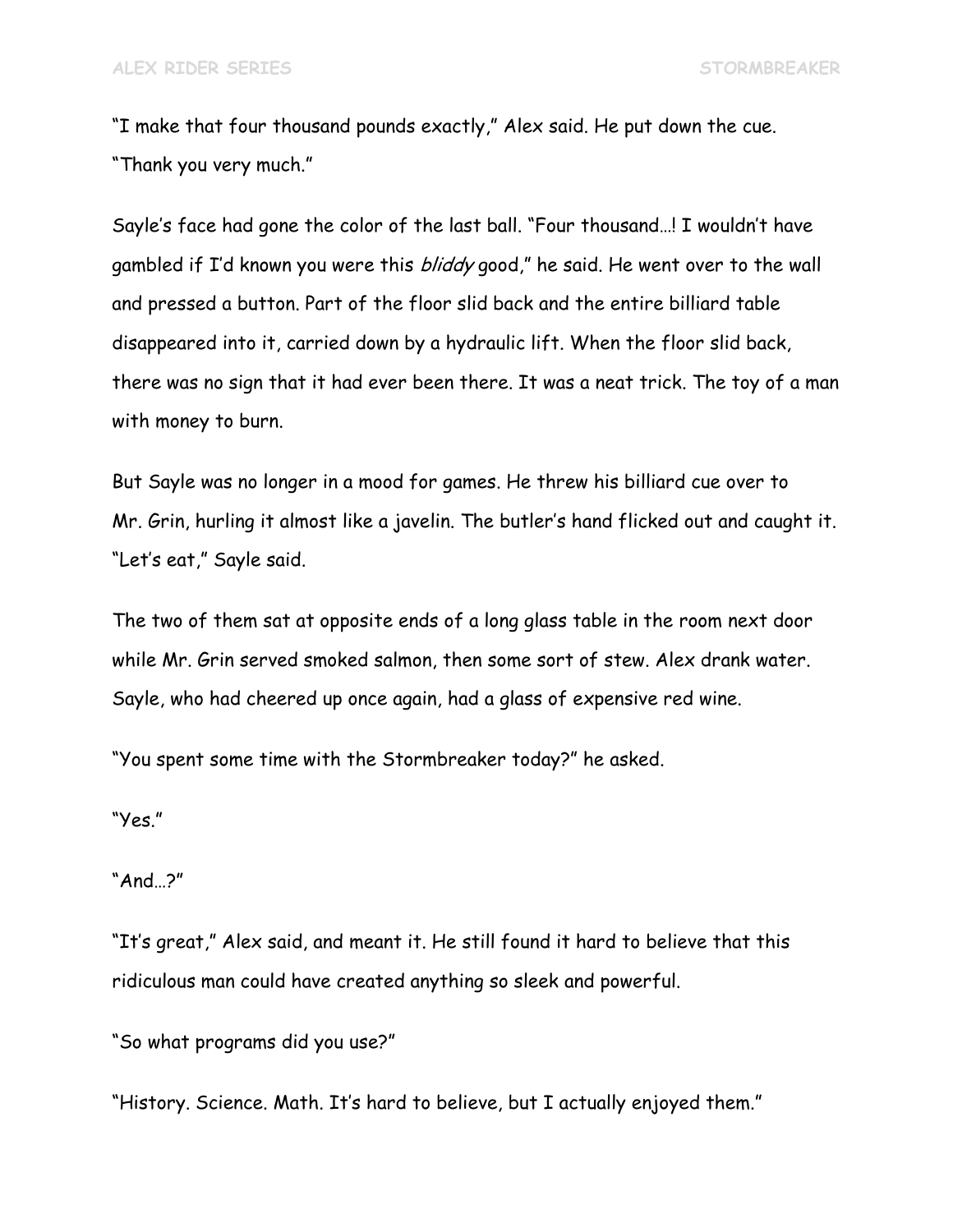"I make that four thousand pounds exactly," Alex said. He put down the cue. "Thank you very much."

Sayle's face had gone the color of the last ball. "Four thousand…! I wouldn't have gambled if I'd known you were this *bliddy* good," he said. He went over to the wall and pressed a button. Part of the floor slid back and the entire billiard table disappeared into it, carried down by a hydraulic lift. When the floor slid back, there was no sign that it had ever been there. It was a neat trick. The toy of a man with money to burn.

But Sayle was no longer in a mood for games. He threw his billiard cue over to Mr. Grin, hurling it almost like a javelin. The butler's hand flicked out and caught it. "Let's eat," Sayle said.

The two of them sat at opposite ends of a long glass table in the room next door while Mr. Grin served smoked salmon, then some sort of stew. Alex drank water. Sayle, who had cheered up once again, had a glass of expensive red wine.

"You spent some time with the Stormbreaker today?" he asked.

"Yes."

"And…?"

"It's great," Alex said, and meant it. He still found it hard to believe that this ridiculous man could have created anything so sleek and powerful.

"So what programs did you use?"

"History. Science. Math. It's hard to believe, but I actually enjoyed them."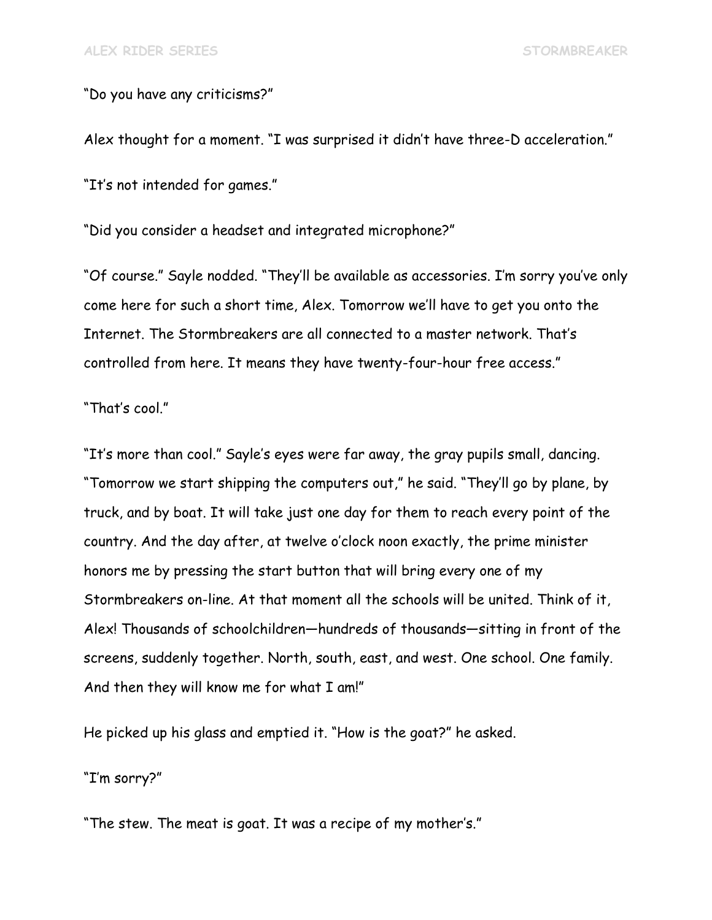"Do you have any criticisms?"

Alex thought for a moment. "I was surprised it didn't have three-D acceleration."

"It's not intended for games."

"Did you consider a headset and integrated microphone?"

"Of course." Sayle nodded. "They'll be available as accessories. I'm sorry you've only come here for such a short time, Alex. Tomorrow we'll have to get you onto the Internet. The Stormbreakers are all connected to a master network. That's controlled from here. It means they have twenty-four-hour free access."

"That's cool."

"It's more than cool." Sayle's eyes were far away, the gray pupils small, dancing. "Tomorrow we start shipping the computers out," he said. "They'll go by plane, by truck, and by boat. It will take just one day for them to reach every point of the country. And the day after, at twelve o'clock noon exactly, the prime minister honors me by pressing the start button that will bring every one of my Stormbreakers on-line. At that moment all the schools will be united. Think of it, Alex! Thousands of schoolchildren—hundreds of thousands—sitting in front of the screens, suddenly together. North, south, east, and west. One school. One family. And then they will know me for what I am!"

He picked up his glass and emptied it. "How is the goat?" he asked.

"I'm sorry?"

"The stew. The meat is goat. It was a recipe of my mother's."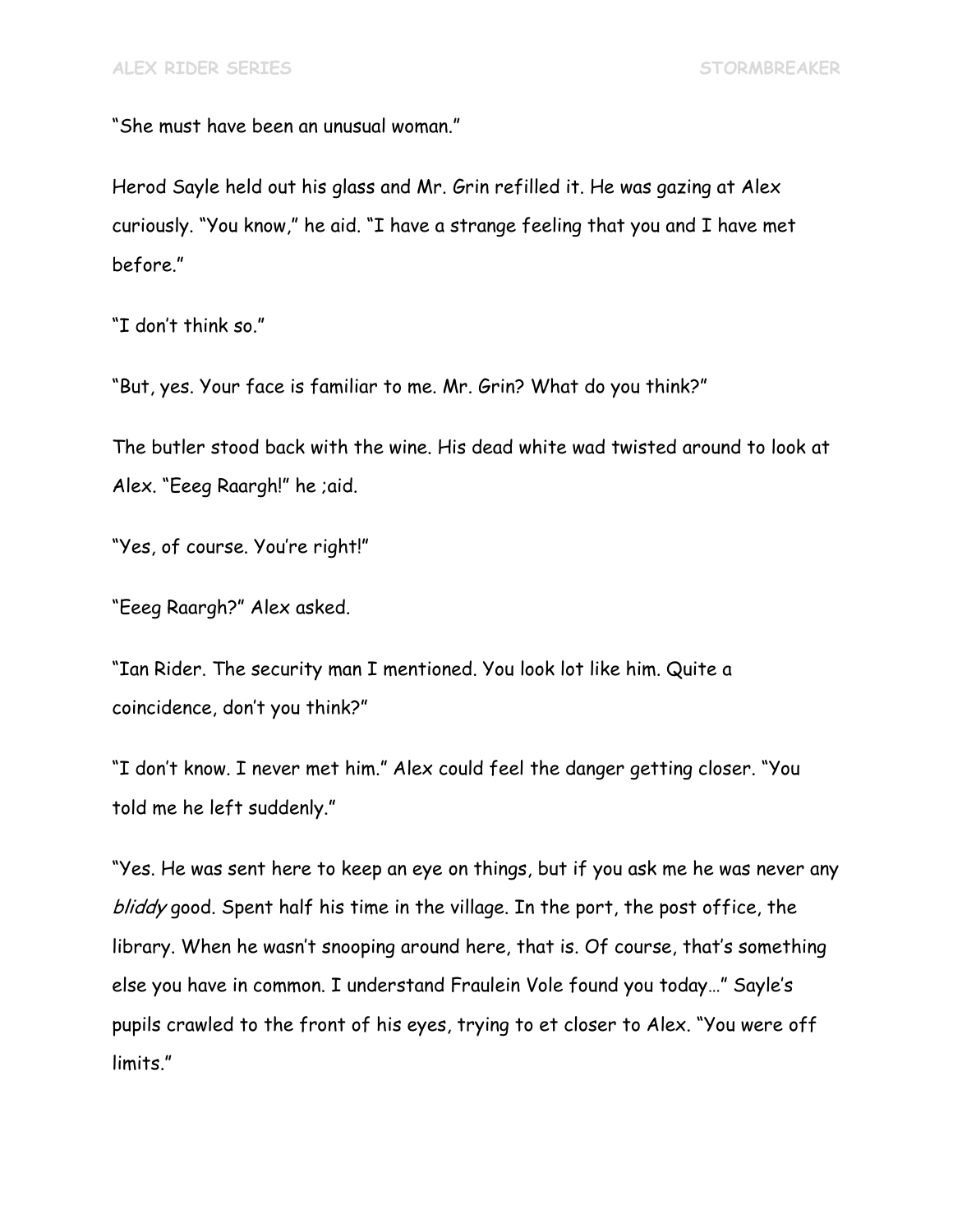"She must have been an unusual woman."

Herod Sayle held out his glass and Mr. Grin refilled it. He was gazing at Alex curiously. "You know," he aid. "I have a strange feeling that you and I have met before."

"I don't think so."

"But, yes. Your face is familiar to me. Mr. Grin? What do you think?"

The butler stood back with the wine. His dead white wad twisted around to look at Alex. "Eeeg Raargh!" he ;aid.

"Yes, of course. You're right!"

"Eeeg Raargh?" Alex asked.

"Ian Rider. The security man I mentioned. You look lot like him. Quite a coincidence, don't you think?"

"I don't know. I never met him." Alex could feel the danger getting closer. "You told me he left suddenly."

"Yes. He was sent here to keep an eye on things, but if you ask me he was never any *bliddy* good. Spent half his time in the village. In the port, the post office, the library. When he wasn't snooping around here, that is. Of course, that's something else you have in common. I understand Fraulein Vole found you today…" Sayle's pupils crawled to the front of his eyes, trying to et closer to Alex. "You were off limits."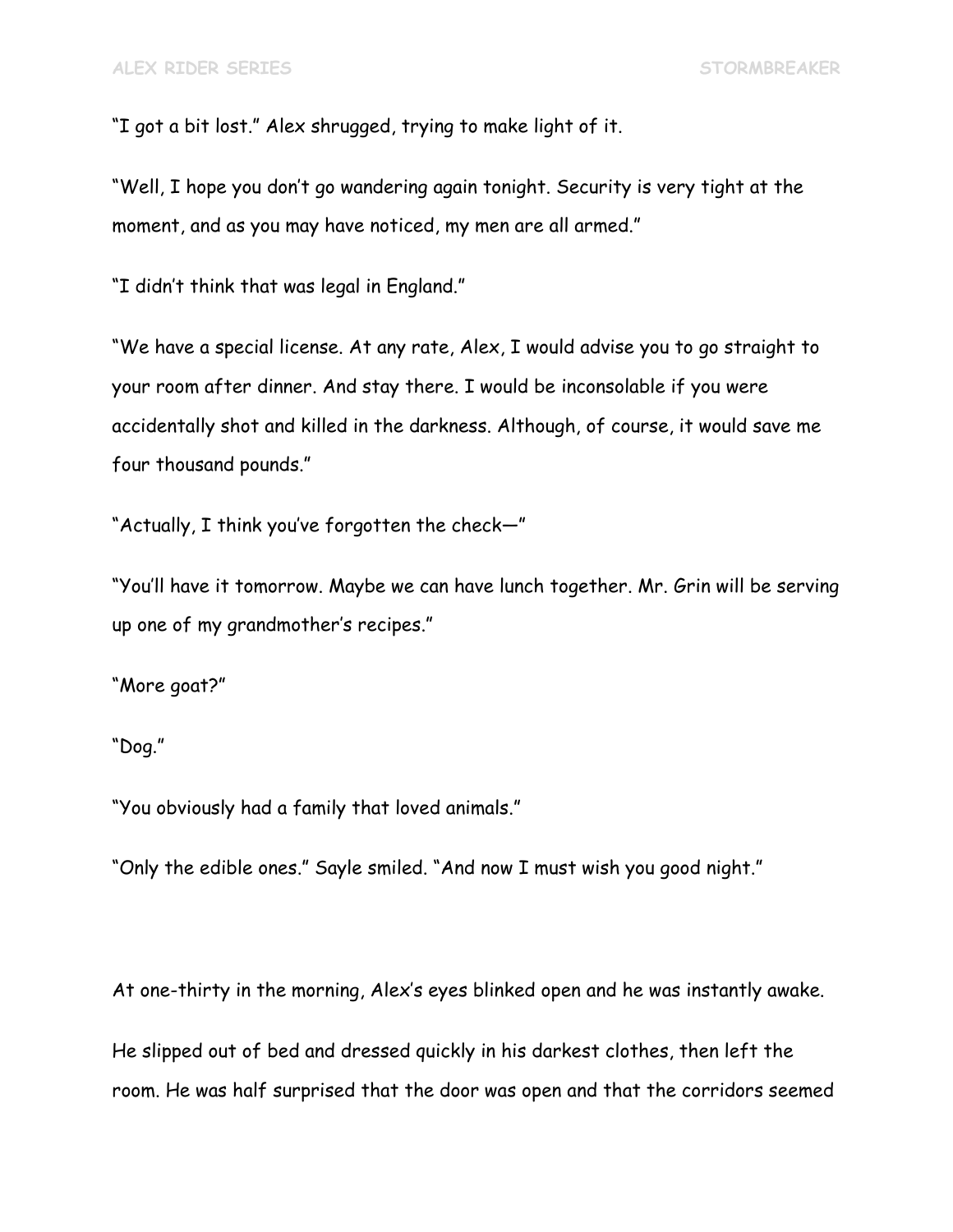"I got a bit lost." Alex shrugged, trying to make light of it.

"Well, I hope you don't go wandering again tonight. Security is very tight at the moment, and as you may have noticed, my men are all armed."

"I didn't think that was legal in England."

"We have a special license. At any rate, Alex, I would advise you to go straight to your room after dinner. And stay there. I would be inconsolable if you were accidentally shot and killed in the darkness. Although, of course, it would save me four thousand pounds."

"Actually, I think you've forgotten the check—"

"You'll have it tomorrow. Maybe we can have lunch together. Mr. Grin will be serving up one of my grandmother's recipes."

"More goat?"

"Dog."

"You obviously had a family that loved animals."

"Only the edible ones." Sayle smiled. "And now I must wish you good night."

At one-thirty in the morning, Alex's eyes blinked open and he was instantly awake.

He slipped out of bed and dressed quickly in his darkest clothes, then left the room. He was half surprised that the door was open and that the corridors seemed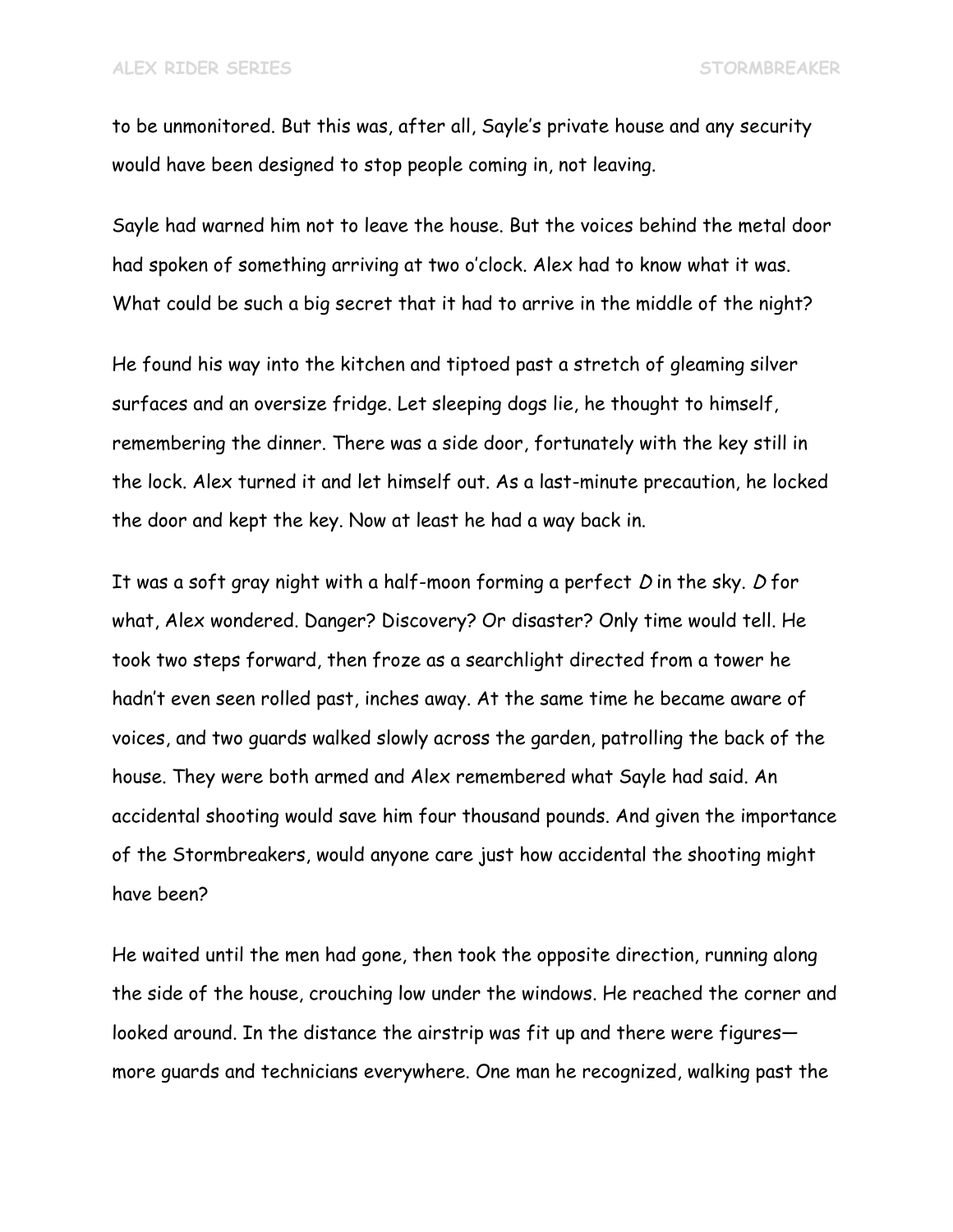to be unmonitored. But this was, after all, Sayle's private house and any security would have been designed to stop people coming in, not leaving.

Sayle had warned him not to leave the house. But the voices behind the metal door had spoken of something arriving at two o'clock. Alex had to know what it was. What could be such a big secret that it had to arrive in the middle of the night?

He found his way into the kitchen and tiptoed past a stretch of gleaming silver surfaces and an oversize fridge. Let sleeping dogs lie, he thought to himself, remembering the dinner. There was a side door, fortunately with the key still in the lock. Alex turned it and let himself out. As a last-minute precaution, he locked the door and kept the key. Now at least he had a way back in.

It was a soft gray night with a half-moon forming a perfect *D* in the sky. *D* for what, Alex wondered. Danger? Discovery? Or disaster? Only time would tell. He took two steps forward, then froze as a searchlight directed from a tower he hadn't even seen rolled past, inches away. At the same time he became aware of voices, and two guards walked slowly across the garden, patrolling the back of the house. They were both armed and Alex remembered what Sayle had said. An accidental shooting would save him four thousand pounds. And given the importance of the Stormbreakers, would anyone care just how accidental the shooting might have been?

He waited until the men had gone, then took the opposite direction, running along the side of the house, crouching low under the windows. He reached the corner and looked around. In the distance the airstrip was lit up and there were figures—more guards and technicians everywhere. One man he recognized, walking past the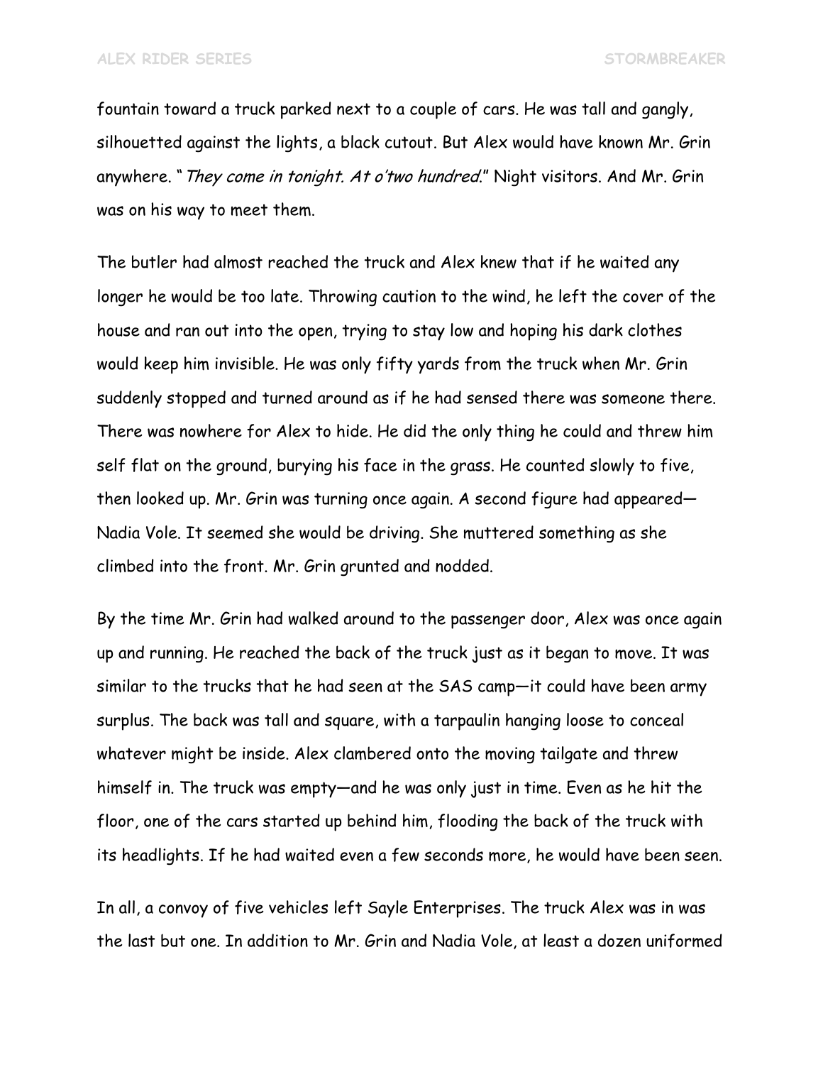fountain toward a truck parked next to a couple of cars. He was tall and gangly, silhouetted against the lights, a black cutout. But Alex would have known Mr. Grin anywhere. "*They come in tonight. At o'two hundred*." Night visitors. And Mr. Grin was on his way to meet them.

The butler had almost reached the truck and Alex knew that if he waited any longer he would be too late. Throwing caution to the wind, he left the cover of the house and ran out into the open, trying to stay low and hoping his dark clothes would keep him invisible. He was only fifty yards from the truck when Mr. Grin suddenly stopped and turned around as if he had sensed there was someone there. There was nowhere for Alex to hide. He did the only thing he could and threw him self flat on the ground, burying his face in the grass. He counted slowly to five, then looked up. Mr. Grin was turning once again. A second figure had appeared—Nadia Vole. It seemed she would be driving. She muttered something as she climbed into the front. Mr. Grin grunted and nodded.

By the time Mr. Grin had walked around to the passenger door, Alex was once again up and running. He reached the back of the truck just as it began to move. It was similar to the trucks that he had seen at the SAS camp—it could have been army surplus. The back was tall and square, with a tarpaulin hanging loose to conceal whatever might be inside. Alex clambered onto the moving tailgate and threw himself in. The truck was empty—and he was only just in time. Even as he hit the floor, one of the cars started up behind him, flooding the back of the truck with its headlights. If he had waited even a few seconds more, he would have been seen.

In all, a convoy of five vehicles left Sayle Enterprises. The truck Alex was in was the last but one. In addition to Mr. Grin and Nadia Vole, at least a dozen uniformed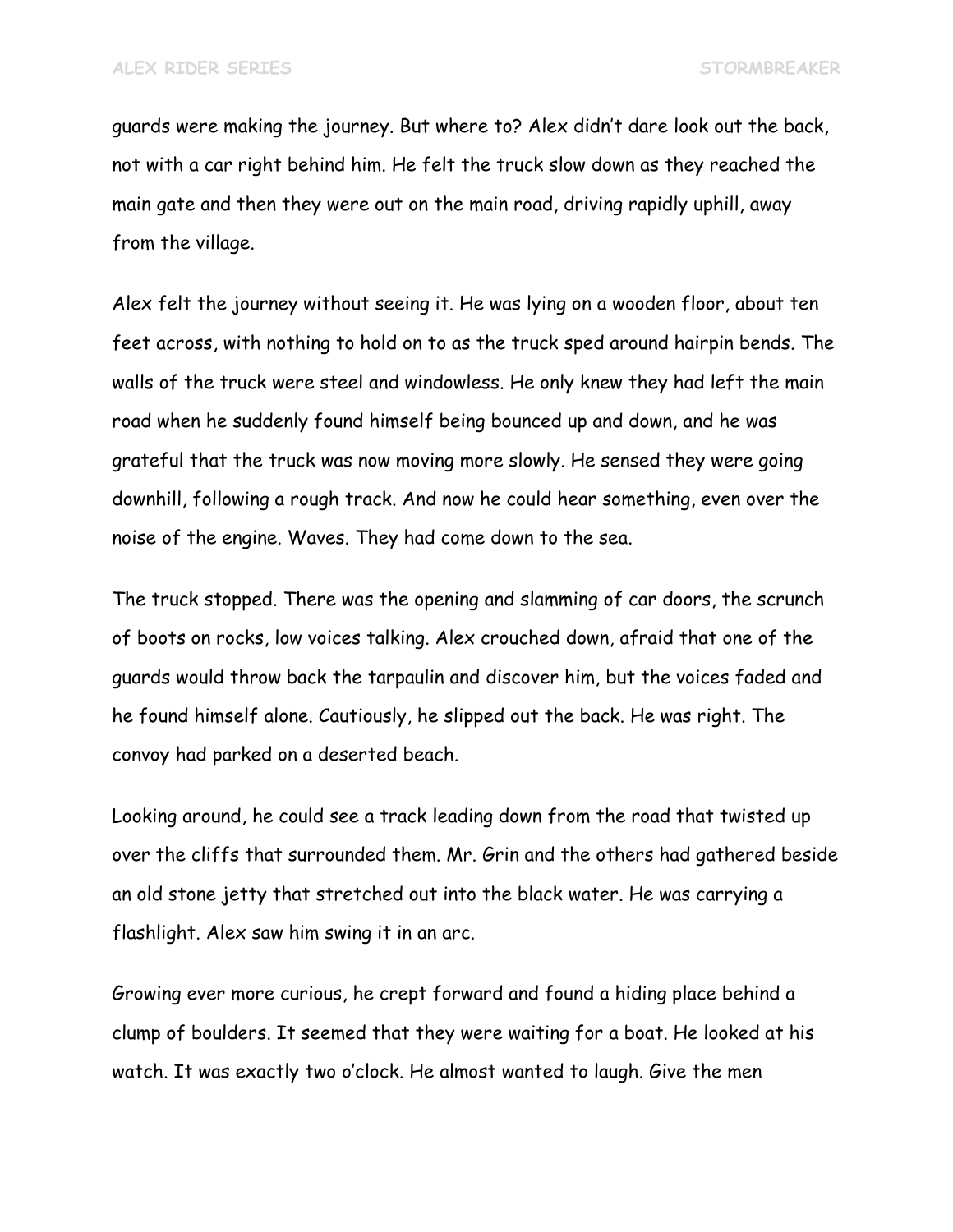guards were making the journey. But where to? Alex didn't dare look out the back, not with a car right behind him. He felt the truck slow down as they reached the main gate and then they were out on the main road, driving rapidly uphill, away from the village.

Alex felt the journey without seeing it. He was lying on a wooden floor, about ten feet across, with nothing to hold on to as the truck sped around hairpin bends. The walls of the truck were steel and windowless. He only knew they had left the main road when he suddenly found himself being bounced up and down, and he was grateful that the truck was now moving more slowly. He sensed they were going downhill, following a rough track. And now he could hear something, even over the noise of the engine. Waves. They had come down to the sea.

The truck stopped. There was the opening and slamming of car doors, the scrunch of boots on rocks, low voices talking. Alex crouched down, afraid that one of the guards would throw back the tarpaulin and discover him, but the voices faded and he found himself alone. Cautiously, he slipped out the back. He was right. The convoy had parked on a deserted beach.

Looking around, he could see a track leading down from the road that twisted up over the cliffs that surrounded them. Mr. Grin and the others had gathered beside an old stone jetty that stretched out into the black water. He was carrying a flashlight. Alex saw him swing it in an arc.

Growing ever more curious, he crept forward and found a hiding place behind a clump of boulders. It seemed that they were waiting for a boat. He looked at his watch. It was exactly two o'clock. He almost wanted to laugh. Give the men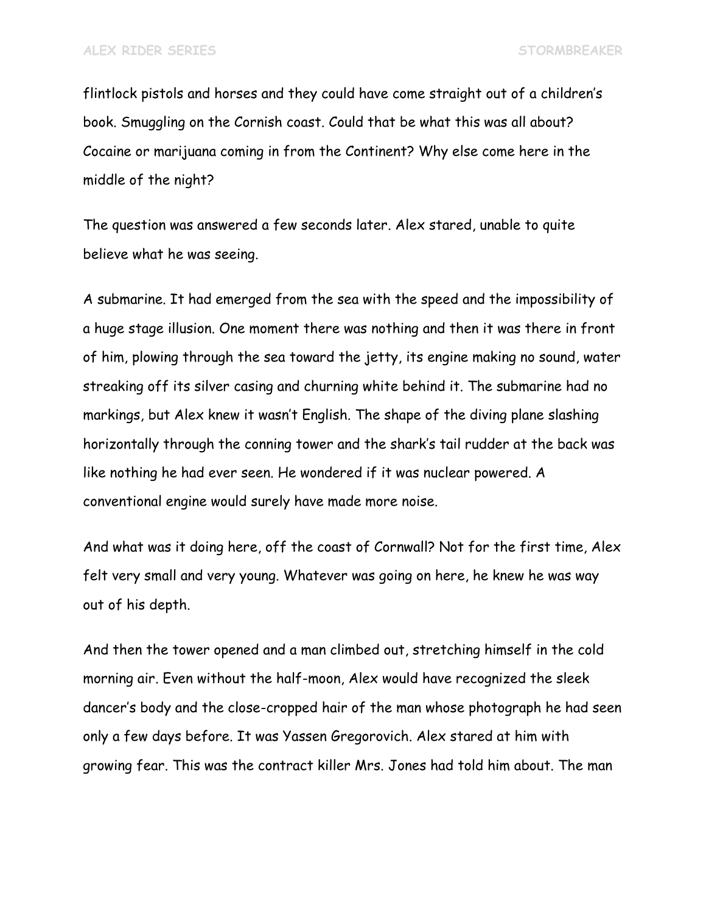flintlock pistols and horses and they could have come straight out of a children's book. Smuggling on the Cornish coast. Could that be what this was all about? Cocaine or marijuana coming in from the Continent? Why else come here in the middle of the night?

The question was answered a few seconds later. Alex stared, unable to quite believe what he was seeing.

A submarine. It had emerged from the sea with the speed and the impossibility of a huge stage illusion. One moment there was nothing and then it was there in front of him, plowing through the sea toward the jetty, its engine making no sound, water streaking off its silver casing and churning white behind it. The submarine had no markings, but Alex knew it wasn't English. The shape of the diving plane slashing horizontally through the conning tower and the shark's tail rudder at the back was like nothing he had ever seen. He wondered if it was nuclear powered. A conventional engine would surely have made more noise.

And what was it doing here, off the coast of Cornwall? Not for the first time, Alex felt very small and very young. Whatever was going on here, he knew he was way out of his depth.

And then the tower opened and a man climbed out, stretching himself in the cold morning air. Even without the half-moon, Alex would have recognized the sleek dancer's body and the close-cropped hair of the man whose photograph he had seen only a few days before. It was Yassen Gregorovich. Alex stared at him with growing fear. This was the contract killer Mrs. Jones had told him about. The man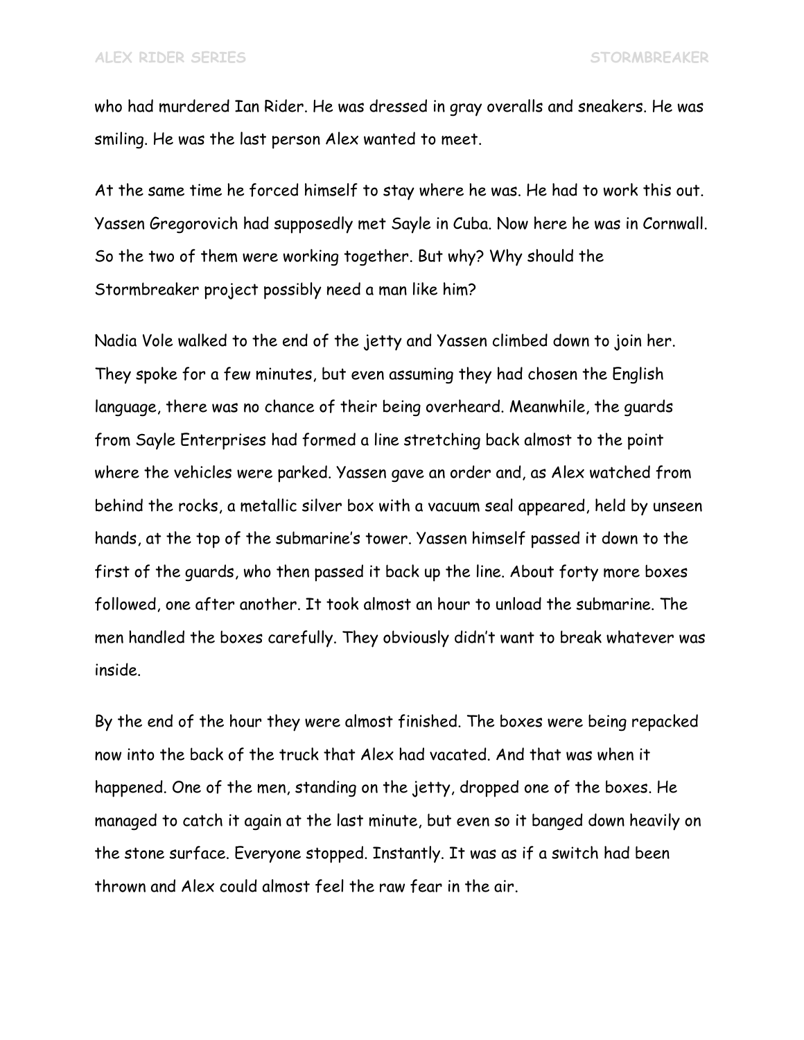who had murdered Ian Rider. He was dressed in gray overalls and sneakers. He was smiling. He was the last person Alex wanted to meet.

At the same time he forced himself to stay where he was. He had to work this out. Yassen Gregorovich had supposedly met Sayle in Cuba. Now here he was in Cornwall. So the two of them were working together. But why? Why should the Stormbreaker project possibly need a man like him?

Nadia Vole walked to the end of the jetty and Yassen climbed down to join her. They spoke for a few minutes, but even assuming they had chosen the English language, there was no chance of their being overheard. Meanwhile, the guards from Sayle Enterprises had formed a line stretching back almost to the point where the vehicles were parked. Yassen gave an order and, as Alex watched from behind the rocks, a metallic silver box with a vacuum seal appeared, held by unseen hands, at the top of the submarine's tower. Yassen himself passed it down to the first of the guards, who then passed it back up the line. About forty more boxes followed, one after another. It took almost an hour to unload the submarine. The men handled the boxes carefully. They obviously didn't want to break whatever was inside.

By the end of the hour they were almost finished. The boxes were being repacked now into the back of the truck that Alex had vacated. And that was when it happened. One of the men, standing on the jetty, dropped one of the boxes. He managed to catch it again at the last minute, but even so it banged down heavily on the stone surface. Everyone stopped. Instantly. It was as if a switch had been thrown and Alex could almost feel the raw fear in the air.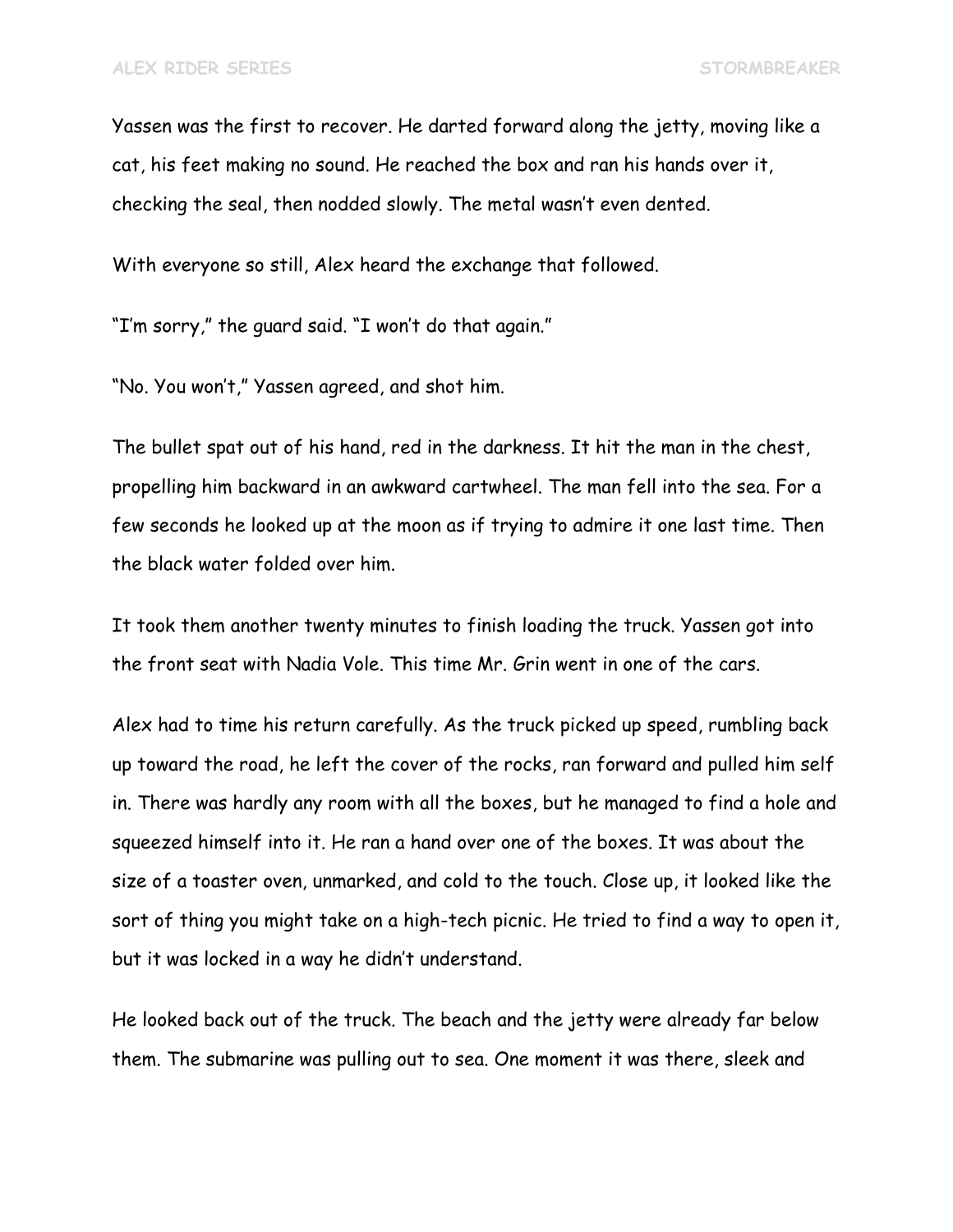Yassen was the first to recover. He darted forward along the jetty, moving like a cat, his feet making no sound. He reached the box and ran his hands over it, checking the seal, then nodded slowly. The metal wasn't even dented.

With everyone so still, Alex heard the exchange that followed.

"I'm sorry," the guard said. "I won't do that again."

"No. You won't," Yassen agreed, and shot him.

The bullet spat out of his hand, red in the darkness. It hit the man in the chest, propelling him backward in an awkward cartwheel. The man fell into the sea. For a few seconds he looked up at the moon as if trying to admire it one last time. Then the black water folded over him.

It took them another twenty minutes to finish loading the truck. Yassen got into the front seat with Nadia Vole. This time Mr. Grin went in one of the cars.

Alex had to time his return carefully. As the truck picked up speed, rumbling back up toward the road, he left the cover of the rocks, ran forward and pulled him self in. There was hardly any room with all the boxes, but he managed to find a hole and squeezed himself into it. He ran a hand over one of the boxes. It was about the size of a toaster oven, unmarked, and cold to the touch. Close up, it looked like the sort of thing you might take on a high-tech picnic. He tried to find a way to open it, but it was locked in a way he didn't understand.

He looked back out of the truck. The beach and the jetty were already far below them. The submarine was pulling out to sea. One moment it was there, sleek and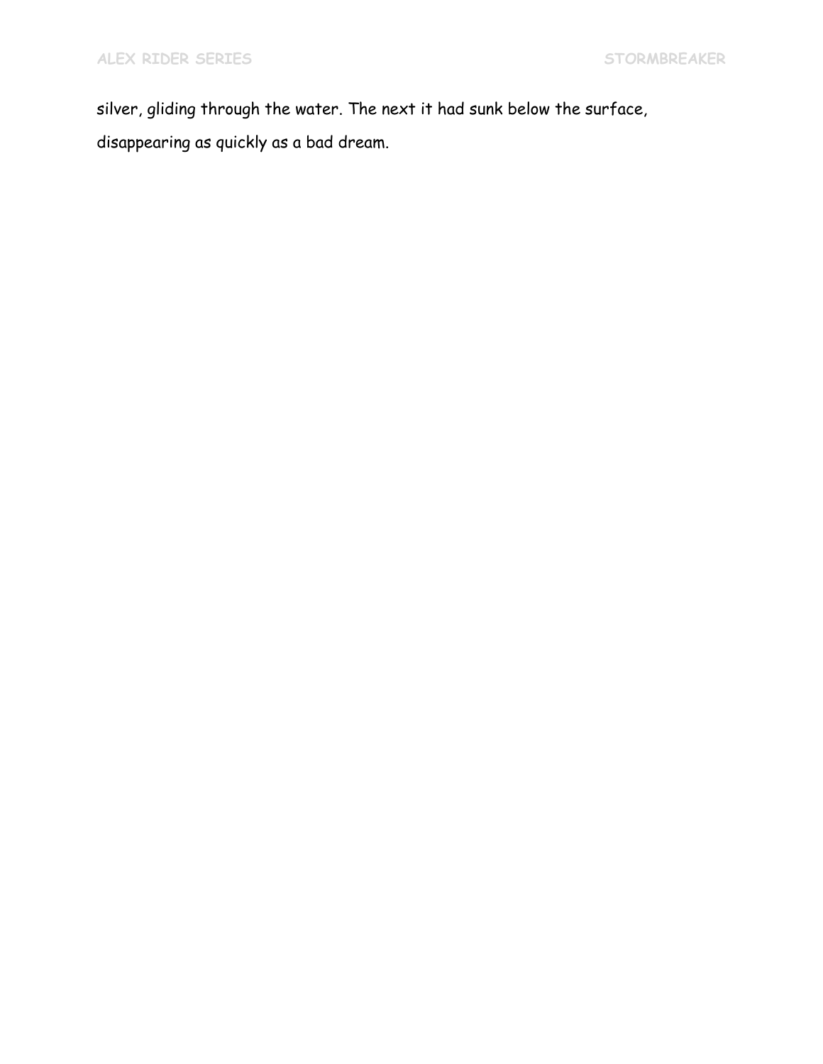silver, gliding through the water. The next it had sunk below the surface, disappearing as quickly as a bad dream.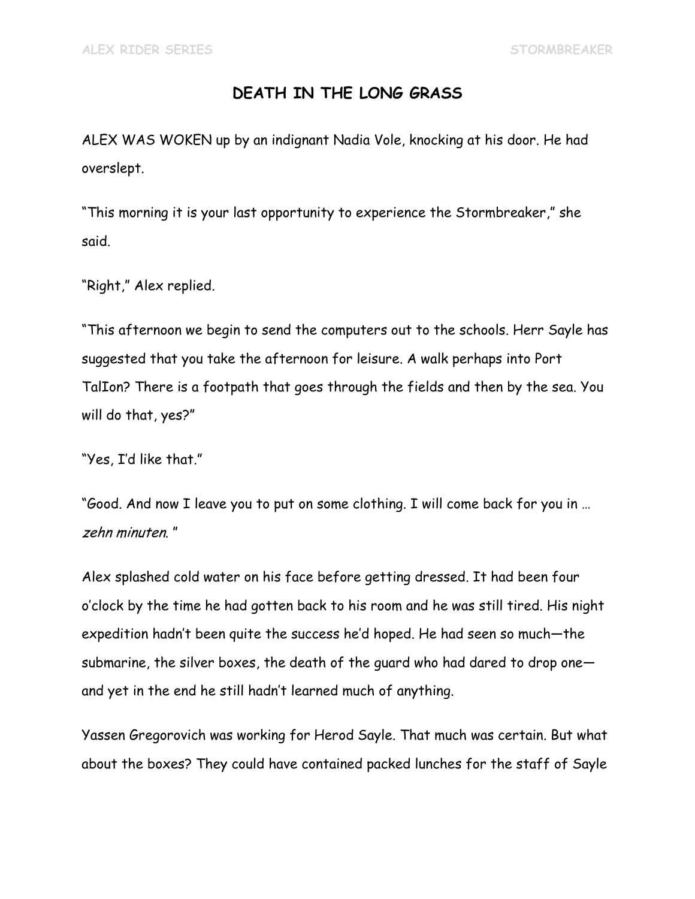## DEATH IN THE LONG GRASS

ALEX WAS WOKEN up by an indignant Nadia Vole, knocking at his door. He had overslept.

"This morning it is your last opportunity to experience the Stormbreaker," she said.

"Right," Alex replied.

"This afternoon we begin to send the computers out to the schools. Herr Sayle has suggested that you take the afternoon for leisure. A walk perhaps into Port TalIon? There is a footpath that goes through the fields and then by the sea. You will do that, yes?"

"Yes, I'd like that."

"Good. And now I leave you to put on some clothing. I will come back for you in … *zehn minuten*."

Alex splashed cold water on his face before getting dressed. It had been four o'clock by the time he had gotten back to his room and he was still tired. His night expedition hadn't been quite the success he'd hoped. He had seen so much—the submarine, the silver boxes, the death of the guard who had dared to drop one—and yet in the end he still hadn't learned much of anything.

Yassen Gregorovich was working for Herod Sayle. That much was certain. But what about the boxes? They could have contained packed lunches for the staff of Sayle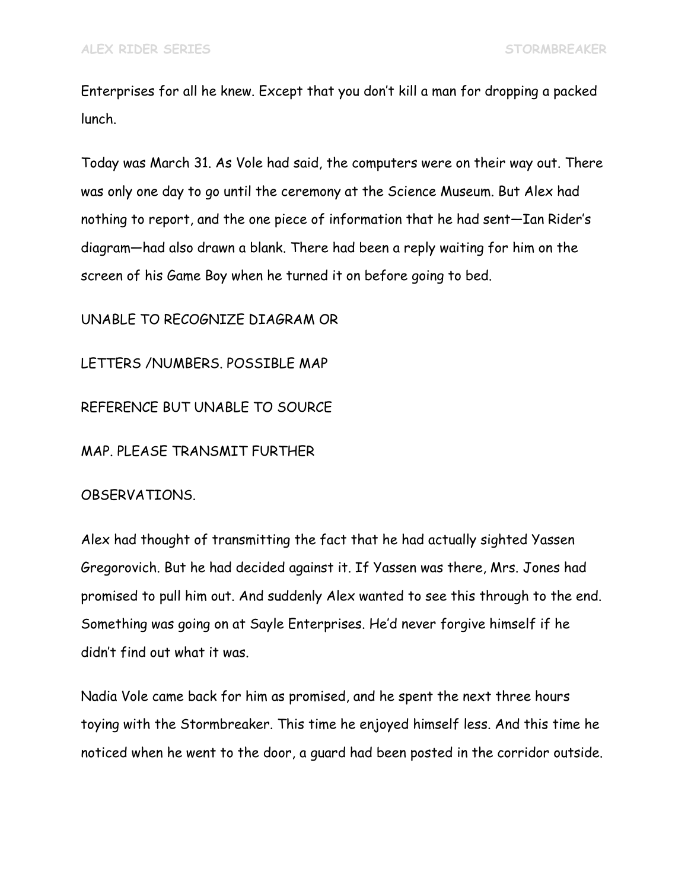Enterprises for all he knew. Except that you don't kill a man for dropping a packed lunch.

Today was March 31. As Vole had said, the computers were on their way out. There was only one day to go until the ceremony at the Science Museum. But Alex had nothing to report, and the one piece of information that he had sent—Ian Rider's diagram—had also drawn a blank. There had been a reply waiting for him on the screen of his Game Boy when he turned it on before going to bed.

UNABLE TO RECOGNIZE DIAGRAM OR

LETTERS /NUMBERS. POSSIBLE MAP

REFERENCE BUT UNABLE TO SOURCE

MAP. PLEASE TRANSMIT FURTHER

OBSERVATIONS.

Alex had thought of transmitting the fact that he had actually sighted Yassen Gregorovich. But he had decided against it. If Yassen was there, Mrs. Jones had promised to pull him out. And suddenly Alex wanted to see this through to the end. Something was going on at Sayle Enterprises. He'd never forgive himself if he didn't find out what it was.

Nadia Vole came back for him as promised, and he spent the next three hours toying with the Stormbreaker. This time he enjoyed himself less. And this time he noticed when he went to the door, a guard had been posted in the corridor outside.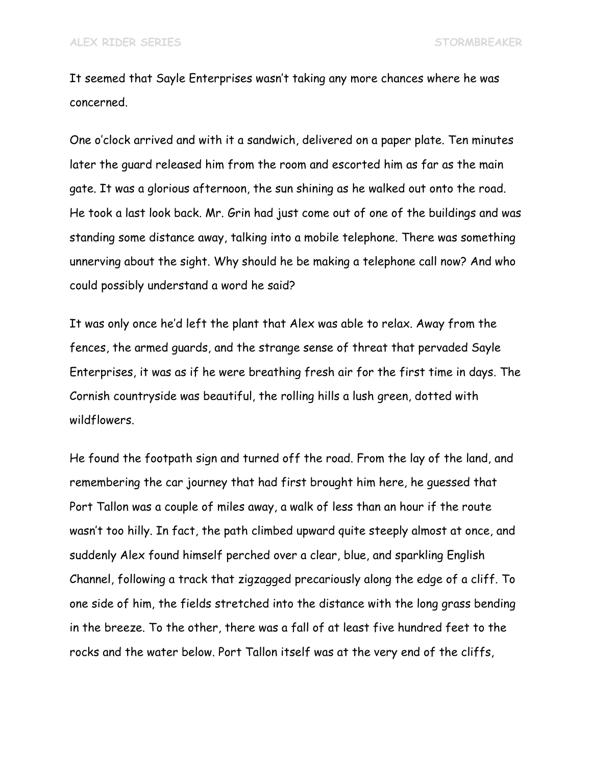It seemed that Sayle Enterprises wasn't taking any more chances where he was concerned.

One o'clock arrived and with it a sandwich, delivered on a paper plate. Ten minutes later the guard released him from the room and escorted him as far as the main gate. It was a glorious afternoon, the sun shining as he walked out onto the road. He took a last look back. Mr. Grin had just come out of one of the buildings and was standing some distance away, talking into a mobile telephone. There was something unnerving about the sight. Why should he be making a telephone call now? And who could possibly understand a word he said?

It was only once he'd left the plant that Alex was able to relax. Away from the fences, the armed guards, and the strange sense of threat that pervaded Sayle Enterprises, it was as if he were breathing fresh air for the first time in days. The Cornish countryside was beautiful, the rolling hills a lush green, dotted with wildflowers.

He found the footpath sign and turned off the road. From the lay of the land, and remembering the car journey that had first brought him here, he guessed that Port Tallon was a couple of miles away, a walk of less than an hour if the route wasn't too hilly. In fact, the path climbed upward quite steeply almost at once, and suddenly Alex found himself perched over a clear, blue, and sparkling English Channel, following a track that zigzagged precariously along the edge of a cliff. To one side of him, the fields stretched into the distance with the long grass bending in the breeze. To the other, there was a fall of at least five hundred feet to the rocks and the water below. Port Tallon itself was at the very end of the cliffs,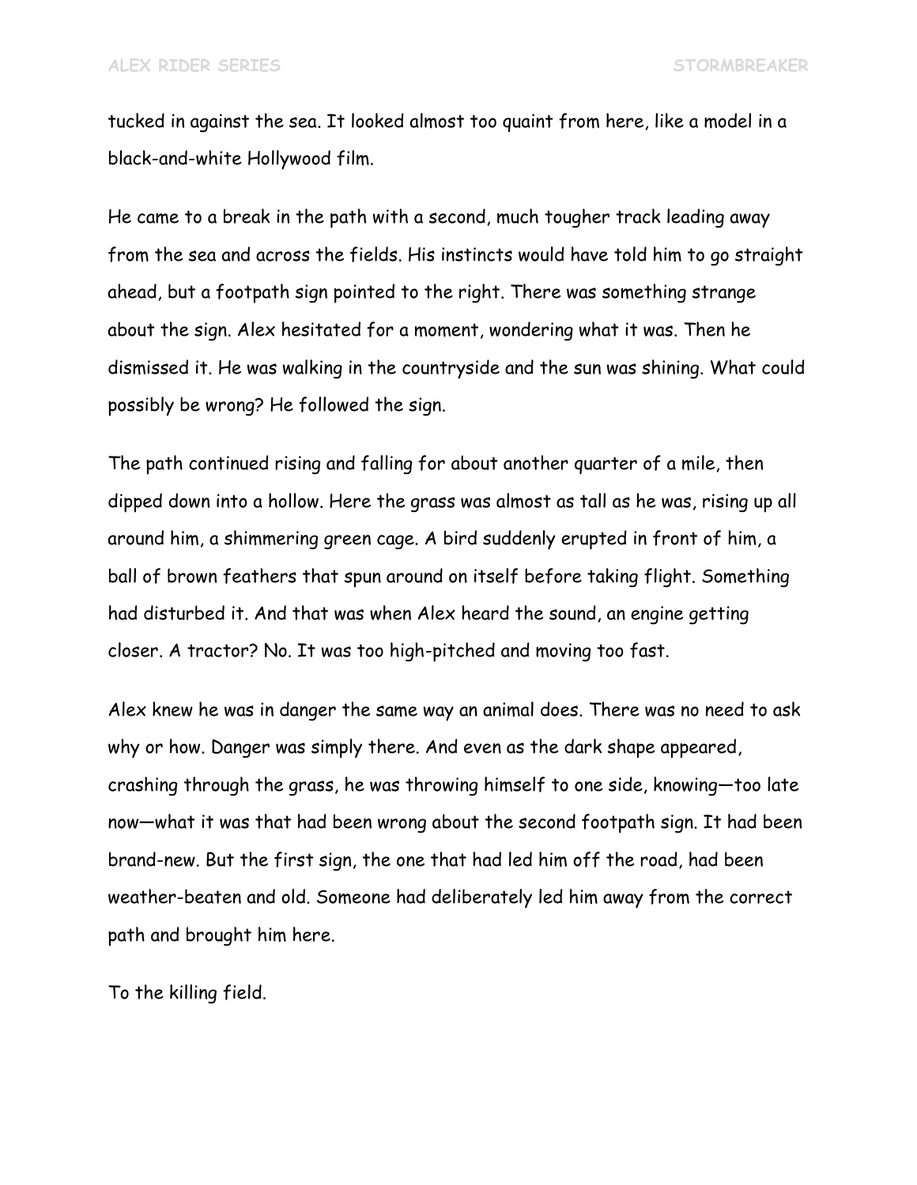tucked in against the sea. It looked almost too quaint from here, like a model in a black-and-white Hollywood film.

He came to a break in the path with a second, much tougher track leading away from the sea and across the fields. His instincts would have told him to go straight ahead, but a footpath sign pointed to the right. There was something strange about the sign. Alex hesitated for a moment, wondering what it was. Then he dismissed it. He was walking in the countryside and the sun was shining. What could possibly be wrong? He followed the sign.

The path continued rising and falling for about another quarter of a mile, then dipped down into a hollow. Here the grass was almost as tall as he was, rising up all around him, a shimmering green cage. A bird suddenly erupted in front of him, a ball of brown feathers that spun around on itself before taking flight. Something had disturbed it. And that was when Alex heard the sound, an engine getting closer. A tractor? No. It was too high-pitched and moving too fast.

Alex knew he was in danger the same way an animal does. There was no need to ask why or how. Danger was simply there. And even as the dark shape appeared, crashing through the grass, he was throwing himself to one side, knowing—too late now—what it was that had been wrong about the second footpath sign. It had been brand-new. But the first sign, the one that had led him off the road, had been weather-beaten and old. Someone had deliberately led him away from the correct path and brought him here.

To the killing field.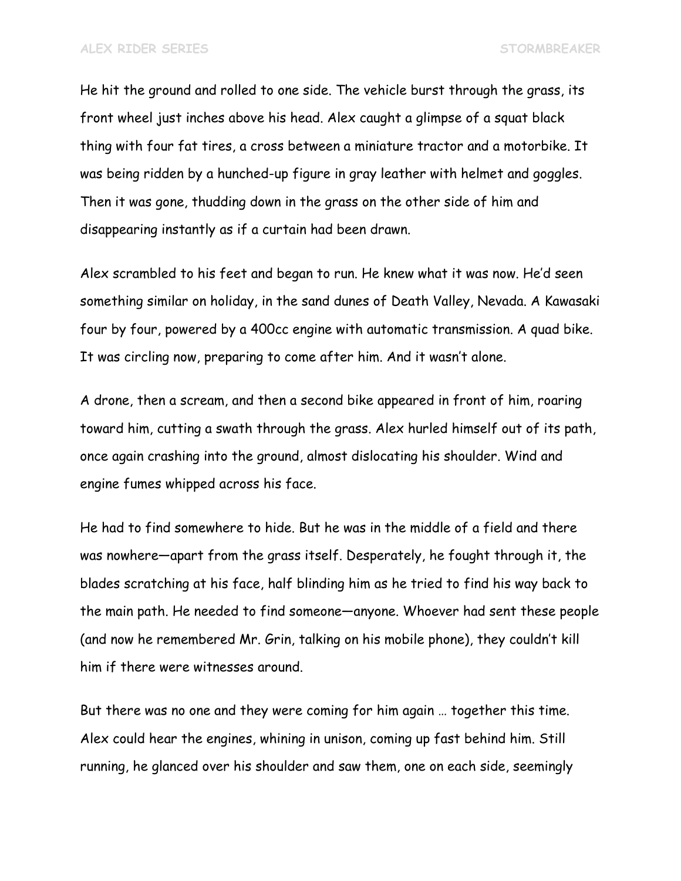He hit the ground and rolled to one side. The vehicle burst through the grass, its front wheel just inches above his head. Alex caught a glimpse of a squat black thing with four fat tires, a cross between a miniature tractor and a motorbike. It was being ridden by a hunched-up figure in gray leather with helmet and goggles. Then it was gone, thudding down in the grass on the other side of him and disappearing instantly as if a curtain had been drawn.

Alex scrambled to his feet and began to run. He knew what it was now. He'd seen something similar on holiday, in the sand dunes of Death Valley, Nevada. A Kawasaki four by four, powered by a 400cc engine with automatic transmission. A quad bike. It was circling now, preparing to come after him. And it wasn't alone.

A drone, then a scream, and then a second bike appeared in front of him, roaring toward him, cutting a swath through the grass. Alex hurled himself out of its path, once again crashing into the ground, almost dislocating his shoulder. Wind and engine fumes whipped across his face.

He had to find somewhere to hide. But he was in the middle of a field and there was nowhere—apart from the grass itself. Desperately, he fought through it, the blades scratching at his face, half blinding him as he tried to find his way back to the main path. He needed to find someone—anyone. Whoever had sent these people (and now he remembered Mr. Grin, talking on his mobile phone), they couldn't kill him if there were witnesses around.

But there was no one and they were coming for him again … together this time. Alex could hear the engines, whining in unison, coming up fast behind him. Still running, he glanced over his shoulder and saw them, one on each side, seemingly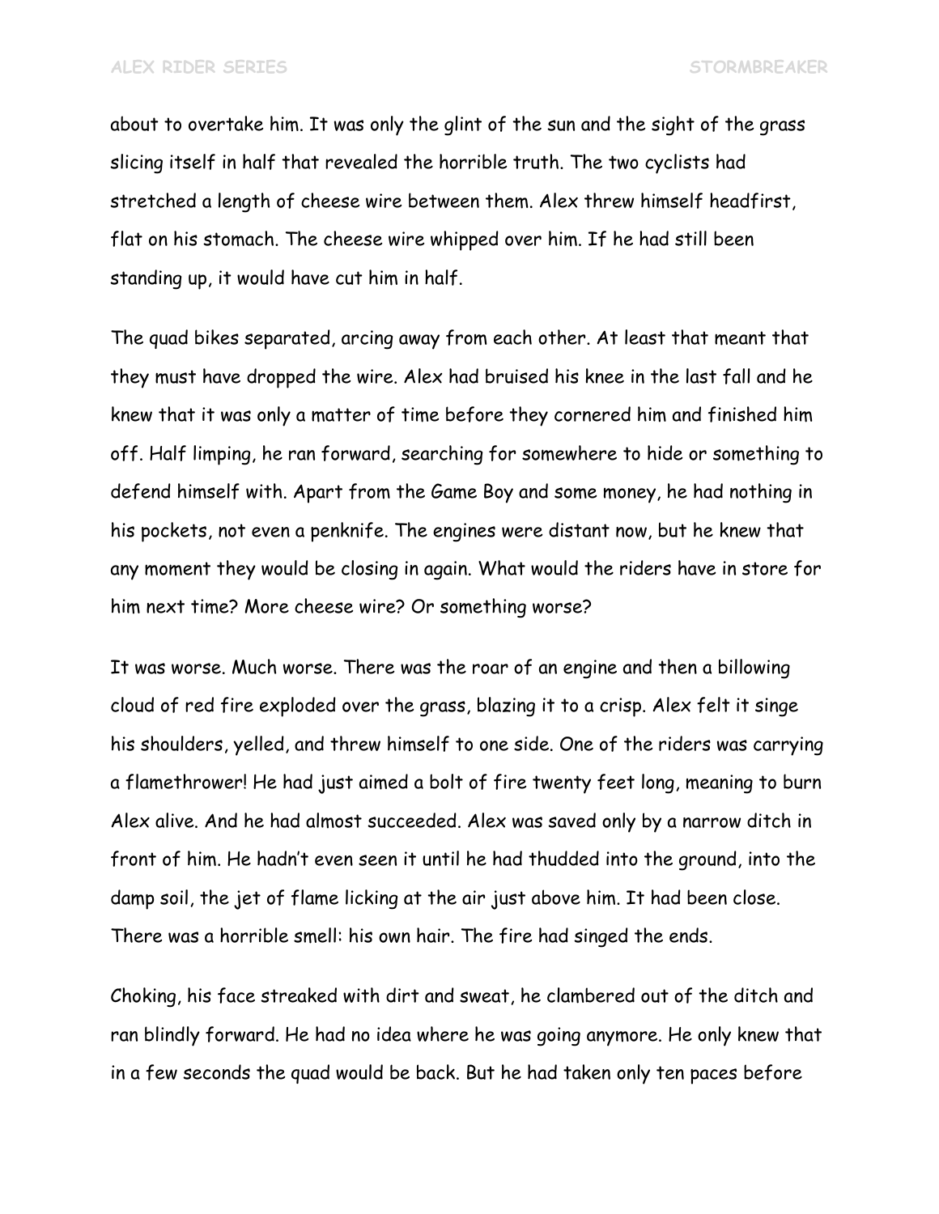about to overtake him. It was only the glint of the sun and the sight of the grass slicing itself in half that revealed the horrible truth. The two cyclists had stretched a length of cheese wire between them. Alex threw himself headfirst, flat on his stomach. The cheese wire whipped over him. If he had still been standing up, it would have cut him in half.

The quad bikes separated, arcing away from each other. At least that meant that they must have dropped the wire. Alex had bruised his knee in the last fall and he knew that it was only a matter of time before they cornered him and finished him off. Half limping, he ran forward, searching for somewhere to hide or something to defend himself with. Apart from the Game Boy and some money, he had nothing in his pockets, not even a penknife. The engines were distant now, but he knew that any moment they would be closing in again. What would the riders have in store for him next time? More cheese wire? Or something worse?

It was worse. Much worse. There was the roar of an engine and then a billowing cloud of red fire exploded over the grass, blazing it to a crisp. Alex felt it singe his shoulders, yelled, and threw himself to one side. One of the riders was carrying a flamethrower! He had just aimed a bolt of fire twenty feet long, meaning to burn Alex alive. And he had almost succeeded. Alex was saved only by a narrow ditch in front of him. He hadn't even seen it until he had thudded into the ground, into the damp soil, the jet of flame licking at the air just above him. It had been close. There was a horrible smell: his own hair. The fire had singed the ends.

Choking, his face streaked with dirt and sweat, he clambered out of the ditch and ran blindly forward. He had no idea where he was going anymore. He only knew that in a few seconds the quad would be back. But he had taken only ten paces before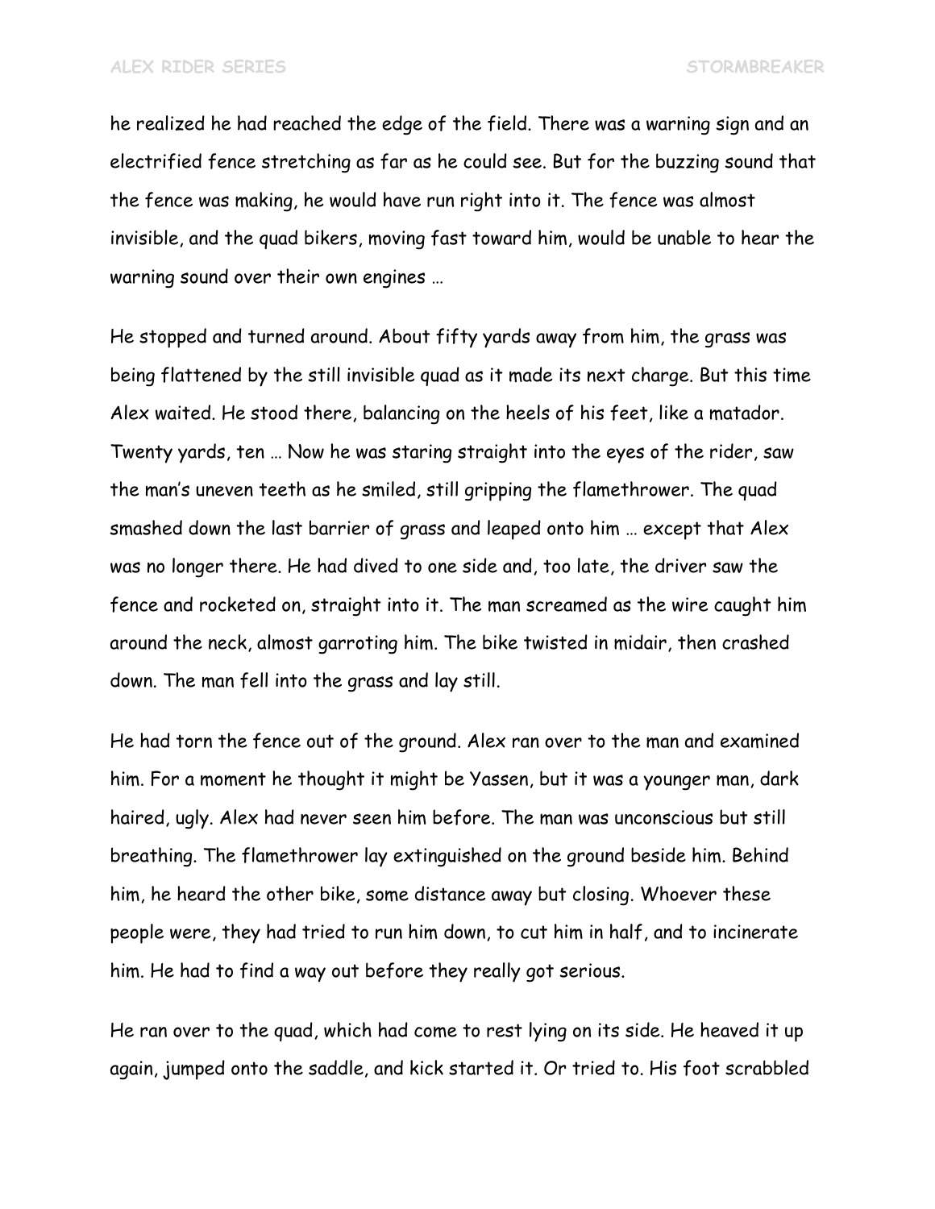he realized he had reached the edge of the field. There was a warning sign and an electrified fence stretching as far as he could see. But for the buzzing sound that the fence was making, he would have run right into it. The fence was almost invisible, and the quad bikers, moving fast toward him, would be unable to hear the warning sound over their own engines …

He stopped and turned around. About fifty yards away from him, the grass was being flattened by the still invisible quad as it made its next charge. But this time Alex waited. He stood there, balancing on the heels of his feet, like a matador. Twenty yards, ten … Now he was staring straight into the eyes of the rider, saw the man's uneven teeth as he smiled, still gripping the flamethrower. The quad smashed down the last barrier of grass and leaped onto him … except that Alex was no longer there. He had dived to one side and, too late, the driver saw the fence and rocketed on, straight into it. The man screamed as the wire caught him around the neck, almost garroting him. The bike twisted in midair, then crashed down. The man fell into the grass and lay still.

He had torn the fence out of the ground. Alex ran over to the man and examined him. For a moment he thought it might be Yassen, but it was a younger man, dark haired, ugly. Alex had never seen him before. The man was unconscious but still breathing. The flamethrower lay extinguished on the ground beside him. Behind him, he heard the other bike, some distance away but closing. Whoever these people were, they had tried to run him down, to cut him in half, and to incinerate him. He had to find a way out before they really got serious.

He ran over to the quad, which had come to rest lying on its side. He heaved it up again, jumped onto the saddle, and kick started it. Or tried to. His foot scrabbled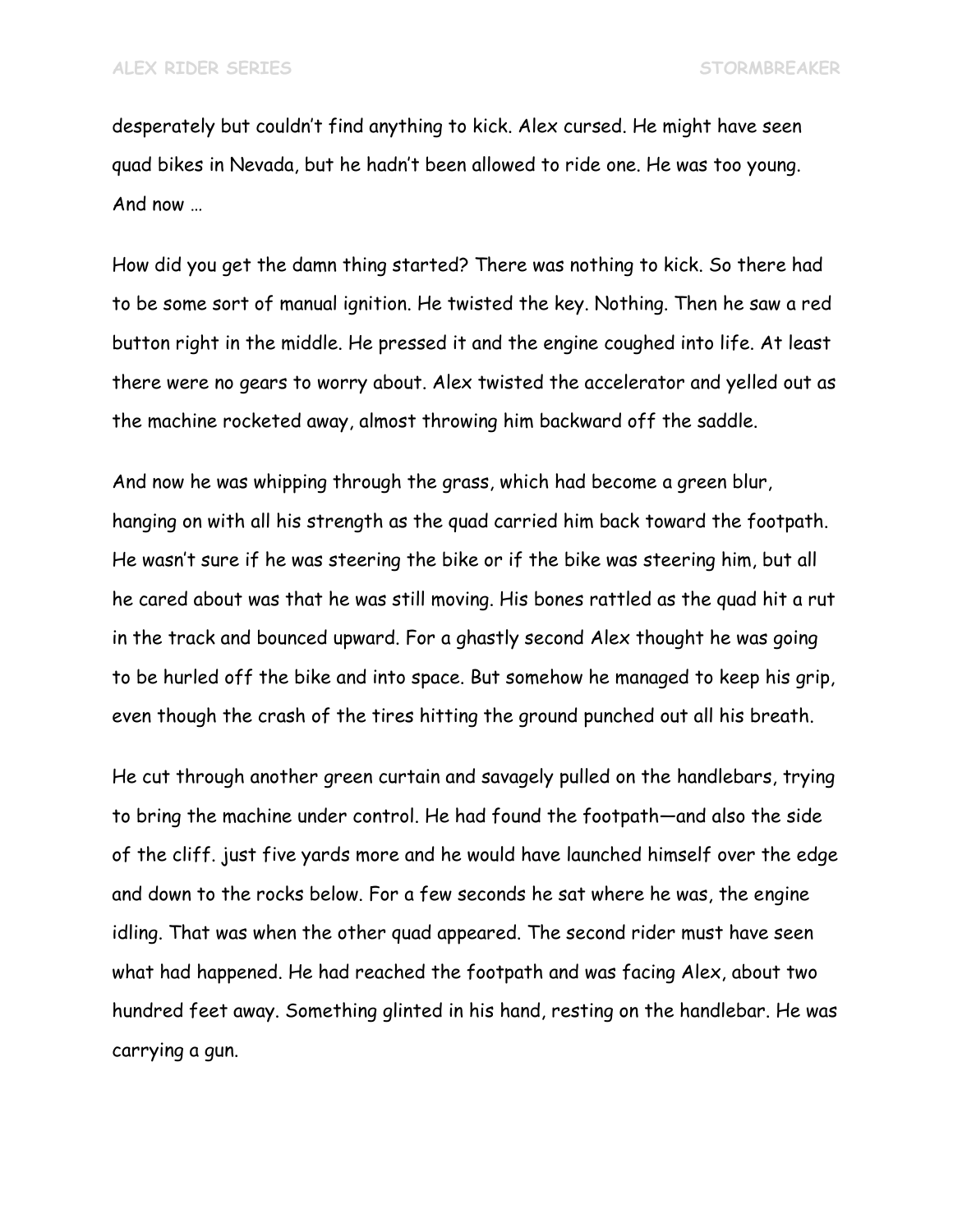desperately but couldn't find anything to kick. Alex cursed. He might have seen quad bikes in Nevada, but he hadn't been allowed to ride one. He was too young. And now …

How did you get the damn thing started? There was nothing to kick. So there had to be some sort of manual ignition. He twisted the key. Nothing. Then he saw a red button right in the middle. He pressed it and the engine coughed into life. At least there were no gears to worry about. Alex twisted the accelerator and yelled out as the machine rocketed away, almost throwing him backward off the saddle.

And now he was whipping through the grass, which had become a green blur, hanging on with all his strength as the quad carried him back toward the footpath. He wasn't sure if he was steering the bike or if the bike was steering him, but all he cared about was that he was still moving. His bones rattled as the quad hit a rut in the track and bounced upward. For a ghastly second Alex thought he was going to be hurled off the bike and into space. But somehow he managed to keep his grip, even though the crash of the tires hitting the ground punched out all his breath.

He cut through another green curtain and savagely pulled on the handlebars, trying to bring the machine under control. He had found the footpath—and also the side of the cliff. just five yards more and he would have launched himself over the edge and down to the rocks below. For a few seconds he sat where he was, the engine idling. That was when the other quad appeared. The second rider must have seen what had happened. He had reached the footpath and was facing Alex, about two hundred feet away. Something glinted in his hand, resting on the handlebar. He was carrying a gun.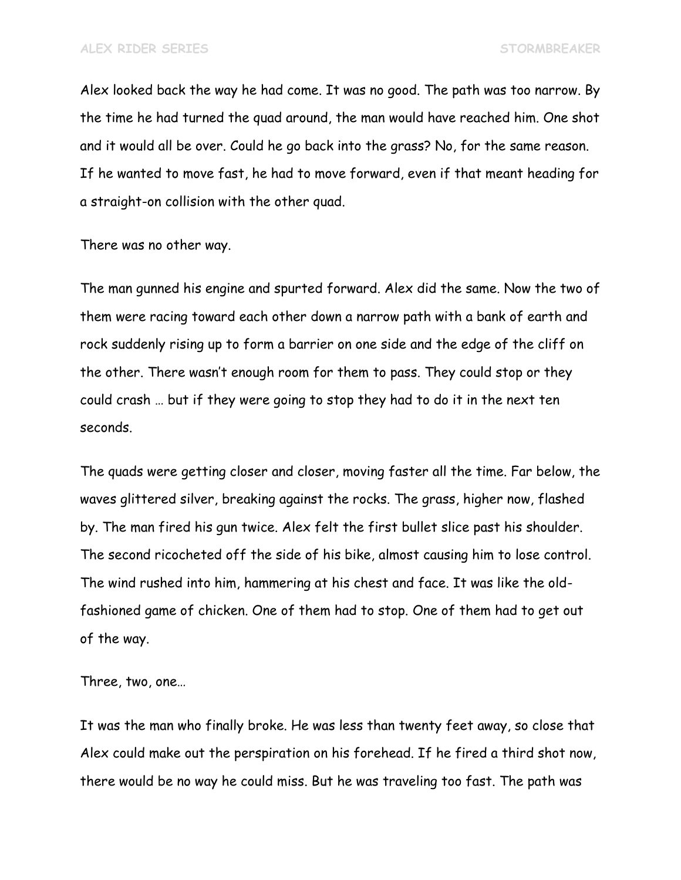Alex looked back the way he had come. It was no good. The path was too narrow. By the time he had turned the quad around, the man would have reached him. One shot and it would all be over. Could he go back into the grass? No, for the same reason. If he wanted to move fast, he had to move forward, even if that meant heading for a straight-on collision with the other quad.

There was no other way.

The man gunned his engine and spurted forward. Alex did the same. Now the two of them were racing toward each other down a narrow path with a bank of earth and rock suddenly rising up to form a barrier on one side and the edge of the cliff on the other. There wasn't enough room for them to pass. They could stop or they could crash … but if they were going to stop they had to do it in the next ten seconds.

The quads were getting closer and closer, moving faster all the time. Far below, the waves glittered silver, breaking against the rocks. The grass, higher now, flashed by. The man fired his gun twice. Alex felt the first bullet slice past his shoulder. The second ricocheted off the side of his bike, almost causing him to lose control. The wind rushed into him, hammering at his chest and face. It was like the old-fashioned game of chicken. One of them had to stop. One of them had to get out of the way.

Three, two, one…

It was the man who finally broke. He was less than twenty feet away, so close that Alex could make out the perspiration on his forehead. If he fired a third shot now, there would be no way he could miss. But he was traveling too fast. The path was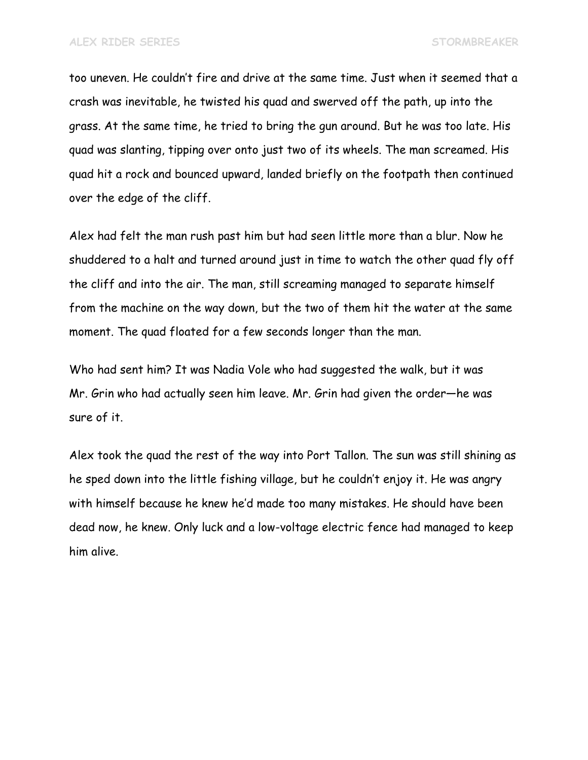too uneven. He couldn't fire and drive at the same time. Just when it seemed that a crash was inevitable, he twisted his quad and swerved off the path, up into the grass. At the same time, he tried to bring the gun around. But he was too late. His quad was slanting, tipping over onto just two of its wheels. The man screamed. His quad hit a rock and bounced upward, landed briefly on the footpath then continued over the edge of the cliff.

Alex had felt the man rush past him but had seen little more than a blur. Now he shuddered to a halt and turned around just in time to watch the other quad fly off the cliff and into the air. The man, still screaming managed to separate himself from the machine on the way down, but the two of them hit the water at the same moment. The quad floated for a few seconds longer than the man.

Who had sent him? It was Nadia Vole who had suggested the walk, but it was Mr. Grin who had actually seen him leave. Mr. Grin had given the order—he was sure of it.

Alex took the quad the rest of the way into Port Tallon. The sun was still shining as he sped down into the little fishing village, but he couldn't enjoy it. He was angry with himself because he knew he'd made too many mistakes. He should have been dead now, he knew. Only luck and a low-voltage electric fence had managed to keep him alive.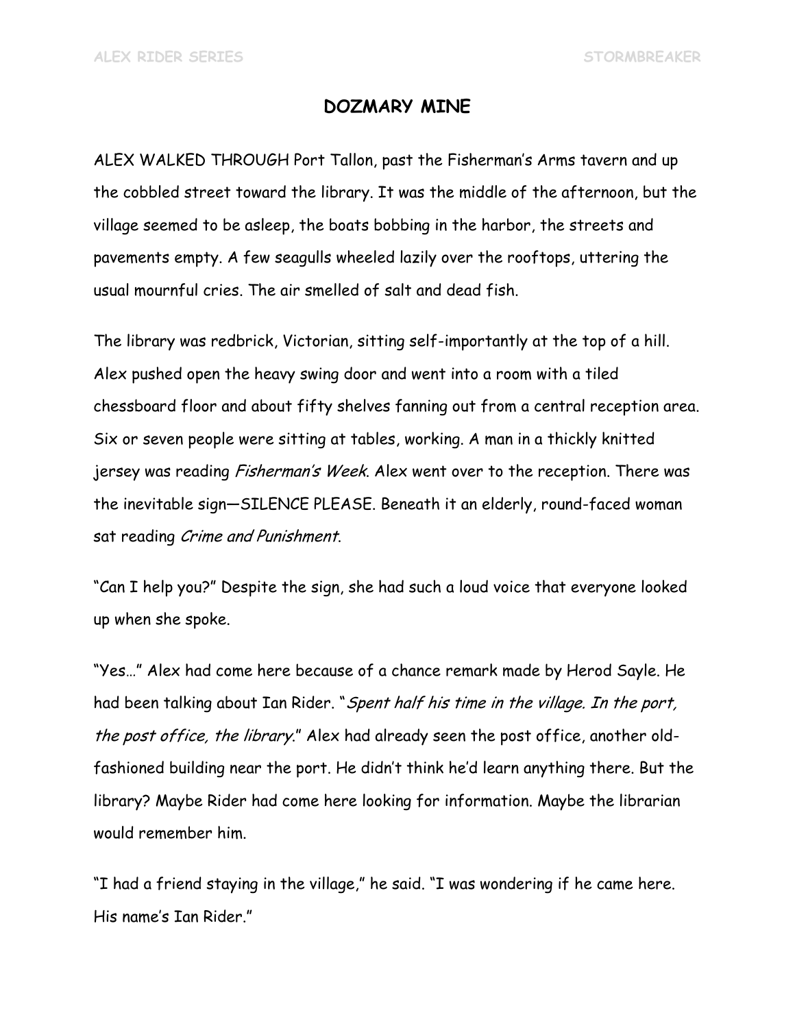## DOZMARY MINE

ALEX WALKED THROUGH Port Tallon, past the Fisherman's Arms tavern and up the cobbled street toward the library. It was the middle of the afternoon, but the village seemed to be asleep, the boats bobbing in the harbor, the streets and pavements empty. A few seagulls wheeled lazily over the rooftops, uttering the usual mournful cries. The air smelled of salt and dead fish.

The library was redbrick, Victorian, sitting self-importantly at the top of a hill. Alex pushed open the heavy swing door and went into a room with a tiled chessboard floor and about fifty shelves fanning out from a central reception area. Six or seven people were sitting at tables, working. A man in a thickly knitted jersey was reading *Fisherman's Week*. Alex went over to the reception. There was the inevitable sign—SILENCE PLEASE. Beneath it an elderly, round-faced woman sat reading *Crime and Punishment*.

"Can I help you?" Despite the sign, she had such a loud voice that everyone looked up when she spoke.

"Yes…" Alex had come here because of a chance remark made by Herod Sayle. He had been talking about Ian Rider. "*Spent half his time in the village. In the port, the post office, the library*." Alex had already seen the post office, another old-fashioned building near the port. He didn't think he'd learn anything there. But the library? Maybe Rider had come here looking for information. Maybe the librarian would remember him.

"I had a friend staying in the village," he said. "I was wondering if he came here. His name's Ian Rider."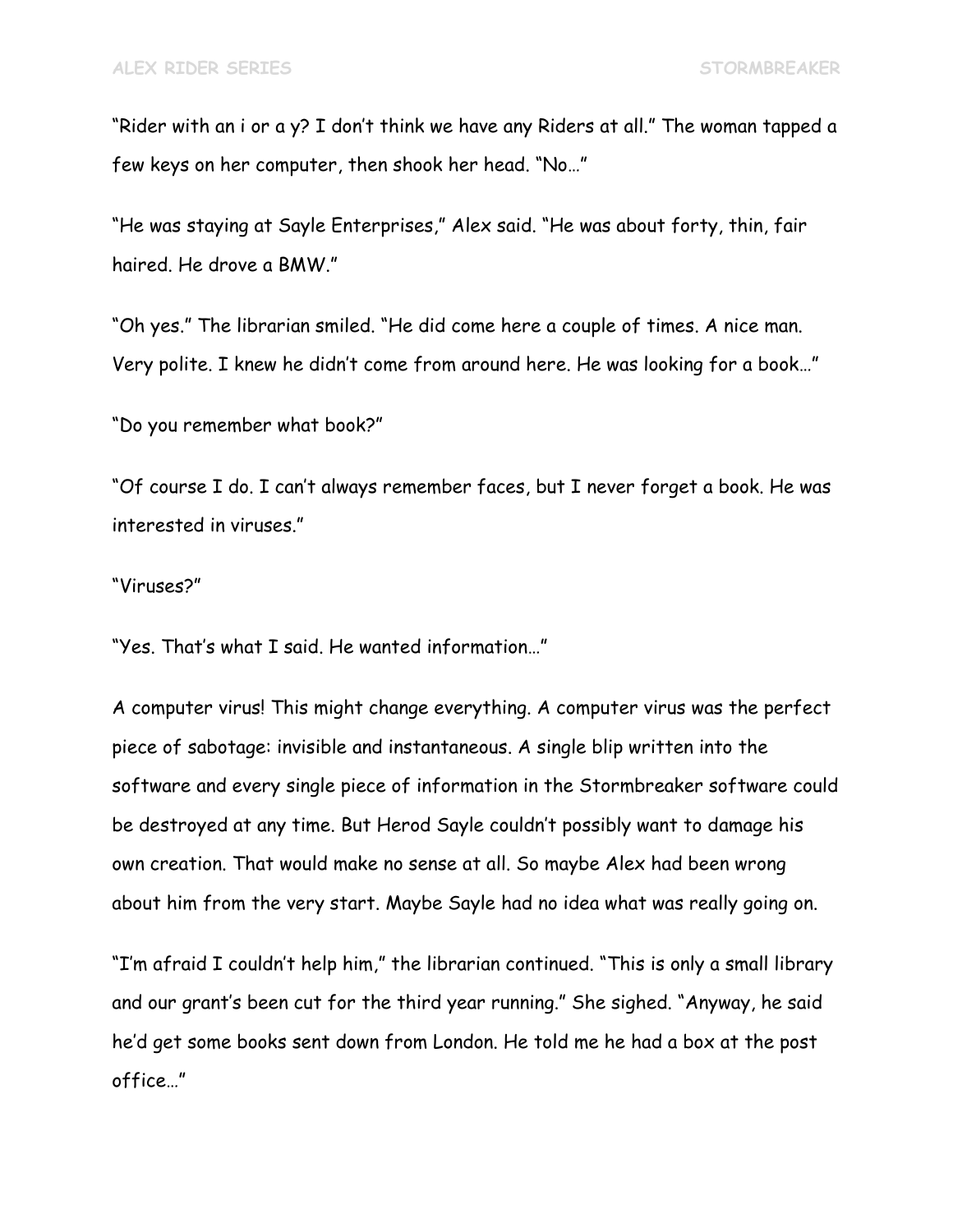"Rider with an i or a y? I don't think we have any Riders at all." The woman tapped a few keys on her computer, then shook her head. "No…"

"He was staying at Sayle Enterprises," Alex said. "He was about forty, thin, fair haired. He drove a BMW."

"Oh yes." The librarian smiled. "He did come here a couple of times. A nice man. Very polite. I knew he didn't come from around here. He was looking for a book…"

"Do you remember what book?"

"Of course I do. I can't always remember faces, but I never forget a book. He was interested in viruses."

"Viruses?"

"Yes. That's what I said. He wanted information…"

A computer virus! This might change everything. A computer virus was the perfect piece of sabotage: invisible and instantaneous. A single blip written into the software and every single piece of information in the Stormbreaker software could be destroyed at any time. But Herod Sayle couldn't possibly want to damage his own creation. That would make no sense at all. So maybe Alex had been wrong about him from the very start. Maybe Sayle had no idea what was really going on.

"I'm afraid I couldn't help him," the librarian continued. "This is only a small library and our grant's been cut for the third year running." She sighed. "Anyway, he said he'd get some books sent down from London. He told me he had a box at the post office…"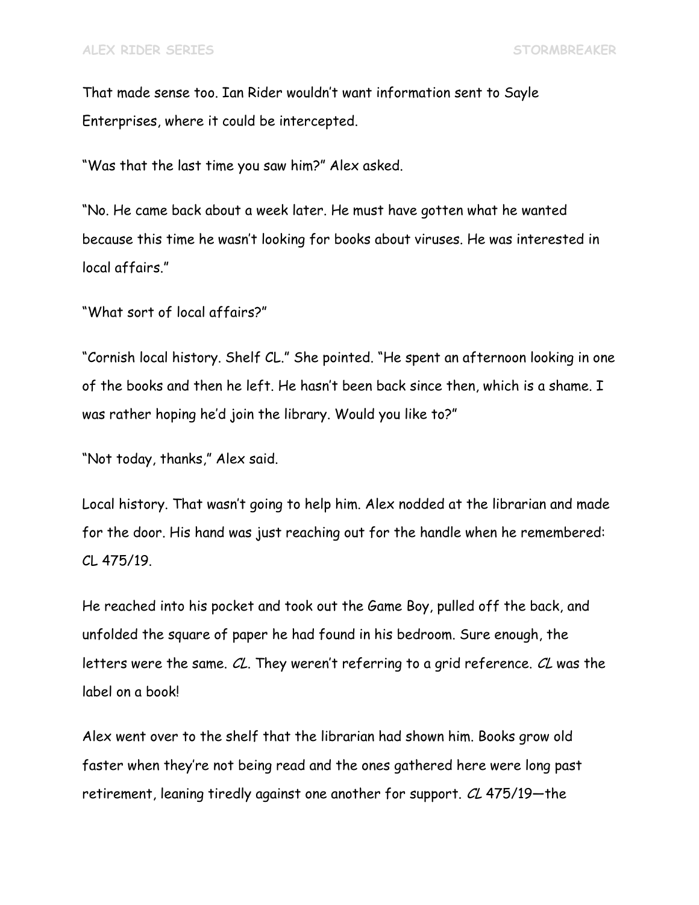That made sense too. Ian Rider wouldn't want information sent to Sayle Enterprises, where it could be intercepted.

"Was that the last time you saw him?" Alex asked.

"No. He came back about a week later. He must have gotten what he wanted because this time he wasn't looking for books about viruses. He was interested in local affairs."

"What sort of local affairs?"

"Cornish local history. Shelf CL." She pointed. "He spent an afternoon looking in one of the books and then he left. He hasn't been back since then, which is a shame. I was rather hoping he'd join the library. Would you like to?"

"Not today, thanks," Alex said.

Local history. That wasn't going to help him. Alex nodded at the librarian and made for the door. His hand was just reaching out for the handle when he remembered: CL 475/19.

He reached into his pocket and took out the Game Boy, pulled off the back, and unfolded the square of paper he had found in his bedroom. Sure enough, the letters were the same. *CL*. They weren't referring to a grid reference. *CL* was the label on a book!

Alex went over to the shelf that the librarian had shown him. Books grow old faster when they're not being read and the ones gathered here were long past retirement, leaning tiredly against one another for support. *CL* 475/19—the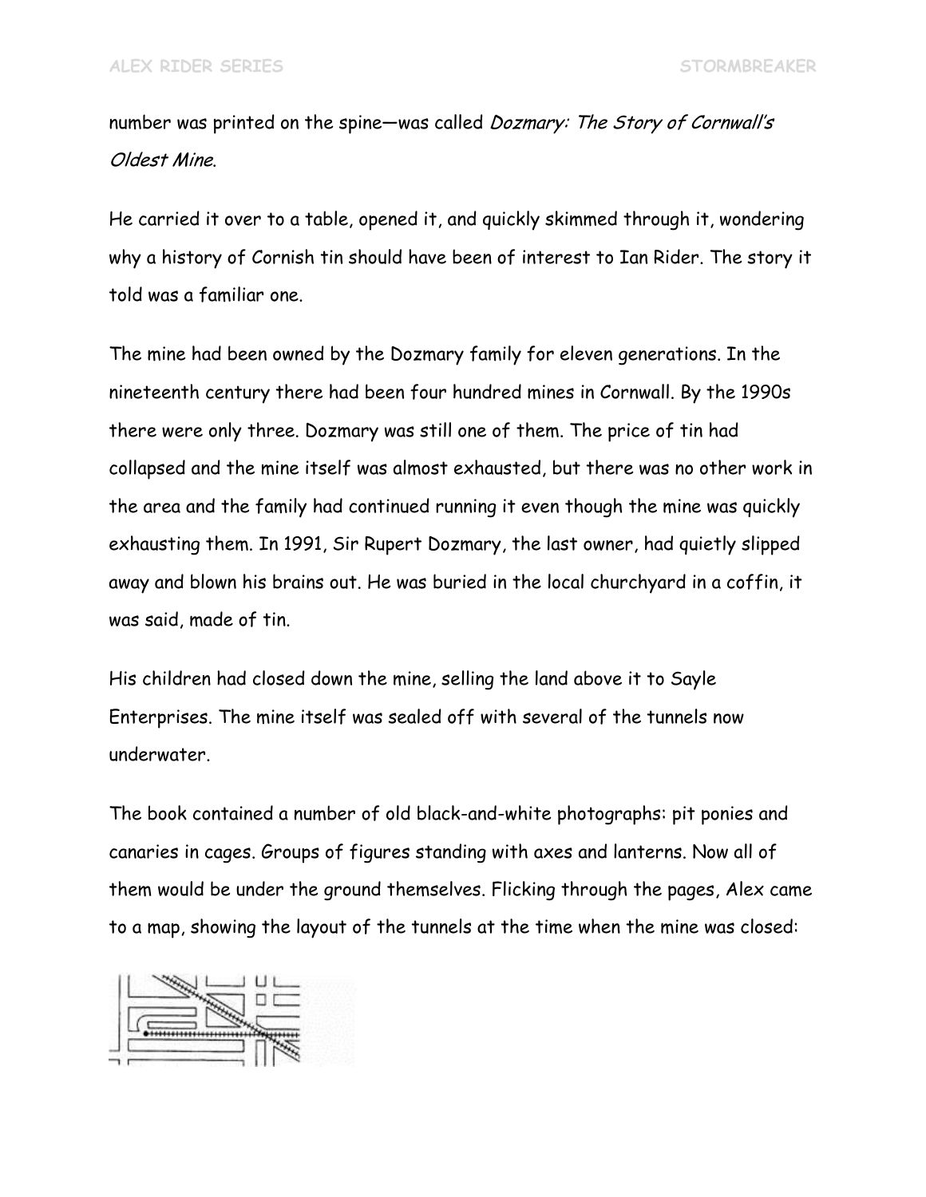number was printed on the spine—was called *Dozmary: The Story of Cornwall's Oldest Mine*.

He carried it over to a table, opened it, and quickly skimmed through it, wondering why a history of Cornish tin should have been of interest to Ian Rider. The story it told was a familiar one.

The mine had been owned by the Dozmary family for eleven generations. In the nineteenth century there had been four hundred mines in Cornwall. By the 1990s there were only three. Dozmary was still one of them. The price of tin had collapsed and the mine itself was almost exhausted, but there was no other work in the area and the family had continued running it even though the mine was quickly exhausting them. In 1991, Sir Rupert Dozmary, the last owner, had quietly slipped away and blown his brains out. He was buried in the local churchyard in a coffin, it was said, made of tin.

His children had closed down the mine, selling the land above it to Sayle Enterprises. The mine itself was sealed off with several of the tunnels now underwater.

The book contained a number of old black-and-white photographs: pit ponies and canaries in cages. Groups of figures standing with axes and lanterns. Now all of them would be under the ground themselves. Flicking through the pages, Alex came to a map, showing the layout of the tunnels at the time when the mine was closed: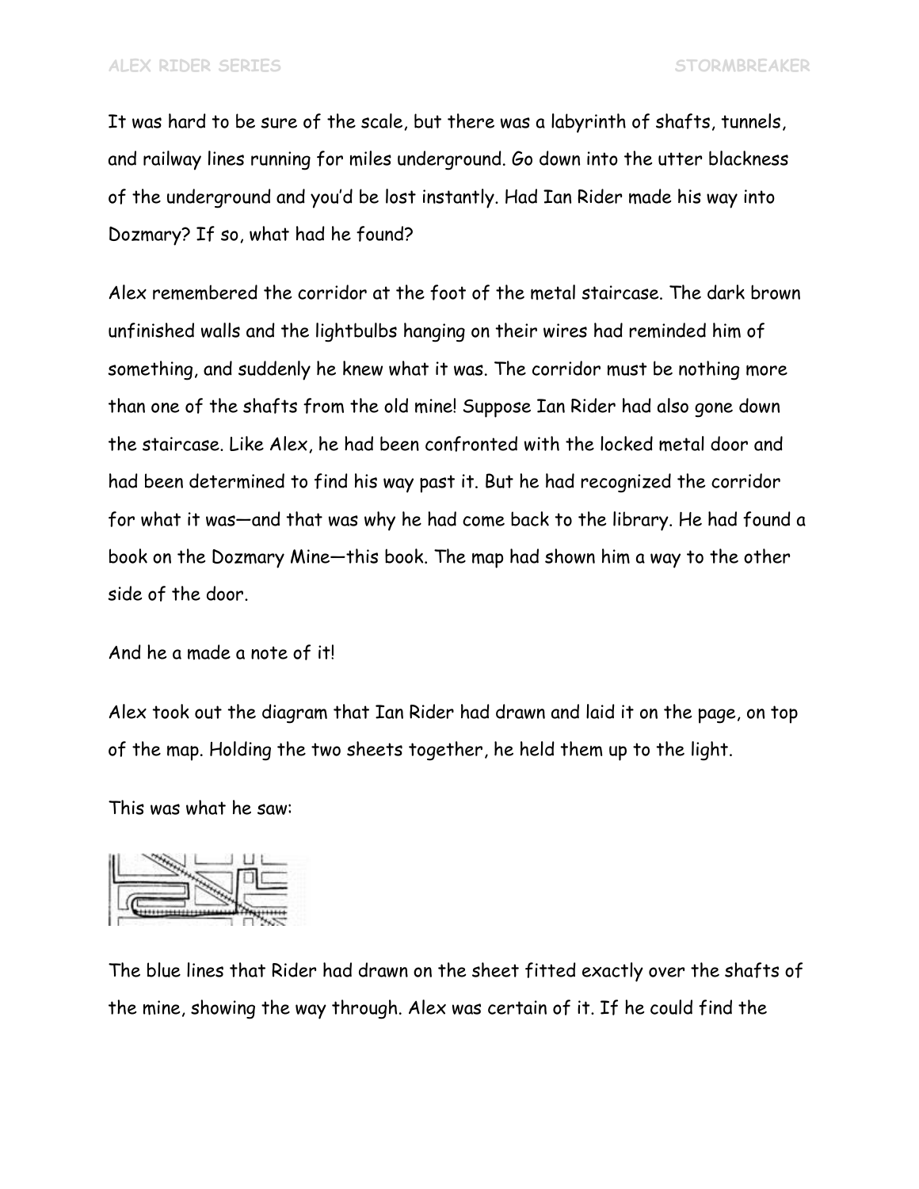It was hard to be sure of the scale, but there was a labyrinth of shafts, tunnels, and railway lines running for miles underground. Go down into the utter blackness of the underground and you'd be lost instantly. Had Ian Rider made his way into Dozmary? If so, what had he found?

Alex remembered the corridor at the foot of the metal staircase. The dark brown unfinished walls and the lightbulbs hanging on their wires had reminded him of something, and suddenly he knew what it was. The corridor must be nothing more than one of the shafts from the old mine! Suppose Ian Rider had also gone down the staircase. Like Alex, he had been confronted with the locked metal door and had been determined to find his way past it. But he had recognized the corridor for what it was—and that was why he had come back to the library. He had found a book on the Dozmary Mine—this book. The map had shown him a way to the other side of the door.

And he a made a note of it!

Alex took out the diagram that Ian Rider had drawn and laid it on the page, on top of the map. Holding the two sheets together, he held them up to the light.

This was what he saw:

The blue lines that Rider had drawn on the sheet fitted exactly over the shafts of the mine, showing the way through. Alex was certain of it. If he could find the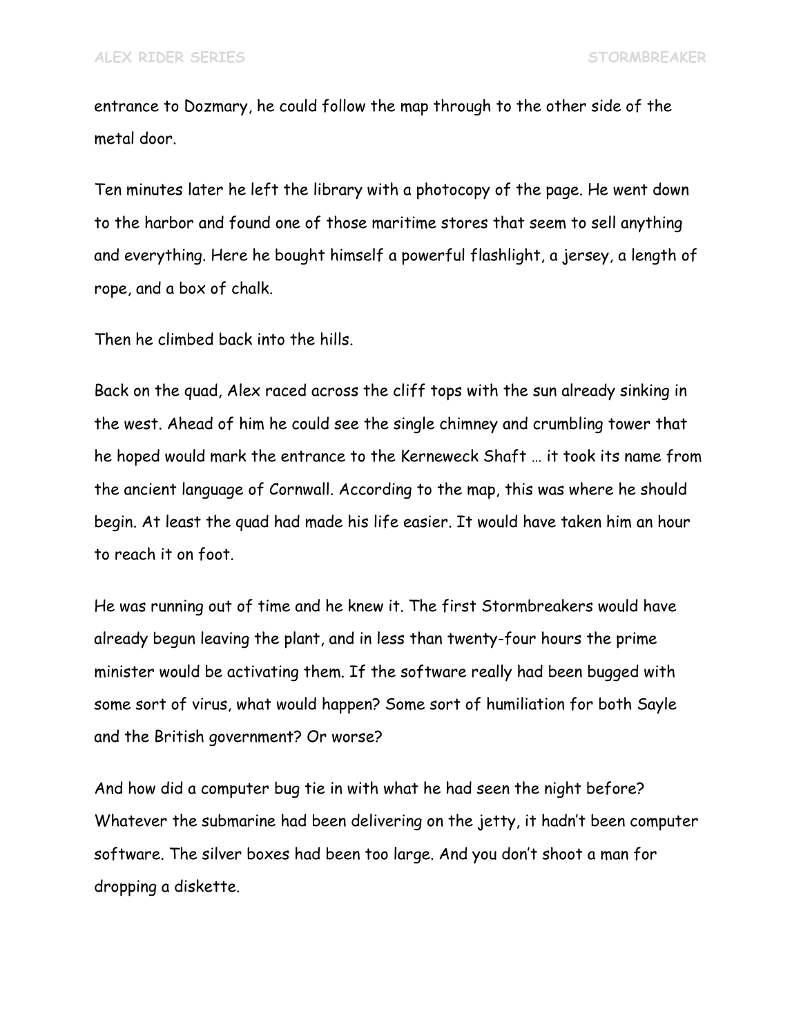entrance to Dozmary, he could follow the map through to the other side of the metal door.

Ten minutes later he left the library with a photocopy of the page. He went down to the harbor and found one of those maritime stores that seem to sell anything and everything. Here he bought himself a powerful flashlight, a jersey, a length of rope, and a box of chalk.

Then he climbed back into the hills.

Back on the quad, Alex raced across the cliff tops with the sun already sinking in the west. Ahead of him he could see the single chimney and crumbling tower that he hoped would mark the entrance to the Kerneweck Shaft … it took its name from the ancient language of Cornwall. According to the map, this was where he should begin. At least the quad had made his life easier. It would have taken him an hour to reach it on foot.

He was running out of time and he knew it. The first Stormbreakers would have already begun leaving the plant, and in less than twenty-four hours the prime minister would be activating them. If the software really had been bugged with some sort of virus, what would happen? Some sort of humiliation for both Sayle and the British government? Or worse?

And how did a computer bug tie in with what he had seen the night before? Whatever the submarine had been delivering on the jetty, it hadn't been computer software. The silver boxes had been too large. And you don't shoot a man for dropping a diskette.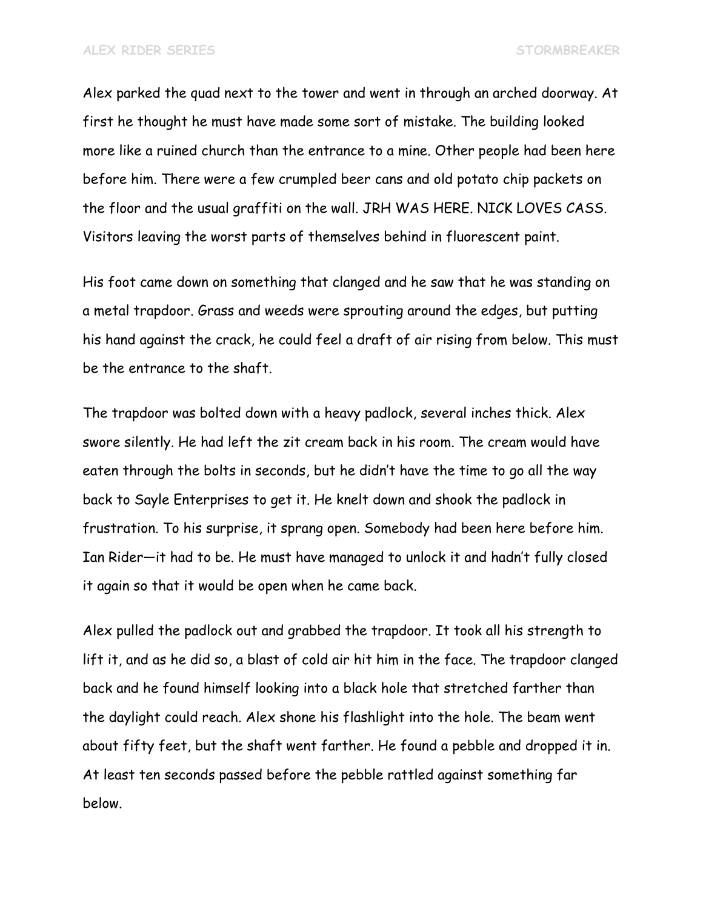Alex parked the quad next to the tower and went in through an arched doorway. At first he thought he must have made some sort of mistake. The building looked more like a ruined church than the entrance to a mine. Other people had been here before him. There were a few crumpled beer cans and old potato chip packets on the floor and the usual graffiti on the wall. JRH WAS HERE. NICK LOVES CASS. Visitors leaving the worst parts of themselves behind in fluorescent paint.

His foot came down on something that clanged and he saw that he was standing on a metal trapdoor. Grass and weeds were sprouting around the edges, but putting his hand against the crack, he could feel a draft of air rising from below. This must be the entrance to the shaft.

The trapdoor was bolted down with a heavy padlock, several inches thick. Alex swore silently. He had left the zit cream back in his room. The cream would have eaten through the bolts in seconds, but he didn't have the time to go all the way back to Sayle Enterprises to get it. He knelt down and shook the padlock in frustration. To his surprise, it sprang open. Somebody had been here before him. Ian Rider—it had to be. He must have managed to unlock it and hadn't fully closed it again so that it would be open when he came back.

Alex pulled the padlock out and grabbed the trapdoor. It took all his strength to lift it, and as he did so, a blast of cold air hit him in the face. The trapdoor clanged back and he found himself looking into a black hole that stretched farther than the daylight could reach. Alex shone his flashlight into the hole. The beam went about fifty feet, but the shaft went farther. He found a pebble and dropped it in. At least ten seconds passed before the pebble rattled against something far below.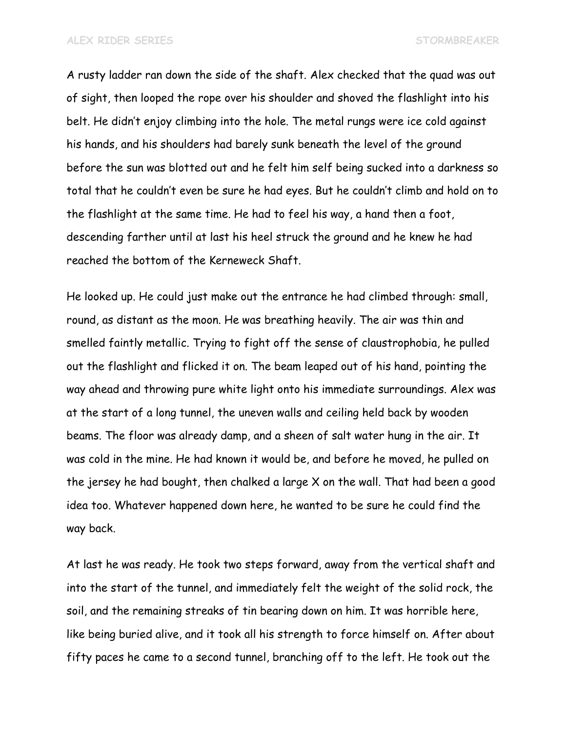A rusty ladder ran down the side of the shaft. Alex checked that the quad was out of sight, then looped the rope over his shoulder and shoved the flashlight into his belt. He didn't enjoy climbing into the hole. The metal rungs were ice cold against his hands, and his shoulders had barely sunk beneath the level of the ground before the sun was blotted out and he felt him self being sucked into a darkness so total that he couldn't even be sure he had eyes. But he couldn't climb and hold on to the flashlight at the same time. He had to feel his way, a hand then a foot, descending farther until at last his heel struck the ground and he knew he had reached the bottom of the Kerneweck Shaft.

He looked up. He could just make out the entrance he had climbed through: small, round, as distant as the moon. He was breathing heavily. The air was thin and smelled faintly metallic. Trying to fight off the sense of claustrophobia, he pulled out the flashlight and flicked it on. The beam leaped out of his hand, pointing the way ahead and throwing pure white light onto his immediate surroundings. Alex was at the start of a long tunnel, the uneven walls and ceiling held back by wooden beams. The floor was already damp, and a sheen of salt water hung in the air. It was cold in the mine. He had known it would be, and before he moved, he pulled on the jersey he had bought, then chalked a large X on the wall. That had been a good idea too. Whatever happened down here, he wanted to be sure he could find the way back.

At last he was ready. He took two steps forward, away from the vertical shaft and into the start of the tunnel, and immediately felt the weight of the solid rock, the soil, and the remaining streaks of tin bearing down on him. It was horrible here, like being buried alive, and it took all his strength to force himself on. After about fifty paces he came to a second tunnel, branching off to the left. He took out the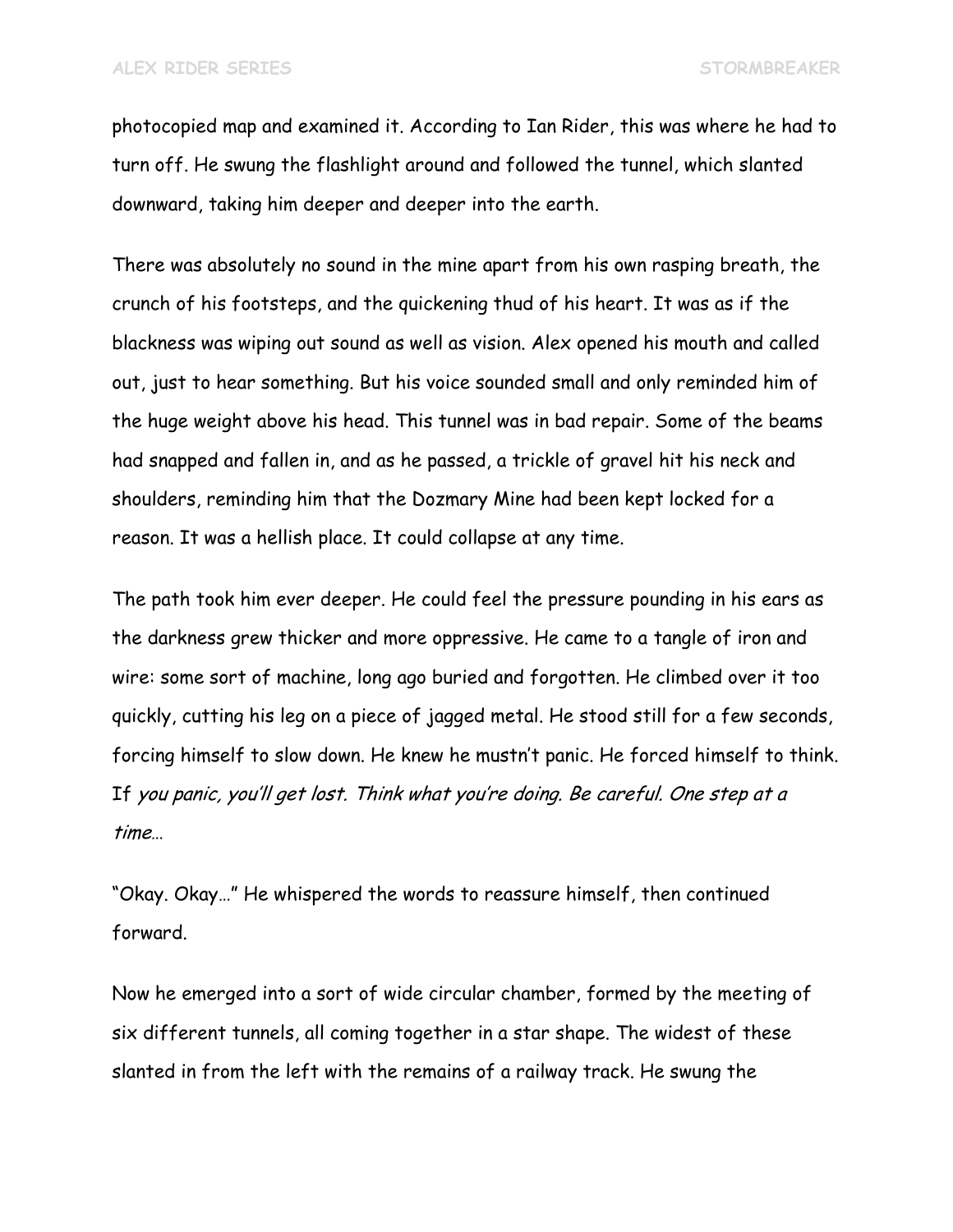photocopied map and examined it. According to Ian Rider, this was where he had to turn off. He swung the flashlight around and followed the tunnel, which slanted downward, taking him deeper and deeper into the earth.

There was absolutely no sound in the mine apart from his own rasping breath, the crunch of his footsteps, and the quickening thud of his heart. It was as if the blackness was wiping out sound as well as vision. Alex opened his mouth and called out, just to hear something. But his voice sounded small and only reminded him of the huge weight above his head. This tunnel was in bad repair. Some of the beams had snapped and fallen in, and as he passed, a trickle of gravel hit his neck and shoulders, reminding him that the Dozmary Mine had been kept locked for a reason. It was a hellish place. It could collapse at any time.

The path took him ever deeper. He could feel the pressure pounding in his ears as the darkness grew thicker and more oppressive. He came to a tangle of iron and wire: some sort of machine, long ago buried and forgotten. He climbed over it too quickly, cutting his leg on a piece of jagged metal. He stood still for a few seconds, forcing himself to slow down. He knew he mustn't panic. He forced himself to think. If *you panic, you'll get lost. Think what you're doing. Be careful. One step at a time…*

"Okay. Okay…" He whispered the words to reassure himself, then continued forward.

Now he emerged into a sort of wide circular chamber, formed by the meeting of six different tunnels, all coming together in a star shape. The widest of these slanted in from the left with the remains of a railway track. He swung the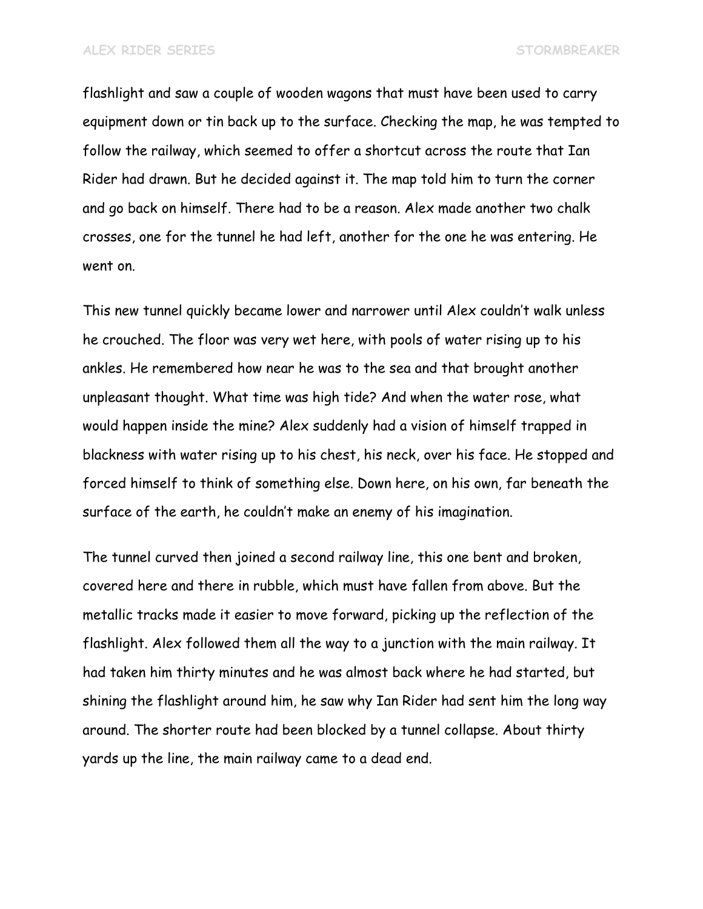flashlight and saw a couple of wooden wagons that must have been used to carry equipment down or tin back up to the surface. Checking the map, he was tempted to follow the railway, which seemed to offer a shortcut across the route that Ian Rider had drawn. But he decided against it. The map told him to turn the corner and go back on himself. There had to be a reason. Alex made another two chalk crosses, one for the tunnel he had left, another for the one he was entering. He went on.

This new tunnel quickly became lower and narrower until Alex couldn't walk unless he crouched. The floor was very wet here, with pools of water rising up to his ankles. He remembered how near he was to the sea and that brought another unpleasant thought. What time was high tide? And when the water rose, what would happen inside the mine? Alex suddenly had a vision of himself trapped in blackness with water rising up to his chest, his neck, over his face. He stopped and forced himself to think of something else. Down here, on his own, far beneath the surface of the earth, he couldn't make an enemy of his imagination.

The tunnel curved then joined a second railway line, this one bent and broken, covered here and there in rubble, which must have fallen from above. But the metallic tracks made it easier to move forward, picking up the reflection of the flashlight. Alex followed them all the way to a junction with the main railway. It had taken him thirty minutes and he was almost back where he had started, but shining the flashlight around him, he saw why Ian Rider had sent him the long way around. The shorter route had been blocked by a tunnel collapse. About thirty yards up the line, the main railway came to a dead end.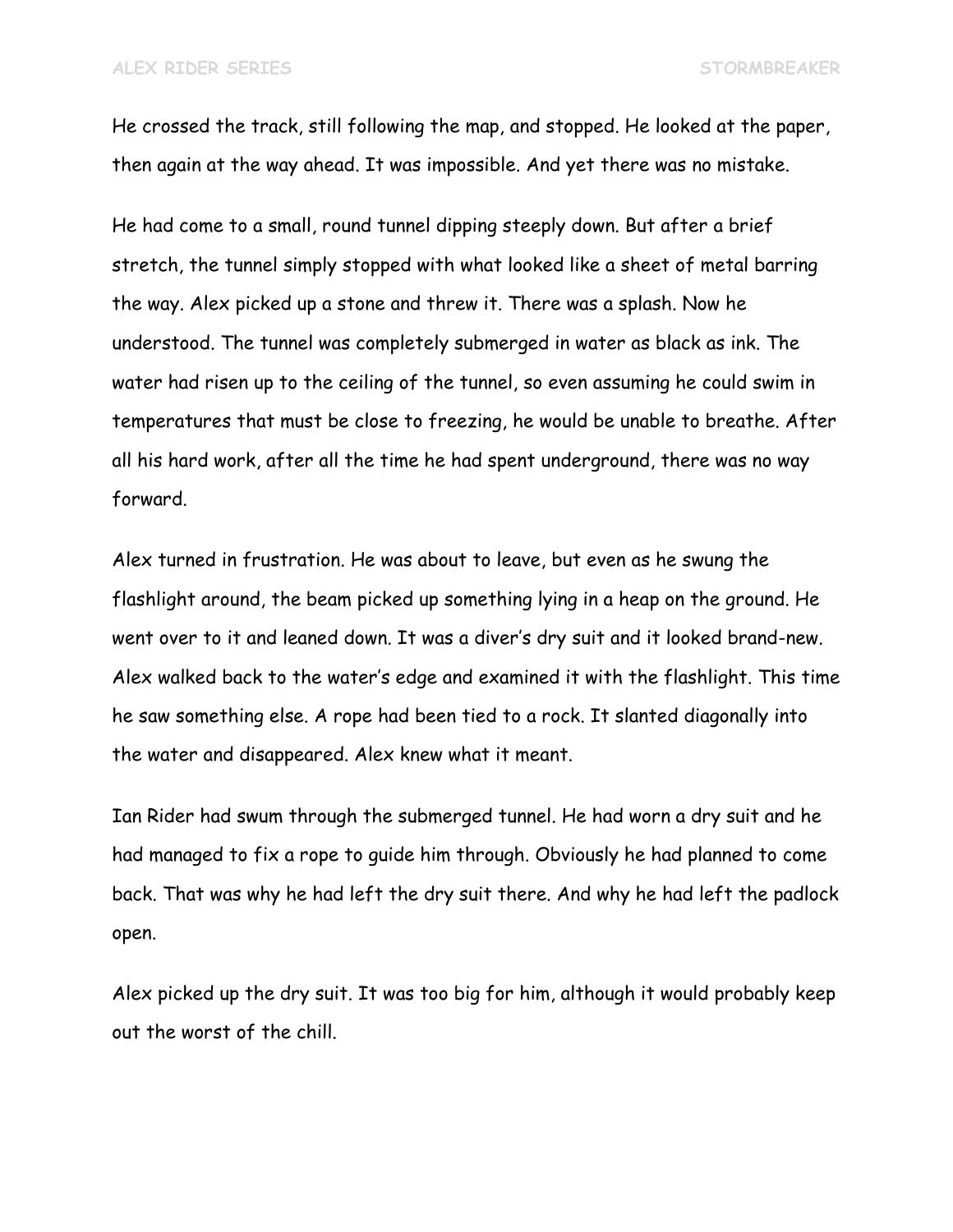He crossed the track, still following the map, and stopped. He looked at the paper, then again at the way ahead. It was impossible. And yet there was no mistake.

He had come to a small, round tunnel dipping steeply down. But after a brief stretch, the tunnel simply stopped with what looked like a sheet of metal barring the way. Alex picked up a stone and threw it. There was a splash. Now he understood. The tunnel was completely submerged in water as black as ink. The water had risen up to the ceiling of the tunnel, so even assuming he could swim in temperatures that must be close to freezing, he would be unable to breathe. After all his hard work, after all the time he had spent underground, there was no way forward.

Alex turned in frustration. He was about to leave, but even as he swung the flashlight around, the beam picked up something lying in a heap on the ground. He went over to it and leaned down. It was a diver's dry suit and it looked brand-new. Alex walked back to the water's edge and examined it with the flashlight. This time he saw something else. A rope had been tied to a rock. It slanted diagonally into the water and disappeared. Alex knew what it meant.

Ian Rider had swum through the submerged tunnel. He had worn a dry suit and he had managed to fix a rope to guide him through. Obviously he had planned to come back. That was why he had left the dry suit there. And why he had left the padlock open.

Alex picked up the dry suit. It was too big for him, although it would probably keep out the worst of the chill.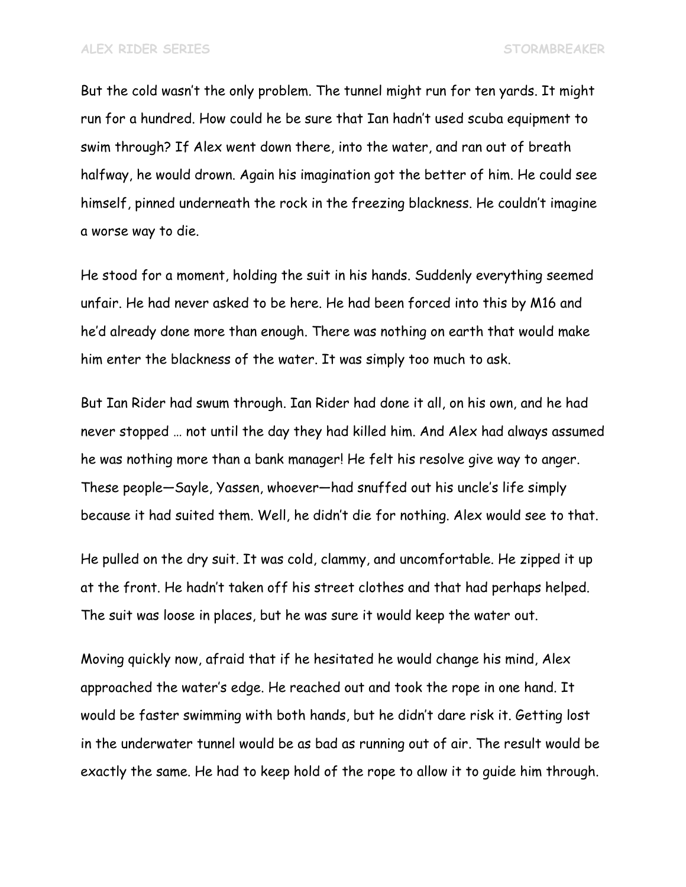But the cold wasn't the only problem. The tunnel might run for ten yards. It might run for a hundred. How could he be sure that Ian hadn't used scuba equipment to swim through? If Alex went down there, into the water, and ran out of breath halfway, he would drown. Again his imagination got the better of him. He could see himself, pinned underneath the rock in the freezing blackness. He couldn't imagine a worse way to die.

He stood for a moment, holding the suit in his hands. Suddenly everything seemed unfair. He had never asked to be here. He had been forced into this by M16 and he'd already done more than enough. There was nothing on earth that would make him enter the blackness of the water. It was simply too much to ask.

But Ian Rider had swum through. Ian Rider had done it all, on his own, and he had never stopped … not until the day they had killed him. And Alex had always assumed he was nothing more than a bank manager! He felt his resolve give way to anger. These people—Sayle, Yassen, whoever—had snuffed out his uncle's life simply because it had suited them. Well, he didn't die for nothing. Alex would see to that.

He pulled on the dry suit. It was cold, clammy, and uncomfortable. He zipped it up at the front. He hadn't taken off his street clothes and that had perhaps helped. The suit was loose in places, but he was sure it would keep the water out.

Moving quickly now, afraid that if he hesitated he would change his mind, Alex approached the water's edge. He reached out and took the rope in one hand. It would be faster swimming with both hands, but he didn't dare risk it. Getting lost in the underwater tunnel would be as bad as running out of air. The result would be exactly the same. He had to keep hold of the rope to allow it to guide him through.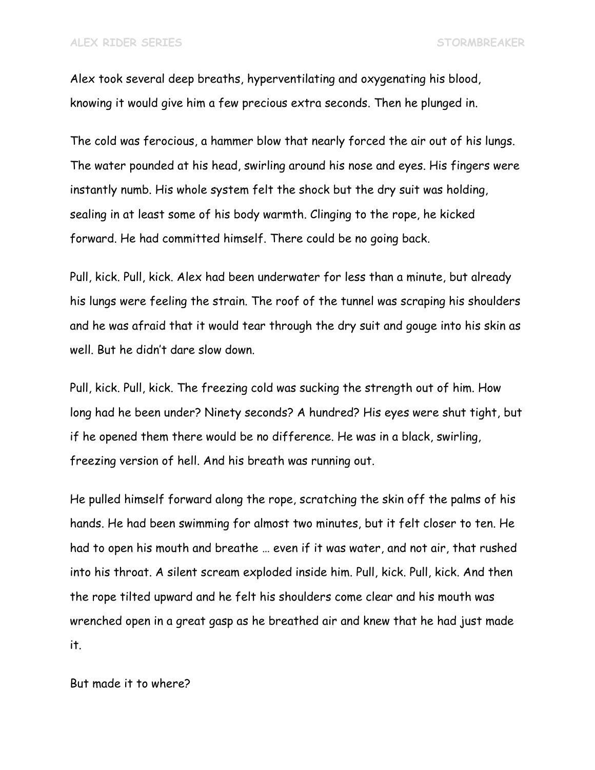Alex took several deep breaths, hyperventilating and oxygenating his blood, knowing it would give him a few precious extra seconds. Then he plunged in.

The cold was ferocious, a hammer blow that nearly forced the air out of his lungs. The water pounded at his head, swirling around his nose and eyes. His fingers were instantly numb. His whole system felt the shock but the dry suit was holding, sealing in at least some of his body warmth. Clinging to the rope, he kicked forward. He had committed himself. There could be no going back.

Pull, kick. Pull, kick. Alex had been underwater for less than a minute, but already his lungs were feeling the strain. The roof of the tunnel was scraping his shoulders and he was afraid that it would tear through the dry suit and gouge into his skin as well. But he didn't dare slow down.

Pull, kick. Pull, kick. The freezing cold was sucking the strength out of him. How long had he been under? Ninety seconds? A hundred? His eyes were shut tight, but if he opened them there would be no difference. He was in a black, swirling, freezing version of hell. And his breath was running out.

He pulled himself forward along the rope, scratching the skin off the palms of his hands. He had been swimming for almost two minutes, but it felt closer to ten. He had to open his mouth and breathe … even if it was water, and not air, that rushed into his throat. A silent scream exploded inside him. Pull, kick. Pull, kick. And then the rope tilted upward and he felt his shoulders come clear and his mouth was wrenched open in a great gasp as he breathed air and knew that he had just made it.

But made it to where?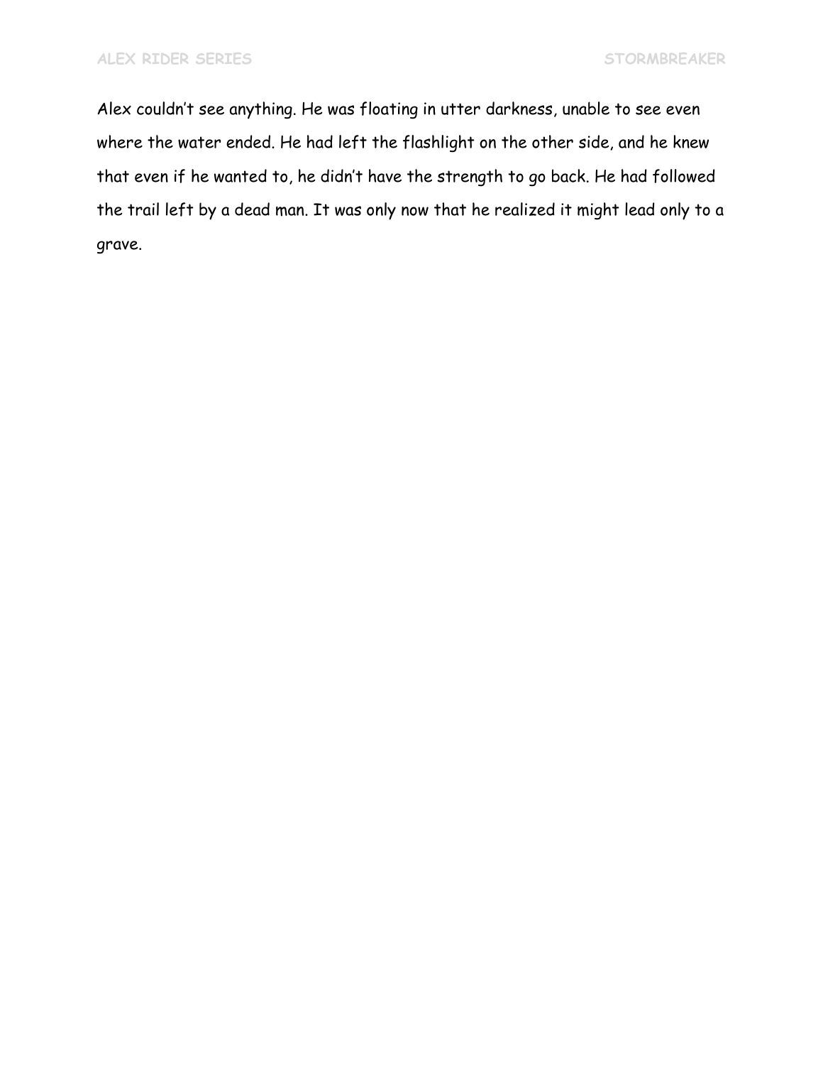Alex couldn't see anything. He was floating in utter darkness, unable to see even where the water ended. He had left the flashlight on the other side, and he knew that even if he wanted to, he didn't have the strength to go back. He had followed the trail left by a dead man. It was only now that he realized it might lead only to a grave.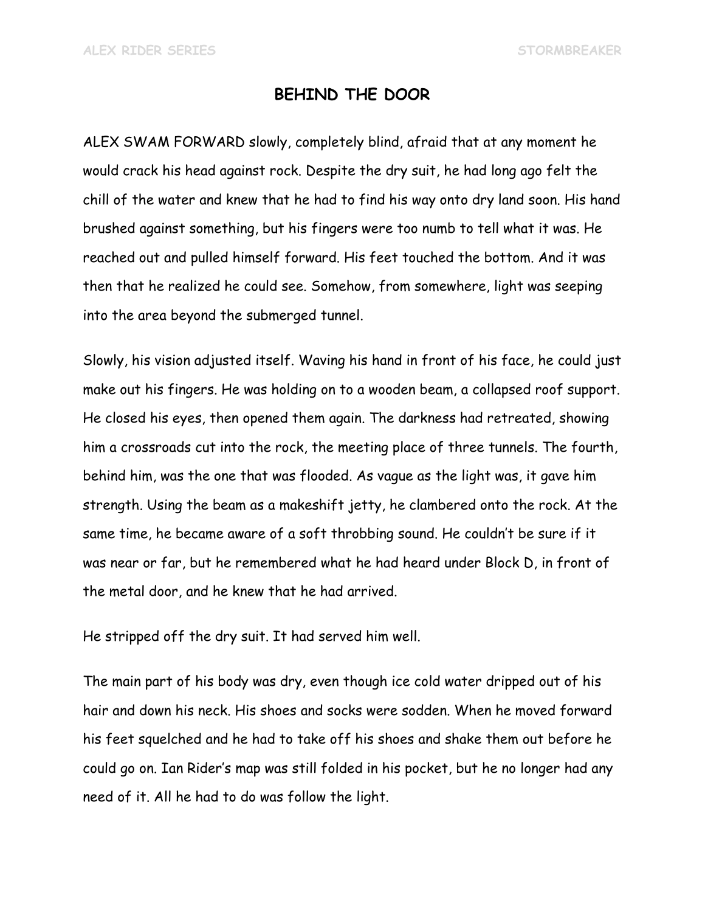## BEHIND THE DOOR

ALEX SWAM FORWARD slowly, completely blind, afraid that at any moment he would crack his head against rock. Despite the dry suit, he had long ago felt the chill of the water and knew that he had to find his way onto dry land soon. His hand brushed against something, but his fingers were too numb to tell what it was. He reached out and pulled himself forward. His feet touched the bottom. And it was then that he realized he could see. Somehow, from somewhere, light was seeping into the area beyond the submerged tunnel.

Slowly, his vision adjusted itself. Waving his hand in front of his face, he could just make out his fingers. He was holding on to a wooden beam, a collapsed roof support. He closed his eyes, then opened them again. The darkness had retreated, showing him a crossroads cut into the rock, the meeting place of three tunnels. The fourth, behind him, was the one that was flooded. As vague as the light was, it gave him strength. Using the beam as a makeshift jetty, he clambered onto the rock. At the same time, he became aware of a soft throbbing sound. He couldn't be sure if it was near or far, but he remembered what he had heard under Block D, in front of the metal door, and he knew that he had arrived.

He stripped off the dry suit. It had served him well.

The main part of his body was dry, even though ice cold water dripped out of his hair and down his neck. His shoes and socks were sodden. When he moved forward his feet squelched and he had to take off his shoes and shake them out before he could go on. Ian Rider's map was still folded in his pocket, but he no longer had any need of it. All he had to do was follow the light.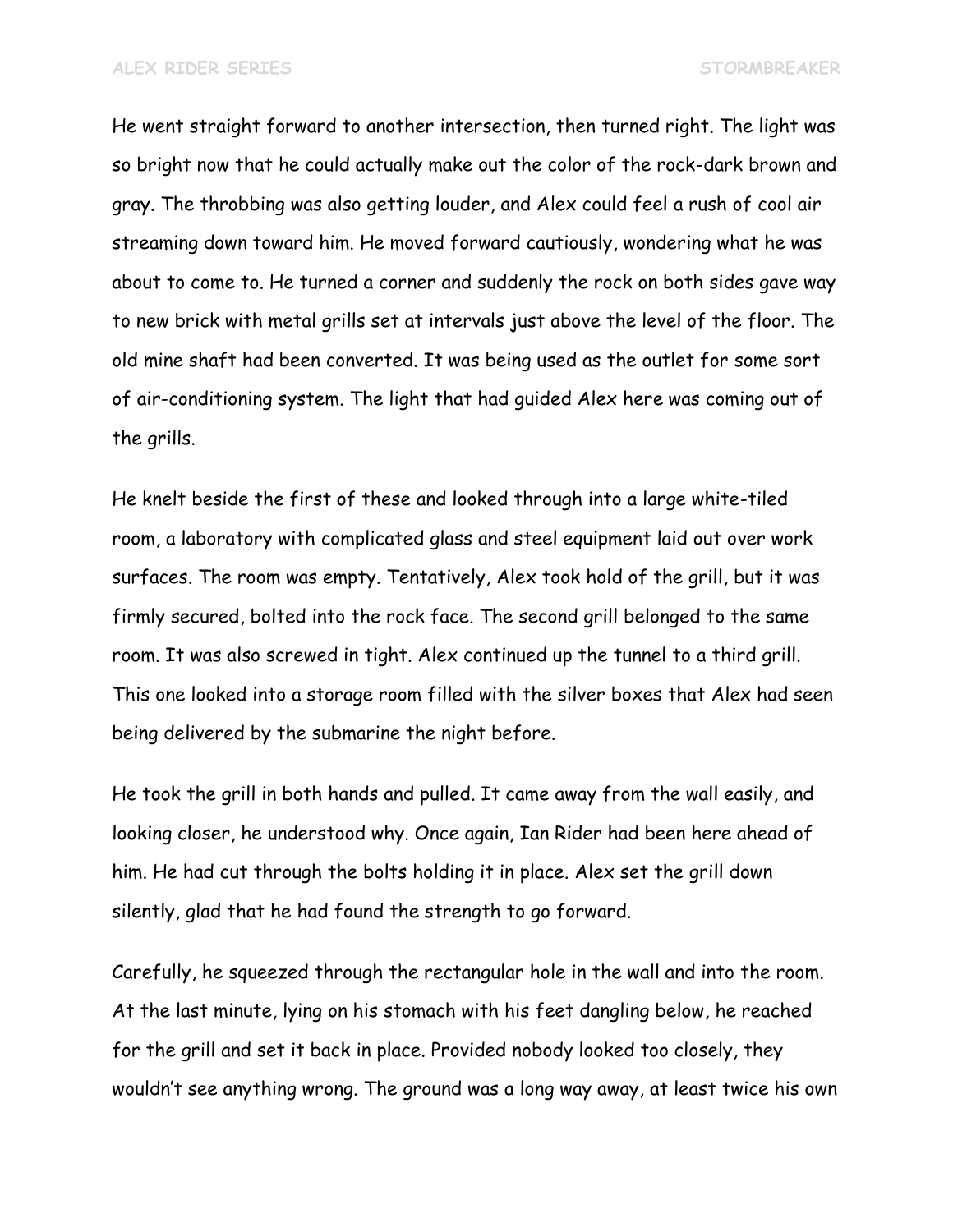He went straight forward to another intersection, then turned right. The light was so bright now that he could actually make out the color of the rock-dark brown and gray. The throbbing was also getting louder, and Alex could feel a rush of cool air streaming down toward him. He moved forward cautiously, wondering what he was about to come to. He turned a corner and suddenly the rock on both sides gave way to new brick with metal grills set at intervals just above the level of the floor. The old mine shaft had been converted. It was being used as the outlet for some sort of air-conditioning system. The light that had guided Alex here was coming out of the grills.

He knelt beside the first of these and looked through into a large white-tiled room, a laboratory with complicated glass and steel equipment laid out over work surfaces. The room was empty. Tentatively, Alex took hold of the grill, but it was firmly secured, bolted into the rock face. The second grill belonged to the same room. It was also screwed in tight. Alex continued up the tunnel to a third grill. This one looked into a storage room filled with the silver boxes that Alex had seen being delivered by the submarine the night before.

He took the grill in both hands and pulled. It came away from the wall easily, and looking closer, he understood why. Once again, Ian Rider had been here ahead of him. He had cut through the bolts holding it in place. Alex set the grill down silently, glad that he had found the strength to go forward.

Carefully, he squeezed through the rectangular hole in the wall and into the room. At the last minute, lying on his stomach with his feet dangling below, he reached for the grill and set it back in place. Provided nobody looked too closely, they wouldn't see anything wrong. The ground was a long way away, at least twice his own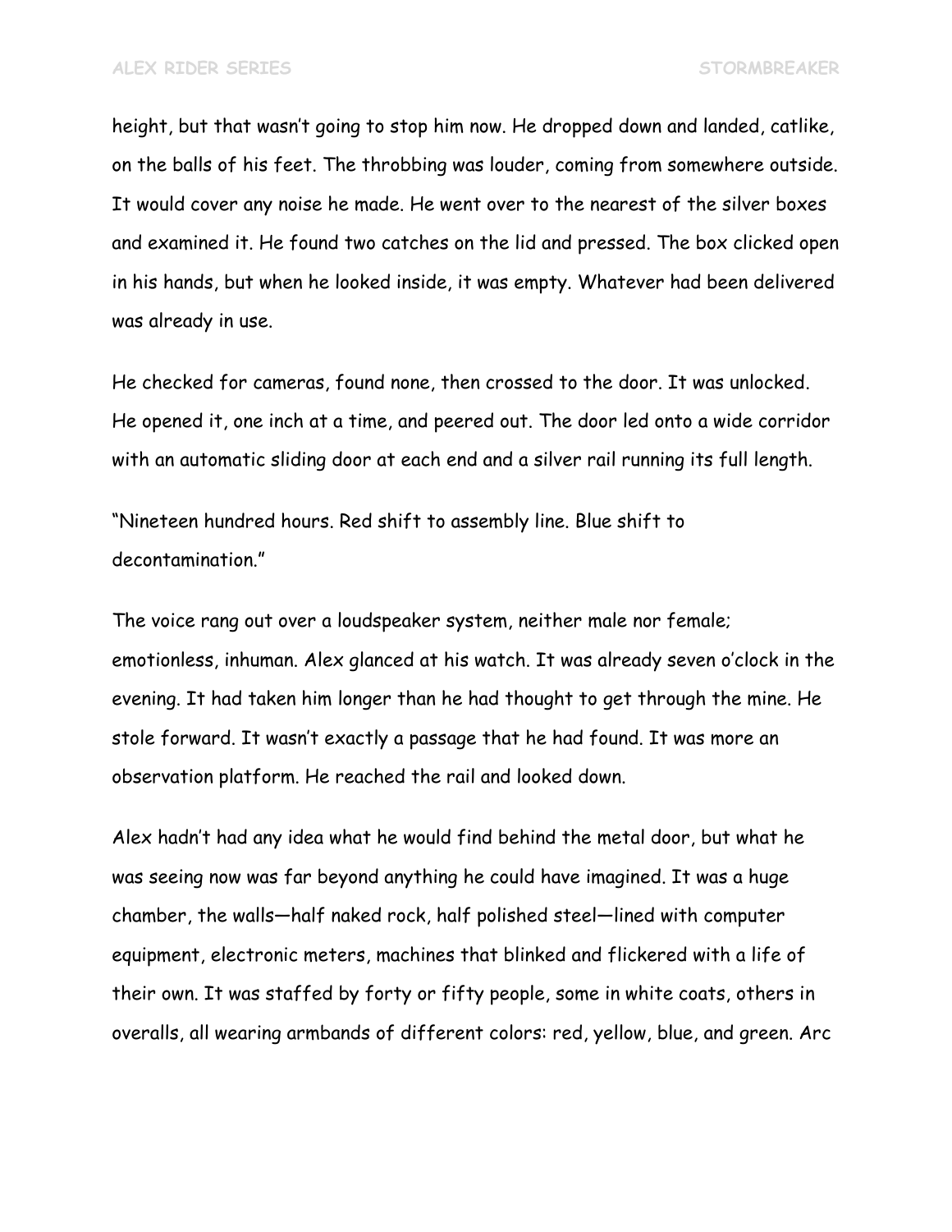height, but that wasn't going to stop him now. He dropped down and landed, catlike, on the balls of his feet. The throbbing was louder, coming from somewhere outside. It would cover any noise he made. He went over to the nearest of the silver boxes and examined it. He found two catches on the lid and pressed. The box clicked open in his hands, but when he looked inside, it was empty. Whatever had been delivered was already in use.

He checked for cameras, found none, then crossed to the door. It was unlocked. He opened it, one inch at a time, and peered out. The door led onto a wide corridor with an automatic sliding door at each end and a silver rail running its full length.

"Nineteen hundred hours. Red shift to assembly line. Blue shift to decontamination."

The voice rang out over a loudspeaker system, neither male nor female; emotionless, inhuman. Alex glanced at his watch. It was already seven o'clock in the evening. It had taken him longer than he had thought to get through the mine. He stole forward. It wasn't exactly a passage that he had found. It was more an observation platform. He reached the rail and looked down.

Alex hadn't had any idea what he would find behind the metal door, but what he was seeing now was far beyond anything he could have imagined. It was a huge chamber, the walls—half naked rock, half polished steel—lined with computer equipment, electronic meters, machines that blinked and flickered with a life of their own. It was staffed by forty or fifty people, some in white coats, others in overalls, all wearing armbands of different colors: red, yellow, blue, and green. Arc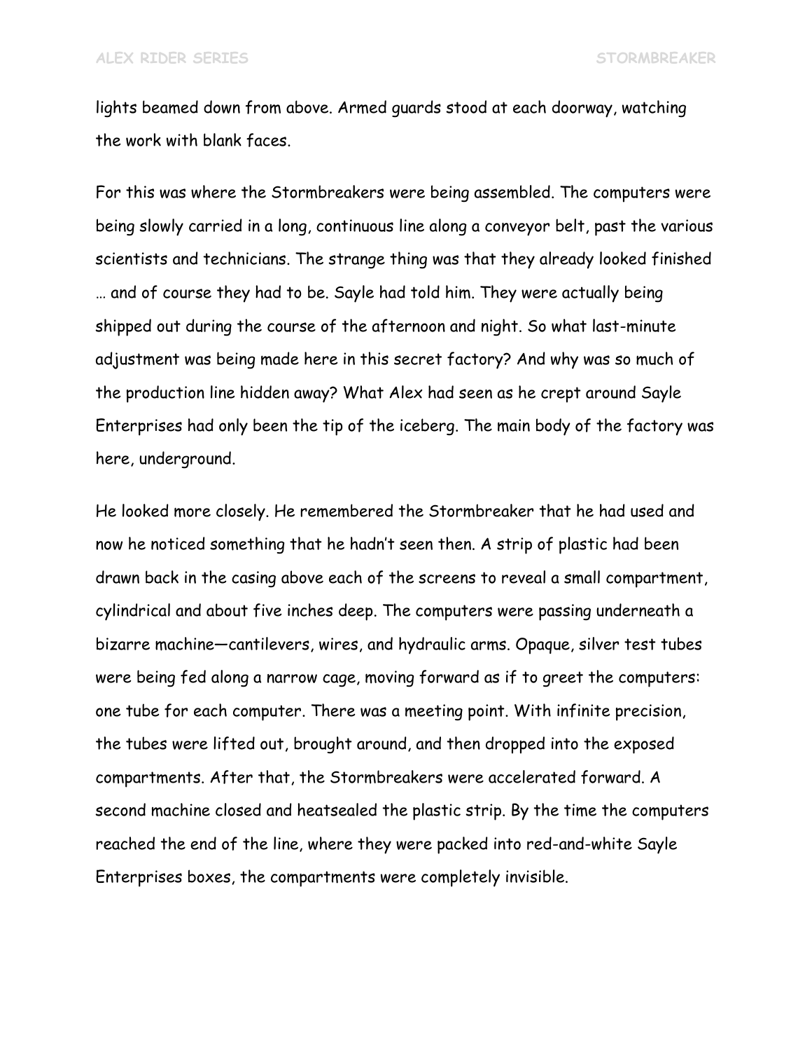lights beamed down from above. Armed guards stood at each doorway, watching the work with blank faces.

For this was where the Stormbreakers were being assembled. The computers were being slowly carried in a long, continuous line along a conveyor belt, past the various scientists and technicians. The strange thing was that they already looked finished … and of course they had to be. Sayle had told him. They were actually being shipped out during the course of the afternoon and night. So what last-minute adjustment was being made here in this secret factory? And why was so much of the production line hidden away? What Alex had seen as he crept around Sayle Enterprises had only been the tip of the iceberg. The main body of the factory was here, underground.

He looked more closely. He remembered the Stormbreaker that he had used and now he noticed something that he hadn't seen then. A strip of plastic had been drawn back in the casing above each of the screens to reveal a small compartment, cylindrical and about five inches deep. The computers were passing underneath a bizarre machine—cantilevers, wires, and hydraulic arms. Opaque, silver test tubes were being fed along a narrow cage, moving forward as if to greet the computers: one tube for each computer. There was a meeting point. With infinite precision, the tubes were lifted out, brought around, and then dropped into the exposed compartments. After that, the Stormbreakers were accelerated forward. A second machine closed and heatsealed the plastic strip. By the time the computers reached the end of the line, where they were packed into red-and-white Sayle Enterprises boxes, the compartments were completely invisible.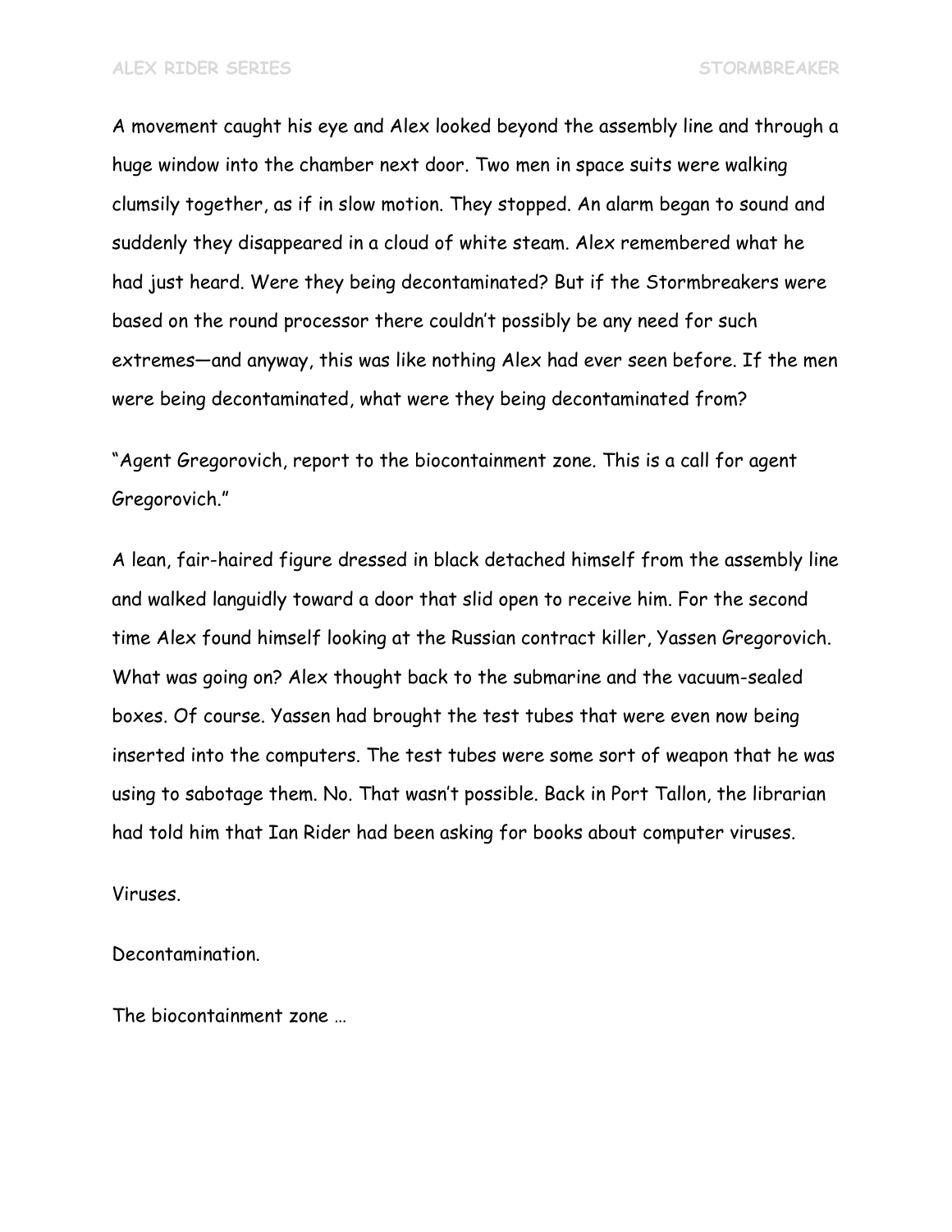A movement caught his eye and Alex looked beyond the assembly line and through a huge window into the chamber next door. Two men in space suits were walking clumsily together, as if in slow motion. They stopped. An alarm began to sound and suddenly they disappeared in a cloud of white steam. Alex remembered what he had just heard. Were they being decontaminated? But if the Stormbreakers were based on the round processor there couldn't possibly be any need for such extremes—and anyway, this was like nothing Alex had ever seen before. If the men were being decontaminated, what were they being decontaminated from?

"Agent Gregorovich, report to the biocontainment zone. This is a call for agent Gregorovich."

A lean, fair-haired figure dressed in black detached himself from the assembly line and walked languidly toward a door that slid open to receive him. For the second time Alex found himself looking at the Russian contract killer, Yassen Gregorovich. What was going on? Alex thought back to the submarine and the vacuum-sealed boxes. Of course. Yassen had brought the test tubes that were even now being inserted into the computers. The test tubes were some sort of weapon that he was using to sabotage them. No. That wasn't possible. Back in Port Tallon, the librarian had told him that Ian Rider had been asking for books about computer viruses.

Viruses.

Decontamination.

The biocontainment zone …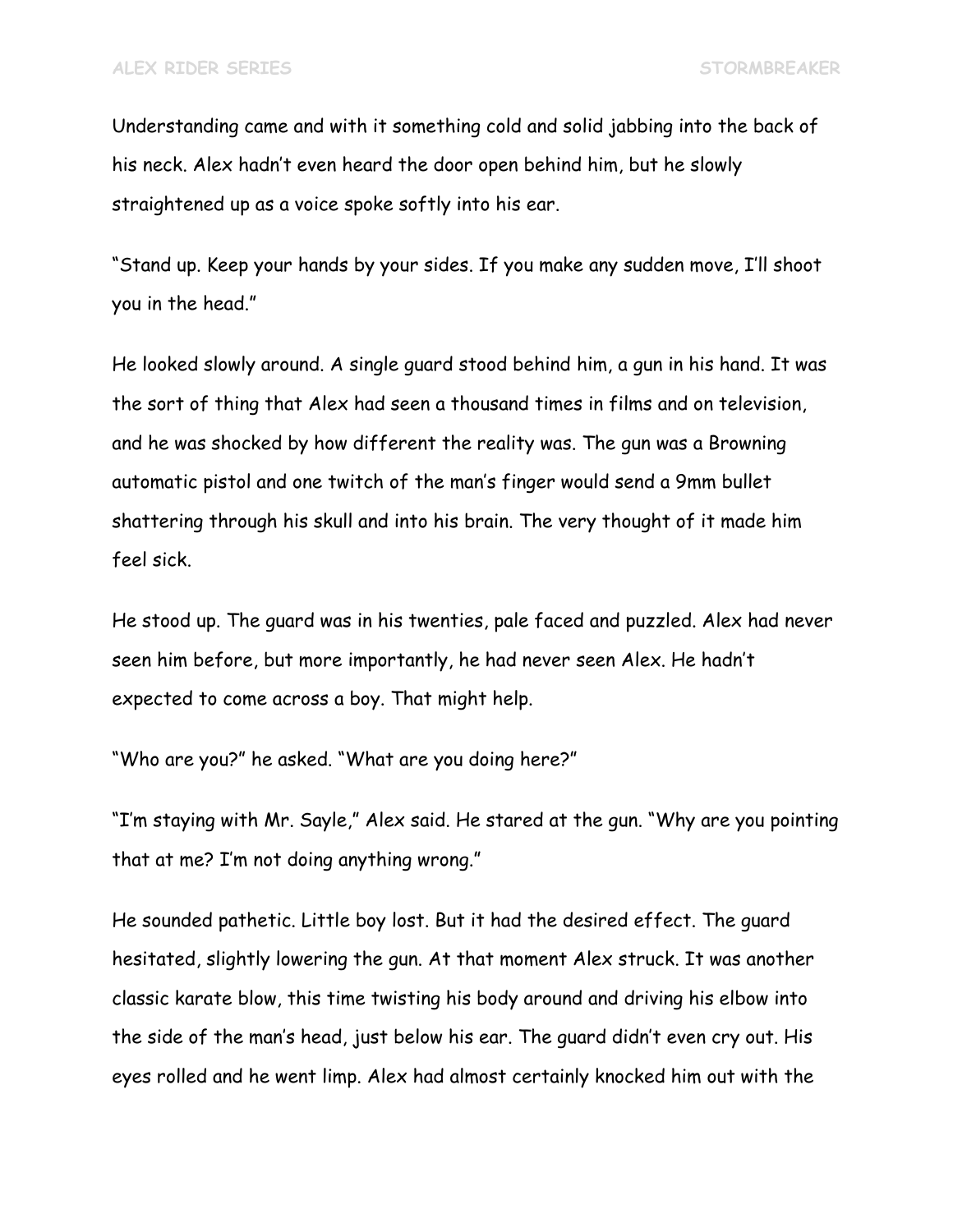Understanding came and with it something cold and solid jabbing into the back of his neck. Alex hadn't even heard the door open behind him, but he slowly straightened up as a voice spoke softly into his ear.

"Stand up. Keep your hands by your sides. If you make any sudden move, I'll shoot you in the head."

He looked slowly around. A single guard stood behind him, a gun in his hand. It was the sort of thing that Alex had seen a thousand times in films and on television, and he was shocked by how different the reality was. The gun was a Browning automatic pistol and one twitch of the man's finger would send a 9mm bullet shattering through his skull and into his brain. The very thought of it made him feel sick.

He stood up. The guard was in his twenties, pale faced and puzzled. Alex had never seen him before, but more importantly, he had never seen Alex. He hadn't expected to come across a boy. That might help.

"Who are you?" he asked. "What are you doing here?"

"I'm staying with Mr. Sayle," Alex said. He stared at the gun. "Why are you pointing that at me? I'm not doing anything wrong."

He sounded pathetic. Little boy lost. But it had the desired effect. The guard hesitated, slightly lowering the gun. At that moment Alex struck. It was another classic karate blow, this time twisting his body around and driving his elbow into the side of the man's head, just below his ear. The guard didn't even cry out. His eyes rolled and he went limp. Alex had almost certainly knocked him out with the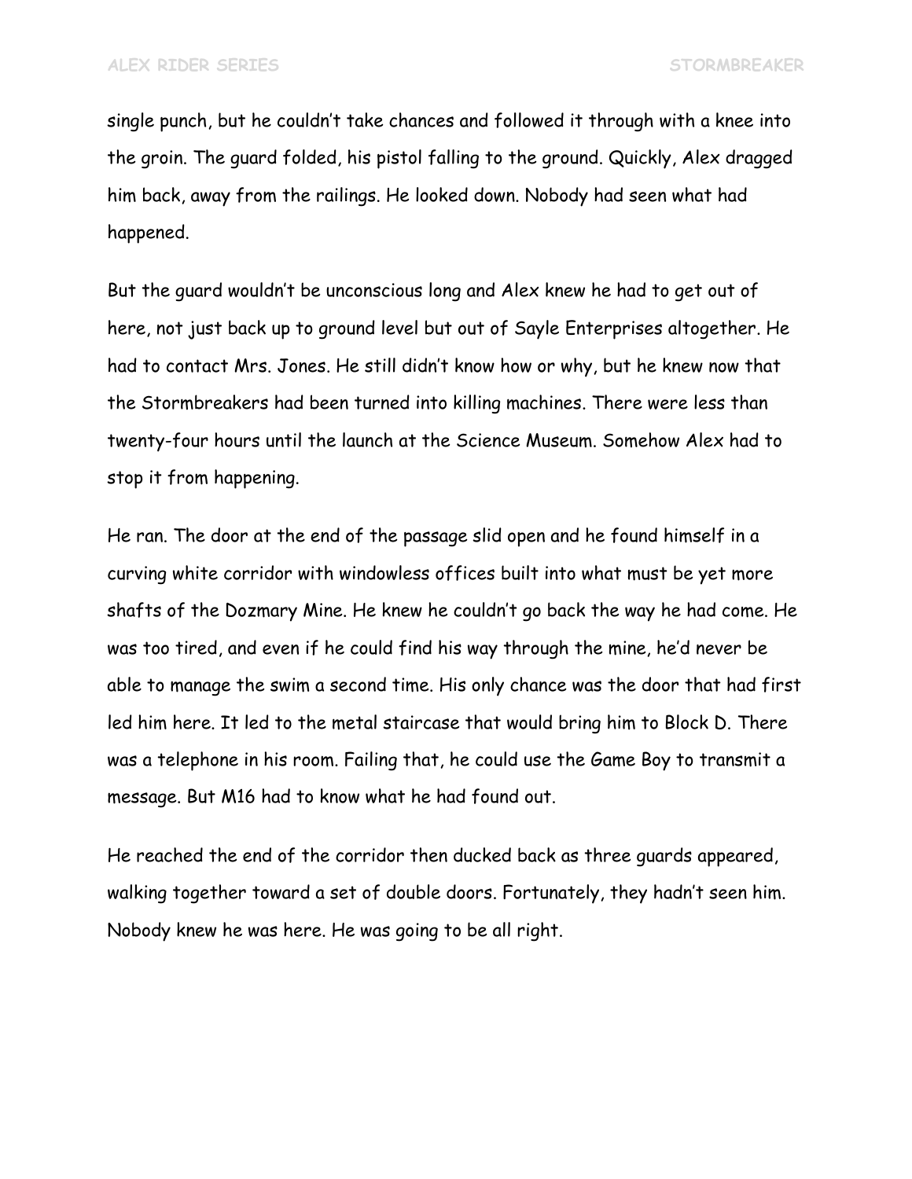single punch, but he couldn't take chances and followed it through with a knee into the groin. The guard folded, his pistol falling to the ground. Quickly, Alex dragged him back, away from the railings. He looked down. Nobody had seen what had happened.

But the guard wouldn't be unconscious long and Alex knew he had to get out of here, not just back up to ground level but out of Sayle Enterprises altogether. He had to contact Mrs. Jones. He still didn't know how or why, but he knew now that the Stormbreakers had been turned into killing machines. There were less than twenty-four hours until the launch at the Science Museum. Somehow Alex had to stop it from happening.

He ran. The door at the end of the passage slid open and he found himself in a curving white corridor with windowless offices built into what must be yet more shafts of the Dozmary Mine. He knew he couldn't go back the way he had come. He was too tired, and even if he could find his way through the mine, he'd never be able to manage the swim a second time. His only chance was the door that had first led him here. It led to the metal staircase that would bring him to Block D. There was a telephone in his room. Failing that, he could use the Game Boy to transmit a message. But M16 had to know what he had found out.

He reached the end of the corridor then ducked back as three guards appeared, walking together toward a set of double doors. Fortunately, they hadn't seen him. Nobody knew he was here. He was going to be all right.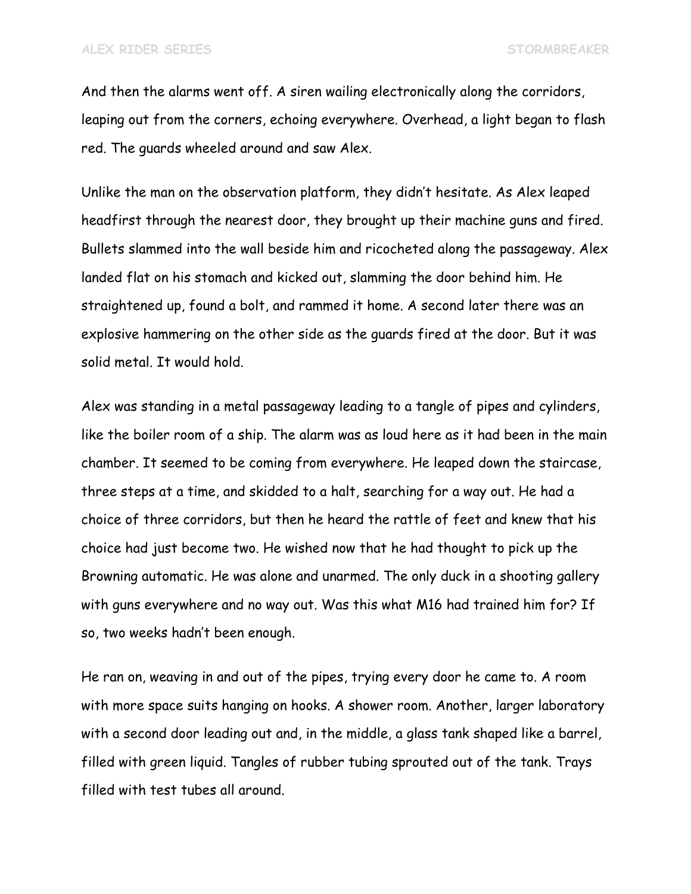And then the alarms went off. A siren wailing electronically along the corridors, leaping out from the corners, echoing everywhere. Overhead, a light began to flash red. The guards wheeled around and saw Alex.

Unlike the man on the observation platform, they didn't hesitate. As Alex leaped headfirst through the nearest door, they brought up their machine guns and fired. Bullets slammed into the wall beside him and ricocheted along the passageway. Alex landed flat on his stomach and kicked out, slamming the door behind him. He straightened up, found a bolt, and rammed it home. A second later there was an explosive hammering on the other side as the guards fired at the door. But it was solid metal. It would hold.

Alex was standing in a metal passageway leading to a tangle of pipes and cylinders, like the boiler room of a ship. The alarm was as loud here as it had been in the main chamber. It seemed to be coming from everywhere. He leaped down the staircase, three steps at a time, and skidded to a halt, searching for a way out. He had a choice of three corridors, but then he heard the rattle of feet and knew that his choice had just become two. He wished now that he had thought to pick up the Browning automatic. He was alone and unarmed. The only duck in a shooting gallery with guns everywhere and no way out. Was this what M16 had trained him for? If so, two weeks hadn't been enough.

He ran on, weaving in and out of the pipes, trying every door he came to. A room with more space suits hanging on hooks. A shower room. Another, larger laboratory with a second door leading out and, in the middle, a glass tank shaped like a barrel, filled with green liquid. Tangles of rubber tubing sprouted out of the tank. Trays filled with test tubes all around.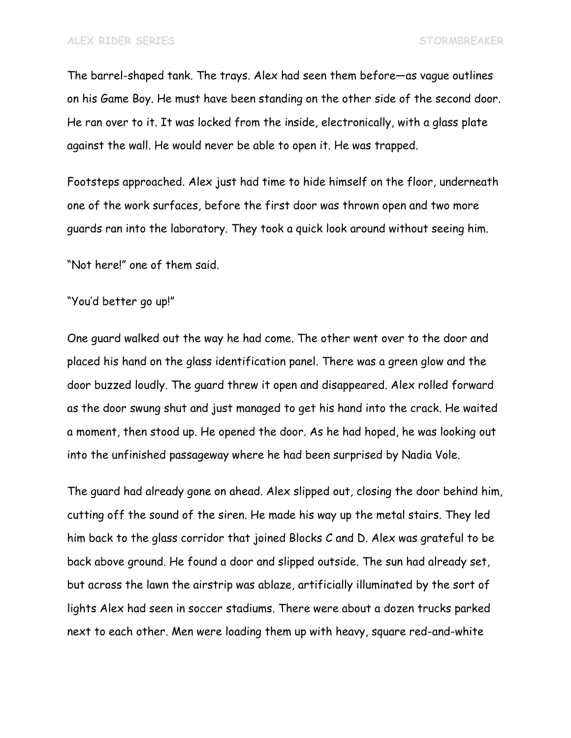The barrel-shaped tank. The trays. Alex had seen them before—as vague outlines on his Game Boy. He must have been standing on the other side of the second door. He ran over to it. It was locked from the inside, electronically, with a glass plate against the wall. He would never be able to open it. He was trapped.

Footsteps approached. Alex just had time to hide himself on the floor, underneath one of the work surfaces, before the first door was thrown open and two more guards ran into the laboratory. They took a quick look around without seeing him.

"Not here!" one of them said.

"You'd better go up!"

One guard walked out the way he had come. The other went over to the door and placed his hand on the glass identification panel. There was a green glow and the door buzzed loudly. The guard threw it open and disappeared. Alex rolled forward as the door swung shut and just managed to get his hand into the crack. He waited a moment, then stood up. He opened the door. As he had hoped, he was looking out into the unfinished passageway where he had been surprised by Nadia Vole.

The guard had already gone on ahead. Alex slipped out, closing the door behind him, cutting off the sound of the siren. He made his way up the metal stairs. They led him back to the glass corridor that joined Blocks C and D. Alex was grateful to be back above ground. He found a door and slipped outside. The sun had already set, but across the lawn the airstrip was ablaze, artificially illuminated by the sort of lights Alex had seen in soccer stadiums. There were about a dozen trucks parked next to each other. Men were loading them up with heavy, square red-and-white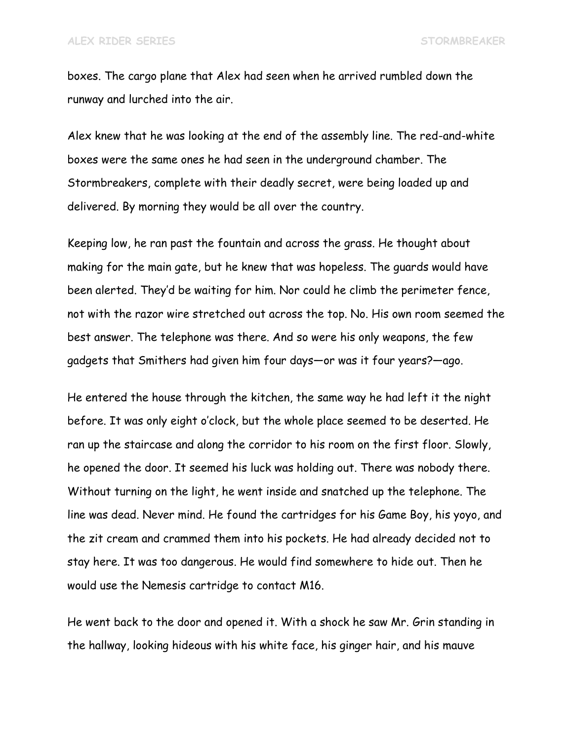boxes. The cargo plane that Alex had seen when he arrived rumbled down the runway and lurched into the air.

Alex knew that he was looking at the end of the assembly line. The red-and-white boxes were the same ones he had seen in the underground chamber. The Stormbreakers, complete with their deadly secret, were being loaded up and delivered. By morning they would be all over the country.

Keeping low, he ran past the fountain and across the grass. He thought about making for the main gate, but he knew that was hopeless. The guards would have been alerted. They'd be waiting for him. Nor could he climb the perimeter fence, not with the razor wire stretched out across the top. No. His own room seemed the best answer. The telephone was there. And so were his only weapons, the few gadgets that Smithers had given him four days—or was it four years?—ago.

He entered the house through the kitchen, the same way he had left it the night before. It was only eight o'clock, but the whole place seemed to be deserted. He ran up the staircase and along the corridor to his room on the first floor. Slowly, he opened the door. It seemed his luck was holding out. There was nobody there. Without turning on the light, he went inside and snatched up the telephone. The line was dead. Never mind. He found the cartridges for his Game Boy, his yoyo, and the zit cream and crammed them into his pockets. He had already decided not to stay here. It was too dangerous. He would find somewhere to hide out. Then he would use the Nemesis cartridge to contact M16.

He went back to the door and opened it. With a shock he saw Mr. Grin standing in the hallway, looking hideous with his white face, his ginger hair, and his mauve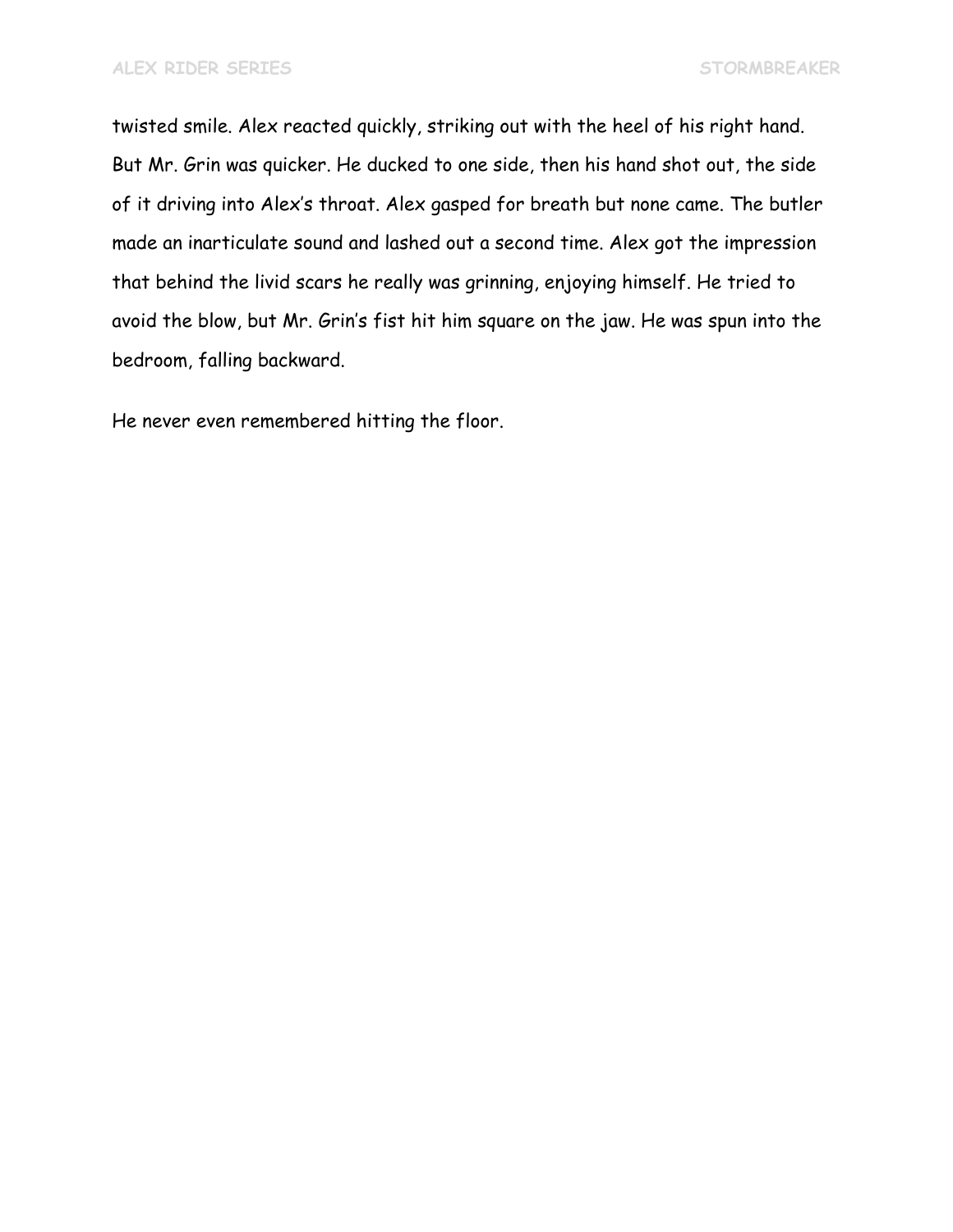twisted smile. Alex reacted quickly, striking out with the heel of his right hand. But Mr. Grin was quicker. He ducked to one side, then his hand shot out, the side of it driving into Alex's throat. Alex gasped for breath but none came. The butler made an inarticulate sound and lashed out a second time. Alex got the impression that behind the livid scars he really was grinning, enjoying himself. He tried to avoid the blow, but Mr. Grin's fist hit him square on the jaw. He was spun into the bedroom, falling backward.

He never even remembered hitting the floor.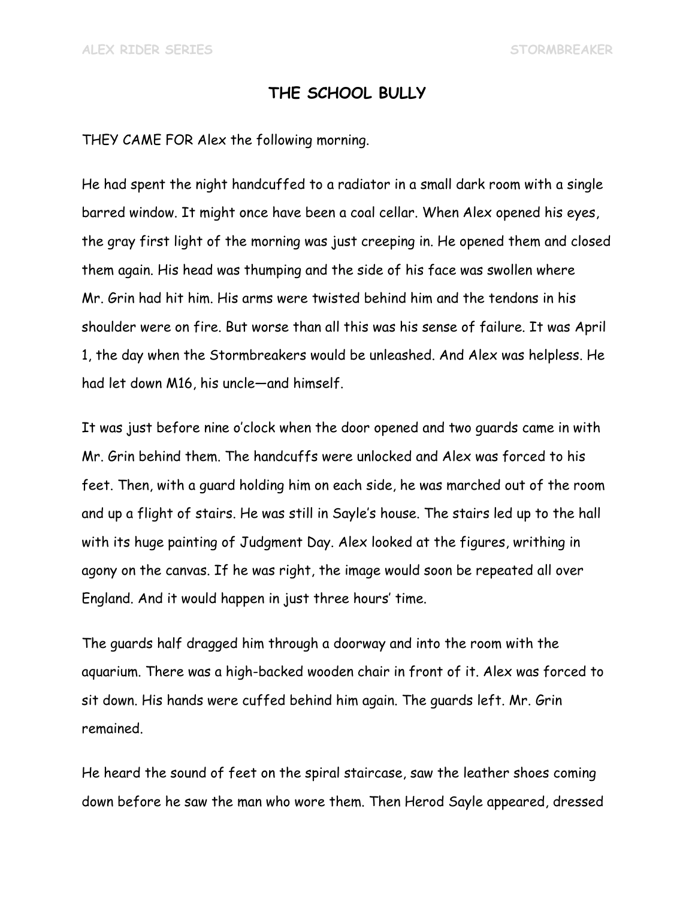## THE SCHOOL BULLY

THEY CAME FOR Alex the following morning.

He had spent the night handcuffed to a radiator in a small dark room with a single barred window. It might once have been a coal cellar. When Alex opened his eyes, the gray first light of the morning was just creeping in. He opened them and closed them again. His head was thumping and the side of his face was swollen where Mr. Grin had hit him. His arms were twisted behind him and the tendons in his shoulder were on fire. But worse than all this was his sense of failure. It was April 1, the day when the Stormbreakers would be unleashed. And Alex was helpless. He had let down M16, his uncle—and himself.

It was just before nine o'clock when the door opened and two guards came in with Mr. Grin behind them. The handcuffs were unlocked and Alex was forced to his feet. Then, with a guard holding him on each side, he was marched out of the room and up a flight of stairs. He was still in Sayle's house. The stairs led up to the hall with its huge painting of Judgment Day. Alex looked at the figures, writhing in agony on the canvas. If he was right, the image would soon be repeated all over England. And it would happen in just three hours' time.

The guards half dragged him through a doorway and into the room with the aquarium. There was a high-backed wooden chair in front of it. Alex was forced to sit down. His hands were cuffed behind him again. The guards left. Mr. Grin remained.

He heard the sound of feet on the spiral staircase, saw the leather shoes coming down before he saw the man who wore them. Then Herod Sayle appeared, dressed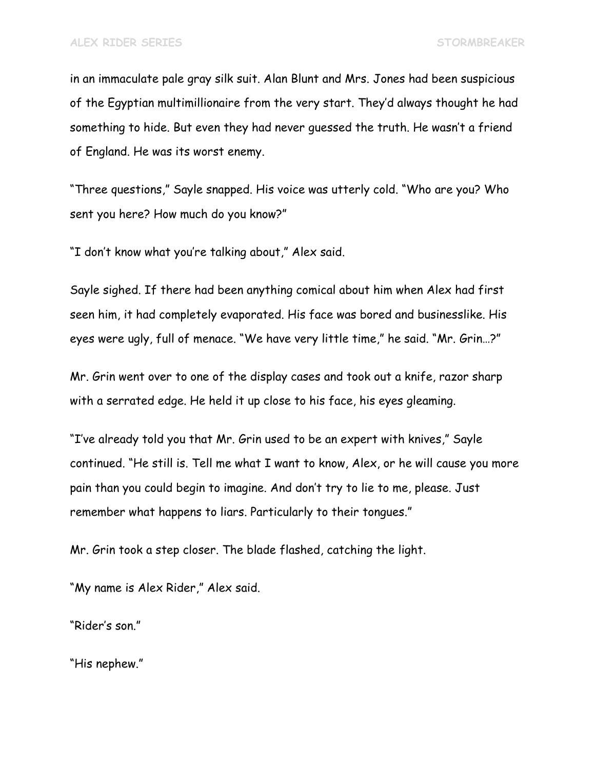in an immaculate pale gray silk suit. Alan Blunt and Mrs. Jones had been suspicious of the Egyptian multimillionaire from the very start. They'd always thought he had something to hide. But even they had never guessed the truth. He wasn't a friend of England. He was its worst enemy.

"Three questions," Sayle snapped. His voice was utterly cold. "Who are you? Who sent you here? How much do you know?"

"I don't know what you're talking about," Alex said.

Sayle sighed. If there had been anything comical about him when Alex had first seen him, it had completely evaporated. His face was bored and businesslike. His eyes were ugly, full of menace. "We have very little time," he said. "Mr. Grin…?"

Mr. Grin went over to one of the display cases and took out a knife, razor sharp with a serrated edge. He held it up close to his face, his eyes gleaming.

"I've already told you that Mr. Grin used to be an expert with knives," Sayle continued. "He still is. Tell me what I want to know, Alex, or he will cause you more pain than you could begin to imagine. And don't try to lie to me, please. Just remember what happens to liars. Particularly to their tongues."

Mr. Grin took a step closer. The blade flashed, catching the light.

"My name is Alex Rider," Alex said.

"Rider's son."

"His nephew."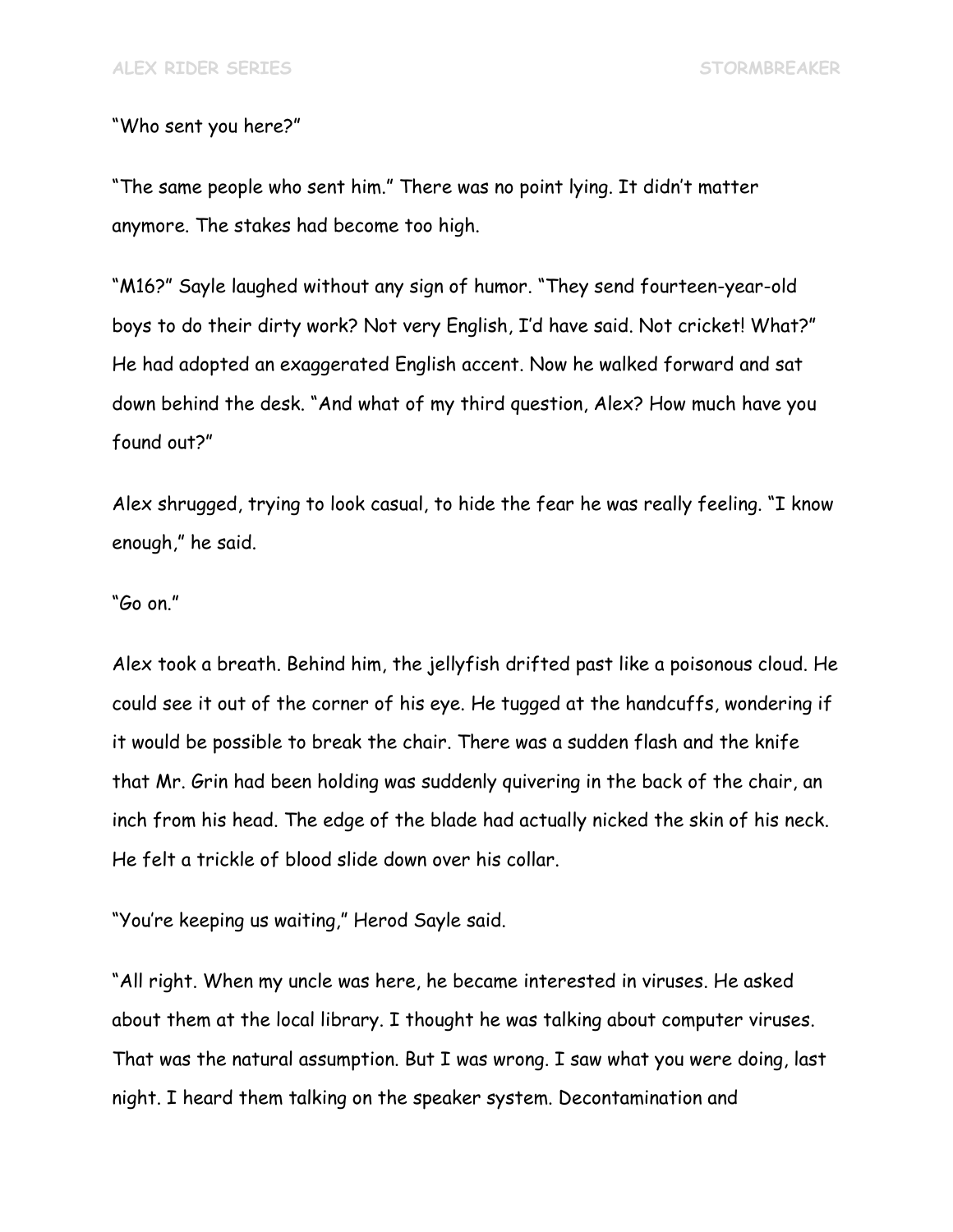"Who sent you here?"

"The same people who sent him." There was no point lying. It didn't matter anymore. The stakes had become too high.

"M16?" Sayle laughed without any sign of humor. "They send fourteen-year-old boys to do their dirty work? Not very English, I'd have said. Not cricket! What?" He had adopted an exaggerated English accent. Now he walked forward and sat down behind the desk. "And what of my third question, Alex? How much have you found out?"

Alex shrugged, trying to look casual, to hide the fear he was really feeling. "I know enough," he said.

"Go on."

Alex took a breath. Behind him, the jellyfish drifted past like a poisonous cloud. He could see it out of the corner of his eye. He tugged at the handcuffs, wondering if it would be possible to break the chair. There was a sudden flash and the knife that Mr. Grin had been holding was suddenly quivering in the back of the chair, an inch from his head. The edge of the blade had actually nicked the skin of his neck. He felt a trickle of blood slide down over his collar.

"You're keeping us waiting," Herod Sayle said.

"All right. When my uncle was here, he became interested in viruses. He asked about them at the local library. I thought he was talking about computer viruses. That was the natural assumption. But I was wrong. I saw what you were doing, last night. I heard them talking on the speaker system. Decontamination and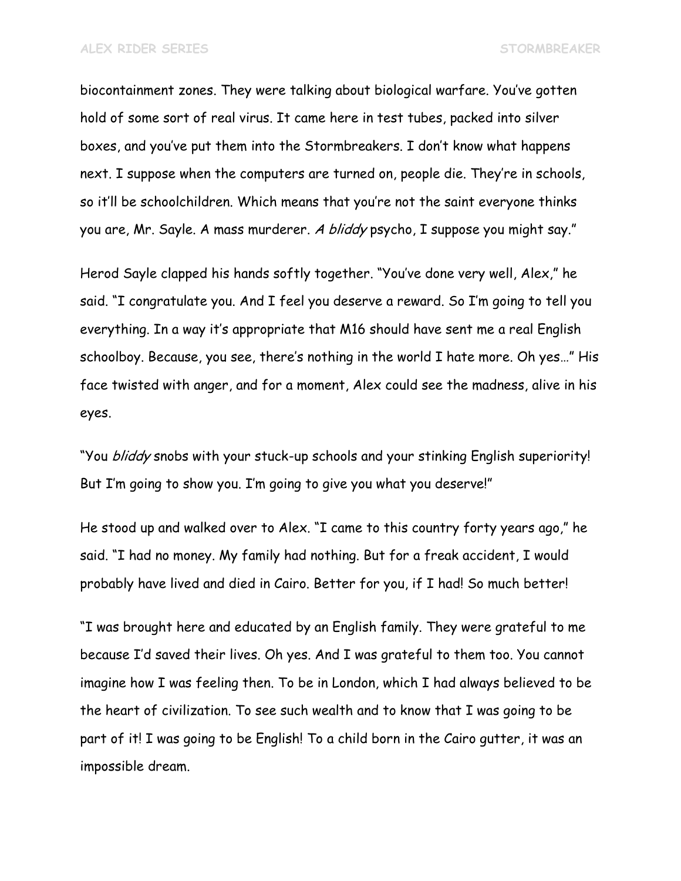biocontainment zones. They were talking about biological warfare. You've gotten hold of some sort of real virus. It came here in test tubes, packed into silver boxes, and you've put them into the Stormbreakers. I don't know what happens next. I suppose when the computers are turned on, people die. They're in schools, so it'll be schoolchildren. Which means that you're not the saint everyone thinks you are, Mr. Sayle. A mass murderer. *A bliddy* psycho, I suppose you might say."

Herod Sayle clapped his hands softly together. "You've done very well, Alex," he said. "I congratulate you. And I feel you deserve a reward. So I'm going to tell you everything. In a way it's appropriate that M16 should have sent me a real English schoolboy. Because, you see, there's nothing in the world I hate more. Oh yes…" His face twisted with anger, and for a moment, Alex could see the madness, alive in his eyes.

"You *bliddy* snobs with your stuck-up schools and your stinking English superiority! But I'm going to show you. I'm going to give you what you deserve!"

He stood up and walked over to Alex. "I came to this country forty years ago," he said. "I had no money. My family had nothing. But for a freak accident, I would probably have lived and died in Cairo. Better for you, if I had! So much better!

"I was brought here and educated by an English family. They were grateful to me because I'd saved their lives. Oh yes. And I was grateful to them too. You cannot imagine how I was feeling then. To be in London, which I had always believed to be the heart of civilization. To see such wealth and to know that I was going to be part of it! I was going to be English! To a child born in the Cairo gutter, it was an impossible dream.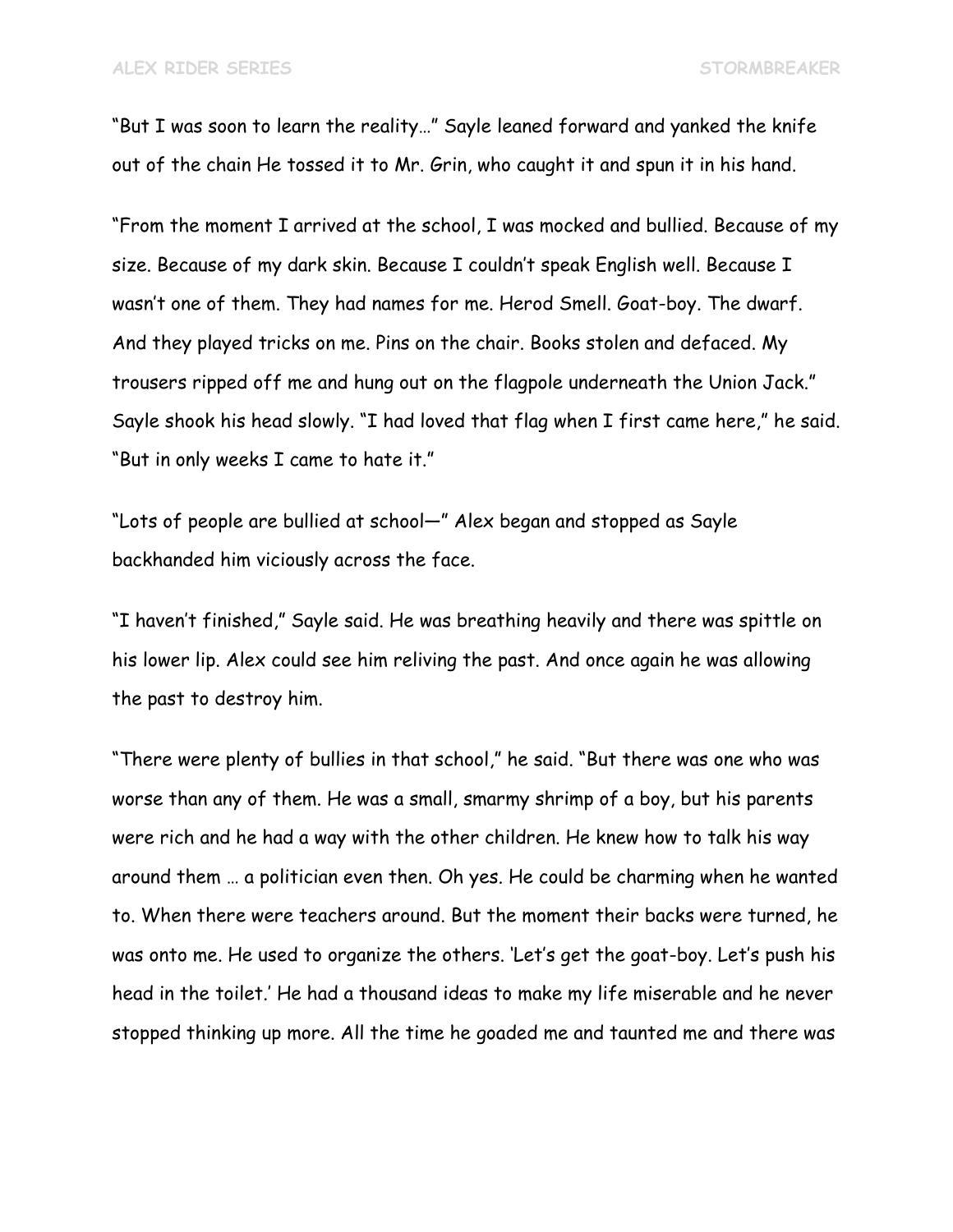"But I was soon to learn the reality…" Sayle leaned forward and yanked the knife out of the chain He tossed it to Mr. Grin, who caught it and spun it in his hand.

"From the moment I arrived at the school, I was mocked and bullied. Because of my size. Because of my dark skin. Because I couldn't speak English well. Because I wasn't one of them. They had names for me. Herod Smell. Goat-boy. The dwarf. And they played tricks on me. Pins on the chair. Books stolen and defaced. My trousers ripped off me and hung out on the flagpole underneath the Union Jack." Sayle shook his head slowly. "I had loved that flag when I first came here," he said. "But in only weeks I came to hate it."

"Lots of people are bullied at school—" Alex began and stopped as Sayle backhanded him viciously across the face.

"I haven't finished," Sayle said. He was breathing heavily and there was spittle on his lower lip. Alex could see him reliving the past. And once again he was allowing the past to destroy him.

"There were plenty of bullies in that school," he said. "But there was one who was worse than any of them. He was a small, smarmy shrimp of a boy, but his parents were rich and he had a way with the other children. He knew how to talk his way around them … a politician even then. Oh yes. He could be charming when he wanted to. When there were teachers around. But the moment their backs were turned, he was onto me. He used to organize the others. 'Let's get the goat-boy. Let's push his head in the toilet.' He had a thousand ideas to make my life miserable and he never stopped thinking up more. All the time he goaded me and taunted me and there was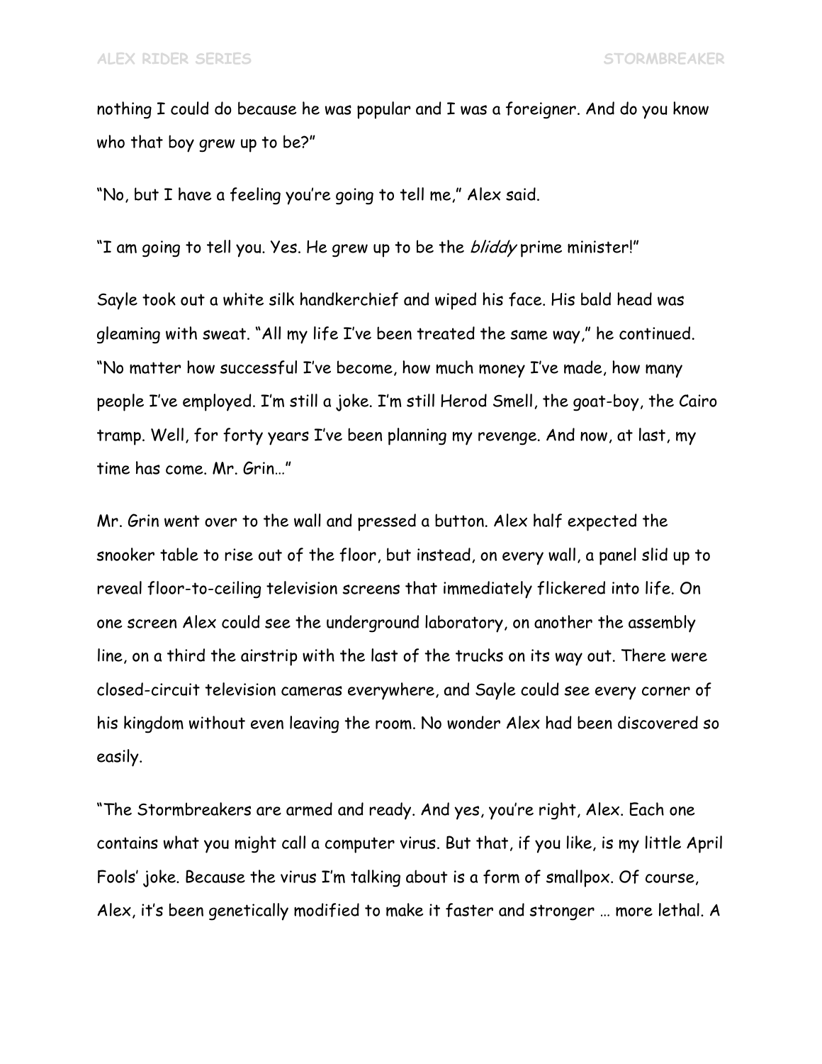nothing I could do because he was popular and I was a foreigner. And do you know who that boy grew up to be?"

"No, but I have a feeling you're going to tell me," Alex said.

"I am going to tell you. Yes. He grew up to be the *bliddy* prime minister!"

Sayle took out a white silk handkerchief and wiped his face. His bald head was gleaming with sweat. "All my life I've been treated the same way," he continued. "No matter how successful I've become, how much money I've made, how many people I've employed. I'm still a joke. I'm still Herod Smell, the goat-boy, the Cairo tramp. Well, for forty years I've been planning my revenge. And now, at last, my time has come. Mr. Grin…"

Mr. Grin went over to the wall and pressed a button. Alex half expected the snooker table to rise out of the floor, but instead, on every wall, a panel slid up to reveal floor-to-ceiling television screens that immediately flickered into life. On one screen Alex could see the underground laboratory, on another the assembly line, on a third the airstrip with the last of the trucks on its way out. There were closed-circuit television cameras everywhere, and Sayle could see every corner of his kingdom without even leaving the room. No wonder Alex had been discovered so easily.

"The Stormbreakers are armed and ready. And yes, you're right, Alex. Each one contains what you might call a computer virus. But that, if you like, is my little April Fools' joke. Because the virus I'm talking about is a form of smallpox. Of course, Alex, it's been genetically modified to make it faster and stronger … more lethal. A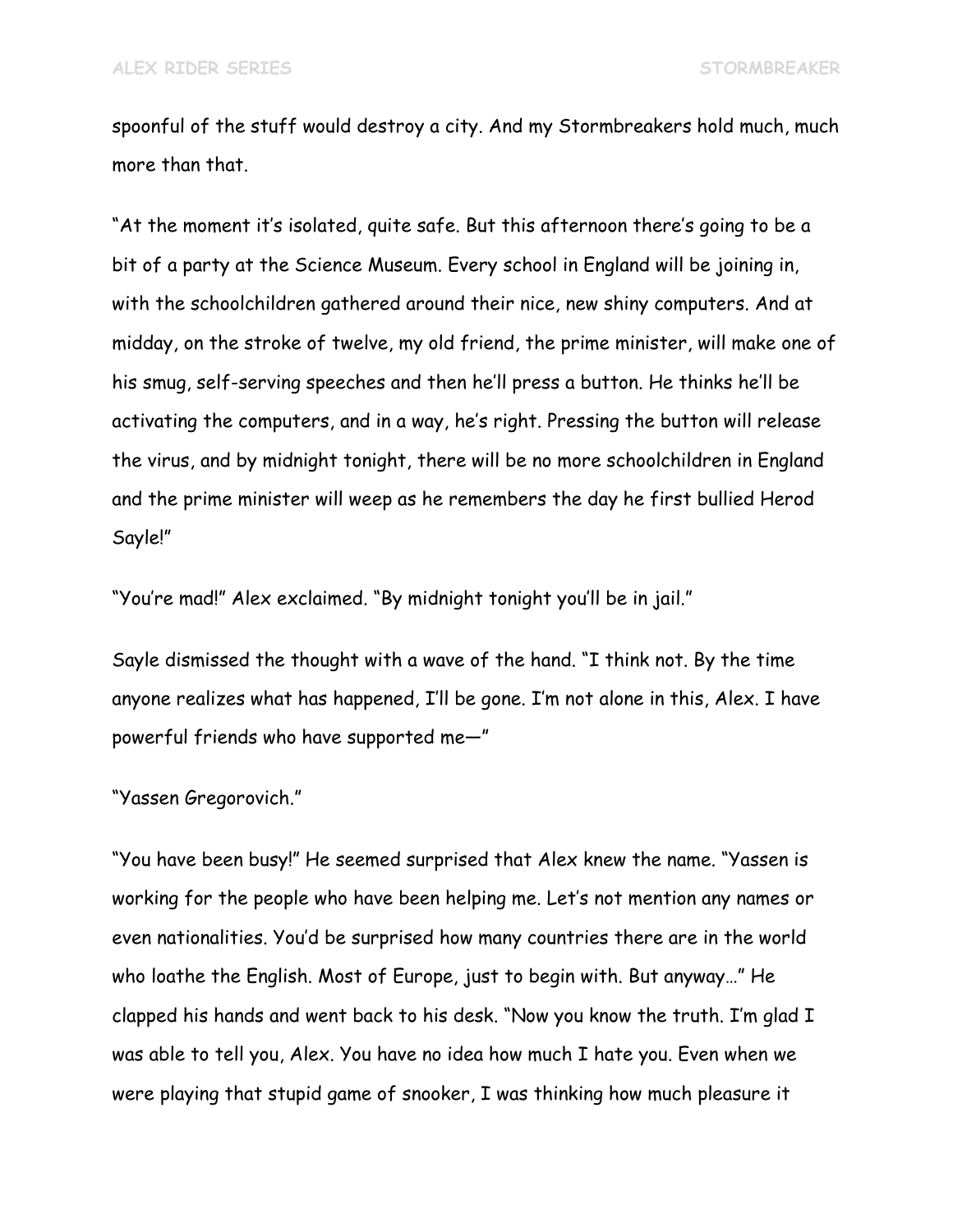spoonful of the stuff would destroy a city. And my Stormbreakers hold much, much more than that.

"At the moment it's isolated, quite safe. But this afternoon there's going to be a bit of a party at the Science Museum. Every school in England will be joining in, with the schoolchildren gathered around their nice, new shiny computers. And at midday, on the stroke of twelve, my old friend, the prime minister, will make one of his smug, self-serving speeches and then he'll press a button. He thinks he'll be activating the computers, and in a way, he's right. Pressing the button will release the virus, and by midnight tonight, there will be no more schoolchildren in England and the prime minister will weep as he remembers the day he first bullied Herod Sayle!"

"You're mad!" Alex exclaimed. "By midnight tonight you'll be in jail."

Sayle dismissed the thought with a wave of the hand. "I think not. By the time anyone realizes what has happened, I'll be gone. I'm not alone in this, Alex. I have powerful friends who have supported me—"

"Yassen Gregorovich."

"You have been busy!" He seemed surprised that Alex knew the name. "Yassen is working for the people who have been helping me. Let's not mention any names or even nationalities. You'd be surprised how many countries there are in the world who loathe the English. Most of Europe, just to begin with. But anyway…" He clapped his hands and went back to his desk. "Now you know the truth. I'm glad I was able to tell you, Alex. You have no idea how much I hate you. Even when we were playing that stupid game of snooker, I was thinking how much pleasure it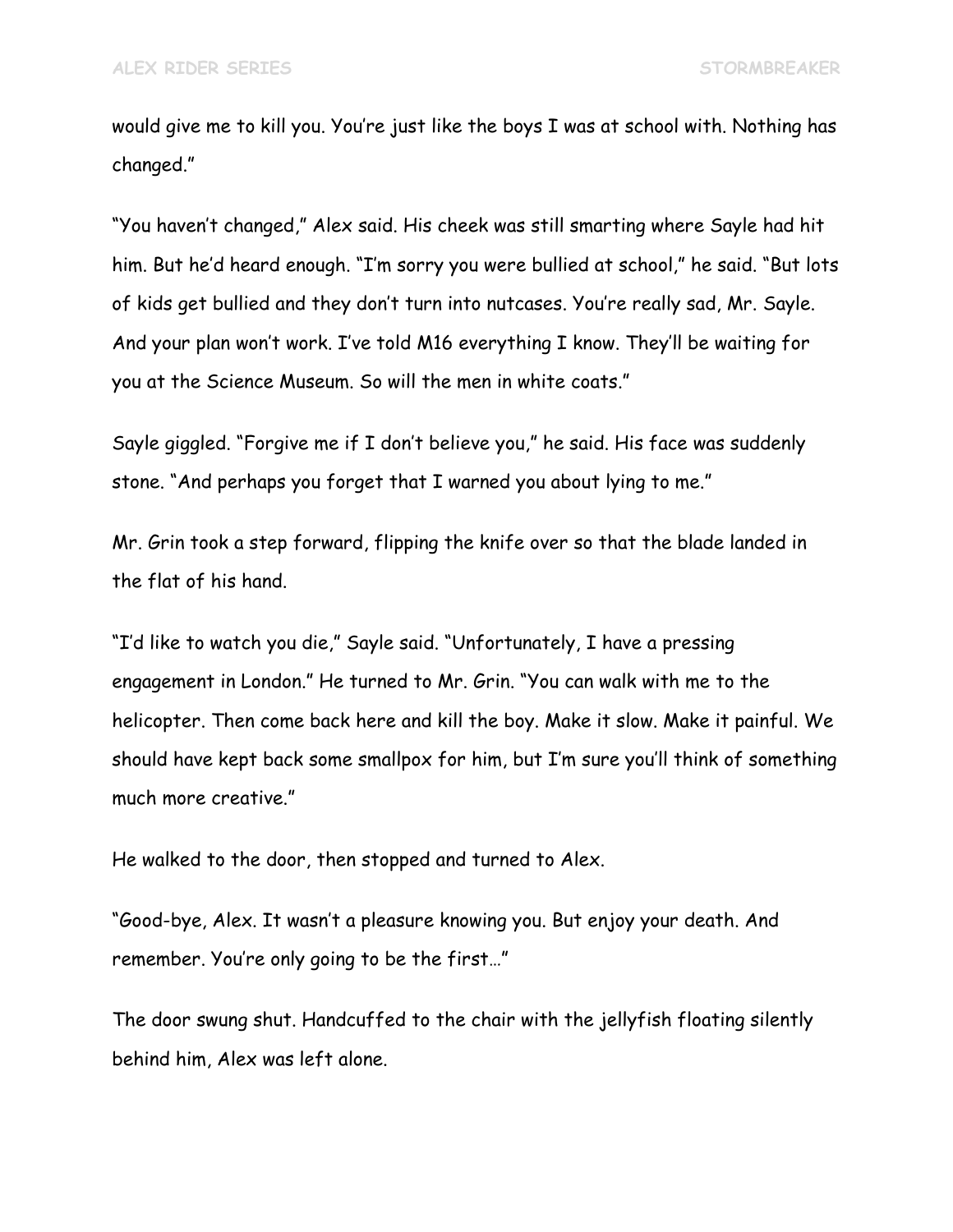would give me to kill you. You're just like the boys I was at school with. Nothing has changed."

"You haven't changed," Alex said. His cheek was still smarting where Sayle had hit him. But he'd heard enough. "I'm sorry you were bullied at school," he said. "But lots of kids get bullied and they don't turn into nutcases. You're really sad, Mr. Sayle. And your plan won't work. I've told M16 everything I know. They'll be waiting for you at the Science Museum. So will the men in white coats."

Sayle giggled. "Forgive me if I don't believe you," he said. His face was suddenly stone. "And perhaps you forget that I warned you about lying to me."

Mr. Grin took a step forward, flipping the knife over so that the blade landed in the flat of his hand.

"I'd like to watch you die," Sayle said. "Unfortunately, I have a pressing engagement in London." He turned to Mr. Grin. "You can walk with me to the helicopter. Then come back here and kill the boy. Make it slow. Make it painful. We should have kept back some smallpox for him, but I'm sure you'll think of something much more creative."

He walked to the door, then stopped and turned to Alex.

"Good-bye, Alex. It wasn't a pleasure knowing you. But enjoy your death. And remember. You're only going to be the first…"

The door swung shut. Handcuffed to the chair with the jellyfish floating silently behind him, Alex was left alone.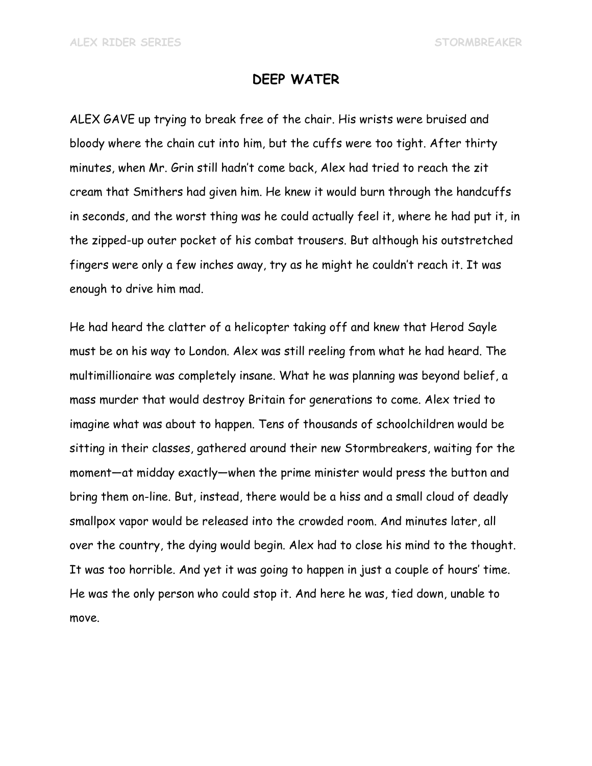## DEEP WATER

ALEX GAVE up trying to break free of the chair. His wrists were bruised and bloody where the chain cut into him, but the cuffs were too tight. After thirty minutes, when Mr. Grin still hadn't come back, Alex had tried to reach the zit cream that Smithers had given him. He knew it would burn through the handcuffs in seconds, and the worst thing was he could actually feel it, where he had put it, in the zipped-up outer pocket of his combat trousers. But although his outstretched fingers were only a few inches away, try as he might he couldn't reach it. It was enough to drive him mad.

He had heard the clatter of a helicopter taking off and knew that Herod Sayle must be on his way to London. Alex was still reeling from what he had heard. The multimillionaire was completely insane. What he was planning was beyond belief, a mass murder that would destroy Britain for generations to come. Alex tried to imagine what was about to happen. Tens of thousands of schoolchildren would be sitting in their classes, gathered around their new Stormbreakers, waiting for the moment—at midday exactly—when the prime minister would press the button and bring them on-line. But, instead, there would be a hiss and a small cloud of deadly smallpox vapor would be released into the crowded room. And minutes later, all over the country, the dying would begin. Alex had to close his mind to the thought. It was too horrible. And yet it was going to happen in just a couple of hours' time. He was the only person who could stop it. And here he was, tied down, unable to move.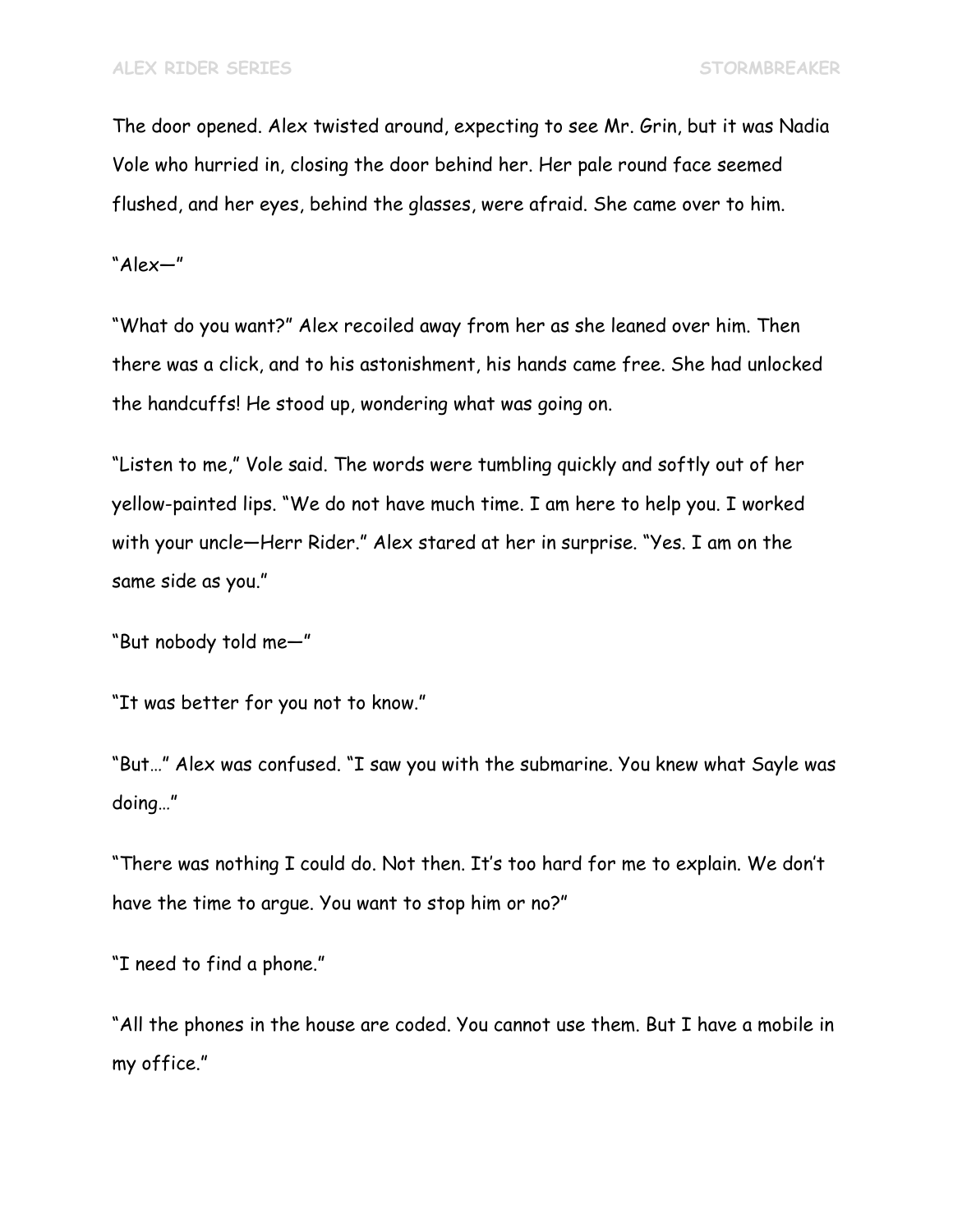The door opened. Alex twisted around, expecting to see Mr. Grin, but it was Nadia Vole who hurried in, closing the door behind her. Her pale round face seemed flushed, and her eyes, behind the glasses, were afraid. She came over to him.

"Alex—"

"What do you want?" Alex recoiled away from her as she leaned over him. Then there was a click, and to his astonishment, his hands came free. She had unlocked the handcuffs! He stood up, wondering what was going on.

"Listen to me," Vole said. The words were tumbling quickly and softly out of her yellow-painted lips. "We do not have much time. I am here to help you. I worked with your uncle—Herr Rider." Alex stared at her in surprise. "Yes. I am on the same side as you."

"But nobody told me—"

"It was better for you not to know."

"But…" Alex was confused. "I saw you with the submarine. You knew what Sayle was doing…"

"There was nothing I could do. Not then. It's too hard for me to explain. We don't have the time to argue. You want to stop him or no?"

"I need to find a phone."

"All the phones in the house are coded. You cannot use them. But I have a mobile in my office."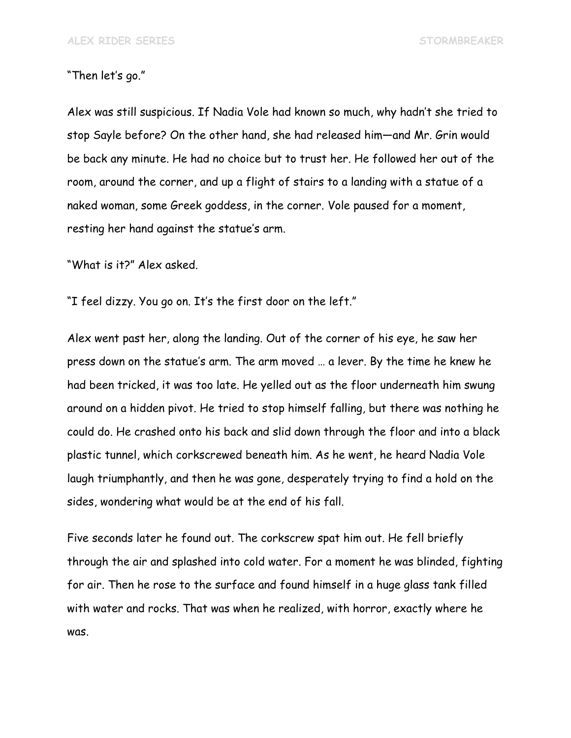"Then let's go."

Alex was still suspicious. If Nadia Vole had known so much, why hadn't she tried to stop Sayle before? On the other hand, she had released him—and Mr. Grin would be back any minute. He had no choice but to trust her. He followed her out of the room, around the corner, and up a flight of stairs to a landing with a statue of a naked woman, some Greek goddess, in the corner. Vole paused for a moment, resting her hand against the statue's arm.

"What is it?" Alex asked.

"I feel dizzy. You go on. It's the first door on the left."

Alex went past her, along the landing. Out of the corner of his eye, he saw her press down on the statue's arm. The arm moved … a lever. By the time he knew he had been tricked, it was too late. He yelled out as the floor underneath him swung around on a hidden pivot. He tried to stop himself falling, but there was nothing he could do. He crashed onto his back and slid down through the floor and into a black plastic tunnel, which corkscrewed beneath him. As he went, he heard Nadia Vole laugh triumphantly, and then he was gone, desperately trying to find a hold on the sides, wondering what would be at the end of his fall.

Five seconds later he found out. The corkscrew spat him out. He fell briefly through the air and splashed into cold water. For a moment he was blinded, fighting for air. Then he rose to the surface and found himself in a huge glass tank filled with water and rocks. That was when he realized, with horror, exactly where he was.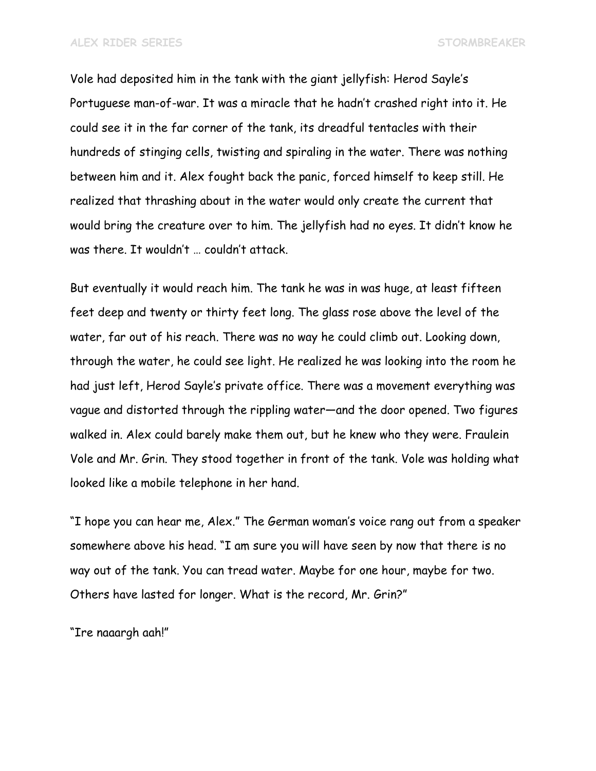Vole had deposited him in the tank with the giant jellyfish: Herod Sayle's Portuguese man-of-war. It was a miracle that he hadn't crashed right into it. He could see it in the far corner of the tank, its dreadful tentacles with their hundreds of stinging cells, twisting and spiraling in the water. There was nothing between him and it. Alex fought back the panic, forced himself to keep still. He realized that thrashing about in the water would only create the current that would bring the creature over to him. The jellyfish had no eyes. It didn't know he was there. It wouldn't … couldn't attack.

But eventually it would reach him. The tank he was in was huge, at least fifteen feet deep and twenty or thirty feet long. The glass rose above the level of the water, far out of his reach. There was no way he could climb out. Looking down, through the water, he could see light. He realized he was looking into the room he had just left, Herod Sayle's private office. There was a movement everything was vague and distorted through the rippling water—and the door opened. Two figures walked in. Alex could barely make them out, but he knew who they were. Fraulein Vole and Mr. Grin. They stood together in front of the tank. Vole was holding what looked like a mobile telephone in her hand.

"I hope you can hear me, Alex." The German woman's voice rang out from a speaker somewhere above his head. "I am sure you will have seen by now that there is no way out of the tank. You can tread water. Maybe for one hour, maybe for two. Others have lasted for longer. What is the record, Mr. Grin?"

"Ire naaargh aah!"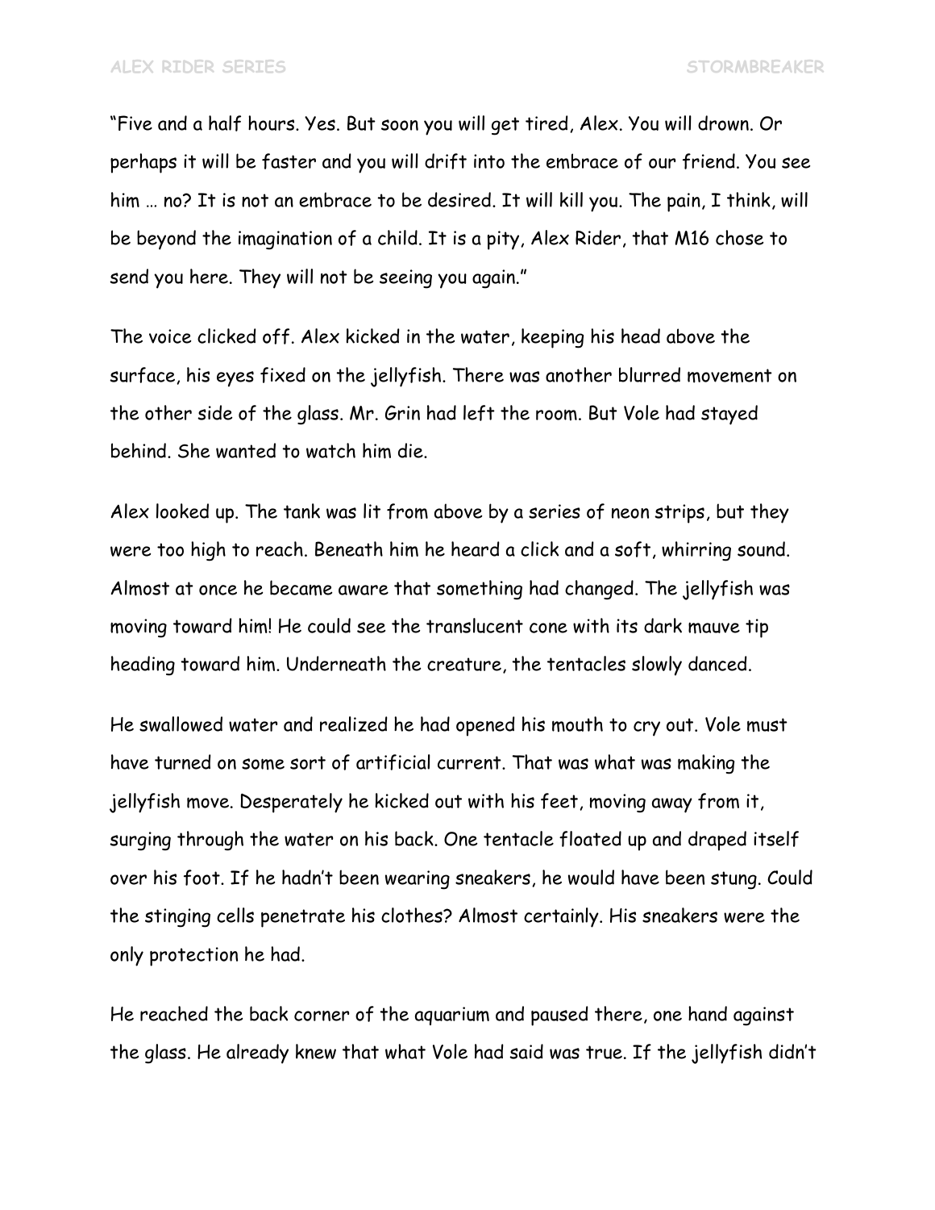"Five and a half hours. Yes. But soon you will get tired, Alex. You will drown. Or perhaps it will be faster and you will drift into the embrace of our friend. You see him … no? It is not an embrace to be desired. It will kill you. The pain, I think, will be beyond the imagination of a child. It is a pity, Alex Rider, that M16 chose to send you here. They will not be seeing you again."

The voice clicked off. Alex kicked in the water, keeping his head above the surface, his eyes fixed on the jellyfish. There was another blurred movement on the other side of the glass. Mr. Grin had left the room. But Vole had stayed behind. She wanted to watch him die.

Alex looked up. The tank was lit from above by a series of neon strips, but they were too high to reach. Beneath him he heard a click and a soft, whirring sound. Almost at once he became aware that something had changed. The jellyfish was moving toward him! He could see the translucent cone with its dark mauve tip heading toward him. Underneath the creature, the tentacles slowly danced.

He swallowed water and realized he had opened his mouth to cry out. Vole must have turned on some sort of artificial current. That was what was making the jellyfish move. Desperately he kicked out with his feet, moving away from it, surging through the water on his back. One tentacle floated up and draped itself over his foot. If he hadn't been wearing sneakers, he would have been stung. Could the stinging cells penetrate his clothes? Almost certainly. His sneakers were the only protection he had.

He reached the back corner of the aquarium and paused there, one hand against the glass. He already knew that what Vole had said was true. If the jellyfish didn't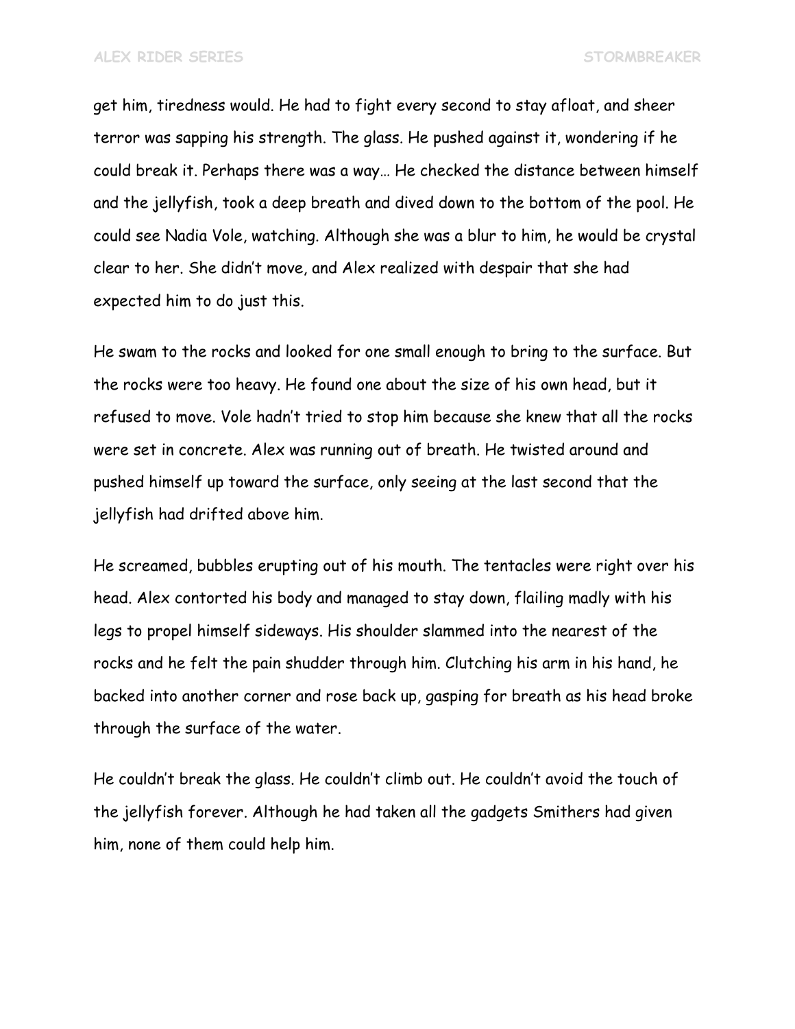get him, tiredness would. He had to fight every second to stay afloat, and sheer terror was sapping his strength. The glass. He pushed against it, wondering if he could break it. Perhaps there was a way… He checked the distance between himself and the jellyfish, took a deep breath and dived down to the bottom of the pool. He could see Nadia Vole, watching. Although she was a blur to him, he would be crystal clear to her. She didn't move, and Alex realized with despair that she had expected him to do just this.

He swam to the rocks and looked for one small enough to bring to the surface. But the rocks were too heavy. He found one about the size of his own head, but it refused to move. Vole hadn't tried to stop him because she knew that all the rocks were set in concrete. Alex was running out of breath. He twisted around and pushed himself up toward the surface, only seeing at the last second that the jellyfish had drifted above him.

He screamed, bubbles erupting out of his mouth. The tentacles were right over his head. Alex contorted his body and managed to stay down, flailing madly with his legs to propel himself sideways. His shoulder slammed into the nearest of the rocks and he felt the pain shudder through him. Clutching his arm in his hand, he backed into another corner and rose back up, gasping for breath as his head broke through the surface of the water.

He couldn't break the glass. He couldn't climb out. He couldn't avoid the touch of the jellyfish forever. Although he had taken all the gadgets Smithers had given him, none of them could help him.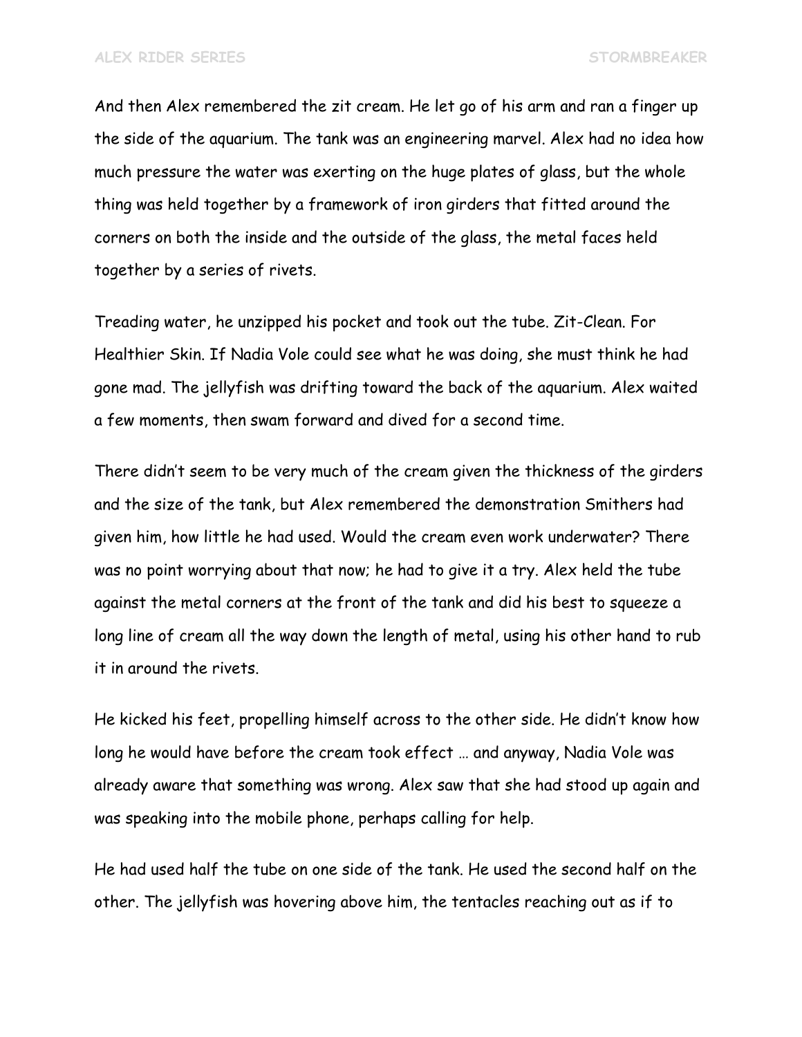And then Alex remembered the zit cream. He let go of his arm and ran a finger up the side of the aquarium. The tank was an engineering marvel. Alex had no idea how much pressure the water was exerting on the huge plates of glass, but the whole thing was held together by a framework of iron girders that fitted around the corners on both the inside and the outside of the glass, the metal faces held together by a series of rivets.

Treading water, he unzipped his pocket and took out the tube. Zit-Clean. For Healthier Skin. If Nadia Vole could see what he was doing, she must think he had gone mad. The jellyfish was drifting toward the back of the aquarium. Alex waited a few moments, then swam forward and dived for a second time.

There didn't seem to be very much of the cream given the thickness of the girders and the size of the tank, but Alex remembered the demonstration Smithers had given him, how little he had used. Would the cream even work underwater? There was no point worrying about that now; he had to give it a try. Alex held the tube against the metal corners at the front of the tank and did his best to squeeze a long line of cream all the way down the length of metal, using his other hand to rub it in around the rivets.

He kicked his feet, propelling himself across to the other side. He didn't know how long he would have before the cream took effect … and anyway, Nadia Vole was already aware that something was wrong. Alex saw that she had stood up again and was speaking into the mobile phone, perhaps calling for help.

He had used half the tube on one side of the tank. He used the second half on the other. The jellyfish was hovering above him, the tentacles reaching out as if to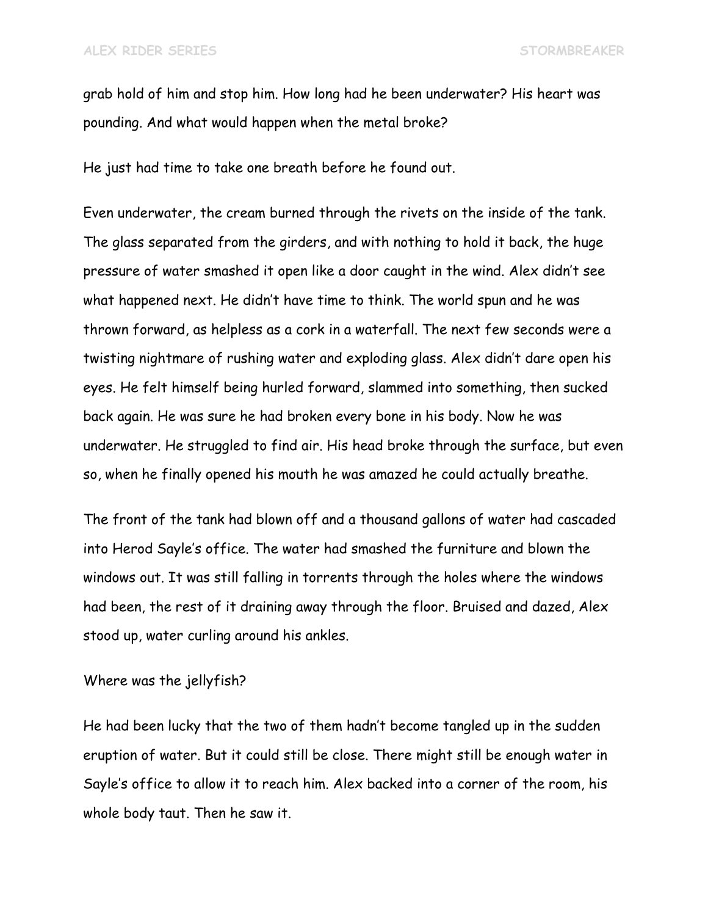grab hold of him and stop him. How long had he been underwater? His heart was pounding. And what would happen when the metal broke?

He just had time to take one breath before he found out.

Even underwater, the cream burned through the rivets on the inside of the tank. The glass separated from the girders, and with nothing to hold it back, the huge pressure of water smashed it open like a door caught in the wind. Alex didn't see what happened next. He didn't have time to think. The world spun and he was thrown forward, as helpless as a cork in a waterfall. The next few seconds were a twisting nightmare of rushing water and exploding glass. Alex didn't dare open his eyes. He felt himself being hurled forward, slammed into something, then sucked back again. He was sure he had broken every bone in his body. Now he was underwater. He struggled to find air. His head broke through the surface, but even so, when he finally opened his mouth he was amazed he could actually breathe.

The front of the tank had blown off and a thousand gallons of water had cascaded into Herod Sayle's office. The water had smashed the furniture and blown the windows out. It was still falling in torrents through the holes where the windows had been, the rest of it draining away through the floor. Bruised and dazed, Alex stood up, water curling around his ankles.

Where was the jellyfish?

He had been lucky that the two of them hadn't become tangled up in the sudden eruption of water. But it could still be close. There might still be enough water in Sayle's office to allow it to reach him. Alex backed into a corner of the room, his whole body taut. Then he saw it.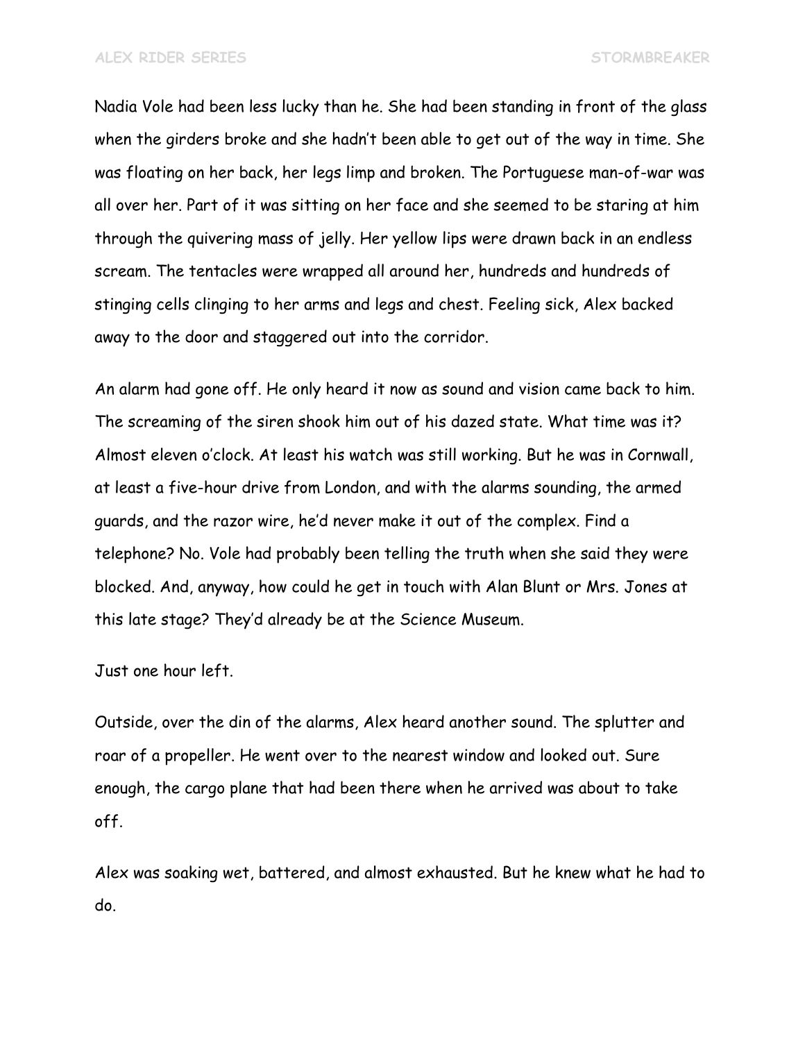Nadia Vole had been less lucky than he. She had been standing in front of the glass when the girders broke and she hadn't been able to get out of the way in time. She was floating on her back, her legs limp and broken. The Portuguese man-of-war was all over her. Part of it was sitting on her face and she seemed to be staring at him through the quivering mass of jelly. Her yellow lips were drawn back in an endless scream. The tentacles were wrapped all around her, hundreds and hundreds of stinging cells clinging to her arms and legs and chest. Feeling sick, Alex backed away to the door and staggered out into the corridor.

An alarm had gone off. He only heard it now as sound and vision came back to him. The screaming of the siren shook him out of his dazed state. What time was it? Almost eleven o'clock. At least his watch was still working. But he was in Cornwall, at least a five-hour drive from London, and with the alarms sounding, the armed guards, and the razor wire, he'd never make it out of the complex. Find a telephone? No. Vole had probably been telling the truth when she said they were blocked. And, anyway, how could he get in touch with Alan Blunt or Mrs. Jones at this late stage? They'd already be at the Science Museum.

Just one hour left.

Outside, over the din of the alarms, Alex heard another sound. The splutter and roar of a propeller. He went over to the nearest window and looked out. Sure enough, the cargo plane that had been there when he arrived was about to take off.

Alex was soaking wet, battered, and almost exhausted. But he knew what he had to do.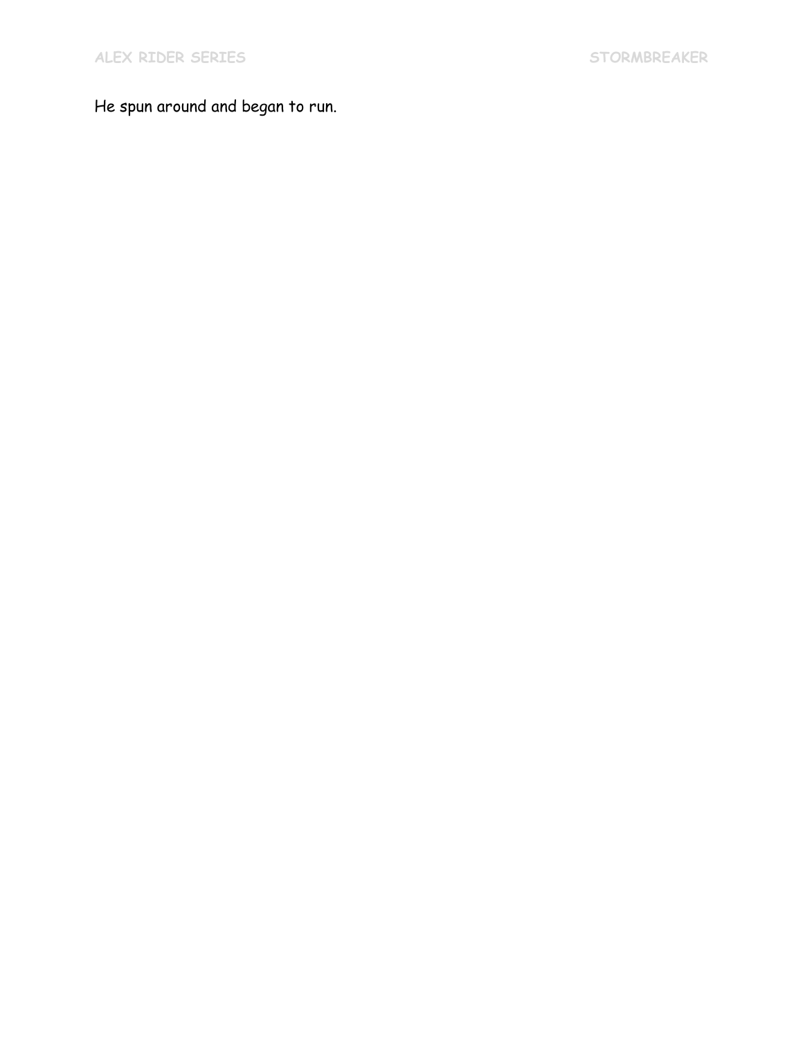He spun around and began to run.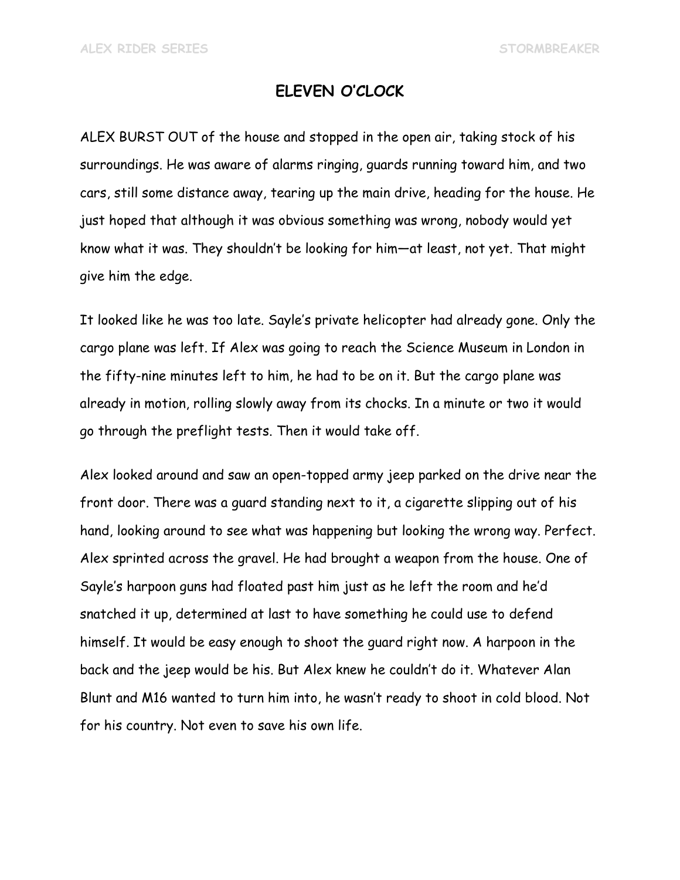## ELEVEN O'CLOCK

ALEX BURST OUT of the house and stopped in the open air, taking stock of his surroundings. He was aware of alarms ringing, guards running toward him, and two cars, still some distance away, tearing up the main drive, heading for the house. He just hoped that although it was obvious something was wrong, nobody would yet know what it was. They shouldn't be looking for him—at least, not yet. That might give him the edge.

It looked like he was too late. Sayle's private helicopter had already gone. Only the cargo plane was left. If Alex was going to reach the Science Museum in London in the fifty-nine minutes left to him, he had to be on it. But the cargo plane was already in motion, rolling slowly away from its chocks. In a minute or two it would go through the preflight tests. Then it would take off.

Alex looked around and saw an open-topped army jeep parked on the drive near the front door. There was a guard standing next to it, a cigarette slipping out of his hand, looking around to see what was happening but looking the wrong way. Perfect. Alex sprinted across the gravel. He had brought a weapon from the house. One of Sayle's harpoon guns had floated past him just as he left the room and he'd snatched it up, determined at last to have something he could use to defend himself. It would be easy enough to shoot the guard right now. A harpoon in the back and the jeep would be his. But Alex knew he couldn't do it. Whatever Alan Blunt and M16 wanted to turn him into, he wasn't ready to shoot in cold blood. Not for his country. Not even to save his own life.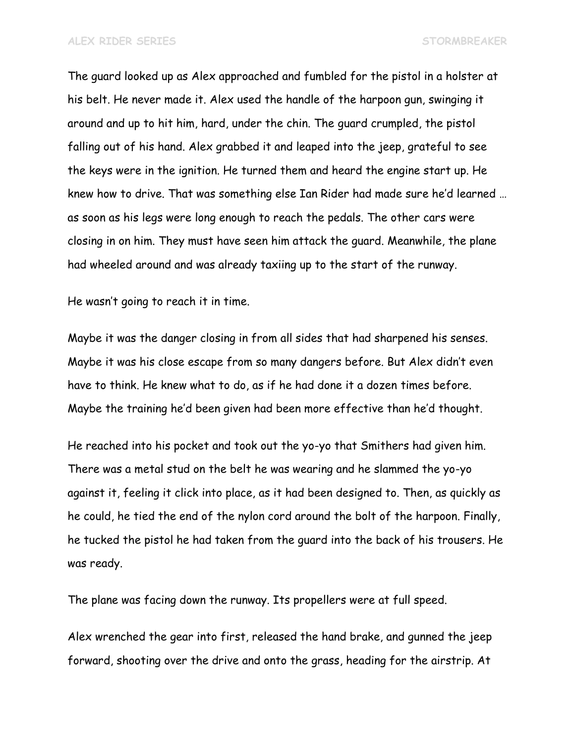The guard looked up as Alex approached and fumbled for the pistol in a holster at his belt. He never made it. Alex used the handle of the harpoon gun, swinging it around and up to hit him, hard, under the chin. The guard crumpled, the pistol falling out of his hand. Alex grabbed it and leaped into the jeep, grateful to see the keys were in the ignition. He turned them and heard the engine start up. He knew how to drive. That was something else Ian Rider had made sure he'd learned … as soon as his legs were long enough to reach the pedals. The other cars were closing in on him. They must have seen him attack the guard. Meanwhile, the plane had wheeled around and was already taxiing up to the start of the runway.

He wasn't going to reach it in time.

Maybe it was the danger closing in from all sides that had sharpened his senses. Maybe it was his close escape from so many dangers before. But Alex didn't even have to think. He knew what to do, as if he had done it a dozen times before. Maybe the training he'd been given had been more effective than he'd thought.

He reached into his pocket and took out the yo-yo that Smithers had given him. There was a metal stud on the belt he was wearing and he slammed the yo-yo against it, feeling it click into place, as it had been designed to. Then, as quickly as he could, he tied the end of the nylon cord around the bolt of the harpoon. Finally, he tucked the pistol he had taken from the guard into the back of his trousers. He was ready.

The plane was facing down the runway. Its propellers were at full speed.

Alex wrenched the gear into first, released the hand brake, and gunned the jeep forward, shooting over the drive and onto the grass, heading for the airstrip. At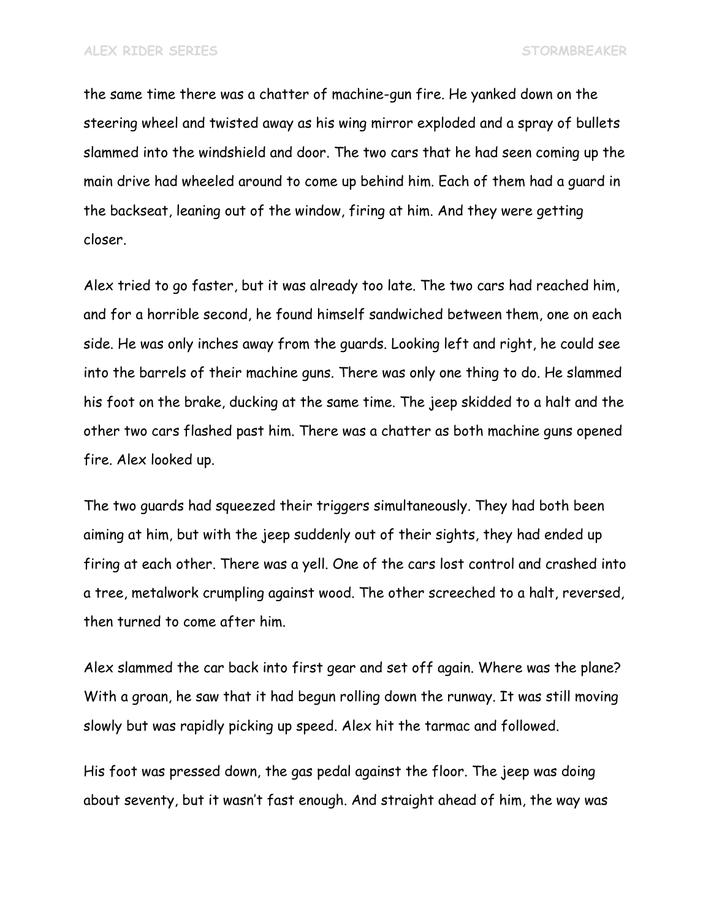the same time there was a chatter of machine-gun fire. He yanked down on the steering wheel and twisted away as his wing mirror exploded and a spray of bullets slammed into the windshield and door. The two cars that he had seen coming up the main drive had wheeled around to come up behind him. Each of them had a guard in the backseat, leaning out of the window, firing at him. And they were getting closer.

Alex tried to go faster, but it was already too late. The two cars had reached him, and for a horrible second, he found himself sandwiched between them, one on each side. He was only inches away from the guards. Looking left and right, he could see into the barrels of their machine guns. There was only one thing to do. He slammed his foot on the brake, ducking at the same time. The jeep skidded to a halt and the other two cars flashed past him. There was a chatter as both machine guns opened fire. Alex looked up.

The two guards had squeezed their triggers simultaneously. They had both been aiming at him, but with the jeep suddenly out of their sights, they had ended up firing at each other. There was a yell. One of the cars lost control and crashed into a tree, metalwork crumpling against wood. The other screeched to a halt, reversed, then turned to come after him.

Alex slammed the car back into first gear and set off again. Where was the plane? With a groan, he saw that it had begun rolling down the runway. It was still moving slowly but was rapidly picking up speed. Alex hit the tarmac and followed.

His foot was pressed down, the gas pedal against the floor. The jeep was doing about seventy, but it wasn't fast enough. And straight ahead of him, the way was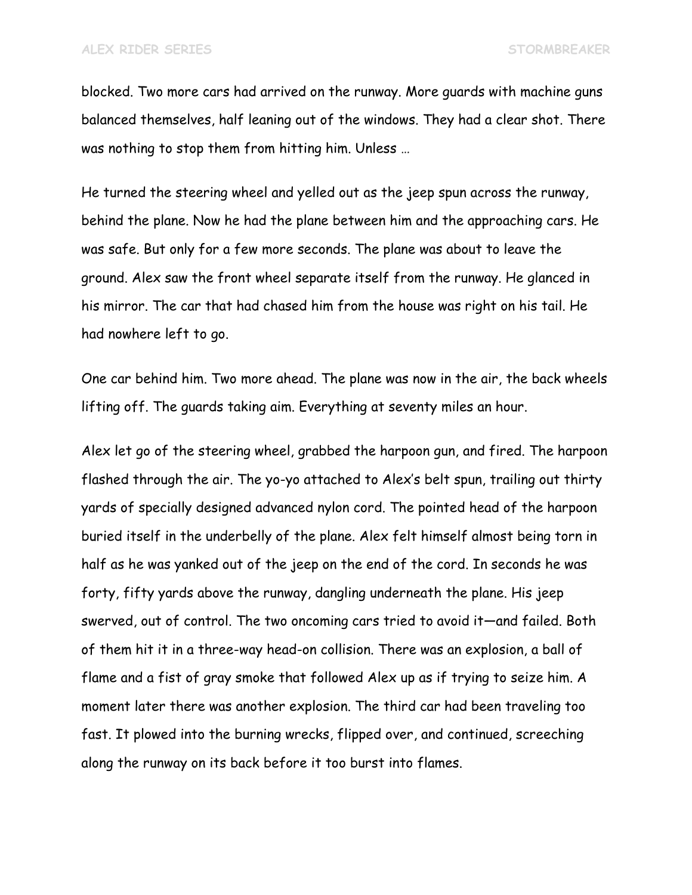blocked. Two more cars had arrived on the runway. More guards with machine guns balanced themselves, half leaning out of the windows. They had a clear shot. There was nothing to stop them from hitting him. Unless …

He turned the steering wheel and yelled out as the jeep spun across the runway, behind the plane. Now he had the plane between him and the approaching cars. He was safe. But only for a few more seconds. The plane was about to leave the ground. Alex saw the front wheel separate itself from the runway. He glanced in his mirror. The car that had chased him from the house was right on his tail. He had nowhere left to go.

One car behind him. Two more ahead. The plane was now in the air, the back wheels lifting off. The guards taking aim. Everything at seventy miles an hour.

Alex let go of the steering wheel, grabbed the harpoon gun, and fired. The harpoon flashed through the air. The yo-yo attached to Alex's belt spun, trailing out thirty yards of specially designed advanced nylon cord. The pointed head of the harpoon buried itself in the underbelly of the plane. Alex felt himself almost being torn in half as he was yanked out of the jeep on the end of the cord. In seconds he was forty, fifty yards above the runway, dangling underneath the plane. His jeep swerved, out of control. The two oncoming cars tried to avoid it—and failed. Both of them hit it in a three-way head-on collision. There was an explosion, a ball of flame and a fist of gray smoke that followed Alex up as if trying to seize him. A moment later there was another explosion. The third car had been traveling too fast. It plowed into the burning wrecks, flipped over, and continued, screeching along the runway on its back before it too burst into flames.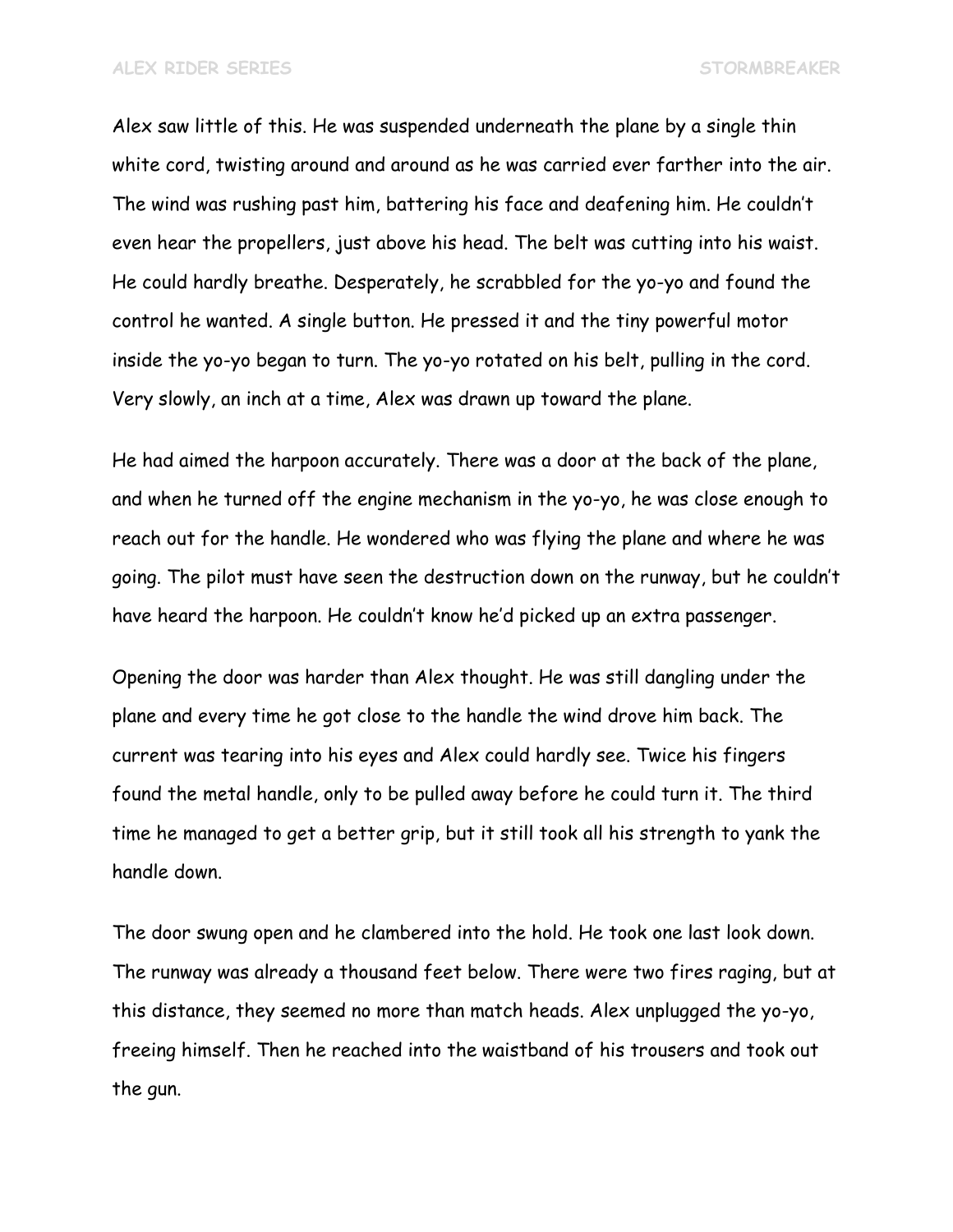Alex saw little of this. He was suspended underneath the plane by a single thin white cord, twisting around and around as he was carried ever farther into the air. The wind was rushing past him, battering his face and deafening him. He couldn't even hear the propellers, just above his head. The belt was cutting into his waist. He could hardly breathe. Desperately, he scrabbled for the yo-yo and found the control he wanted. A single button. He pressed it and the tiny powerful motor inside the yo-yo began to turn. The yo-yo rotated on his belt, pulling in the cord. Very slowly, an inch at a time, Alex was drawn up toward the plane.

He had aimed the harpoon accurately. There was a door at the back of the plane, and when he turned off the engine mechanism in the yo-yo, he was close enough to reach out for the handle. He wondered who was flying the plane and where he was going. The pilot must have seen the destruction down on the runway, but he couldn't have heard the harpoon. He couldn't know he'd picked up an extra passenger.

Opening the door was harder than Alex thought. He was still dangling under the plane and every time he got close to the handle the wind drove him back. The current was tearing into his eyes and Alex could hardly see. Twice his fingers found the metal handle, only to be pulled away before he could turn it. The third time he managed to get a better grip, but it still took all his strength to yank the handle down.

The door swung open and he clambered into the hold. He took one last look down. The runway was already a thousand feet below. There were two fires raging, but at this distance, they seemed no more than match heads. Alex unplugged the yo-yo, freeing himself. Then he reached into the waistband of his trousers and took out the gun.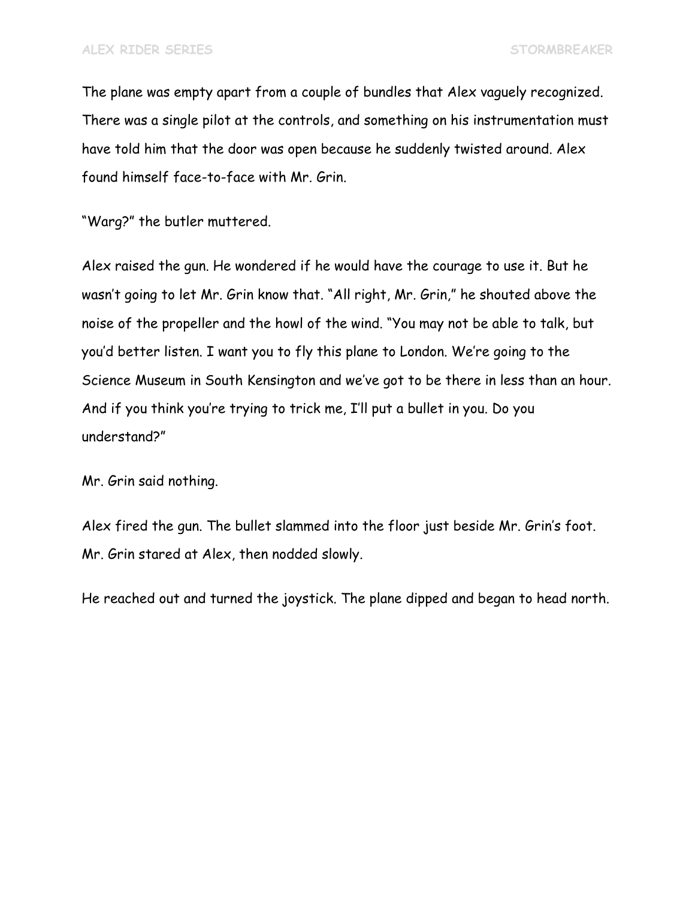The plane was empty apart from a couple of bundles that Alex vaguely recognized. There was a single pilot at the controls, and something on his instrumentation must have told him that the door was open because he suddenly twisted around. Alex found himself face-to-face with Mr. Grin.

"Warg?" the butler muttered.

Alex raised the gun. He wondered if he would have the courage to use it. But he wasn't going to let Mr. Grin know that. "All right, Mr. Grin," he shouted above the noise of the propeller and the howl of the wind. "You may not be able to talk, but you'd better listen. I want you to fly this plane to London. We're going to the Science Museum in South Kensington and we've got to be there in less than an hour. And if you think you're trying to trick me, I'll put a bullet in you. Do you understand?"

Mr. Grin said nothing.

Alex fired the gun. The bullet slammed into the floor just beside Mr. Grin's foot. Mr. Grin stared at Alex, then nodded slowly.

He reached out and turned the joystick. The plane dipped and began to head north.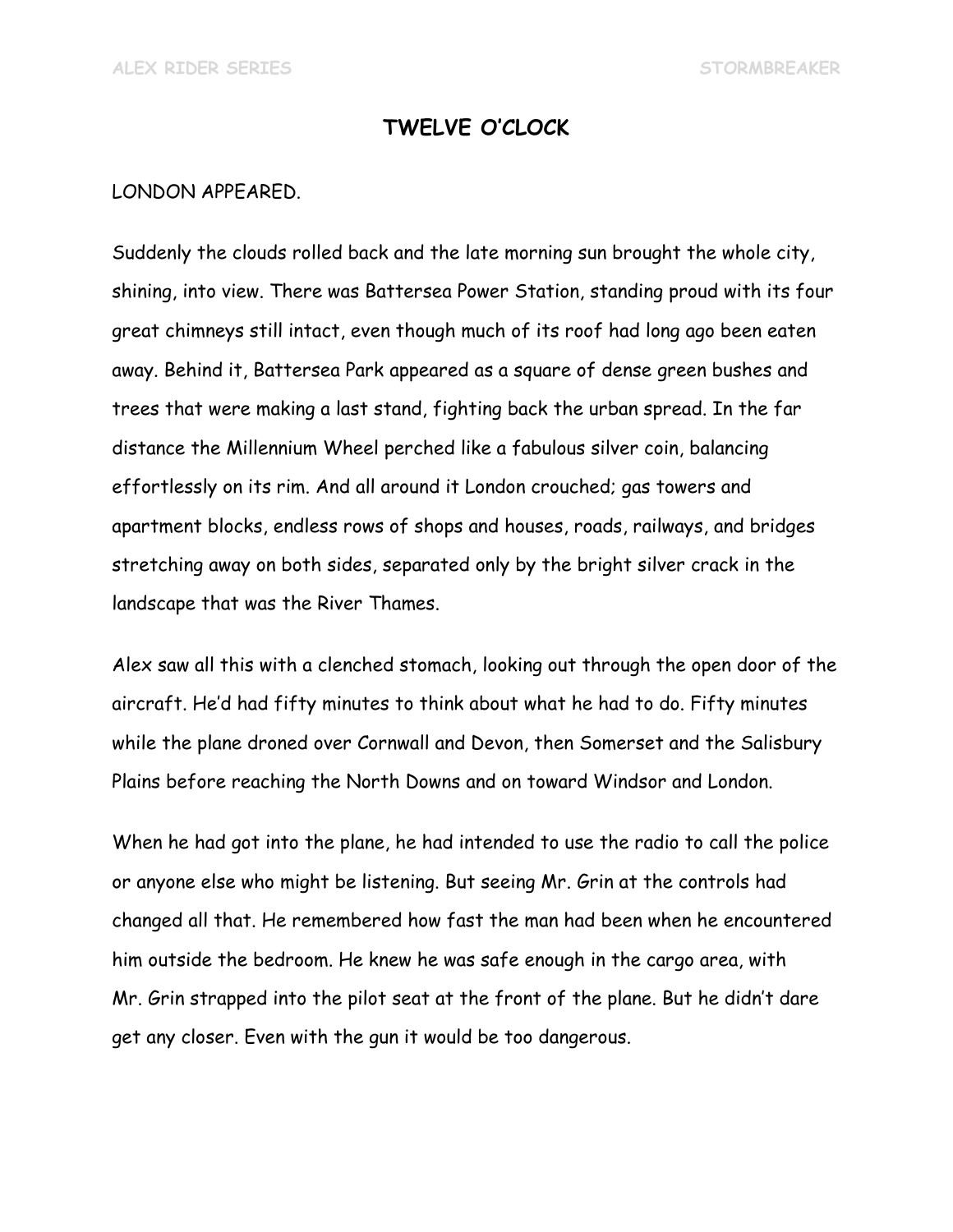# TWELVE O'CLOCK

LONDON APPEARED.

Suddenly the clouds rolled back and the late morning sun brought the whole city, shining, into view. There was Battersea Power Station, standing proud with its four great chimneys still intact, even though much of its roof had long ago been eaten away. Behind it, Battersea Park appeared as a square of dense green bushes and trees that were making a last stand, fighting back the urban spread. In the far distance the Millennium Wheel perched like a fabulous silver coin, balancing effortlessly on its rim. And all around it London crouched; gas towers and apartment blocks, endless rows of shops and houses, roads, railways, and bridges stretching away on both sides, separated only by the bright silver crack in the landscape that was the River Thames.

Alex saw all this with a clenched stomach, looking out through the open door of the aircraft. He'd had fifty minutes to think about what he had to do. Fifty minutes while the plane droned over Cornwall and Devon, then Somerset and the Salisbury Plains before reaching the North Downs and on toward Windsor and London.

When he had got into the plane, he had intended to use the radio to call the police or anyone else who might be listening. But seeing Mr. Grin at the controls had changed all that. He remembered how fast the man had been when he encountered him outside the bedroom. He knew he was safe enough in the cargo area, with Mr. Grin strapped into the pilot seat at the front of the plane. But he didn't dare get any closer. Even with the gun it would be too dangerous.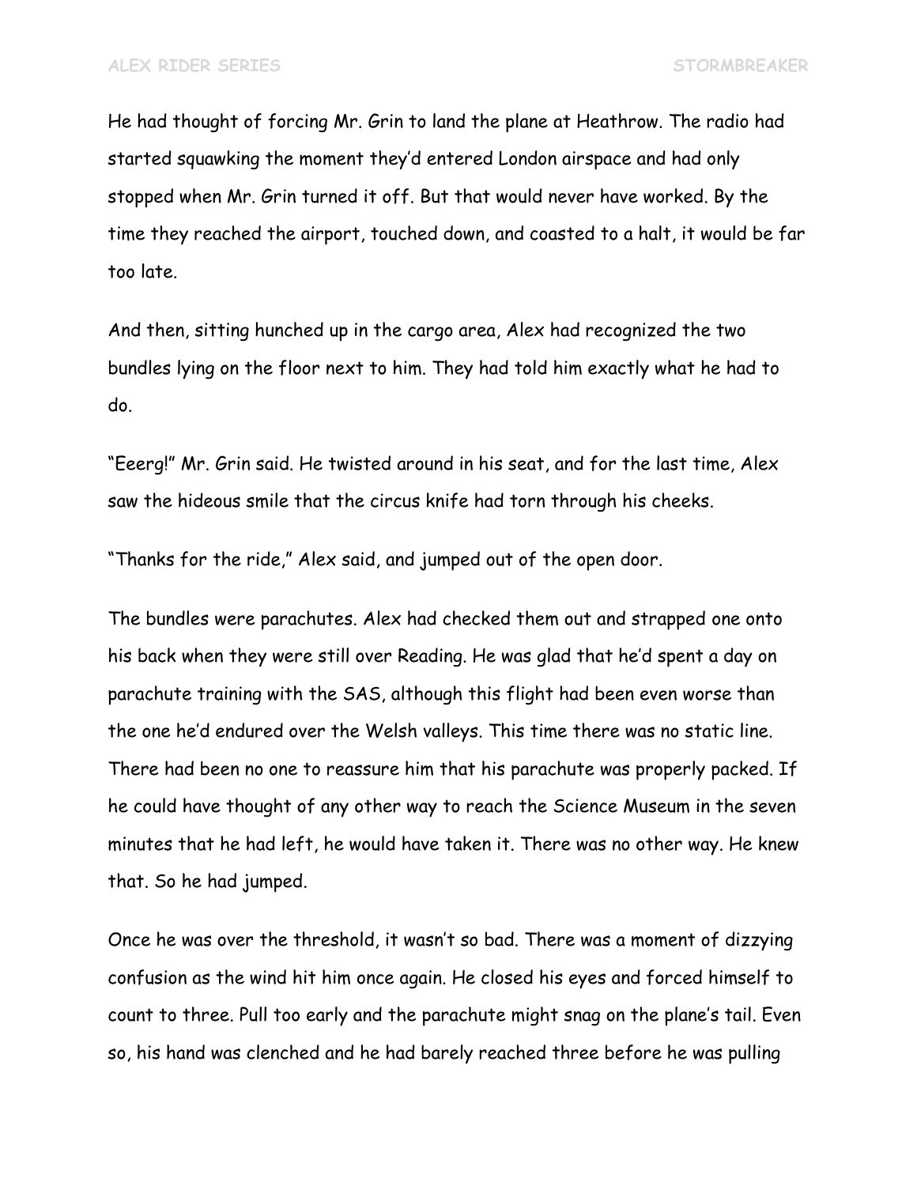He had thought of forcing Mr. Grin to land the plane at Heathrow. The radio had started squawking the moment they'd entered London airspace and had only stopped when Mr. Grin turned it off. But that would never have worked. By the time they reached the airport, touched down, and coasted to a halt, it would be far too late.

And then, sitting hunched up in the cargo area, Alex had recognized the two bundles lying on the floor next to him. They had told him exactly what he had to do.

"Eeerg!" Mr. Grin said. He twisted around in his seat, and for the last time, Alex saw the hideous smile that the circus knife had torn through his cheeks.

"Thanks for the ride," Alex said, and jumped out of the open door.

The bundles were parachutes. Alex had checked them out and strapped one onto his back when they were still over Reading. He was glad that he'd spent a day on parachute training with the SAS, although this flight had been even worse than the one he'd endured over the Welsh valleys. This time there was no static line. There had been no one to reassure him that his parachute was properly packed. If he could have thought of any other way to reach the Science Museum in the seven minutes that he had left, he would have taken it. There was no other way. He knew that. So he had jumped.

Once he was over the threshold, it wasn't so bad. There was a moment of dizzying confusion as the wind hit him once again. He closed his eyes and forced himself to count to three. Pull too early and the parachute might snag on the plane's tail. Even so, his hand was clenched and he had barely reached three before he was pulling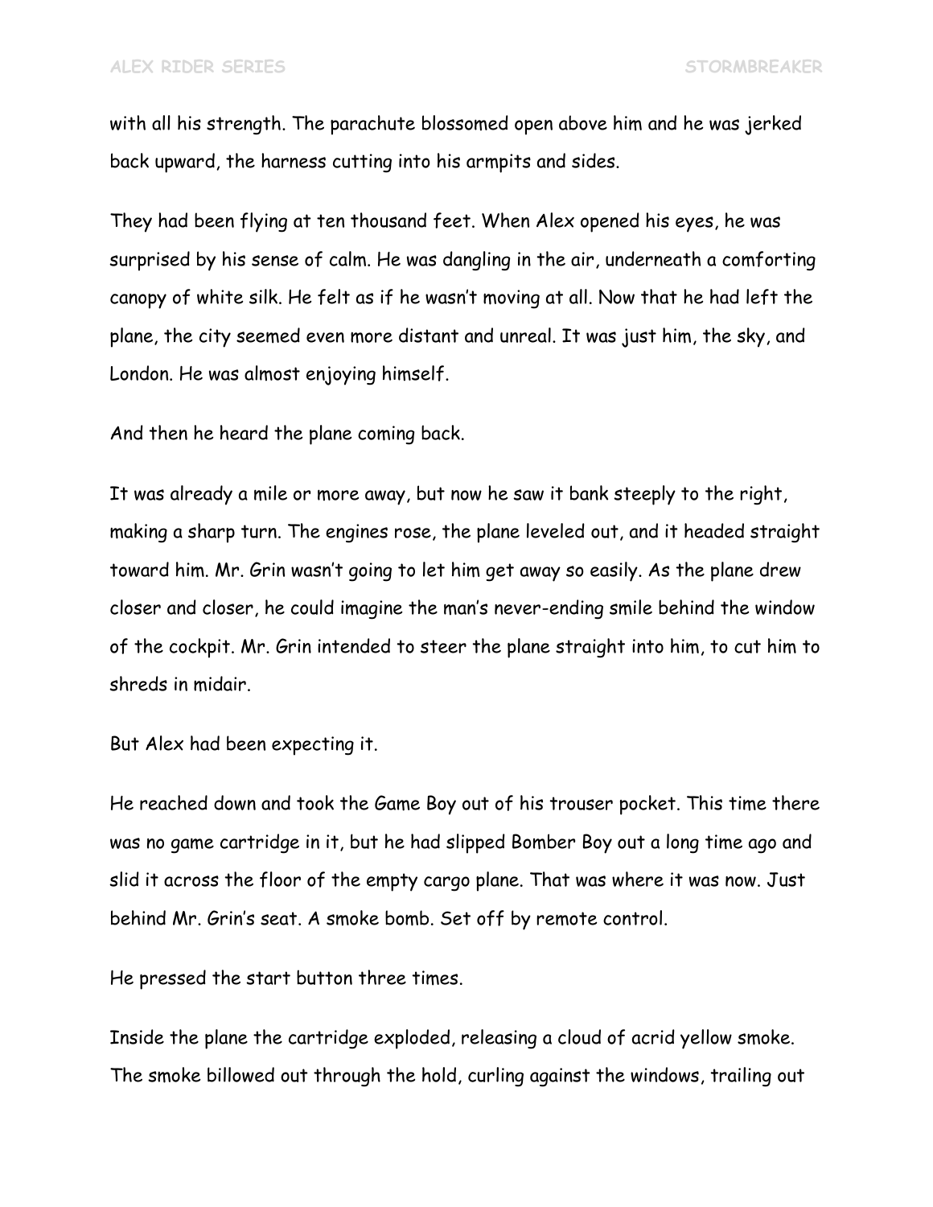with all his strength. The parachute blossomed open above him and he was jerked back upward, the harness cutting into his armpits and sides.

They had been flying at ten thousand feet. When Alex opened his eyes, he was surprised by his sense of calm. He was dangling in the air, underneath a comforting canopy of white silk. He felt as if he wasn't moving at all. Now that he had left the plane, the city seemed even more distant and unreal. It was just him, the sky, and London. He was almost enjoying himself.

And then he heard the plane coming back.

It was already a mile or more away, but now he saw it bank steeply to the right, making a sharp turn. The engines rose, the plane leveled out, and it headed straight toward him. Mr. Grin wasn't going to let him get away so easily. As the plane drew closer and closer, he could imagine the man's never-ending smile behind the window of the cockpit. Mr. Grin intended to steer the plane straight into him, to cut him to shreds in midair.

But Alex had been expecting it.

He reached down and took the Game Boy out of his trouser pocket. This time there was no game cartridge in it, but he had slipped Bomber Boy out a long time ago and slid it across the floor of the empty cargo plane. That was where it was now. Just behind Mr. Grin's seat. A smoke bomb. Set off by remote control.

He pressed the start button three times.

Inside the plane the cartridge exploded, releasing a cloud of acrid yellow smoke. The smoke billowed out through the hold, curling against the windows, trailing out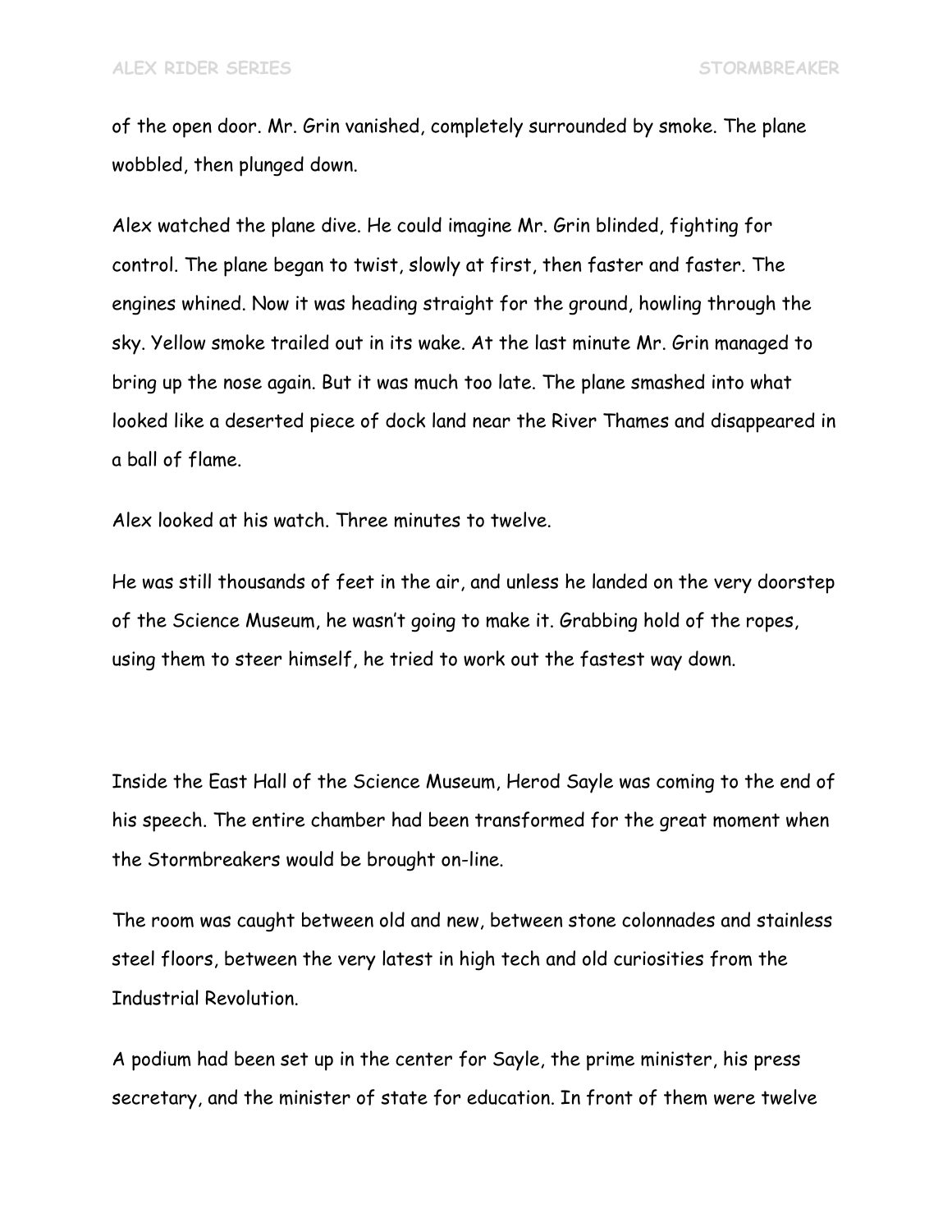of the open door. Mr. Grin vanished, completely surrounded by smoke. The plane wobbled, then plunged down.

Alex watched the plane dive. He could imagine Mr. Grin blinded, fighting for control. The plane began to twist, slowly at first, then faster and faster. The engines whined. Now it was heading straight for the ground, howling through the sky. Yellow smoke trailed out in its wake. At the last minute Mr. Grin managed to bring up the nose again. But it was much too late. The plane smashed into what looked like a deserted piece of dock land near the River Thames and disappeared in a ball of flame.

Alex looked at his watch. Three minutes to twelve.

He was still thousands of feet in the air, and unless he landed on the very doorstep of the Science Museum, he wasn't going to make it. Grabbing hold of the ropes, using them to steer himself, he tried to work out the fastest way down.

Inside the East Hall of the Science Museum, Herod Sayle was coming to the end of his speech. The entire chamber had been transformed for the great moment when the Stormbreakers would be brought on-line.

The room was caught between old and new, between stone colonnades and stainless steel floors, between the very latest in high tech and old curiosities from the Industrial Revolution.

A podium had been set up in the center for Sayle, the prime minister, his press secretary, and the minister of state for education. In front of them were twelve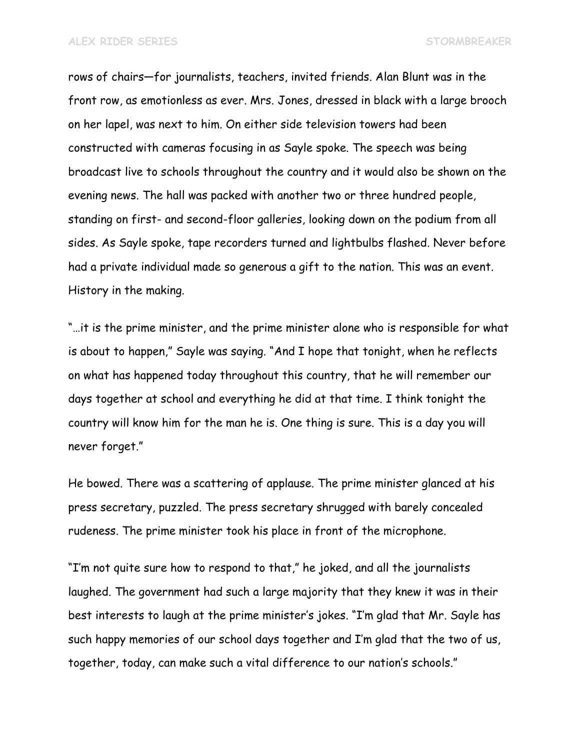rows of chairs—for journalists, teachers, invited friends. Alan Blunt was in the front row, as emotionless as ever. Mrs. Jones, dressed in black with a large brooch on her lapel, was next to him. On either side television towers had been constructed with cameras focusing in as Sayle spoke. The speech was being broadcast live to schools throughout the country and it would also be shown on the evening news. The hall was packed with another two or three hundred people, standing on first- and second-floor galleries, looking down on the podium from all sides. As Sayle spoke, tape recorders turned and lightbulbs flashed. Never before had a private individual made so generous a gift to the nation. This was an event. History in the making.

"…it is the prime minister, and the prime minister alone who is responsible for what is about to happen," Sayle was saying. "And I hope that tonight, when he reflects on what has happened today throughout this country, that he will remember our days together at school and everything he did at that time. I think tonight the country will know him for the man he is. One thing is sure. This is a day you will never forget."

He bowed. There was a scattering of applause. The prime minister glanced at his press secretary, puzzled. The press secretary shrugged with barely concealed rudeness. The prime minister took his place in front of the microphone.

"I'm not quite sure how to respond to that," he joked, and all the journalists laughed. The government had such a large majority that they knew it was in their best interests to laugh at the prime minister's jokes. "I'm glad that Mr. Sayle has such happy memories of our school days together and I'm glad that the two of us, together, today, can make such a vital difference to our nation's schools."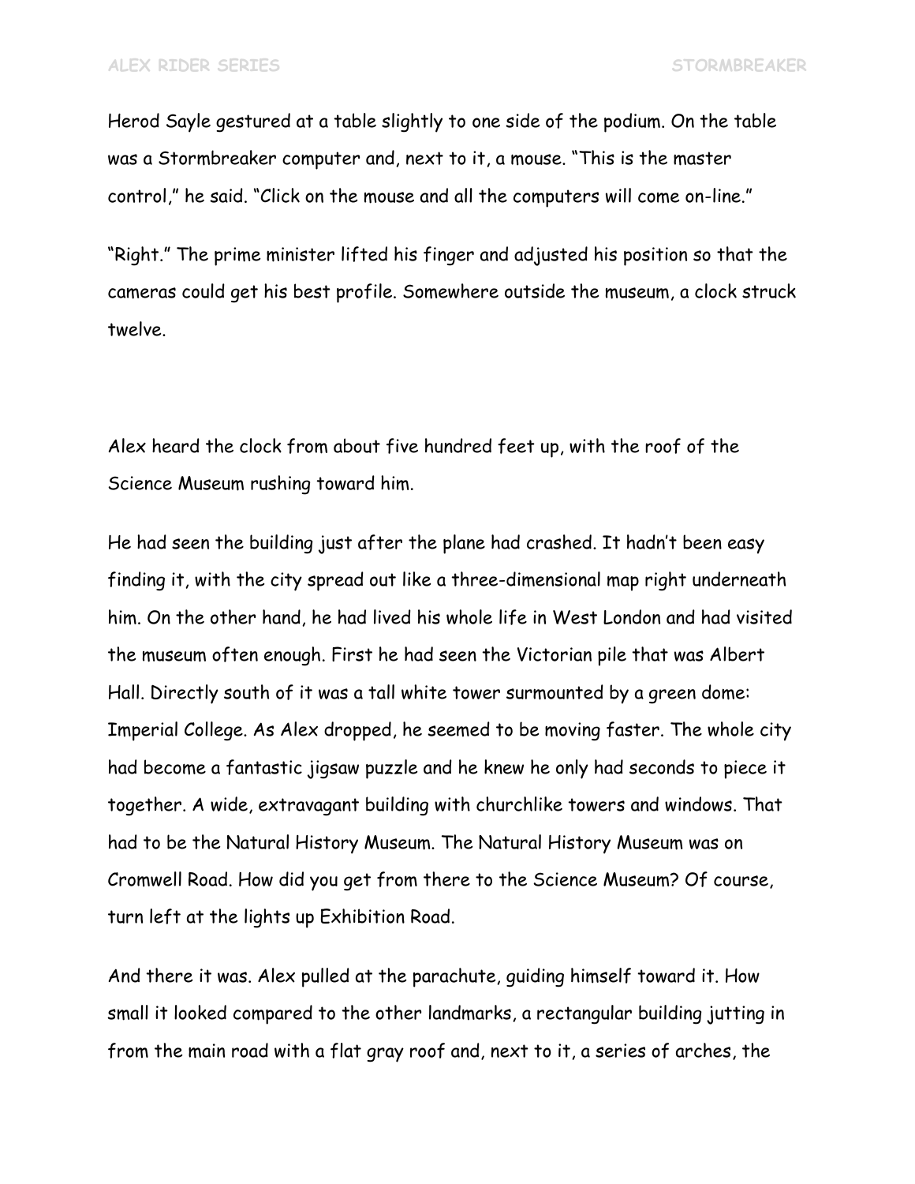Herod Sayle gestured at a table slightly to one side of the podium. On the table was a Stormbreaker computer and, next to it, a mouse. "This is the master control," he said. "Click on the mouse and all the computers will come on-line."

"Right." The prime minister lifted his finger and adjusted his position so that the cameras could get his best profile. Somewhere outside the museum, a clock struck twelve.

Alex heard the clock from about five hundred feet up, with the roof of the Science Museum rushing toward him.

He had seen the building just after the plane had crashed. It hadn't been easy finding it, with the city spread out like a three-dimensional map right underneath him. On the other hand, he had lived his whole life in West London and had visited the museum often enough. First he had seen the Victorian pile that was Albert Hall. Directly south of it was a tall white tower surmounted by a green dome: Imperial College. As Alex dropped, he seemed to be moving faster. The whole city had become a fantastic jigsaw puzzle and he knew he only had seconds to piece it together. A wide, extravagant building with churchlike towers and windows. That had to be the Natural History Museum. The Natural History Museum was on Cromwell Road. How did you get from there to the Science Museum? Of course, turn left at the lights up Exhibition Road.

And there it was. Alex pulled at the parachute, guiding himself toward it. How small it looked compared to the other landmarks, a rectangular building jutting in from the main road with a flat gray roof and, next to it, a series of arches, the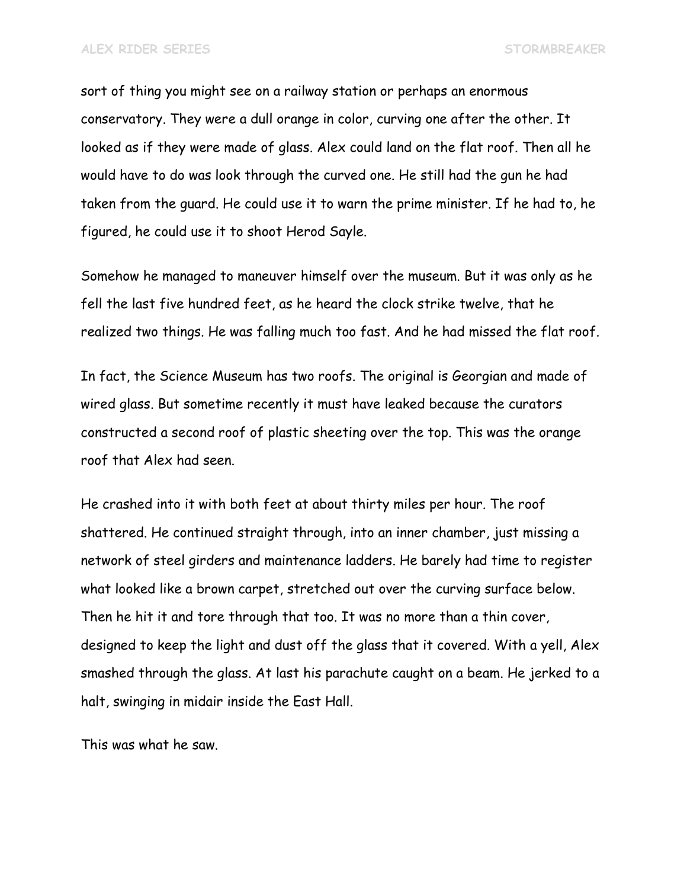sort of thing you might see on a railway station or perhaps an enormous conservatory. They were a dull orange in color, curving one after the other. It looked as if they were made of glass. Alex could land on the flat roof. Then all he would have to do was look through the curved one. He still had the gun he had taken from the guard. He could use it to warn the prime minister. If he had to, he figured, he could use it to shoot Herod Sayle.

Somehow he managed to maneuver himself over the museum. But it was only as he fell the last five hundred feet, as he heard the clock strike twelve, that he realized two things. He was falling much too fast. And he had missed the flat roof.

In fact, the Science Museum has two roofs. The original is Georgian and made of wired glass. But sometime recently it must have leaked because the curators constructed a second roof of plastic sheeting over the top. This was the orange roof that Alex had seen.

He crashed into it with both feet at about thirty miles per hour. The roof shattered. He continued straight through, into an inner chamber, just missing a network of steel girders and maintenance ladders. He barely had time to register what looked like a brown carpet, stretched out over the curving surface below. Then he hit it and tore through that too. It was no more than a thin cover, designed to keep the light and dust off the glass that it covered. With a yell, Alex smashed through the glass. At last his parachute caught on a beam. He jerked to a halt, swinging in midair inside the East Hall.

This was what he saw.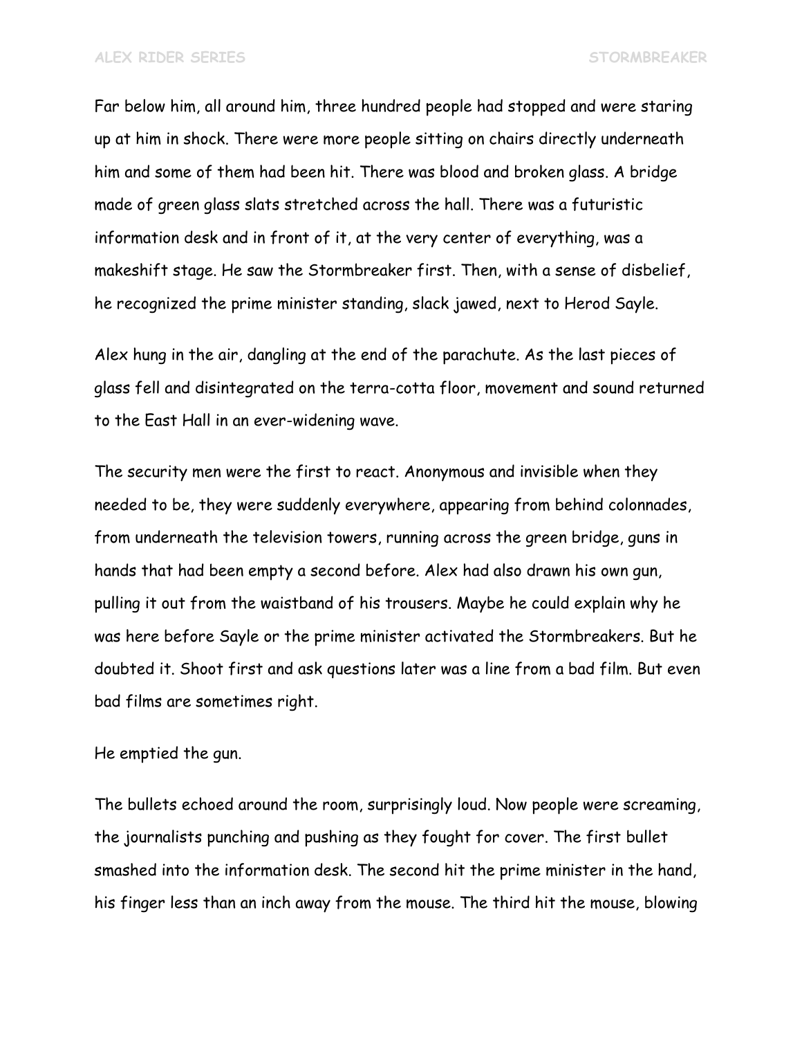Far below him, all around him, three hundred people had stopped and were staring up at him in shock. There were more people sitting on chairs directly underneath him and some of them had been hit. There was blood and broken glass. A bridge made of green glass slats stretched across the hall. There was a futuristic information desk and in front of it, at the very center of everything, was a makeshift stage. He saw the Stormbreaker first. Then, with a sense of disbelief, he recognized the prime minister standing, slack jawed, next to Herod Sayle.

Alex hung in the air, dangling at the end of the parachute. As the last pieces of glass fell and disintegrated on the terra-cotta floor, movement and sound returned to the East Hall in an ever-widening wave.

The security men were the first to react. Anonymous and invisible when they needed to be, they were suddenly everywhere, appearing from behind colonnades, from underneath the television towers, running across the green bridge, guns in hands that had been empty a second before. Alex had also drawn his own gun, pulling it out from the waistband of his trousers. Maybe he could explain why he was here before Sayle or the prime minister activated the Stormbreakers. But he doubted it. Shoot first and ask questions later was a line from a bad film. But even bad films are sometimes right.

He emptied the gun.

The bullets echoed around the room, surprisingly loud. Now people were screaming, the journalists punching and pushing as they fought for cover. The first bullet smashed into the information desk. The second hit the prime minister in the hand, his finger less than an inch away from the mouse. The third hit the mouse, blowing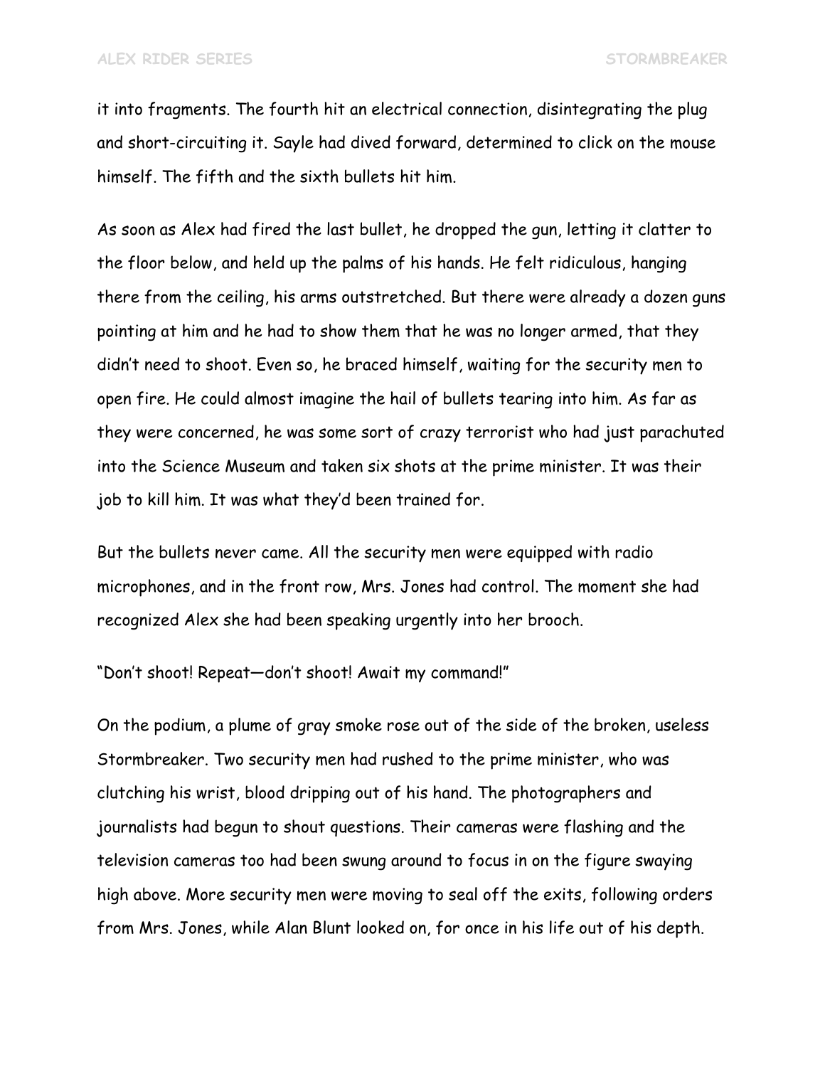it into fragments. The fourth hit an electrical connection, disintegrating the plug and short-circuiting it. Sayle had dived forward, determined to click on the mouse himself. The fifth and the sixth bullets hit him.

As soon as Alex had fired the last bullet, he dropped the gun, letting it clatter to the floor below, and held up the palms of his hands. He felt ridiculous, hanging there from the ceiling, his arms outstretched. But there were already a dozen guns pointing at him and he had to show them that he was no longer armed, that they didn't need to shoot. Even so, he braced himself, waiting for the security men to open fire. He could almost imagine the hail of bullets tearing into him. As far as they were concerned, he was some sort of crazy terrorist who had just parachuted into the Science Museum and taken six shots at the prime minister. It was their job to kill him. It was what they'd been trained for.

But the bullets never came. All the security men were equipped with radio microphones, and in the front row, Mrs. Jones had control. The moment she had recognized Alex she had been speaking urgently into her brooch.

"Don't shoot! Repeat—don't shoot! Await my command!"

On the podium, a plume of gray smoke rose out of the side of the broken, useless Stormbreaker. Two security men had rushed to the prime minister, who was clutching his wrist, blood dripping out of his hand. The photographers and journalists had begun to shout questions. Their cameras were flashing and the television cameras too had been swung around to focus in on the figure swaying high above. More security men were moving to seal off the exits, following orders from Mrs. Jones, while Alan Blunt looked on, for once in his life out of his depth.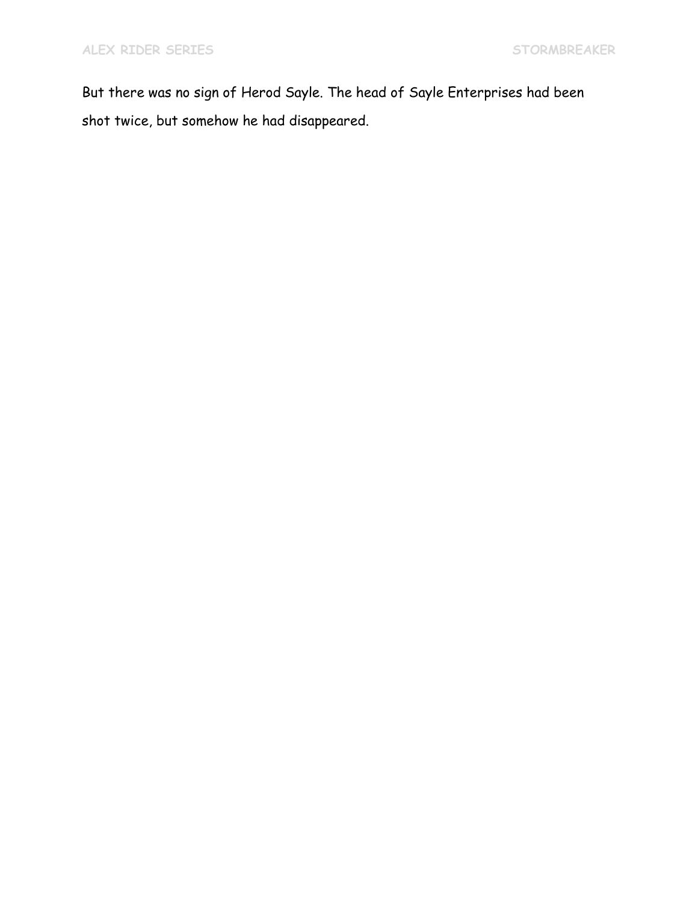But there was no sign of Herod Sayle. The head of Sayle Enterprises had been shot twice, but somehow he had disappeared.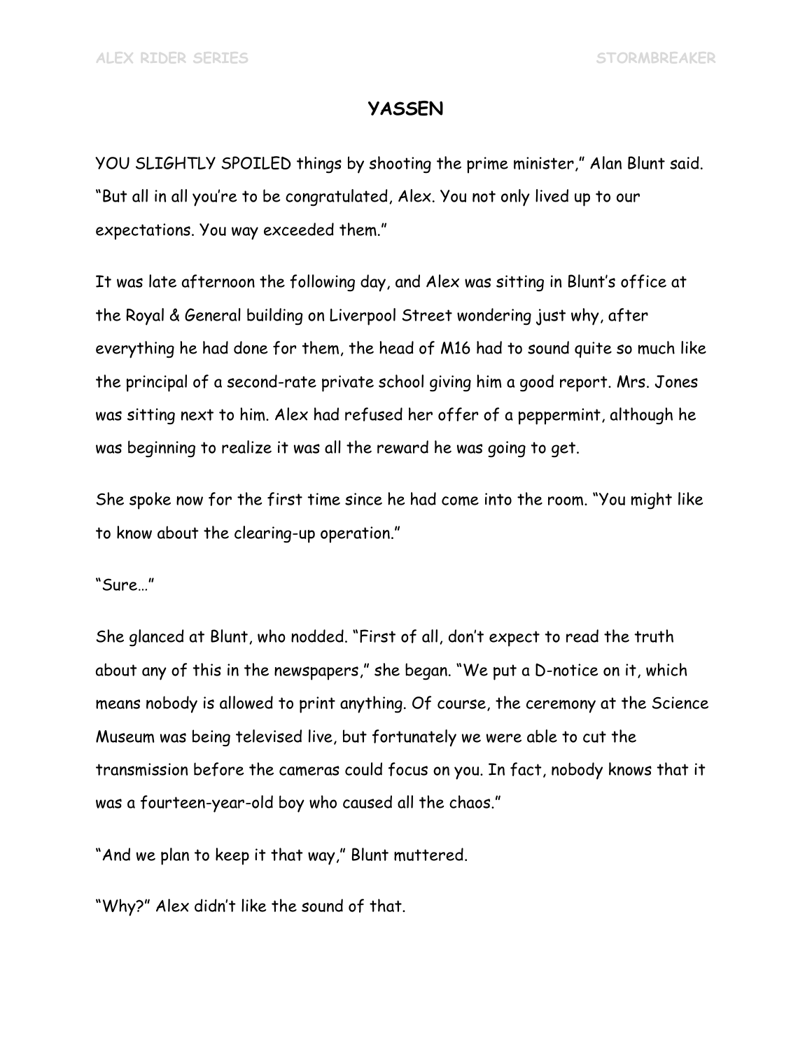# YASSEN

YOU SLIGHTLY SPOILED things by shooting the prime minister," Alan Blunt said. "But all in all you're to be congratulated, Alex. You not only lived up to our expectations. You way exceeded them."

It was late afternoon the following day, and Alex was sitting in Blunt's office at the Royal & General building on Liverpool Street wondering just why, after everything he had done for them, the head of M16 had to sound quite so much like the principal of a second-rate private school giving him a good report. Mrs. Jones was sitting next to him. Alex had refused her offer of a peppermint, although he was beginning to realize it was all the reward he was going to get.

She spoke now for the first time since he had come into the room. "You might like to know about the clearing-up operation."

"Sure…"

She glanced at Blunt, who nodded. "First of all, don't expect to read the truth about any of this in the newspapers," she began. "We put a D-notice on it, which means nobody is allowed to print anything. Of course, the ceremony at the Science Museum was being televised live, but fortunately we were able to cut the transmission before the cameras could focus on you. In fact, nobody knows that it was a fourteen-year-old boy who caused all the chaos."

"And we plan to keep it that way," Blunt muttered.

"Why?" Alex didn't like the sound of that.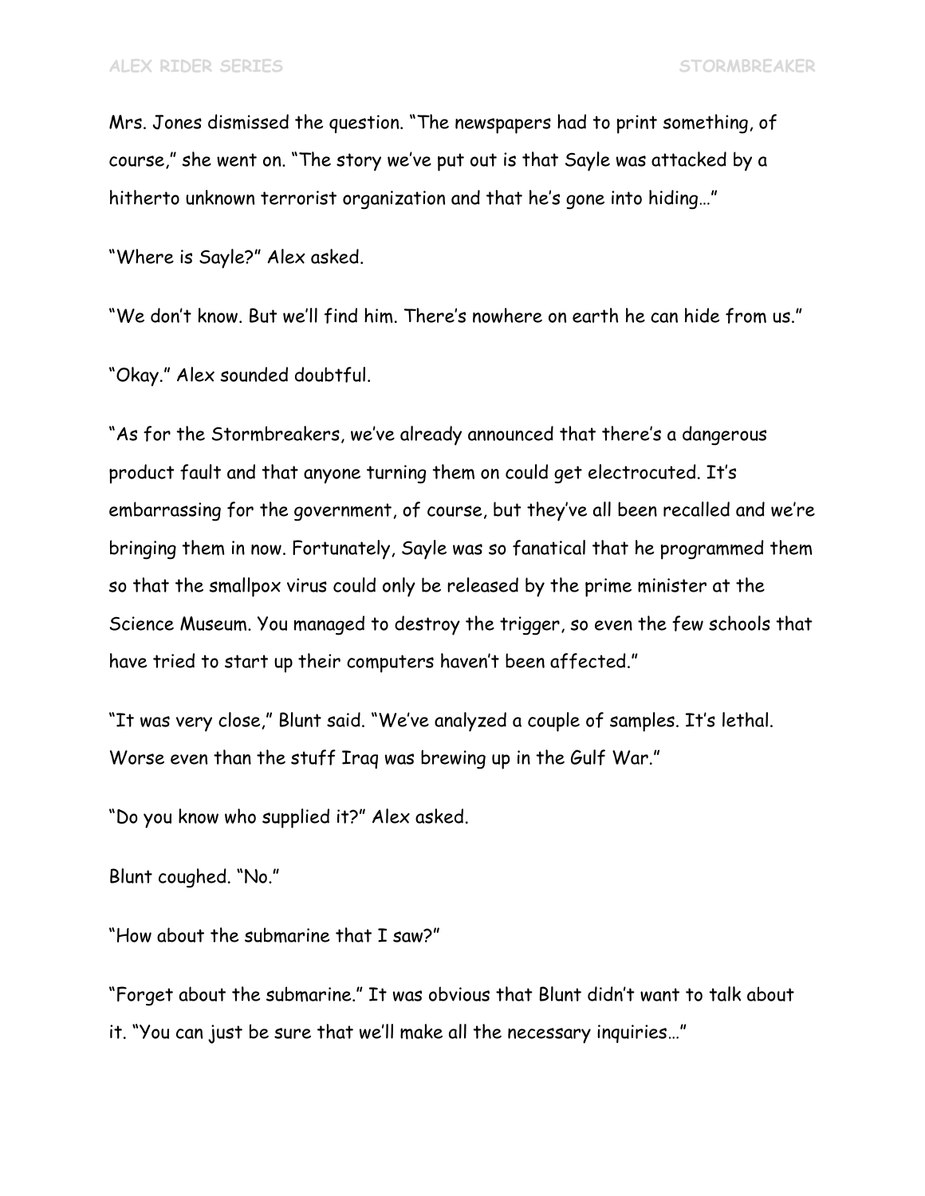Mrs. Jones dismissed the question. "The newspapers had to print something, of course," she went on. "The story we've put out is that Sayle was attacked by a hitherto unknown terrorist organization and that he's gone into hiding…"

"Where is Sayle?" Alex asked.

"We don't know. But we'll find him. There's nowhere on earth he can hide from us."

"Okay." Alex sounded doubtful.

"As for the Stormbreakers, we've already announced that there's a dangerous product fault and that anyone turning them on could get electrocuted. It's embarrassing for the government, of course, but they've all been recalled and we're bringing them in now. Fortunately, Sayle was so fanatical that he programmed them so that the smallpox virus could only be released by the prime minister at the Science Museum. You managed to destroy the trigger, so even the few schools that have tried to start up their computers haven't been affected."

"It was very close," Blunt said. "We've analyzed a couple of samples. It's lethal. Worse even than the stuff Iraq was brewing up in the Gulf War."

"Do you know who supplied it?" Alex asked.

Blunt coughed. "No."

"How about the submarine that I saw?"

"Forget about the submarine." It was obvious that Blunt didn't want to talk about it. "You can just be sure that we'll make all the necessary inquiries…"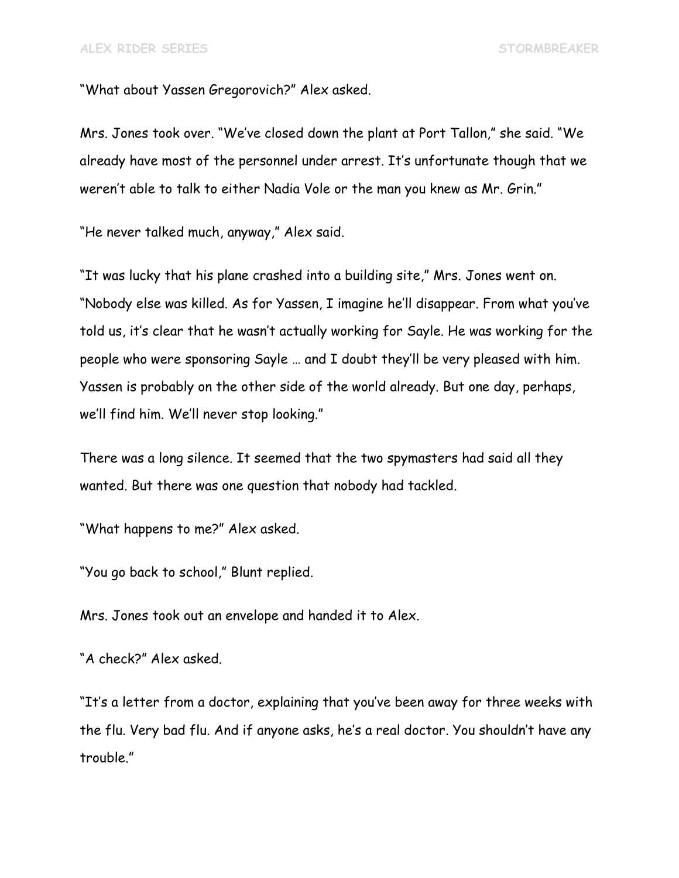“What about Yassen Gregorovich?” Alex asked.

Mrs. Jones took over. “We’ve closed down the plant at Port Tallon,” she said. “We already have most of the personnel under arrest. It’s unfortunate though that we weren’t able to talk to either Nadia Vole or the man you knew as Mr. Grin.”

“He never talked much, anyway,” Alex said.

“It was lucky that his plane crashed into a building site,” Mrs. Jones went on. “Nobody else was killed. As for Yassen, I imagine he’ll disappear. From what you’ve told us, it’s clear that he wasn’t actually working for Sayle. He was working for the people who were sponsoring Sayle … and I doubt they’ll be very pleased with him. Yassen is probably on the other side of the world already. But one day, perhaps, we’ll find him. We’ll never stop looking.”

There was a long silence. It seemed that the two spymasters had said all they wanted. But there was one question that nobody had tackled.

“What happens to me?” Alex asked.

“You go back to school,” Blunt replied.

Mrs. Jones took out an envelope and handed it to Alex.

“A check?” Alex asked.

“It’s a letter from a doctor, explaining that you’ve been away for three weeks with the flu. Very bad flu. And if anyone asks, he’s a real doctor. You shouldn’t have any trouble.”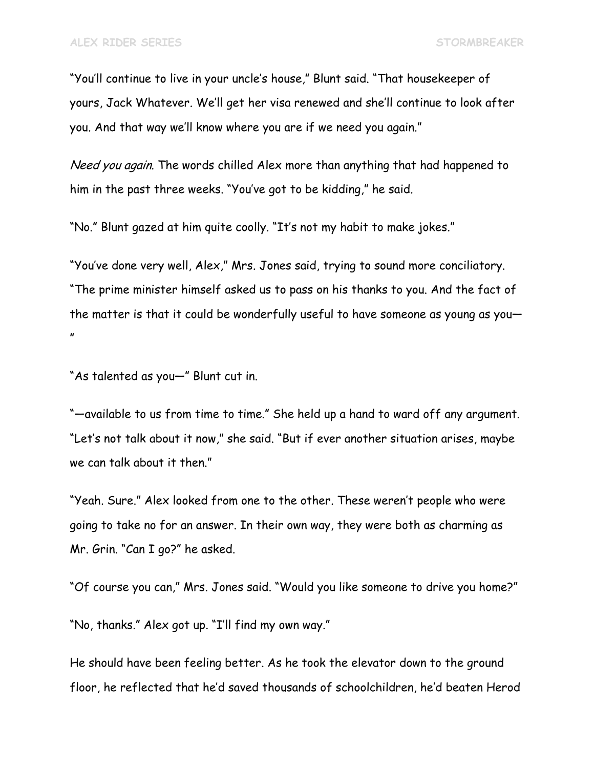"You'll continue to live in your uncle's house," Blunt said. "That housekeeper of yours, Jack Whatever. We'll get her visa renewed and she'll continue to look after you. And that way we'll know where you are if we need you again."

*Need you again*. The words chilled Alex more than anything that had happened to him in the past three weeks. "You've got to be kidding," he said.

"No." Blunt gazed at him quite coolly. "It's not my habit to make jokes."

"You've done very well, Alex," Mrs. Jones said, trying to sound more conciliatory. "The prime minister himself asked us to pass on his thanks to you. And the fact of the matter is that it could be wonderfully useful to have someone as young as you—"

"As talented as you—" Blunt cut in.

"—available to us from time to time." She held up a hand to ward off any argument. "Let's not talk about it now," she said. "But if ever another situation arises, maybe we can talk about it then."

"Yeah. Sure." Alex looked from one to the other. These weren't people who were going to take no for an answer. In their own way, they were both as charming as Mr. Grin. "Can I go?" he asked.

"Of course you can," Mrs. Jones said. "Would you like someone to drive you home?"

"No, thanks." Alex got up. "I'll find my own way."

He should have been feeling better. As he took the elevator down to the ground floor, he reflected that he'd saved thousands of schoolchildren, he'd beaten Herod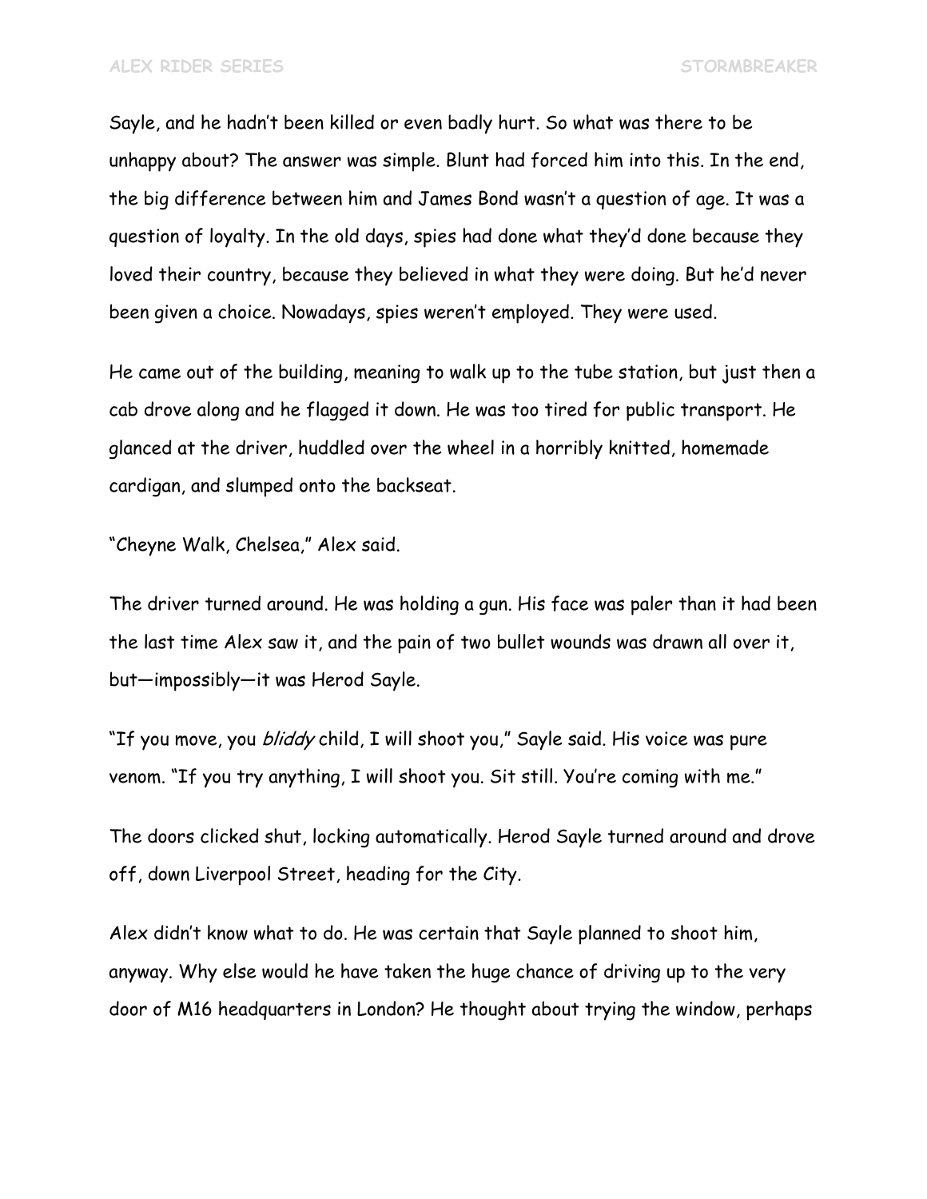Sayle, and he hadn't been killed or even badly hurt. So what was there to be unhappy about? The answer was simple. Blunt had forced him into this. In the end, the big difference between him and James Bond wasn't a question of age. It was a question of loyalty. In the old days, spies had done what they'd done because they loved their country, because they believed in what they were doing. But he'd never been given a choice. Nowadays, spies weren't employed. They were used.

He came out of the building, meaning to walk up to the tube station, but just then a cab drove along and he flagged it down. He was too tired for public transport. He glanced at the driver, huddled over the wheel in a horribly knitted, homemade cardigan, and slumped onto the backseat.

"Cheyne Walk, Chelsea," Alex said.

The driver turned around. He was holding a gun. His face was paler than it had been the last time Alex saw it, and the pain of two bullet wounds was drawn all over it, but—impossibly—it was Herod Sayle.

"If you move, you *bliddy* child, I will shoot you," Sayle said. His voice was pure venom. "If you try anything, I will shoot you. Sit still. You're coming with me."

The doors clicked shut, locking automatically. Herod Sayle turned around and drove off, down Liverpool Street, heading for the City.

Alex didn't know what to do. He was certain that Sayle planned to shoot him, anyway. Why else would he have taken the huge chance of driving up to the very door of M16 headquarters in London? He thought about trying the window, perhaps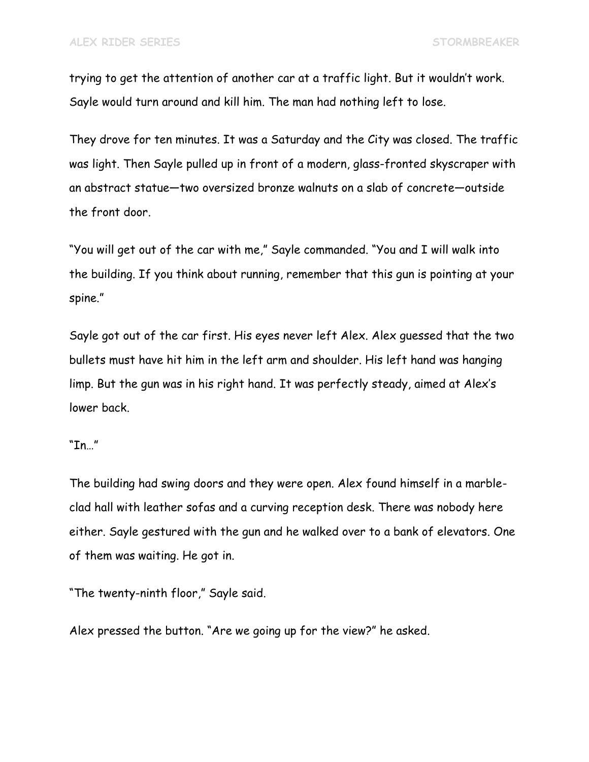trying to get the attention of another car at a traffic light. But it wouldn't work. Sayle would turn around and kill him. The man had nothing left to lose.

They drove for ten minutes. It was a Saturday and the City was closed. The traffic was light. Then Sayle pulled up in front of a modern, glass-fronted skyscraper with an abstract statue—two oversized bronze walnuts on a slab of concrete—outside the front door.

"You will get out of the car with me," Sayle commanded. "You and I will walk into the building. If you think about running, remember that this gun is pointing at your spine."

Sayle got out of the car first. His eyes never left Alex. Alex guessed that the two bullets must have hit him in the left arm and shoulder. His left hand was hanging limp. But the gun was in his right hand. It was perfectly steady, aimed at Alex's lower back.

"In…"

The building had swing doors and they were open. Alex found himself in a marble-clad hall with leather sofas and a curving reception desk. There was nobody here either. Sayle gestured with the gun and he walked over to a bank of elevators. One of them was waiting. He got in.

"The twenty-ninth floor," Sayle said.

Alex pressed the button. "Are we going up for the view?" he asked.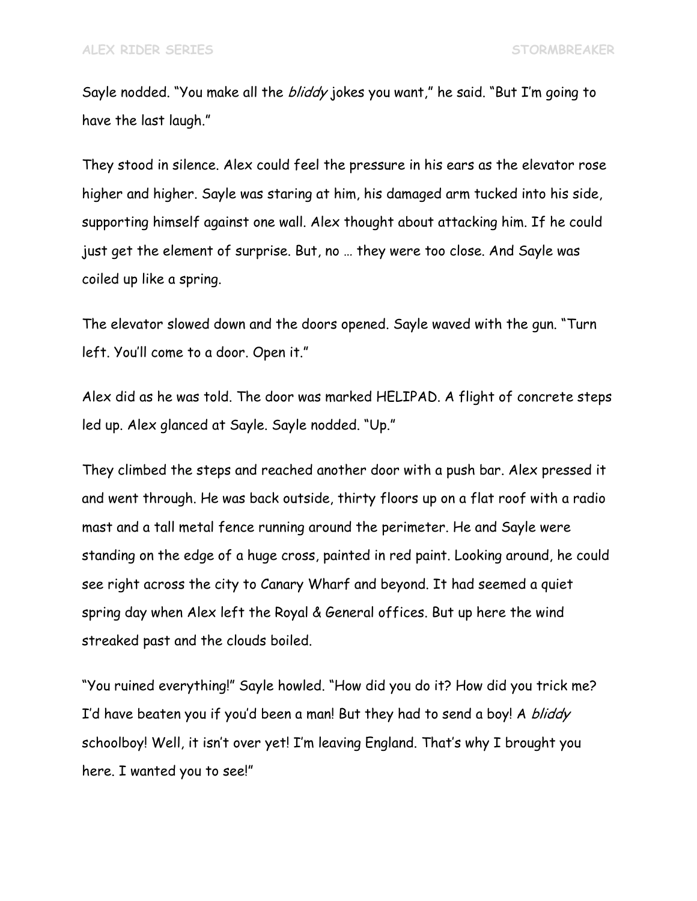Sayle nodded. "You make all the *bliddy* jokes you want," he said. "But I'm going to have the last laugh."

They stood in silence. Alex could feel the pressure in his ears as the elevator rose higher and higher. Sayle was staring at him, his damaged arm tucked into his side, supporting himself against one wall. Alex thought about attacking him. If he could just get the element of surprise. But, no … they were too close. And Sayle was coiled up like a spring.

The elevator slowed down and the doors opened. Sayle waved with the gun. "Turn left. You'll come to a door. Open it."

Alex did as he was told. The door was marked HELIPAD. A flight of concrete steps led up. Alex glanced at Sayle. Sayle nodded. "Up."

They climbed the steps and reached another door with a push bar. Alex pressed it and went through. He was back outside, thirty floors up on a flat roof with a radio mast and a tall metal fence running around the perimeter. He and Sayle were standing on the edge of a huge cross, painted in red paint. Looking around, he could see right across the city to Canary Wharf and beyond. It had seemed a quiet spring day when Alex left the Royal & General offices. But up here the wind streaked past and the clouds boiled.

"You ruined everything!" Sayle howled. "How did you do it? How did you trick me? I'd have beaten you if you'd been a man! But they had to send a boy! A *bliddy* schoolboy! Well, it isn't over yet! I'm leaving England. That's why I brought you here. I wanted you to see!"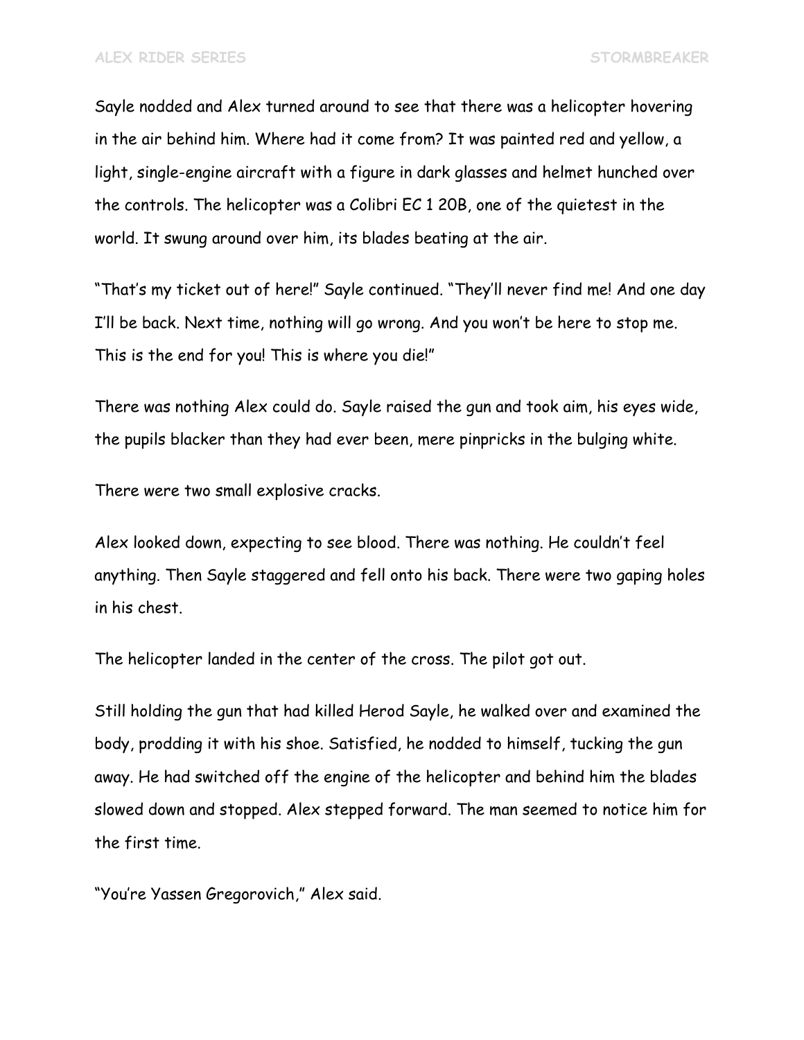Sayle nodded and Alex turned around to see that there was a helicopter hovering in the air behind him. Where had it come from? It was painted red and yellow, a light, single-engine aircraft with a figure in dark glasses and helmet hunched over the controls. The helicopter was a Colibri EC 1 20B, one of the quietest in the world. It swung around over him, its blades beating at the air.

"That's my ticket out of here!" Sayle continued. "They'll never find me! And one day I'll be back. Next time, nothing will go wrong. And you won't be here to stop me. This is the end for you! This is where you die!"

There was nothing Alex could do. Sayle raised the gun and took aim, his eyes wide, the pupils blacker than they had ever been, mere pinpricks in the bulging white.

There were two small explosive cracks.

Alex looked down, expecting to see blood. There was nothing. He couldn't feel anything. Then Sayle staggered and fell onto his back. There were two gaping holes in his chest.

The helicopter landed in the center of the cross. The pilot got out.

Still holding the gun that had killed Herod Sayle, he walked over and examined the body, prodding it with his shoe. Satisfied, he nodded to himself, tucking the gun away. He had switched off the engine of the helicopter and behind him the blades slowed down and stopped. Alex stepped forward. The man seemed to notice him for the first time.

"You're Yassen Gregorovich," Alex said.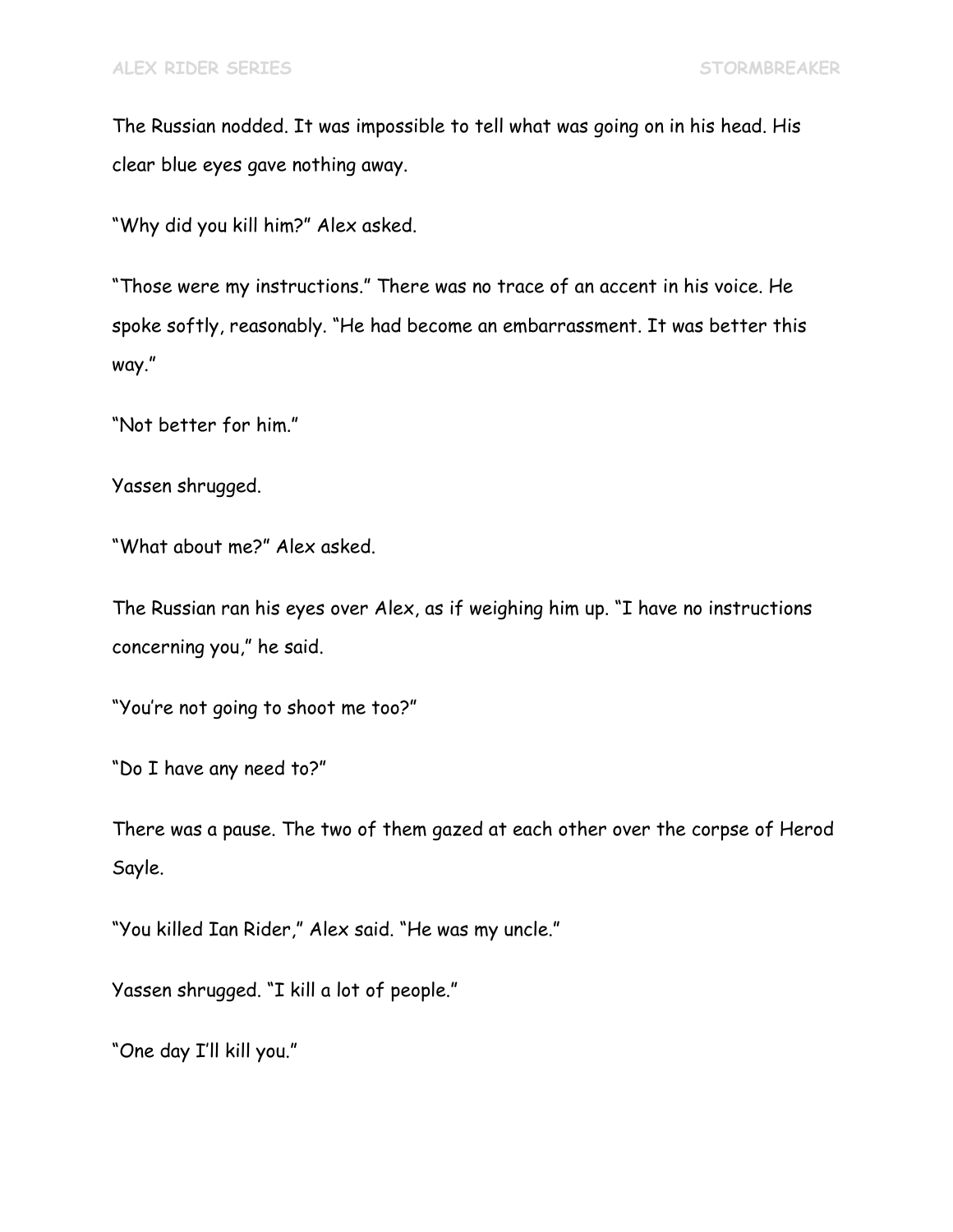The Russian nodded. It was impossible to tell what was going on in his head. His clear blue eyes gave nothing away.

"Why did you kill him?" Alex asked.

"Those were my instructions." There was no trace of an accent in his voice. He spoke softly, reasonably. "He had become an embarrassment. It was better this way."

"Not better for him."

Yassen shrugged.

"What about me?" Alex asked.

The Russian ran his eyes over Alex, as if weighing him up. "I have no instructions concerning you," he said.

"You're not going to shoot me too?"

"Do I have any need to?"

There was a pause. The two of them gazed at each other over the corpse of Herod Sayle.

"You killed Ian Rider," Alex said. "He was my uncle."

Yassen shrugged. "I kill a lot of people."

"One day I'll kill you."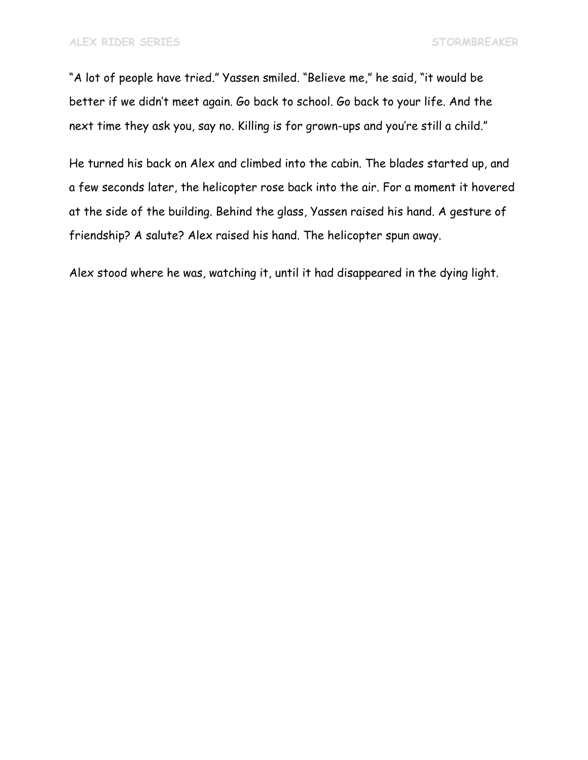"A lot of people have tried." Yassen smiled. "Believe me," he said, "it would be better if we didn't meet again. Go back to school. Go back to your life. And the next time they ask you, say no. Killing is for grown-ups and you're still a child."

He turned his back on Alex and climbed into the cabin. The blades started up, and a few seconds later, the helicopter rose back into the air. For a moment it hovered at the side of the building. Behind the glass, Yassen raised his hand. A gesture of friendship? A salute? Alex raised his hand. The helicopter spun away.

Alex stood where he was, watching it, until it had disappeared in the dying light.